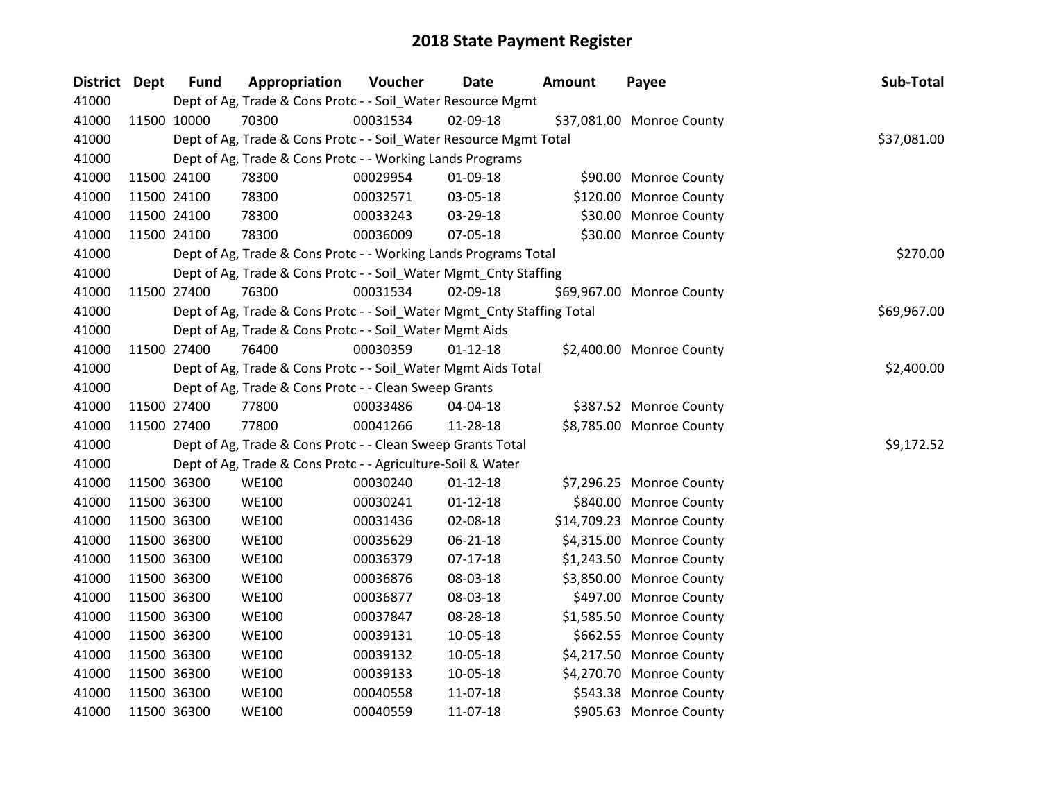# 2018 State Payment Register

| District | Dept | Fund | Appropriation | Voucher | Date | Amount | Payee | Sub-Total |
|---|---|---|---|---|---|---|---|---|
| 41000 | | Dept of Ag, Trade & Cons Protc - - Soil_Water Resource Mgmt | | | | | | |
| 41000 | 11500 | 10000 | 70300 | 00031534 | 02-09-18 | $37,081.00 | Monroe County | |
| 41000 | | Dept of Ag, Trade & Cons Protc - - Soil_Water Resource Mgmt Total | | | | | | $37,081.00 |
| 41000 | | Dept of Ag, Trade & Cons Protc - - Working Lands Programs | | | | | | |
| 41000 | 11500 | 24100 | 78300 | 00029954 | 01-09-18 | $90.00 | Monroe County | |
| 41000 | 11500 | 24100 | 78300 | 00032571 | 03-05-18 | $120.00 | Monroe County | |
| 41000 | 11500 | 24100 | 78300 | 00033243 | 03-29-18 | $30.00 | Monroe County | |
| 41000 | 11500 | 24100 | 78300 | 00036009 | 07-05-18 | $30.00 | Monroe County | |
| 41000 | | Dept of Ag, Trade & Cons Protc - - Working Lands Programs Total | | | | | | $270.00 |
| 41000 | | Dept of Ag, Trade & Cons Protc - - Soil_Water Mgmt_Cnty Staffing | | | | | | |
| 41000 | 11500 | 27400 | 76300 | 00031534 | 02-09-18 | $69,967.00 | Monroe County | |
| 41000 | | Dept of Ag, Trade & Cons Protc - - Soil_Water Mgmt_Cnty Staffing Total | | | | | | $69,967.00 |
| 41000 | | Dept of Ag, Trade & Cons Protc - - Soil_Water Mgmt Aids | | | | | | |
| 41000 | 11500 | 27400 | 76400 | 00030359 | 01-12-18 | $2,400.00 | Monroe County | |
| 41000 | | Dept of Ag, Trade & Cons Protc - - Soil_Water Mgmt Aids Total | | | | | | $2,400.00 |
| 41000 | | Dept of Ag, Trade & Cons Protc - - Clean Sweep Grants | | | | | | |
| 41000 | 11500 | 27400 | 77800 | 00033486 | 04-04-18 | $387.52 | Monroe County | |
| 41000 | 11500 | 27400 | 77800 | 00041266 | 11-28-18 | $8,785.00 | Monroe County | |
| 41000 | | Dept of Ag, Trade & Cons Protc - - Clean Sweep Grants Total | | | | | | $9,172.52 |
| 41000 | | Dept of Ag, Trade & Cons Protc - - Agriculture-Soil & Water | | | | | | |
| 41000 | 11500 | 36300 | WE100 | 00030240 | 01-12-18 | $7,296.25 | Monroe County | |
| 41000 | 11500 | 36300 | WE100 | 00030241 | 01-12-18 | $840.00 | Monroe County | |
| 41000 | 11500 | 36300 | WE100 | 00031436 | 02-08-18 | $14,709.23 | Monroe County | |
| 41000 | 11500 | 36300 | WE100 | 00035629 | 06-21-18 | $4,315.00 | Monroe County | |
| 41000 | 11500 | 36300 | WE100 | 00036379 | 07-17-18 | $1,243.50 | Monroe County | |
| 41000 | 11500 | 36300 | WE100 | 00036876 | 08-03-18 | $3,850.00 | Monroe County | |
| 41000 | 11500 | 36300 | WE100 | 00036877 | 08-03-18 | $497.00 | Monroe County | |
| 41000 | 11500 | 36300 | WE100 | 00037847 | 08-28-18 | $1,585.50 | Monroe County | |
| 41000 | 11500 | 36300 | WE100 | 00039131 | 10-05-18 | $662.55 | Monroe County | |
| 41000 | 11500 | 36300 | WE100 | 00039132 | 10-05-18 | $4,217.50 | Monroe County | |
| 41000 | 11500 | 36300 | WE100 | 00039133 | 10-05-18 | $4,270.70 | Monroe County | |
| 41000 | 11500 | 36300 | WE100 | 00040558 | 11-07-18 | $543.38 | Monroe County | |
| 41000 | 11500 | 36300 | WE100 | 00040559 | 11-07-18 | $905.63 | Monroe County | |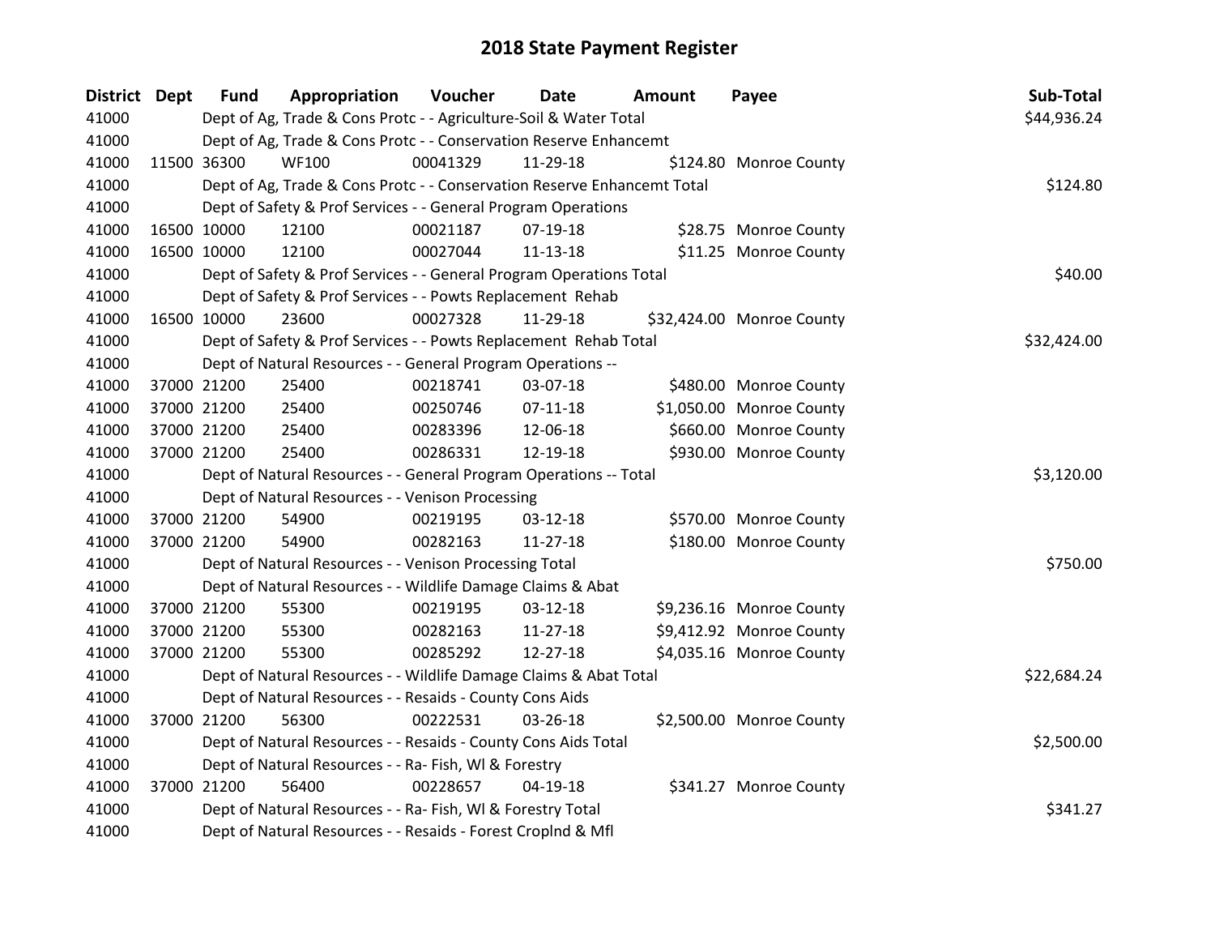# 2018 State Payment Register

| District | Dept | Fund | Appropriation | Voucher | Date | Amount | Payee | Sub-Total |
|---|---|---|---|---|---|---|---|---|
| 41000 | | Dept of Ag, Trade & Cons Protc - - Agriculture-Soil & Water Total | | | | | | $44,936.24 |
| 41000 | | Dept of Ag, Trade & Cons Protc - - Conservation Reserve Enhancemt | | | | | | |
| 41000 | 11500 | 36300 | WF100 | 00041329 | 11-29-18 | $124.80 | Monroe County | |
| 41000 | | Dept of Ag, Trade & Cons Protc - - Conservation Reserve Enhancemt Total | | | | | | $124.80 |
| 41000 | | Dept of Safety & Prof Services - - General Program Operations | | | | | | |
| 41000 | 16500 | 10000 | 12100 | 00021187 | 07-19-18 | $28.75 | Monroe County | |
| 41000 | 16500 | 10000 | 12100 | 00027044 | 11-13-18 | $11.25 | Monroe County | |
| 41000 | | Dept of Safety & Prof Services - - General Program Operations Total | | | | | | $40.00 |
| 41000 | | Dept of Safety & Prof Services - - Powts Replacement Rehab | | | | | | |
| 41000 | 16500 | 10000 | 23600 | 00027328 | 11-29-18 | $32,424.00 | Monroe County | |
| 41000 | | Dept of Safety & Prof Services - - Powts Replacement Rehab Total | | | | | | $32,424.00 |
| 41000 | | Dept of Natural Resources - - General Program Operations -- | | | | | | |
| 41000 | 37000 | 21200 | 25400 | 00218741 | 03-07-18 | $480.00 | Monroe County | |
| 41000 | 37000 | 21200 | 25400 | 00250746 | 07-11-18 | $1,050.00 | Monroe County | |
| 41000 | 37000 | 21200 | 25400 | 00283396 | 12-06-18 | $660.00 | Monroe County | |
| 41000 | 37000 | 21200 | 25400 | 00286331 | 12-19-18 | $930.00 | Monroe County | |
| 41000 | | Dept of Natural Resources - - General Program Operations -- Total | | | | | | $3,120.00 |
| 41000 | | Dept of Natural Resources - - Venison Processing | | | | | | |
| 41000 | 37000 | 21200 | 54900 | 00219195 | 03-12-18 | $570.00 | Monroe County | |
| 41000 | 37000 | 21200 | 54900 | 00282163 | 11-27-18 | $180.00 | Monroe County | |
| 41000 | | Dept of Natural Resources - - Venison Processing Total | | | | | | $750.00 |
| 41000 | | Dept of Natural Resources - - Wildlife Damage Claims & Abat | | | | | | |
| 41000 | 37000 | 21200 | 55300 | 00219195 | 03-12-18 | $9,236.16 | Monroe County | |
| 41000 | 37000 | 21200 | 55300 | 00282163 | 11-27-18 | $9,412.92 | Monroe County | |
| 41000 | 37000 | 21200 | 55300 | 00285292 | 12-27-18 | $4,035.16 | Monroe County | |
| 41000 | | Dept of Natural Resources - - Wildlife Damage Claims & Abat Total | | | | | | $22,684.24 |
| 41000 | | Dept of Natural Resources - - Resaids - County Cons Aids | | | | | | |
| 41000 | 37000 | 21200 | 56300 | 00222531 | 03-26-18 | $2,500.00 | Monroe County | |
| 41000 | | Dept of Natural Resources - - Resaids - County Cons Aids Total | | | | | | $2,500.00 |
| 41000 | | Dept of Natural Resources - - Ra- Fish, Wl & Forestry | | | | | | |
| 41000 | 37000 | 21200 | 56400 | 00228657 | 04-19-18 | $341.27 | Monroe County | |
| 41000 | | Dept of Natural Resources - - Ra- Fish, Wl & Forestry Total | | | | | | $341.27 |
| 41000 | | Dept of Natural Resources - - Resaids - Forest Croplnd & Mfl | | | | | | |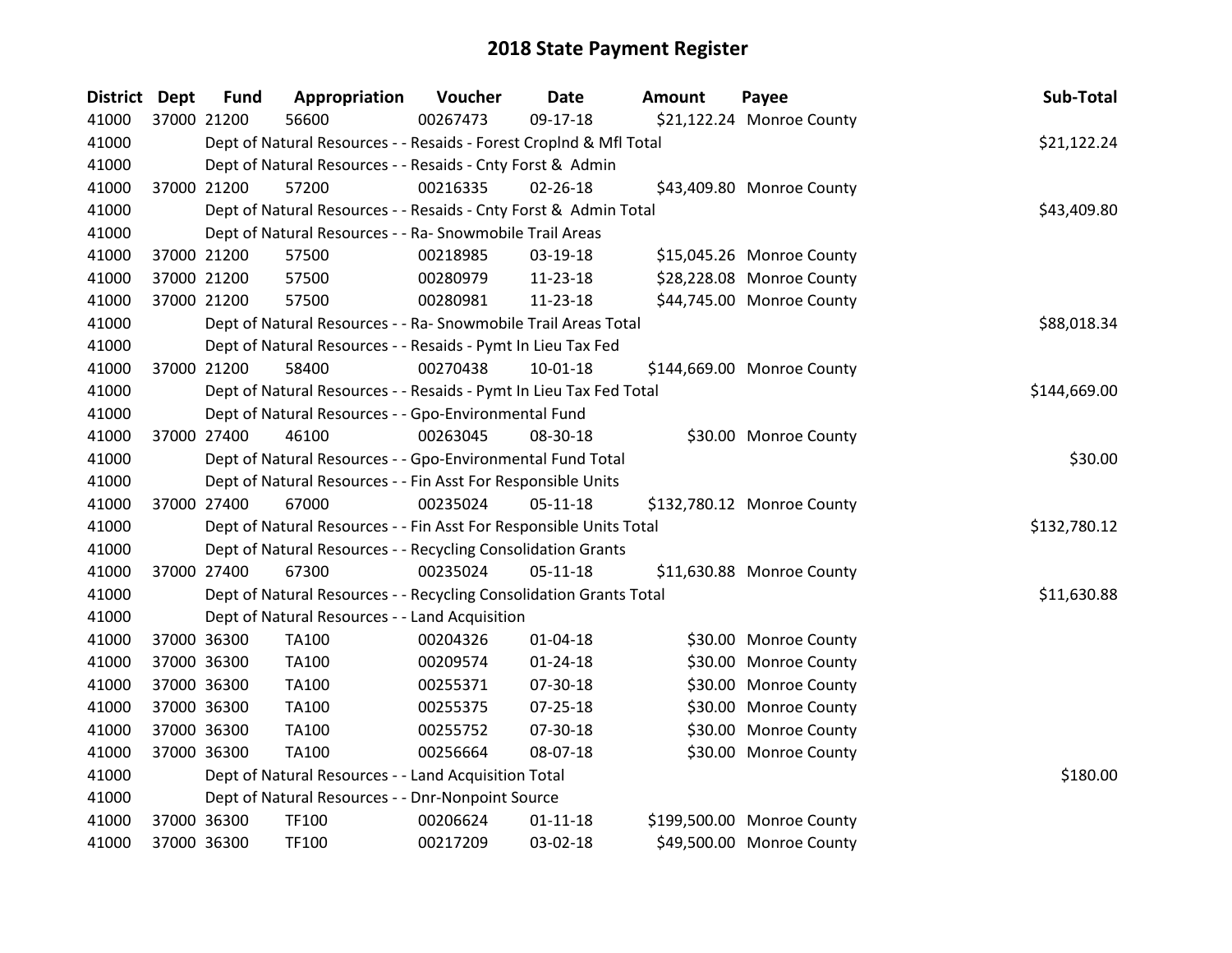# 2018 State Payment Register

| District | Dept | Fund | Appropriation | Voucher | Date | Amount | Payee | Sub-Total |
|---|---|---|---|---|---|---|---|---|
| 41000 | 37000 | 21200 | 56600 | 00267473 | 09-17-18 | $21,122.24 | Monroe County | |
| 41000 | | Dept of Natural Resources - - Resaids - Forest Croplnd & Mfl Total | | | | | | $21,122.24 |
| 41000 | | Dept of Natural Resources - - Resaids - Cnty Forst & Admin | | | | | | |
| 41000 | 37000 | 21200 | 57200 | 00216335 | 02-26-18 | $43,409.80 | Monroe County | |
| 41000 | | Dept of Natural Resources - - Resaids - Cnty Forst & Admin Total | | | | | | $43,409.80 |
| 41000 | | Dept of Natural Resources - - Ra- Snowmobile Trail Areas | | | | | | |
| 41000 | 37000 | 21200 | 57500 | 00218985 | 03-19-18 | $15,045.26 | Monroe County | |
| 41000 | 37000 | 21200 | 57500 | 00280979 | 11-23-18 | $28,228.08 | Monroe County | |
| 41000 | 37000 | 21200 | 57500 | 00280981 | 11-23-18 | $44,745.00 | Monroe County | |
| 41000 | | Dept of Natural Resources - - Ra- Snowmobile Trail Areas Total | | | | | | $88,018.34 |
| 41000 | | Dept of Natural Resources - - Resaids - Pymt In Lieu Tax Fed | | | | | | |
| 41000 | 37000 | 21200 | 58400 | 00270438 | 10-01-18 | $144,669.00 | Monroe County | |
| 41000 | | Dept of Natural Resources - - Resaids - Pymt In Lieu Tax Fed Total | | | | | | $144,669.00 |
| 41000 | | Dept of Natural Resources - - Gpo-Environmental Fund | | | | | | |
| 41000 | 37000 | 27400 | 46100 | 00263045 | 08-30-18 | $30.00 | Monroe County | |
| 41000 | | Dept of Natural Resources - - Gpo-Environmental Fund Total | | | | | | $30.00 |
| 41000 | | Dept of Natural Resources - - Fin Asst For Responsible Units | | | | | | |
| 41000 | 37000 | 27400 | 67000 | 00235024 | 05-11-18 | $132,780.12 | Monroe County | |
| 41000 | | Dept of Natural Resources - - Fin Asst For Responsible Units Total | | | | | | $132,780.12 |
| 41000 | | Dept of Natural Resources - - Recycling Consolidation Grants | | | | | | |
| 41000 | 37000 | 27400 | 67300 | 00235024 | 05-11-18 | $11,630.88 | Monroe County | |
| 41000 | | Dept of Natural Resources - - Recycling Consolidation Grants Total | | | | | | $11,630.88 |
| 41000 | | Dept of Natural Resources - - Land Acquisition | | | | | | |
| 41000 | 37000 | 36300 | TA100 | 00204326 | 01-04-18 | $30.00 | Monroe County | |
| 41000 | 37000 | 36300 | TA100 | 00209574 | 01-24-18 | $30.00 | Monroe County | |
| 41000 | 37000 | 36300 | TA100 | 00255371 | 07-30-18 | $30.00 | Monroe County | |
| 41000 | 37000 | 36300 | TA100 | 00255375 | 07-25-18 | $30.00 | Monroe County | |
| 41000 | 37000 | 36300 | TA100 | 00255752 | 07-30-18 | $30.00 | Monroe County | |
| 41000 | 37000 | 36300 | TA100 | 00256664 | 08-07-18 | $30.00 | Monroe County | |
| 41000 | | Dept of Natural Resources - - Land Acquisition Total | | | | | | $180.00 |
| 41000 | | Dept of Natural Resources - - Dnr-Nonpoint Source | | | | | | |
| 41000 | 37000 | 36300 | TF100 | 00206624 | 01-11-18 | $199,500.00 | Monroe County | |
| 41000 | 37000 | 36300 | TF100 | 00217209 | 03-02-18 | $49,500.00 | Monroe County | |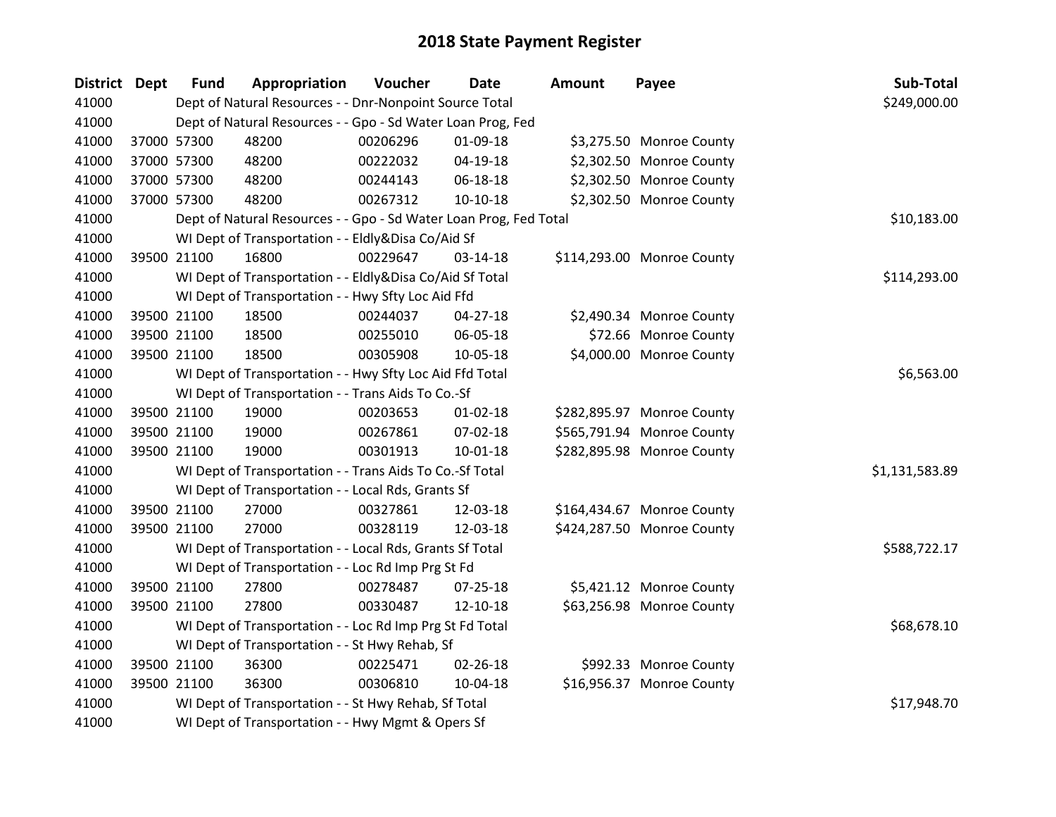# 2018 State Payment Register

| District | Dept | Fund | Appropriation | Voucher | Date | Amount | Payee | Sub-Total |
|---|---|---|---|---|---|---|---|---|
| 41000 | | Dept of Natural Resources - - Dnr-Nonpoint Source Total | | | | | | $249,000.00 |
| 41000 | | Dept of Natural Resources - - Gpo - Sd Water Loan Prog, Fed | | | | | | |
| 41000 | 37000 | 57300 | 48200 | 00206296 | 01-09-18 | $3,275.50 | Monroe County | |
| 41000 | 37000 | 57300 | 48200 | 00222032 | 04-19-18 | $2,302.50 | Monroe County | |
| 41000 | 37000 | 57300 | 48200 | 00244143 | 06-18-18 | $2,302.50 | Monroe County | |
| 41000 | 37000 | 57300 | 48200 | 00267312 | 10-10-18 | $2,302.50 | Monroe County | |
| 41000 | | Dept of Natural Resources - - Gpo - Sd Water Loan Prog, Fed Total | | | | | | $10,183.00 |
| 41000 | | WI Dept of Transportation - - Eldly&Disa Co/Aid Sf | | | | | | |
| 41000 | 39500 | 21100 | 16800 | 00229647 | 03-14-18 | $114,293.00 | Monroe County | |
| 41000 | | WI Dept of Transportation - - Eldly&Disa Co/Aid Sf Total | | | | | | $114,293.00 |
| 41000 | | WI Dept of Transportation - - Hwy Sfty Loc Aid Ffd | | | | | | |
| 41000 | 39500 | 21100 | 18500 | 00244037 | 04-27-18 | $2,490.34 | Monroe County | |
| 41000 | 39500 | 21100 | 18500 | 00255010 | 06-05-18 | $72.66 | Monroe County | |
| 41000 | 39500 | 21100 | 18500 | 00305908 | 10-05-18 | $4,000.00 | Monroe County | |
| 41000 | | WI Dept of Transportation - - Hwy Sfty Loc Aid Ffd Total | | | | | | $6,563.00 |
| 41000 | | WI Dept of Transportation - - Trans Aids To Co.-Sf | | | | | | |
| 41000 | 39500 | 21100 | 19000 | 00203653 | 01-02-18 | $282,895.97 | Monroe County | |
| 41000 | 39500 | 21100 | 19000 | 00267861 | 07-02-18 | $565,791.94 | Monroe County | |
| 41000 | 39500 | 21100 | 19000 | 00301913 | 10-01-18 | $282,895.98 | Monroe County | |
| 41000 | | WI Dept of Transportation - - Trans Aids To Co.-Sf Total | | | | | | $1,131,583.89 |
| 41000 | | WI Dept of Transportation - - Local Rds, Grants Sf | | | | | | |
| 41000 | 39500 | 21100 | 27000 | 00327861 | 12-03-18 | $164,434.67 | Monroe County | |
| 41000 | 39500 | 21100 | 27000 | 00328119 | 12-03-18 | $424,287.50 | Monroe County | |
| 41000 | | WI Dept of Transportation - - Local Rds, Grants Sf Total | | | | | | $588,722.17 |
| 41000 | | WI Dept of Transportation - - Loc Rd Imp Prg St Fd | | | | | | |
| 41000 | 39500 | 21100 | 27800 | 00278487 | 07-25-18 | $5,421.12 | Monroe County | |
| 41000 | 39500 | 21100 | 27800 | 00330487 | 12-10-18 | $63,256.98 | Monroe County | |
| 41000 | | WI Dept of Transportation - - Loc Rd Imp Prg St Fd Total | | | | | | $68,678.10 |
| 41000 | | WI Dept of Transportation - - St Hwy Rehab, Sf | | | | | | |
| 41000 | 39500 | 21100 | 36300 | 00225471 | 02-26-18 | $992.33 | Monroe County | |
| 41000 | 39500 | 21100 | 36300 | 00306810 | 10-04-18 | $16,956.37 | Monroe County | |
| 41000 | | WI Dept of Transportation - - St Hwy Rehab, Sf Total | | | | | | $17,948.70 |
| 41000 | | WI Dept of Transportation - - Hwy Mgmt & Opers Sf | | | | | | |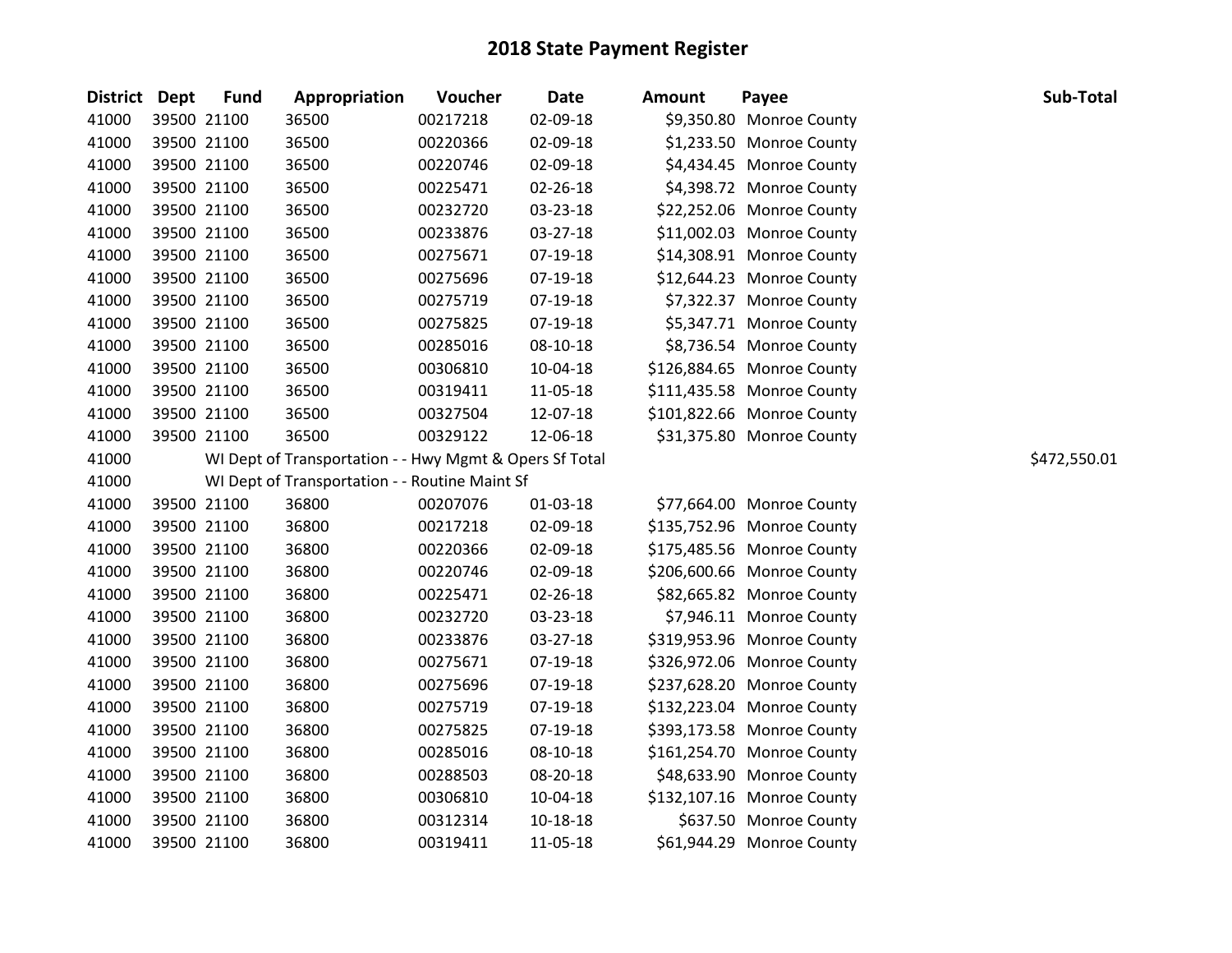# 2018 State Payment Register

| District | Dept | Fund | Appropriation | Voucher | Date | Amount | Payee | Sub-Total |
|---|---|---|---|---|---|---|---|---|
| 41000 | 39500 | 21100 | 36500 | 00217218 | 02-09-18 | $9,350.80 | Monroe County | |
| 41000 | 39500 | 21100 | 36500 | 00220366 | 02-09-18 | $1,233.50 | Monroe County | |
| 41000 | 39500 | 21100 | 36500 | 00220746 | 02-09-18 | $4,434.45 | Monroe County | |
| 41000 | 39500 | 21100 | 36500 | 00225471 | 02-26-18 | $4,398.72 | Monroe County | |
| 41000 | 39500 | 21100 | 36500 | 00232720 | 03-23-18 | $22,252.06 | Monroe County | |
| 41000 | 39500 | 21100 | 36500 | 00233876 | 03-27-18 | $11,002.03 | Monroe County | |
| 41000 | 39500 | 21100 | 36500 | 00275671 | 07-19-18 | $14,308.91 | Monroe County | |
| 41000 | 39500 | 21100 | 36500 | 00275696 | 07-19-18 | $12,644.23 | Monroe County | |
| 41000 | 39500 | 21100 | 36500 | 00275719 | 07-19-18 | $7,322.37 | Monroe County | |
| 41000 | 39500 | 21100 | 36500 | 00275825 | 07-19-18 | $5,347.71 | Monroe County | |
| 41000 | 39500 | 21100 | 36500 | 00285016 | 08-10-18 | $8,736.54 | Monroe County | |
| 41000 | 39500 | 21100 | 36500 | 00306810 | 10-04-18 | $126,884.65 | Monroe County | |
| 41000 | 39500 | 21100 | 36500 | 00319411 | 11-05-18 | $111,435.58 | Monroe County | |
| 41000 | 39500 | 21100 | 36500 | 00327504 | 12-07-18 | $101,822.66 | Monroe County | |
| 41000 | 39500 | 21100 | 36500 | 00329122 | 12-06-18 | $31,375.80 | Monroe County | |
| 41000 | | WI Dept of Transportation - - Hwy Mgmt & Opers Sf Total | | | | | | $472,550.01 |
| 41000 | | WI Dept of Transportation - - Routine Maint Sf | | | | | | |
| 41000 | 39500 | 21100 | 36800 | 00207076 | 01-03-18 | $77,664.00 | Monroe County | |
| 41000 | 39500 | 21100 | 36800 | 00217218 | 02-09-18 | $135,752.96 | Monroe County | |
| 41000 | 39500 | 21100 | 36800 | 00220366 | 02-09-18 | $175,485.56 | Monroe County | |
| 41000 | 39500 | 21100 | 36800 | 00220746 | 02-09-18 | $206,600.66 | Monroe County | |
| 41000 | 39500 | 21100 | 36800 | 00225471 | 02-26-18 | $82,665.82 | Monroe County | |
| 41000 | 39500 | 21100 | 36800 | 00232720 | 03-23-18 | $7,946.11 | Monroe County | |
| 41000 | 39500 | 21100 | 36800 | 00233876 | 03-27-18 | $319,953.96 | Monroe County | |
| 41000 | 39500 | 21100 | 36800 | 00275671 | 07-19-18 | $326,972.06 | Monroe County | |
| 41000 | 39500 | 21100 | 36800 | 00275696 | 07-19-18 | $237,628.20 | Monroe County | |
| 41000 | 39500 | 21100 | 36800 | 00275719 | 07-19-18 | $132,223.04 | Monroe County | |
| 41000 | 39500 | 21100 | 36800 | 00275825 | 07-19-18 | $393,173.58 | Monroe County | |
| 41000 | 39500 | 21100 | 36800 | 00285016 | 08-10-18 | $161,254.70 | Monroe County | |
| 41000 | 39500 | 21100 | 36800 | 00288503 | 08-20-18 | $48,633.90 | Monroe County | |
| 41000 | 39500 | 21100 | 36800 | 00306810 | 10-04-18 | $132,107.16 | Monroe County | |
| 41000 | 39500 | 21100 | 36800 | 00312314 | 10-18-18 | $637.50 | Monroe County | |
| 41000 | 39500 | 21100 | 36800 | 00319411 | 11-05-18 | $61,944.29 | Monroe County | |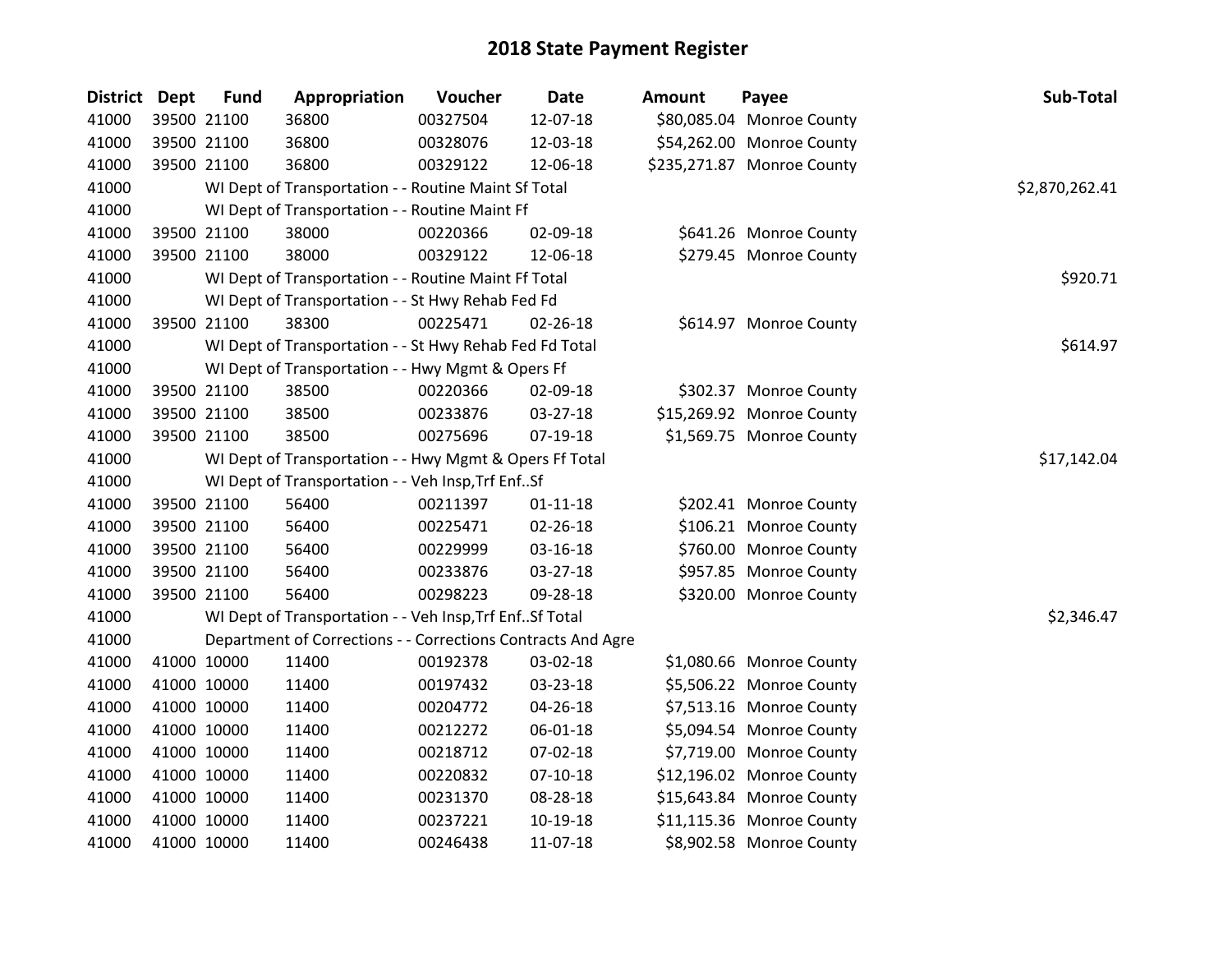# 2018 State Payment Register

| District | Dept | Fund | Appropriation | Voucher | Date | Amount | Payee | Sub-Total |
|---|---|---|---|---|---|---|---|---|
| 41000 | 39500 | 21100 | 36800 | 00327504 | 12-07-18 | $80,085.04 | Monroe County | |
| 41000 | 39500 | 21100 | 36800 | 00328076 | 12-03-18 | $54,262.00 | Monroe County | |
| 41000 | 39500 | 21100 | 36800 | 00329122 | 12-06-18 | $235,271.87 | Monroe County | |
| 41000 | | WI Dept of Transportation - - Routine Maint Sf Total | | | | | | $2,870,262.41 |
| 41000 | | WI Dept of Transportation - - Routine Maint Ff | | | | | | |
| 41000 | 39500 | 21100 | 38000 | 00220366 | 02-09-18 | $641.26 | Monroe County | |
| 41000 | 39500 | 21100 | 38000 | 00329122 | 12-06-18 | $279.45 | Monroe County | |
| 41000 | | WI Dept of Transportation - - Routine Maint Ff Total | | | | | | $920.71 |
| 41000 | | WI Dept of Transportation - - St Hwy Rehab Fed Fd | | | | | | |
| 41000 | 39500 | 21100 | 38300 | 00225471 | 02-26-18 | $614.97 | Monroe County | |
| 41000 | | WI Dept of Transportation - - St Hwy Rehab Fed Fd Total | | | | | | $614.97 |
| 41000 | | WI Dept of Transportation - - Hwy Mgmt & Opers Ff | | | | | | |
| 41000 | 39500 | 21100 | 38500 | 00220366 | 02-09-18 | $302.37 | Monroe County | |
| 41000 | 39500 | 21100 | 38500 | 00233876 | 03-27-18 | $15,269.92 | Monroe County | |
| 41000 | 39500 | 21100 | 38500 | 00275696 | 07-19-18 | $1,569.75 | Monroe County | |
| 41000 | | WI Dept of Transportation - - Hwy Mgmt & Opers Ff Total | | | | | | $17,142.04 |
| 41000 | | WI Dept of Transportation - - Veh Insp,Trf Enf..Sf | | | | | | |
| 41000 | 39500 | 21100 | 56400 | 00211397 | 01-11-18 | $202.41 | Monroe County | |
| 41000 | 39500 | 21100 | 56400 | 00225471 | 02-26-18 | $106.21 | Monroe County | |
| 41000 | 39500 | 21100 | 56400 | 00229999 | 03-16-18 | $760.00 | Monroe County | |
| 41000 | 39500 | 21100 | 56400 | 00233876 | 03-27-18 | $957.85 | Monroe County | |
| 41000 | 39500 | 21100 | 56400 | 00298223 | 09-28-18 | $320.00 | Monroe County | |
| 41000 | | WI Dept of Transportation - - Veh Insp,Trf Enf..Sf Total | | | | | | $2,346.47 |
| 41000 | | Department of Corrections - - Corrections Contracts And Agre | | | | | | |
| 41000 | 41000 | 10000 | 11400 | 00192378 | 03-02-18 | $1,080.66 | Monroe County | |
| 41000 | 41000 | 10000 | 11400 | 00197432 | 03-23-18 | $5,506.22 | Monroe County | |
| 41000 | 41000 | 10000 | 11400 | 00204772 | 04-26-18 | $7,513.16 | Monroe County | |
| 41000 | 41000 | 10000 | 11400 | 00212272 | 06-01-18 | $5,094.54 | Monroe County | |
| 41000 | 41000 | 10000 | 11400 | 00218712 | 07-02-18 | $7,719.00 | Monroe County | |
| 41000 | 41000 | 10000 | 11400 | 00220832 | 07-10-18 | $12,196.02 | Monroe County | |
| 41000 | 41000 | 10000 | 11400 | 00231370 | 08-28-18 | $15,643.84 | Monroe County | |
| 41000 | 41000 | 10000 | 11400 | 00237221 | 10-19-18 | $11,115.36 | Monroe County | |
| 41000 | 41000 | 10000 | 11400 | 00246438 | 11-07-18 | $8,902.58 | Monroe County | |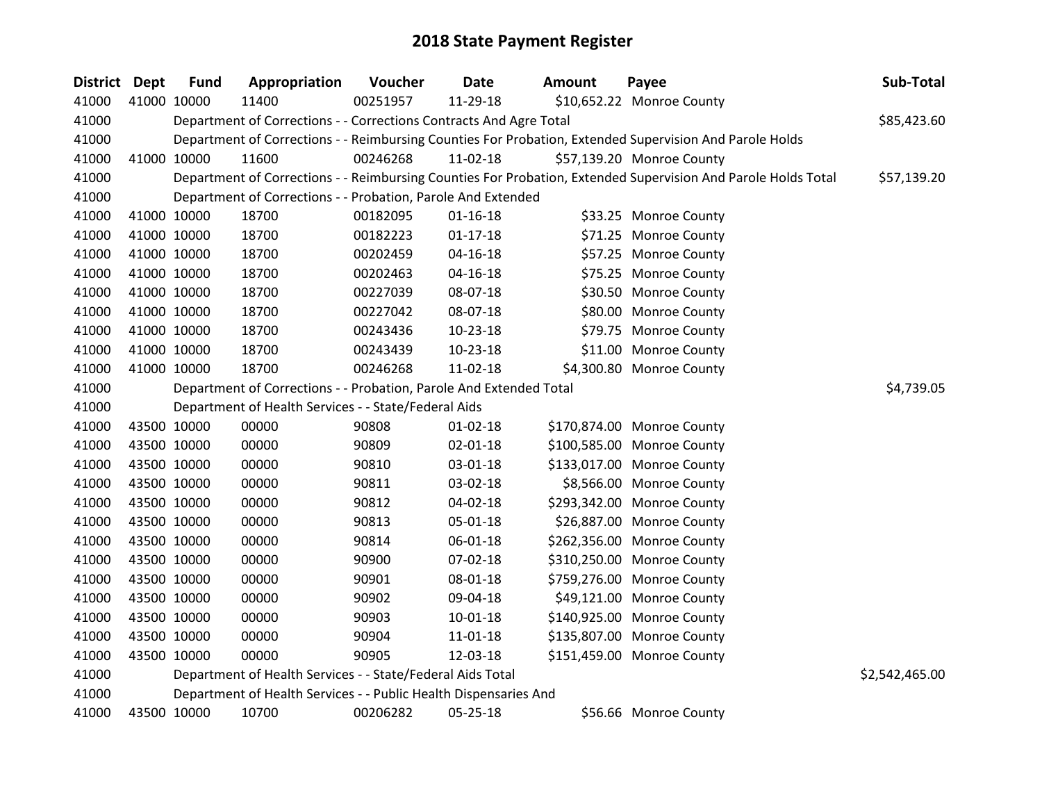# 2018 State Payment Register

| District | Dept | Fund | Appropriation | Voucher | Date | Amount | Payee | Sub-Total |
|---|---|---|---|---|---|---|---|---|
| 41000 | 41000 | 10000 | 11400 | 00251957 | 11-29-18 | $10,652.22 | Monroe County | |
| 41000 | | Department of Corrections - - Corrections Contracts And Agre Total | | | | | | $85,423.60 |
| 41000 | | Department of Corrections - - Reimbursing Counties For Probation, Extended Supervision And Parole Holds | | | | | | |
| 41000 | 41000 | 10000 | 11600 | 00246268 | 11-02-18 | $57,139.20 | Monroe County | |
| 41000 | | Department of Corrections - - Reimbursing Counties For Probation, Extended Supervision And Parole Holds Total | | | | | | $57,139.20 |
| 41000 | | Department of Corrections - - Probation, Parole And Extended | | | | | | |
| 41000 | 41000 | 10000 | 18700 | 00182095 | 01-16-18 | $33.25 | Monroe County | |
| 41000 | 41000 | 10000 | 18700 | 00182223 | 01-17-18 | $71.25 | Monroe County | |
| 41000 | 41000 | 10000 | 18700 | 00202459 | 04-16-18 | $57.25 | Monroe County | |
| 41000 | 41000 | 10000 | 18700 | 00202463 | 04-16-18 | $75.25 | Monroe County | |
| 41000 | 41000 | 10000 | 18700 | 00227039 | 08-07-18 | $30.50 | Monroe County | |
| 41000 | 41000 | 10000 | 18700 | 00227042 | 08-07-18 | $80.00 | Monroe County | |
| 41000 | 41000 | 10000 | 18700 | 00243436 | 10-23-18 | $79.75 | Monroe County | |
| 41000 | 41000 | 10000 | 18700 | 00243439 | 10-23-18 | $11.00 | Monroe County | |
| 41000 | 41000 | 10000 | 18700 | 00246268 | 11-02-18 | $4,300.80 | Monroe County | |
| 41000 | | Department of Corrections - - Probation, Parole And Extended Total | | | | | | $4,739.05 |
| 41000 | | Department of Health Services - - State/Federal Aids | | | | | | |
| 41000 | 43500 | 10000 | 00000 | 90808 | 01-02-18 | $170,874.00 | Monroe County | |
| 41000 | 43500 | 10000 | 00000 | 90809 | 02-01-18 | $100,585.00 | Monroe County | |
| 41000 | 43500 | 10000 | 00000 | 90810 | 03-01-18 | $133,017.00 | Monroe County | |
| 41000 | 43500 | 10000 | 00000 | 90811 | 03-02-18 | $8,566.00 | Monroe County | |
| 41000 | 43500 | 10000 | 00000 | 90812 | 04-02-18 | $293,342.00 | Monroe County | |
| 41000 | 43500 | 10000 | 00000 | 90813 | 05-01-18 | $26,887.00 | Monroe County | |
| 41000 | 43500 | 10000 | 00000 | 90814 | 06-01-18 | $262,356.00 | Monroe County | |
| 41000 | 43500 | 10000 | 00000 | 90900 | 07-02-18 | $310,250.00 | Monroe County | |
| 41000 | 43500 | 10000 | 00000 | 90901 | 08-01-18 | $759,276.00 | Monroe County | |
| 41000 | 43500 | 10000 | 00000 | 90902 | 09-04-18 | $49,121.00 | Monroe County | |
| 41000 | 43500 | 10000 | 00000 | 90903 | 10-01-18 | $140,925.00 | Monroe County | |
| 41000 | 43500 | 10000 | 00000 | 90904 | 11-01-18 | $135,807.00 | Monroe County | |
| 41000 | 43500 | 10000 | 00000 | 90905 | 12-03-18 | $151,459.00 | Monroe County | |
| 41000 | | Department of Health Services - - State/Federal Aids Total | | | | | | $2,542,465.00 |
| 41000 | | Department of Health Services - - Public Health Dispensaries And | | | | | | |
| 41000 | 43500 | 10000 | 10700 | 00206282 | 05-25-18 | $56.66 | Monroe County | |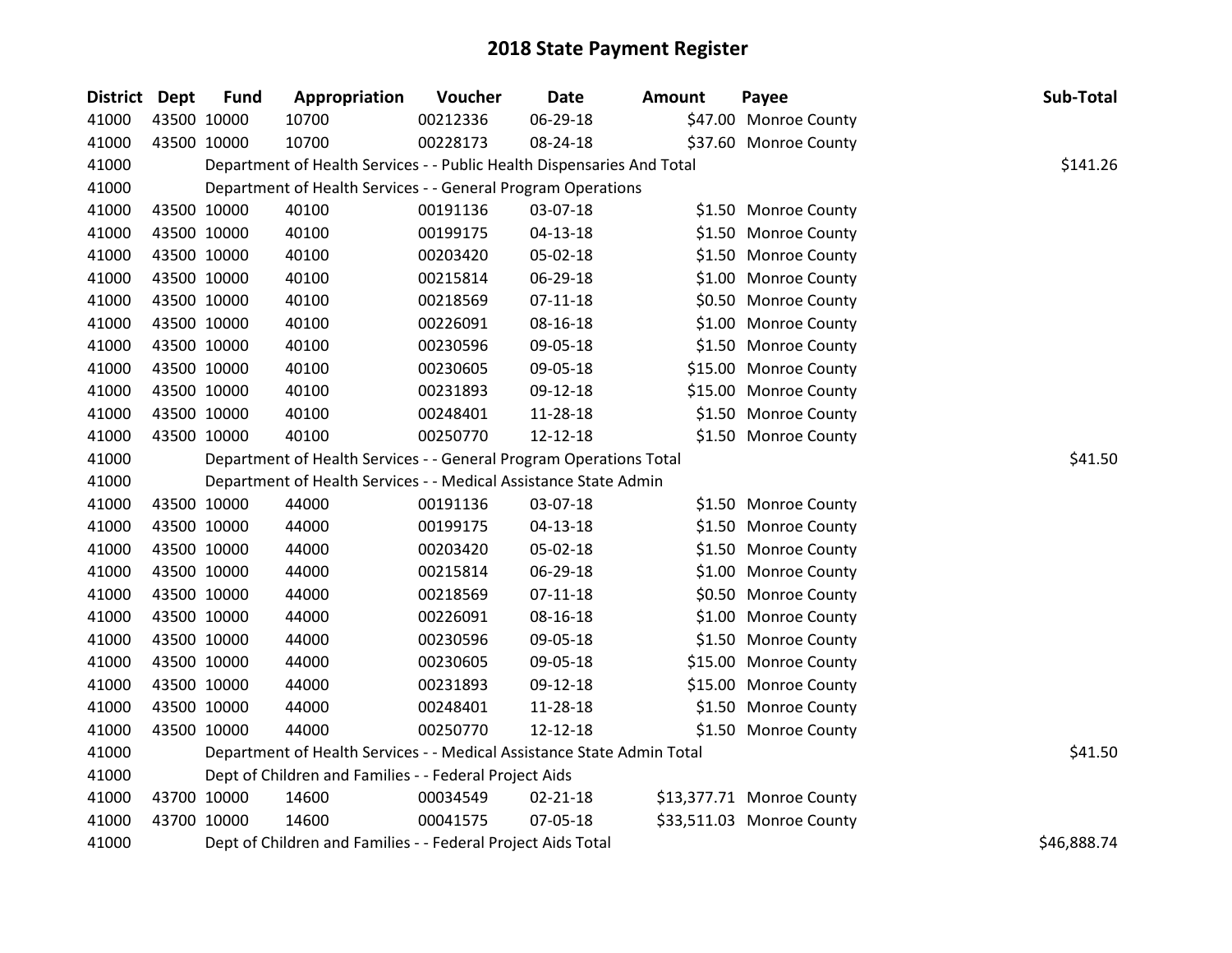# 2018 State Payment Register

| District | Dept | Fund | Appropriation | Voucher | Date | Amount | Payee | Sub-Total |
|---|---|---|---|---|---|---|---|---|
| 41000 | 43500 | 10000 | 10700 | 00212336 | 06-29-18 | $47.00 | Monroe County | |
| 41000 | 43500 | 10000 | 10700 | 00228173 | 08-24-18 | $37.60 | Monroe County | |
| 41000 | | Department of Health Services - - Public Health Dispensaries And Total | | | | | | $141.26 |
| 41000 | | Department of Health Services - - General Program Operations | | | | | | |
| 41000 | 43500 | 10000 | 40100 | 00191136 | 03-07-18 | $1.50 | Monroe County | |
| 41000 | 43500 | 10000 | 40100 | 00199175 | 04-13-18 | $1.50 | Monroe County | |
| 41000 | 43500 | 10000 | 40100 | 00203420 | 05-02-18 | $1.50 | Monroe County | |
| 41000 | 43500 | 10000 | 40100 | 00215814 | 06-29-18 | $1.00 | Monroe County | |
| 41000 | 43500 | 10000 | 40100 | 00218569 | 07-11-18 | $0.50 | Monroe County | |
| 41000 | 43500 | 10000 | 40100 | 00226091 | 08-16-18 | $1.00 | Monroe County | |
| 41000 | 43500 | 10000 | 40100 | 00230596 | 09-05-18 | $1.50 | Monroe County | |
| 41000 | 43500 | 10000 | 40100 | 00230605 | 09-05-18 | $15.00 | Monroe County | |
| 41000 | 43500 | 10000 | 40100 | 00231893 | 09-12-18 | $15.00 | Monroe County | |
| 41000 | 43500 | 10000 | 40100 | 00248401 | 11-28-18 | $1.50 | Monroe County | |
| 41000 | 43500 | 10000 | 40100 | 00250770 | 12-12-18 | $1.50 | Monroe County | |
| 41000 | | Department of Health Services - - General Program Operations Total | | | | | | $41.50 |
| 41000 | | Department of Health Services - - Medical Assistance State Admin | | | | | | |
| 41000 | 43500 | 10000 | 44000 | 00191136 | 03-07-18 | $1.50 | Monroe County | |
| 41000 | 43500 | 10000 | 44000 | 00199175 | 04-13-18 | $1.50 | Monroe County | |
| 41000 | 43500 | 10000 | 44000 | 00203420 | 05-02-18 | $1.50 | Monroe County | |
| 41000 | 43500 | 10000 | 44000 | 00215814 | 06-29-18 | $1.00 | Monroe County | |
| 41000 | 43500 | 10000 | 44000 | 00218569 | 07-11-18 | $0.50 | Monroe County | |
| 41000 | 43500 | 10000 | 44000 | 00226091 | 08-16-18 | $1.00 | Monroe County | |
| 41000 | 43500 | 10000 | 44000 | 00230596 | 09-05-18 | $1.50 | Monroe County | |
| 41000 | 43500 | 10000 | 44000 | 00230605 | 09-05-18 | $15.00 | Monroe County | |
| 41000 | 43500 | 10000 | 44000 | 00231893 | 09-12-18 | $15.00 | Monroe County | |
| 41000 | 43500 | 10000 | 44000 | 00248401 | 11-28-18 | $1.50 | Monroe County | |
| 41000 | 43500 | 10000 | 44000 | 00250770 | 12-12-18 | $1.50 | Monroe County | |
| 41000 | | Department of Health Services - - Medical Assistance State Admin Total | | | | | | $41.50 |
| 41000 | | Dept of Children and Families - - Federal Project Aids | | | | | | |
| 41000 | 43700 | 10000 | 14600 | 00034549 | 02-21-18 | $13,377.71 | Monroe County | |
| 41000 | 43700 | 10000 | 14600 | 00041575 | 07-05-18 | $33,511.03 | Monroe County | |
| 41000 | | Dept of Children and Families - - Federal Project Aids Total | | | | | | $46,888.74 |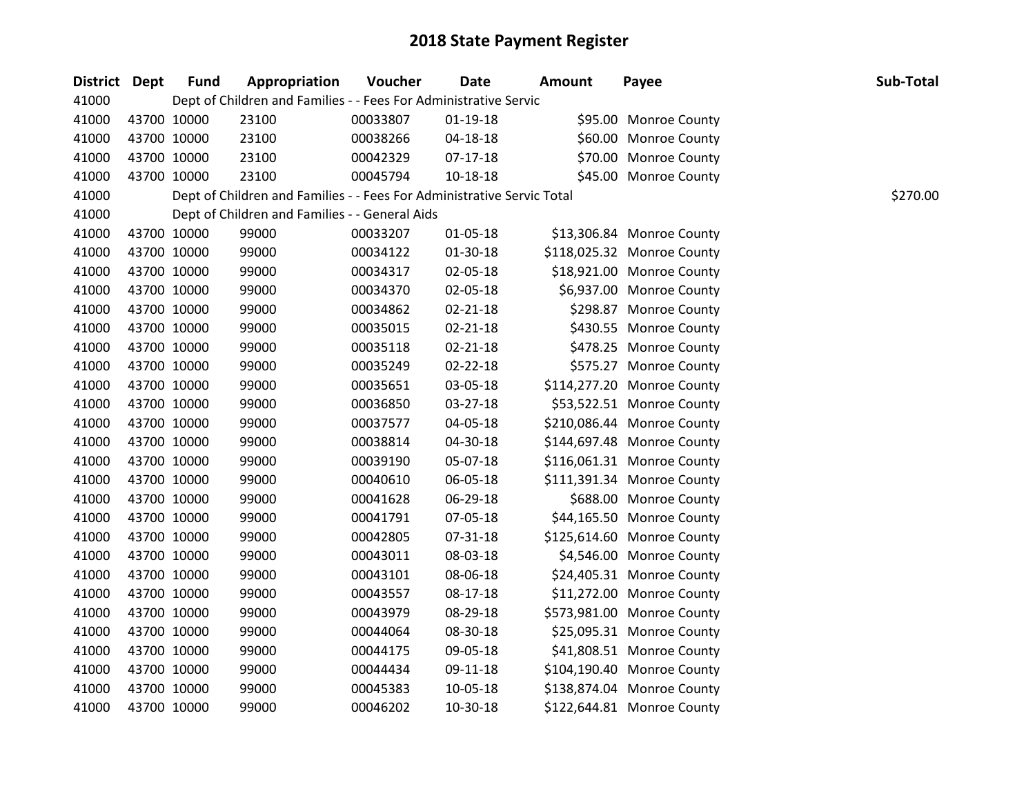# 2018 State Payment Register

| District | Dept | Fund | Appropriation | Voucher | Date | Amount | Payee | Sub-Total |
|---|---|---|---|---|---|---|---|---|
| 41000 | | Dept of Children and Families - - Fees For Administrative Servic | | | | | | |
| 41000 | 43700 | 10000 | 23100 | 00033807 | 01-19-18 | $95.00 | Monroe County | |
| 41000 | 43700 | 10000 | 23100 | 00038266 | 04-18-18 | $60.00 | Monroe County | |
| 41000 | 43700 | 10000 | 23100 | 00042329 | 07-17-18 | $70.00 | Monroe County | |
| 41000 | 43700 | 10000 | 23100 | 00045794 | 10-18-18 | $45.00 | Monroe County | |
| 41000 | | Dept of Children and Families - - Fees For Administrative Servic Total | | | | | | $270.00 |
| 41000 | | Dept of Children and Families - - General Aids | | | | | | |
| 41000 | 43700 | 10000 | 99000 | 00033207 | 01-05-18 | $13,306.84 | Monroe County | |
| 41000 | 43700 | 10000 | 99000 | 00034122 | 01-30-18 | $118,025.32 | Monroe County | |
| 41000 | 43700 | 10000 | 99000 | 00034317 | 02-05-18 | $18,921.00 | Monroe County | |
| 41000 | 43700 | 10000 | 99000 | 00034370 | 02-05-18 | $6,937.00 | Monroe County | |
| 41000 | 43700 | 10000 | 99000 | 00034862 | 02-21-18 | $298.87 | Monroe County | |
| 41000 | 43700 | 10000 | 99000 | 00035015 | 02-21-18 | $430.55 | Monroe County | |
| 41000 | 43700 | 10000 | 99000 | 00035118 | 02-21-18 | $478.25 | Monroe County | |
| 41000 | 43700 | 10000 | 99000 | 00035249 | 02-22-18 | $575.27 | Monroe County | |
| 41000 | 43700 | 10000 | 99000 | 00035651 | 03-05-18 | $114,277.20 | Monroe County | |
| 41000 | 43700 | 10000 | 99000 | 00036850 | 03-27-18 | $53,522.51 | Monroe County | |
| 41000 | 43700 | 10000 | 99000 | 00037577 | 04-05-18 | $210,086.44 | Monroe County | |
| 41000 | 43700 | 10000 | 99000 | 00038814 | 04-30-18 | $144,697.48 | Monroe County | |
| 41000 | 43700 | 10000 | 99000 | 00039190 | 05-07-18 | $116,061.31 | Monroe County | |
| 41000 | 43700 | 10000 | 99000 | 00040610 | 06-05-18 | $111,391.34 | Monroe County | |
| 41000 | 43700 | 10000 | 99000 | 00041628 | 06-29-18 | $688.00 | Monroe County | |
| 41000 | 43700 | 10000 | 99000 | 00041791 | 07-05-18 | $44,165.50 | Monroe County | |
| 41000 | 43700 | 10000 | 99000 | 00042805 | 07-31-18 | $125,614.60 | Monroe County | |
| 41000 | 43700 | 10000 | 99000 | 00043011 | 08-03-18 | $4,546.00 | Monroe County | |
| 41000 | 43700 | 10000 | 99000 | 00043101 | 08-06-18 | $24,405.31 | Monroe County | |
| 41000 | 43700 | 10000 | 99000 | 00043557 | 08-17-18 | $11,272.00 | Monroe County | |
| 41000 | 43700 | 10000 | 99000 | 00043979 | 08-29-18 | $573,981.00 | Monroe County | |
| 41000 | 43700 | 10000 | 99000 | 00044064 | 08-30-18 | $25,095.31 | Monroe County | |
| 41000 | 43700 | 10000 | 99000 | 00044175 | 09-05-18 | $41,808.51 | Monroe County | |
| 41000 | 43700 | 10000 | 99000 | 00044434 | 09-11-18 | $104,190.40 | Monroe County | |
| 41000 | 43700 | 10000 | 99000 | 00045383 | 10-05-18 | $138,874.04 | Monroe County | |
| 41000 | 43700 | 10000 | 99000 | 00046202 | 10-30-18 | $122,644.81 | Monroe County | |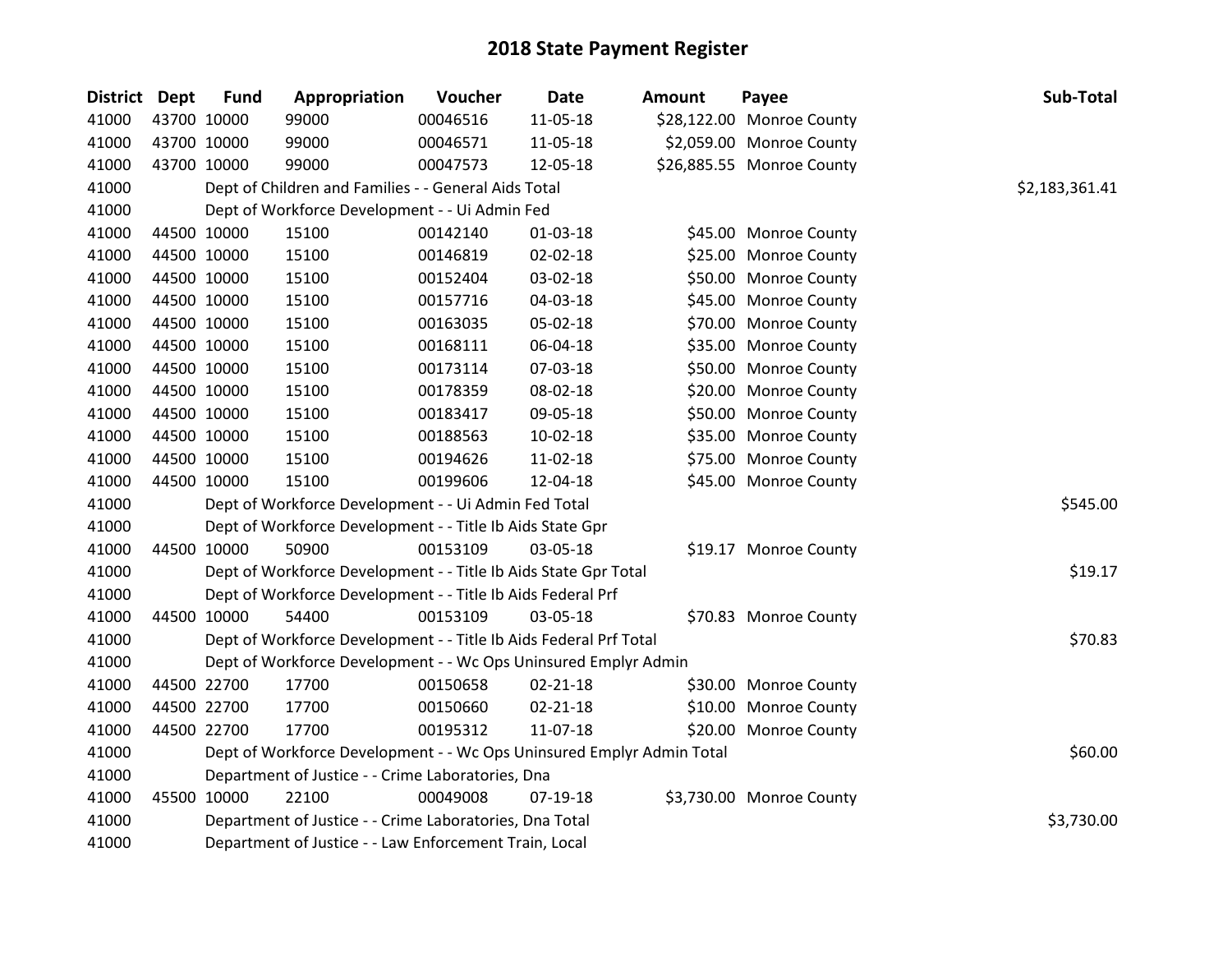# 2018 State Payment Register

| District | Dept | Fund | Appropriation | Voucher | Date | Amount | Payee | Sub-Total |
|---|---|---|---|---|---|---|---|---|
| 41000 | 43700 | 10000 | 99000 | 00046516 | 11-05-18 | $28,122.00 | Monroe County | |
| 41000 | 43700 | 10000 | 99000 | 00046571 | 11-05-18 | $2,059.00 | Monroe County | |
| 41000 | 43700 | 10000 | 99000 | 00047573 | 12-05-18 | $26,885.55 | Monroe County | |
| 41000 | | | Dept of Children and Families - - General Aids Total | | | | | $2,183,361.41 |
| 41000 | | | Dept of Workforce Development - - Ui Admin Fed | | | | | |
| 41000 | 44500 | 10000 | 15100 | 00142140 | 01-03-18 | $45.00 | Monroe County | |
| 41000 | 44500 | 10000 | 15100 | 00146819 | 02-02-18 | $25.00 | Monroe County | |
| 41000 | 44500 | 10000 | 15100 | 00152404 | 03-02-18 | $50.00 | Monroe County | |
| 41000 | 44500 | 10000 | 15100 | 00157716 | 04-03-18 | $45.00 | Monroe County | |
| 41000 | 44500 | 10000 | 15100 | 00163035 | 05-02-18 | $70.00 | Monroe County | |
| 41000 | 44500 | 10000 | 15100 | 00168111 | 06-04-18 | $35.00 | Monroe County | |
| 41000 | 44500 | 10000 | 15100 | 00173114 | 07-03-18 | $50.00 | Monroe County | |
| 41000 | 44500 | 10000 | 15100 | 00178359 | 08-02-18 | $20.00 | Monroe County | |
| 41000 | 44500 | 10000 | 15100 | 00183417 | 09-05-18 | $50.00 | Monroe County | |
| 41000 | 44500 | 10000 | 15100 | 00188563 | 10-02-18 | $35.00 | Monroe County | |
| 41000 | 44500 | 10000 | 15100 | 00194626 | 11-02-18 | $75.00 | Monroe County | |
| 41000 | 44500 | 10000 | 15100 | 00199606 | 12-04-18 | $45.00 | Monroe County | |
| 41000 | | | Dept of Workforce Development - - Ui Admin Fed Total | | | | | $545.00 |
| 41000 | | | Dept of Workforce Development - - Title Ib Aids State Gpr | | | | | |
| 41000 | 44500 | 10000 | 50900 | 00153109 | 03-05-18 | $19.17 | Monroe County | |
| 41000 | | | Dept of Workforce Development - - Title Ib Aids State Gpr Total | | | | | $19.17 |
| 41000 | | | Dept of Workforce Development - - Title Ib Aids Federal Prf | | | | | |
| 41000 | 44500 | 10000 | 54400 | 00153109 | 03-05-18 | $70.83 | Monroe County | |
| 41000 | | | Dept of Workforce Development - - Title Ib Aids Federal Prf Total | | | | | $70.83 |
| 41000 | | | Dept of Workforce Development - - Wc Ops Uninsured Emplyr Admin | | | | | |
| 41000 | 44500 | 22700 | 17700 | 00150658 | 02-21-18 | $30.00 | Monroe County | |
| 41000 | 44500 | 22700 | 17700 | 00150660 | 02-21-18 | $10.00 | Monroe County | |
| 41000 | 44500 | 22700 | 17700 | 00195312 | 11-07-18 | $20.00 | Monroe County | |
| 41000 | | | Dept of Workforce Development - - Wc Ops Uninsured Emplyr Admin Total | | | | | $60.00 |
| 41000 | | | Department of Justice - - Crime Laboratories, Dna | | | | | |
| 41000 | 45500 | 10000 | 22100 | 00049008 | 07-19-18 | $3,730.00 | Monroe County | |
| 41000 | | | Department of Justice - - Crime Laboratories, Dna Total | | | | | $3,730.00 |
| 41000 | | | Department of Justice - - Law Enforcement Train, Local | | | | | |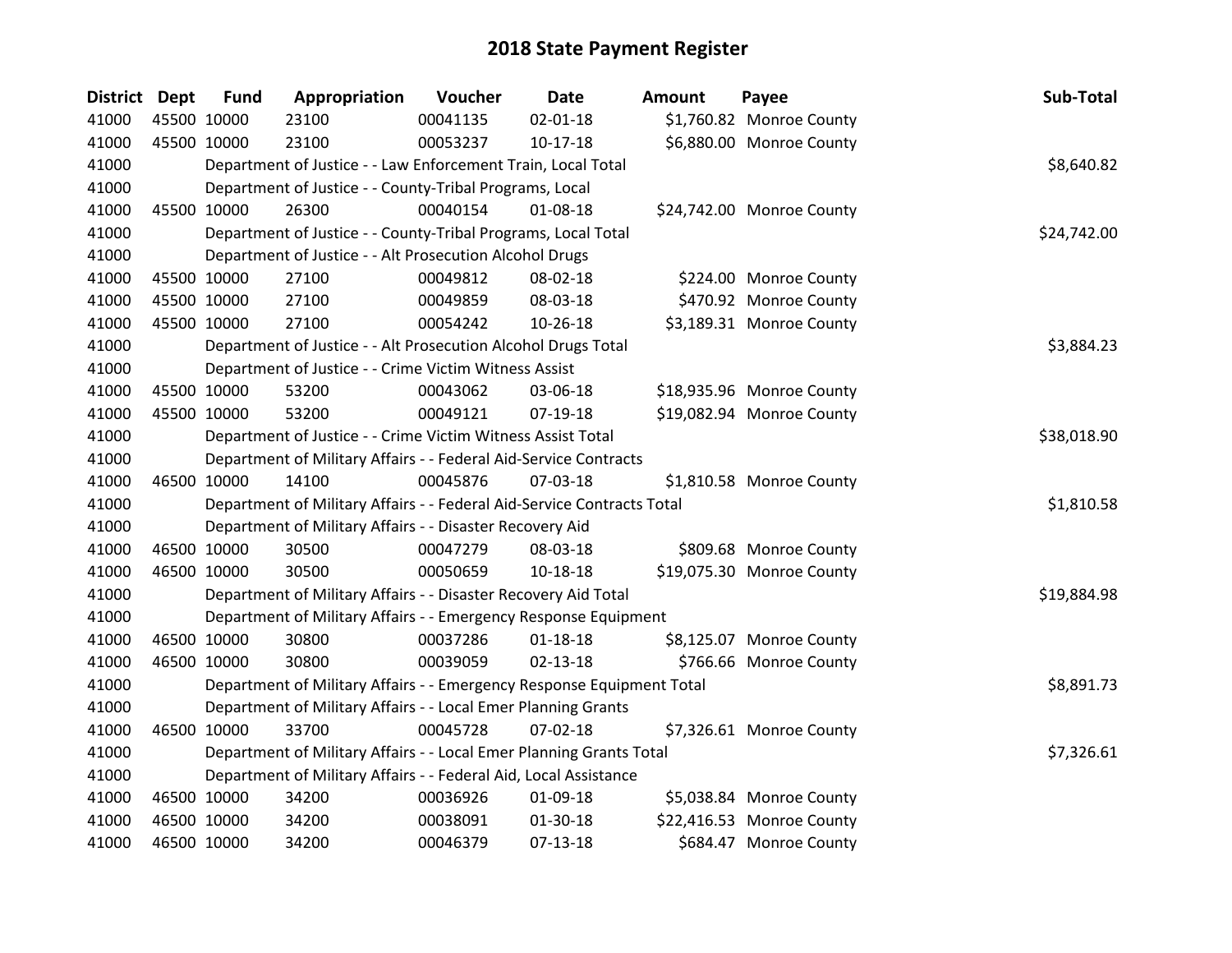# 2018 State Payment Register

| District | Dept | Fund | Appropriation | Voucher | Date | Amount | Payee | Sub-Total |
|---|---|---|---|---|---|---|---|---|
| 41000 | 45500 | 10000 | 23100 | 00041135 | 02-01-18 | $1,760.82 | Monroe County | |
| 41000 | 45500 | 10000 | 23100 | 00053237 | 10-17-18 | $6,880.00 | Monroe County | |
| 41000 | | Department of Justice - - Law Enforcement Train, Local Total | | | | | | $8,640.82 |
| 41000 | | Department of Justice - - County-Tribal Programs, Local | | | | | | |
| 41000 | 45500 | 10000 | 26300 | 00040154 | 01-08-18 | $24,742.00 | Monroe County | |
| 41000 | | Department of Justice - - County-Tribal Programs, Local Total | | | | | | $24,742.00 |
| 41000 | | Department of Justice - - Alt Prosecution Alcohol Drugs | | | | | | |
| 41000 | 45500 | 10000 | 27100 | 00049812 | 08-02-18 | $224.00 | Monroe County | |
| 41000 | 45500 | 10000 | 27100 | 00049859 | 08-03-18 | $470.92 | Monroe County | |
| 41000 | 45500 | 10000 | 27100 | 00054242 | 10-26-18 | $3,189.31 | Monroe County | |
| 41000 | | Department of Justice - - Alt Prosecution Alcohol Drugs Total | | | | | | $3,884.23 |
| 41000 | | Department of Justice - - Crime Victim Witness Assist | | | | | | |
| 41000 | 45500 | 10000 | 53200 | 00043062 | 03-06-18 | $18,935.96 | Monroe County | |
| 41000 | 45500 | 10000 | 53200 | 00049121 | 07-19-18 | $19,082.94 | Monroe County | |
| 41000 | | Department of Justice - - Crime Victim Witness Assist Total | | | | | | $38,018.90 |
| 41000 | | Department of Military Affairs - - Federal Aid-Service Contracts | | | | | | |
| 41000 | 46500 | 10000 | 14100 | 00045876 | 07-03-18 | $1,810.58 | Monroe County | |
| 41000 | | Department of Military Affairs - - Federal Aid-Service Contracts Total | | | | | | $1,810.58 |
| 41000 | | Department of Military Affairs - - Disaster Recovery Aid | | | | | | |
| 41000 | 46500 | 10000 | 30500 | 00047279 | 08-03-18 | $809.68 | Monroe County | |
| 41000 | 46500 | 10000 | 30500 | 00050659 | 10-18-18 | $19,075.30 | Monroe County | |
| 41000 | | Department of Military Affairs - - Disaster Recovery Aid Total | | | | | | $19,884.98 |
| 41000 | | Department of Military Affairs - - Emergency Response Equipment | | | | | | |
| 41000 | 46500 | 10000 | 30800 | 00037286 | 01-18-18 | $8,125.07 | Monroe County | |
| 41000 | 46500 | 10000 | 30800 | 00039059 | 02-13-18 | $766.66 | Monroe County | |
| 41000 | | Department of Military Affairs - - Emergency Response Equipment Total | | | | | | $8,891.73 |
| 41000 | | Department of Military Affairs - - Local Emer Planning Grants | | | | | | |
| 41000 | 46500 | 10000 | 33700 | 00045728 | 07-02-18 | $7,326.61 | Monroe County | |
| 41000 | | Department of Military Affairs - - Local Emer Planning Grants Total | | | | | | $7,326.61 |
| 41000 | | Department of Military Affairs - - Federal Aid, Local Assistance | | | | | | |
| 41000 | 46500 | 10000 | 34200 | 00036926 | 01-09-18 | $5,038.84 | Monroe County | |
| 41000 | 46500 | 10000 | 34200 | 00038091 | 01-30-18 | $22,416.53 | Monroe County | |
| 41000 | 46500 | 10000 | 34200 | 00046379 | 07-13-18 | $684.47 | Monroe County | |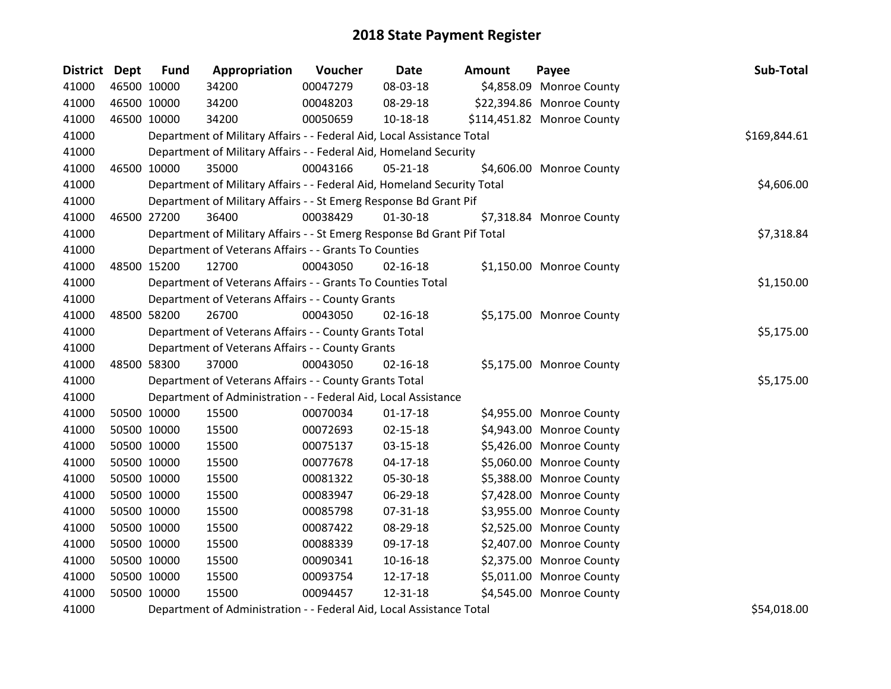# 2018 State Payment Register

| District | Dept | Fund | Appropriation | Voucher | Date | Amount | Payee | Sub-Total |
|---|---|---|---|---|---|---|---|---|
| 41000 | 46500 | 10000 | 34200 | 00047279 | 08-03-18 | $4,858.09 | Monroe County | |
| 41000 | 46500 | 10000 | 34200 | 00048203 | 08-29-18 | $22,394.86 | Monroe County | |
| 41000 | 46500 | 10000 | 34200 | 00050659 | 10-18-18 | $114,451.82 | Monroe County | |
| 41000 | | Department of Military Affairs - - Federal Aid, Local Assistance Total | | | | | | $169,844.61 |
| 41000 | | Department of Military Affairs - - Federal Aid, Homeland Security | | | | | | |
| 41000 | 46500 | 10000 | 35000 | 00043166 | 05-21-18 | $4,606.00 | Monroe County | |
| 41000 | | Department of Military Affairs - - Federal Aid, Homeland Security Total | | | | | | $4,606.00 |
| 41000 | | Department of Military Affairs - - St Emerg Response Bd Grant Pif | | | | | | |
| 41000 | 46500 | 27200 | 36400 | 00038429 | 01-30-18 | $7,318.84 | Monroe County | |
| 41000 | | Department of Military Affairs - - St Emerg Response Bd Grant Pif Total | | | | | | $7,318.84 |
| 41000 | | Department of Veterans Affairs - - Grants To Counties | | | | | | |
| 41000 | 48500 | 15200 | 12700 | 00043050 | 02-16-18 | $1,150.00 | Monroe County | |
| 41000 | | Department of Veterans Affairs - - Grants To Counties Total | | | | | | $1,150.00 |
| 41000 | | Department of Veterans Affairs - - County Grants | | | | | | |
| 41000 | 48500 | 58200 | 26700 | 00043050 | 02-16-18 | $5,175.00 | Monroe County | |
| 41000 | | Department of Veterans Affairs - - County Grants Total | | | | | | $5,175.00 |
| 41000 | | Department of Veterans Affairs - - County Grants | | | | | | |
| 41000 | 48500 | 58300 | 37000 | 00043050 | 02-16-18 | $5,175.00 | Monroe County | |
| 41000 | | Department of Veterans Affairs - - County Grants Total | | | | | | $5,175.00 |
| 41000 | | Department of Administration - - Federal Aid, Local Assistance | | | | | | |
| 41000 | 50500 | 10000 | 15500 | 00070034 | 01-17-18 | $4,955.00 | Monroe County | |
| 41000 | 50500 | 10000 | 15500 | 00072693 | 02-15-18 | $4,943.00 | Monroe County | |
| 41000 | 50500 | 10000 | 15500 | 00075137 | 03-15-18 | $5,426.00 | Monroe County | |
| 41000 | 50500 | 10000 | 15500 | 00077678 | 04-17-18 | $5,060.00 | Monroe County | |
| 41000 | 50500 | 10000 | 15500 | 00081322 | 05-30-18 | $5,388.00 | Monroe County | |
| 41000 | 50500 | 10000 | 15500 | 00083947 | 06-29-18 | $7,428.00 | Monroe County | |
| 41000 | 50500 | 10000 | 15500 | 00085798 | 07-31-18 | $3,955.00 | Monroe County | |
| 41000 | 50500 | 10000 | 15500 | 00087422 | 08-29-18 | $2,525.00 | Monroe County | |
| 41000 | 50500 | 10000 | 15500 | 00088339 | 09-17-18 | $2,407.00 | Monroe County | |
| 41000 | 50500 | 10000 | 15500 | 00090341 | 10-16-18 | $2,375.00 | Monroe County | |
| 41000 | 50500 | 10000 | 15500 | 00093754 | 12-17-18 | $5,011.00 | Monroe County | |
| 41000 | 50500 | 10000 | 15500 | 00094457 | 12-31-18 | $4,545.00 | Monroe County | |
| 41000 | | Department of Administration - - Federal Aid, Local Assistance Total | | | | | | $54,018.00 |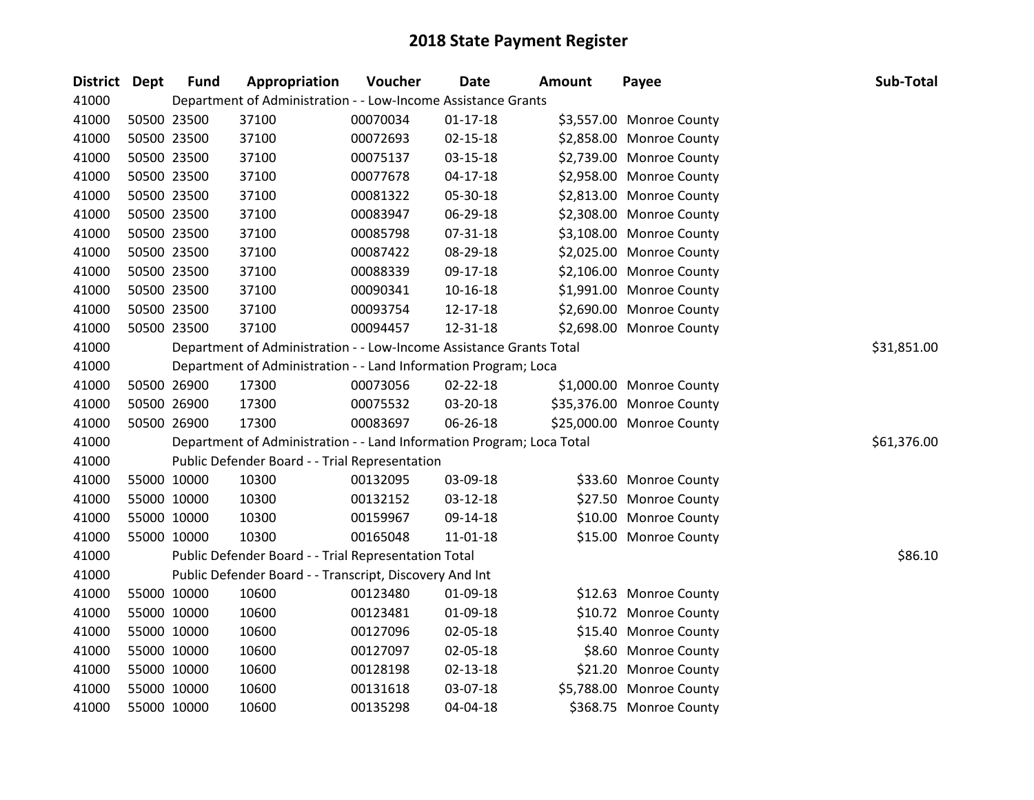# 2018 State Payment Register

| District | Dept | Fund | Appropriation | Voucher | Date | Amount | Payee | Sub-Total |
|---|---|---|---|---|---|---|---|---|
| 41000 | | Department of Administration - - Low-Income Assistance Grants | | | | | | |
| 41000 | 50500 | 23500 | 37100 | 00070034 | 01-17-18 | $3,557.00 | Monroe County | |
| 41000 | 50500 | 23500 | 37100 | 00072693 | 02-15-18 | $2,858.00 | Monroe County | |
| 41000 | 50500 | 23500 | 37100 | 00075137 | 03-15-18 | $2,739.00 | Monroe County | |
| 41000 | 50500 | 23500 | 37100 | 00077678 | 04-17-18 | $2,958.00 | Monroe County | |
| 41000 | 50500 | 23500 | 37100 | 00081322 | 05-30-18 | $2,813.00 | Monroe County | |
| 41000 | 50500 | 23500 | 37100 | 00083947 | 06-29-18 | $2,308.00 | Monroe County | |
| 41000 | 50500 | 23500 | 37100 | 00085798 | 07-31-18 | $3,108.00 | Monroe County | |
| 41000 | 50500 | 23500 | 37100 | 00087422 | 08-29-18 | $2,025.00 | Monroe County | |
| 41000 | 50500 | 23500 | 37100 | 00088339 | 09-17-18 | $2,106.00 | Monroe County | |
| 41000 | 50500 | 23500 | 37100 | 00090341 | 10-16-18 | $1,991.00 | Monroe County | |
| 41000 | 50500 | 23500 | 37100 | 00093754 | 12-17-18 | $2,690.00 | Monroe County | |
| 41000 | 50500 | 23500 | 37100 | 00094457 | 12-31-18 | $2,698.00 | Monroe County | |
| 41000 | | Department of Administration - - Low-Income Assistance Grants Total | | | | | | $31,851.00 |
| 41000 | | Department of Administration - - Land Information Program; Loca | | | | | | |
| 41000 | 50500 | 26900 | 17300 | 00073056 | 02-22-18 | $1,000.00 | Monroe County | |
| 41000 | 50500 | 26900 | 17300 | 00075532 | 03-20-18 | $35,376.00 | Monroe County | |
| 41000 | 50500 | 26900 | 17300 | 00083697 | 06-26-18 | $25,000.00 | Monroe County | |
| 41000 | | Department of Administration - - Land Information Program; Loca Total | | | | | | $61,376.00 |
| 41000 | | Public Defender Board - - Trial Representation | | | | | | |
| 41000 | 55000 | 10000 | 10300 | 00132095 | 03-09-18 | $33.60 | Monroe County | |
| 41000 | 55000 | 10000 | 10300 | 00132152 | 03-12-18 | $27.50 | Monroe County | |
| 41000 | 55000 | 10000 | 10300 | 00159967 | 09-14-18 | $10.00 | Monroe County | |
| 41000 | 55000 | 10000 | 10300 | 00165048 | 11-01-18 | $15.00 | Monroe County | |
| 41000 | | Public Defender Board - - Trial Representation Total | | | | | | $86.10 |
| 41000 | | Public Defender Board - - Transcript, Discovery And Int | | | | | | |
| 41000 | 55000 | 10000 | 10600 | 00123480 | 01-09-18 | $12.63 | Monroe County | |
| 41000 | 55000 | 10000 | 10600 | 00123481 | 01-09-18 | $10.72 | Monroe County | |
| 41000 | 55000 | 10000 | 10600 | 00127096 | 02-05-18 | $15.40 | Monroe County | |
| 41000 | 55000 | 10000 | 10600 | 00127097 | 02-05-18 | $8.60 | Monroe County | |
| 41000 | 55000 | 10000 | 10600 | 00128198 | 02-13-18 | $21.20 | Monroe County | |
| 41000 | 55000 | 10000 | 10600 | 00131618 | 03-07-18 | $5,788.00 | Monroe County | |
| 41000 | 55000 | 10000 | 10600 | 00135298 | 04-04-18 | $368.75 | Monroe County | |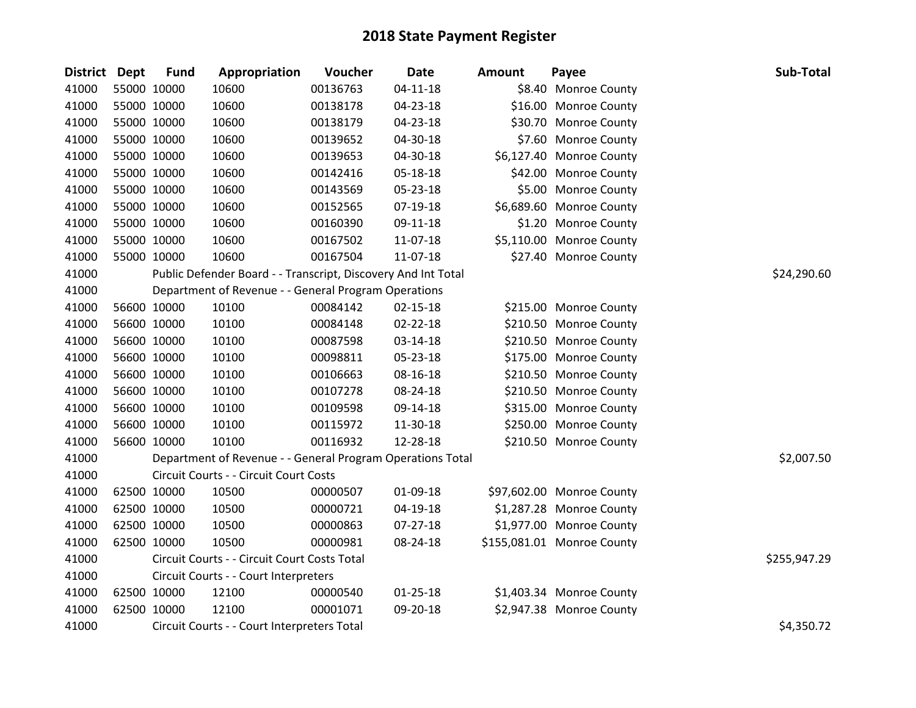# 2018 State Payment Register

| District | Dept | Fund | Appropriation | Voucher | Date | Amount | Payee | Sub-Total |
|---|---|---|---|---|---|---|---|---|
| 41000 | 55000 | 10000 | 10600 | 00136763 | 04-11-18 | $8.40 | Monroe County | |
| 41000 | 55000 | 10000 | 10600 | 00138178 | 04-23-18 | $16.00 | Monroe County | |
| 41000 | 55000 | 10000 | 10600 | 00138179 | 04-23-18 | $30.70 | Monroe County | |
| 41000 | 55000 | 10000 | 10600 | 00139652 | 04-30-18 | $7.60 | Monroe County | |
| 41000 | 55000 | 10000 | 10600 | 00139653 | 04-30-18 | $6,127.40 | Monroe County | |
| 41000 | 55000 | 10000 | 10600 | 00142416 | 05-18-18 | $42.00 | Monroe County | |
| 41000 | 55000 | 10000 | 10600 | 00143569 | 05-23-18 | $5.00 | Monroe County | |
| 41000 | 55000 | 10000 | 10600 | 00152565 | 07-19-18 | $6,689.60 | Monroe County | |
| 41000 | 55000 | 10000 | 10600 | 00160390 | 09-11-18 | $1.20 | Monroe County | |
| 41000 | 55000 | 10000 | 10600 | 00167502 | 11-07-18 | $5,110.00 | Monroe County | |
| 41000 | 55000 | 10000 | 10600 | 00167504 | 11-07-18 | $27.40 | Monroe County | |
| 41000 | | Public Defender Board - - Transcript, Discovery And Int Total | | | | | | $24,290.60 |
| 41000 | | Department of Revenue - - General Program Operations | | | | | | |
| 41000 | 56600 | 10000 | 10100 | 00084142 | 02-15-18 | $215.00 | Monroe County | |
| 41000 | 56600 | 10000 | 10100 | 00084148 | 02-22-18 | $210.50 | Monroe County | |
| 41000 | 56600 | 10000 | 10100 | 00087598 | 03-14-18 | $210.50 | Monroe County | |
| 41000 | 56600 | 10000 | 10100 | 00098811 | 05-23-18 | $175.00 | Monroe County | |
| 41000 | 56600 | 10000 | 10100 | 00106663 | 08-16-18 | $210.50 | Monroe County | |
| 41000 | 56600 | 10000 | 10100 | 00107278 | 08-24-18 | $210.50 | Monroe County | |
| 41000 | 56600 | 10000 | 10100 | 00109598 | 09-14-18 | $315.00 | Monroe County | |
| 41000 | 56600 | 10000 | 10100 | 00115972 | 11-30-18 | $250.00 | Monroe County | |
| 41000 | 56600 | 10000 | 10100 | 00116932 | 12-28-18 | $210.50 | Monroe County | |
| 41000 | | Department of Revenue - - General Program Operations Total | | | | | | $2,007.50 |
| 41000 | | Circuit Courts - - Circuit Court Costs | | | | | | |
| 41000 | 62500 | 10000 | 10500 | 00000507 | 01-09-18 | $97,602.00 | Monroe County | |
| 41000 | 62500 | 10000 | 10500 | 00000721 | 04-19-18 | $1,287.28 | Monroe County | |
| 41000 | 62500 | 10000 | 10500 | 00000863 | 07-27-18 | $1,977.00 | Monroe County | |
| 41000 | 62500 | 10000 | 10500 | 00000981 | 08-24-18 | $155,081.01 | Monroe County | |
| 41000 | | Circuit Courts - - Circuit Court Costs Total | | | | | | $255,947.29 |
| 41000 | | Circuit Courts - - Court Interpreters | | | | | | |
| 41000 | 62500 | 10000 | 12100 | 00000540 | 01-25-18 | $1,403.34 | Monroe County | |
| 41000 | 62500 | 10000 | 12100 | 00001071 | 09-20-18 | $2,947.38 | Monroe County | |
| 41000 | | Circuit Courts - - Court Interpreters Total | | | | | | $4,350.72 |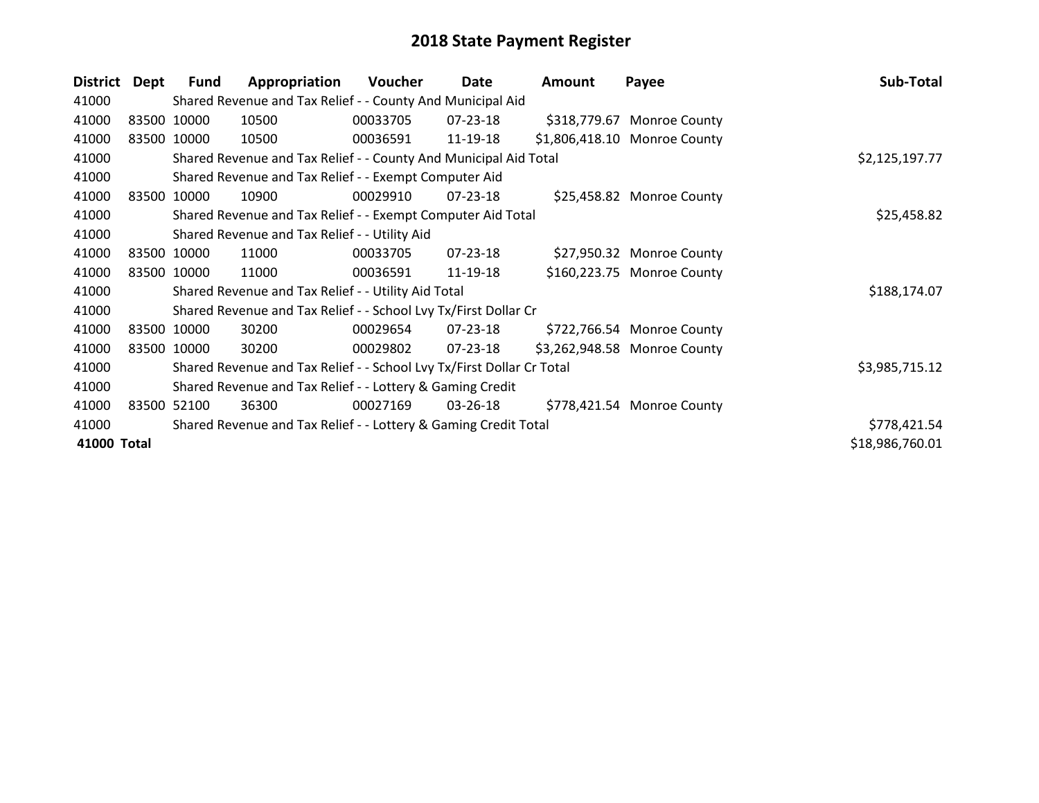# 2018 State Payment Register

| District | Dept | Fund | Appropriation | Voucher | Date | Amount | Payee | Sub-Total |
|---|---|---|---|---|---|---|---|---|
| 41000 | | Shared Revenue and Tax Relief - - County And Municipal Aid | | | | | | |
| 41000 | 83500 | 10000 | 10500 | 00033705 | 07-23-18 | $318,779.67 | Monroe County | |
| 41000 | 83500 | 10000 | 10500 | 00036591 | 11-19-18 | $1,806,418.10 | Monroe County | |
| 41000 | | Shared Revenue and Tax Relief - - County And Municipal Aid Total | | | | | | $2,125,197.77 |
| 41000 | | Shared Revenue and Tax Relief - - Exempt Computer Aid | | | | | | |
| 41000 | 83500 | 10000 | 10900 | 00029910 | 07-23-18 | $25,458.82 | Monroe County | |
| 41000 | | Shared Revenue and Tax Relief - - Exempt Computer Aid Total | | | | | | $25,458.82 |
| 41000 | | Shared Revenue and Tax Relief - - Utility Aid | | | | | | |
| 41000 | 83500 | 10000 | 11000 | 00033705 | 07-23-18 | $27,950.32 | Monroe County | |
| 41000 | 83500 | 10000 | 11000 | 00036591 | 11-19-18 | $160,223.75 | Monroe County | |
| 41000 | | Shared Revenue and Tax Relief - - Utility Aid Total | | | | | | $188,174.07 |
| 41000 | | Shared Revenue and Tax Relief - - School Lvy Tx/First Dollar Cr | | | | | | |
| 41000 | 83500 | 10000 | 30200 | 00029654 | 07-23-18 | $722,766.54 | Monroe County | |
| 41000 | 83500 | 10000 | 30200 | 00029802 | 07-23-18 | $3,262,948.58 | Monroe County | |
| 41000 | | Shared Revenue and Tax Relief - - School Lvy Tx/First Dollar Cr Total | | | | | | $3,985,715.12 |
| 41000 | | Shared Revenue and Tax Relief - - Lottery & Gaming Credit | | | | | | |
| 41000 | 83500 | 52100 | 36300 | 00027169 | 03-26-18 | $778,421.54 | Monroe County | |
| 41000 | | Shared Revenue and Tax Relief - - Lottery & Gaming Credit Total | | | | | | $778,421.54 |
| **41000 Total** | | | | | | | | $18,986,760.01 |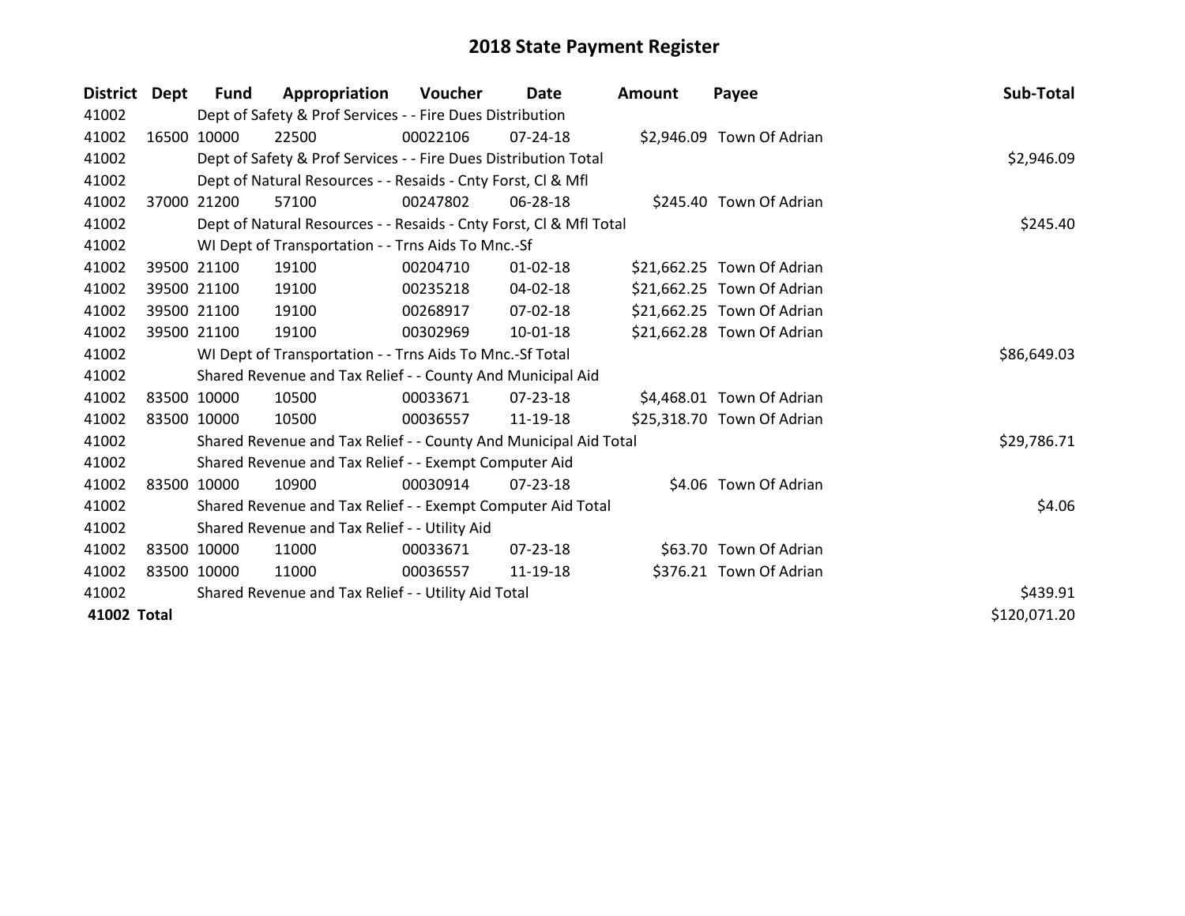# 2018 State Payment Register

| District | Dept | Fund | Appropriation | Voucher | Date | Amount | Payee | Sub-Total |
|---|---|---|---|---|---|---|---|---|
| 41002 | | Dept of Safety & Prof Services - - Fire Dues Distribution | | | | | | |
| 41002 | 16500 | 10000 | 22500 | 00022106 | 07-24-18 | $2,946.09 | Town Of Adrian | |
| 41002 | | Dept of Safety & Prof Services - - Fire Dues Distribution Total | | | | | | $2,946.09 |
| 41002 | | Dept of Natural Resources - - Resaids - Cnty Forst, Cl & Mfl | | | | | | |
| 41002 | 37000 | 21200 | 57100 | 00247802 | 06-28-18 | $245.40 | Town Of Adrian | |
| 41002 | | Dept of Natural Resources - - Resaids - Cnty Forst, Cl & Mfl Total | | | | | | $245.40 |
| 41002 | | WI Dept of Transportation - - Trns Aids To Mnc.-Sf | | | | | | |
| 41002 | 39500 | 21100 | 19100 | 00204710 | 01-02-18 | $21,662.25 | Town Of Adrian | |
| 41002 | 39500 | 21100 | 19100 | 00235218 | 04-02-18 | $21,662.25 | Town Of Adrian | |
| 41002 | 39500 | 21100 | 19100 | 00268917 | 07-02-18 | $21,662.25 | Town Of Adrian | |
| 41002 | 39500 | 21100 | 19100 | 00302969 | 10-01-18 | $21,662.28 | Town Of Adrian | |
| 41002 | | WI Dept of Transportation - - Trns Aids To Mnc.-Sf Total | | | | | | $86,649.03 |
| 41002 | | Shared Revenue and Tax Relief - - County And Municipal Aid | | | | | | |
| 41002 | 83500 | 10000 | 10500 | 00033671 | 07-23-18 | $4,468.01 | Town Of Adrian | |
| 41002 | 83500 | 10000 | 10500 | 00036557 | 11-19-18 | $25,318.70 | Town Of Adrian | |
| 41002 | | Shared Revenue and Tax Relief - - County And Municipal Aid Total | | | | | | $29,786.71 |
| 41002 | | Shared Revenue and Tax Relief - - Exempt Computer Aid | | | | | | |
| 41002 | 83500 | 10000 | 10900 | 00030914 | 07-23-18 | $4.06 | Town Of Adrian | |
| 41002 | | Shared Revenue and Tax Relief - - Exempt Computer Aid Total | | | | | | $4.06 |
| 41002 | | Shared Revenue and Tax Relief - - Utility Aid | | | | | | |
| 41002 | 83500 | 10000 | 11000 | 00033671 | 07-23-18 | $63.70 | Town Of Adrian | |
| 41002 | 83500 | 10000 | 11000 | 00036557 | 11-19-18 | $376.21 | Town Of Adrian | |
| 41002 | | Shared Revenue and Tax Relief - - Utility Aid Total | | | | | | $439.91 |
| **41002 Total** | | | | | | | | $120,071.20 |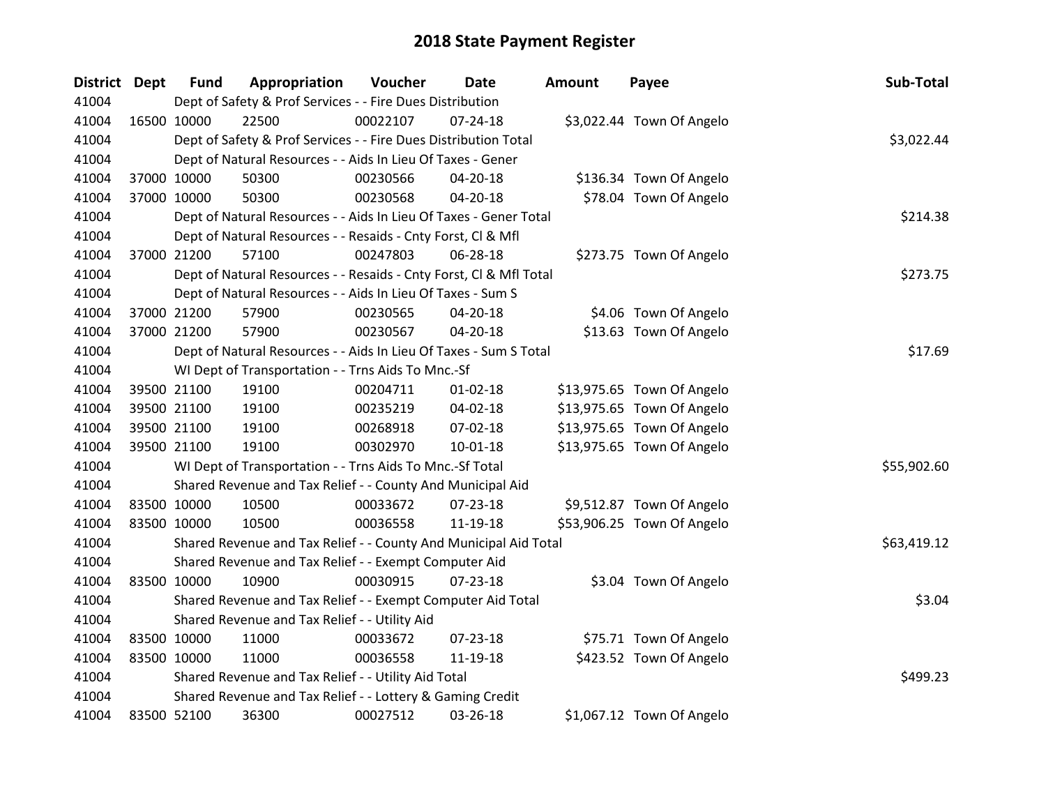# 2018 State Payment Register

| District | Dept | Fund | Appropriation | Voucher | Date | Amount | Payee | Sub-Total |
|---|---|---|---|---|---|---|---|---|
| 41004 | | Dept of Safety & Prof Services - - Fire Dues Distribution | | | | | | |
| 41004 | 16500 | 10000 | 22500 | 00022107 | 07-24-18 | $3,022.44 | Town Of Angelo | |
| 41004 | | Dept of Safety & Prof Services - - Fire Dues Distribution Total | | | | | | $3,022.44 |
| 41004 | | Dept of Natural Resources - - Aids In Lieu Of Taxes - Gener | | | | | | |
| 41004 | 37000 | 10000 | 50300 | 00230566 | 04-20-18 | $136.34 | Town Of Angelo | |
| 41004 | 37000 | 10000 | 50300 | 00230568 | 04-20-18 | $78.04 | Town Of Angelo | |
| 41004 | | Dept of Natural Resources - - Aids In Lieu Of Taxes - Gener Total | | | | | | $214.38 |
| 41004 | | Dept of Natural Resources - - Resaids - Cnty Forst, Cl & Mfl | | | | | | |
| 41004 | 37000 | 21200 | 57100 | 00247803 | 06-28-18 | $273.75 | Town Of Angelo | |
| 41004 | | Dept of Natural Resources - - Resaids - Cnty Forst, Cl & Mfl Total | | | | | | $273.75 |
| 41004 | | Dept of Natural Resources - - Aids In Lieu Of Taxes - Sum S | | | | | | |
| 41004 | 37000 | 21200 | 57900 | 00230565 | 04-20-18 | $4.06 | Town Of Angelo | |
| 41004 | 37000 | 21200 | 57900 | 00230567 | 04-20-18 | $13.63 | Town Of Angelo | |
| 41004 | | Dept of Natural Resources - - Aids In Lieu Of Taxes - Sum S Total | | | | | | $17.69 |
| 41004 | | WI Dept of Transportation - - Trns Aids To Mnc.-Sf | | | | | | |
| 41004 | 39500 | 21100 | 19100 | 00204711 | 01-02-18 | $13,975.65 | Town Of Angelo | |
| 41004 | 39500 | 21100 | 19100 | 00235219 | 04-02-18 | $13,975.65 | Town Of Angelo | |
| 41004 | 39500 | 21100 | 19100 | 00268918 | 07-02-18 | $13,975.65 | Town Of Angelo | |
| 41004 | 39500 | 21100 | 19100 | 00302970 | 10-01-18 | $13,975.65 | Town Of Angelo | |
| 41004 | | WI Dept of Transportation - - Trns Aids To Mnc.-Sf Total | | | | | | $55,902.60 |
| 41004 | | Shared Revenue and Tax Relief - - County And Municipal Aid | | | | | | |
| 41004 | 83500 | 10000 | 10500 | 00033672 | 07-23-18 | $9,512.87 | Town Of Angelo | |
| 41004 | 83500 | 10000 | 10500 | 00036558 | 11-19-18 | $53,906.25 | Town Of Angelo | |
| 41004 | | Shared Revenue and Tax Relief - - County And Municipal Aid Total | | | | | | $63,419.12 |
| 41004 | | Shared Revenue and Tax Relief - - Exempt Computer Aid | | | | | | |
| 41004 | 83500 | 10000 | 10900 | 00030915 | 07-23-18 | $3.04 | Town Of Angelo | |
| 41004 | | Shared Revenue and Tax Relief - - Exempt Computer Aid Total | | | | | | $3.04 |
| 41004 | | Shared Revenue and Tax Relief - - Utility Aid | | | | | | |
| 41004 | 83500 | 10000 | 11000 | 00033672 | 07-23-18 | $75.71 | Town Of Angelo | |
| 41004 | 83500 | 10000 | 11000 | 00036558 | 11-19-18 | $423.52 | Town Of Angelo | |
| 41004 | | Shared Revenue and Tax Relief - - Utility Aid Total | | | | | | $499.23 |
| 41004 | | Shared Revenue and Tax Relief - - Lottery & Gaming Credit | | | | | | |
| 41004 | 83500 | 52100 | 36300 | 00027512 | 03-26-18 | $1,067.12 | Town Of Angelo | |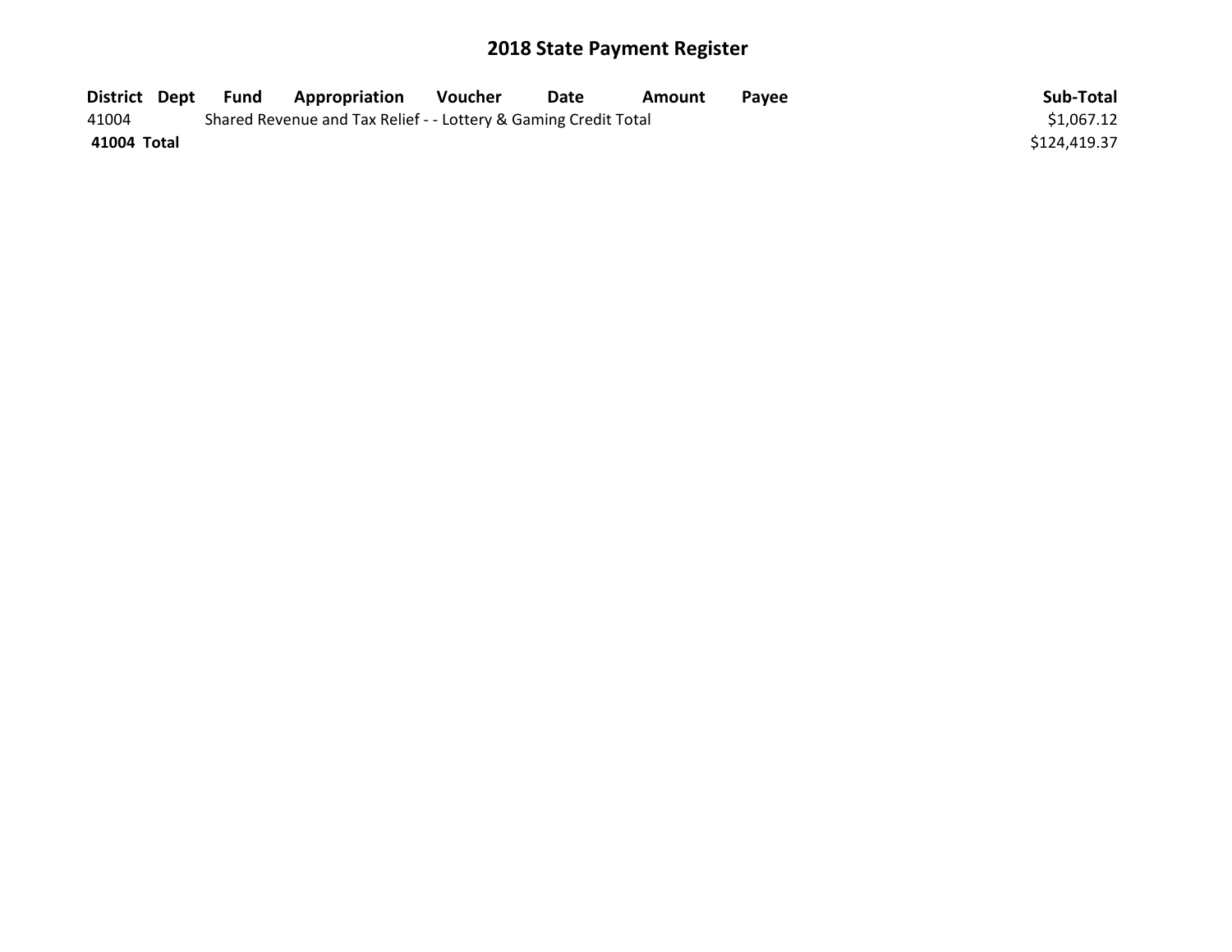# 2018 State Payment Register

| District | Dept | Fund | Appropriation | Voucher | Date | Amount | Payee | Sub-Total |
|---|---|---|---|---|---|---|---|---|
| 41004 | | Shared Revenue and Tax Relief - - Lottery & Gaming Credit Total | | | | | | $1,067.12 |
| **41004 Total** | | | | | | | | $124,419.37 |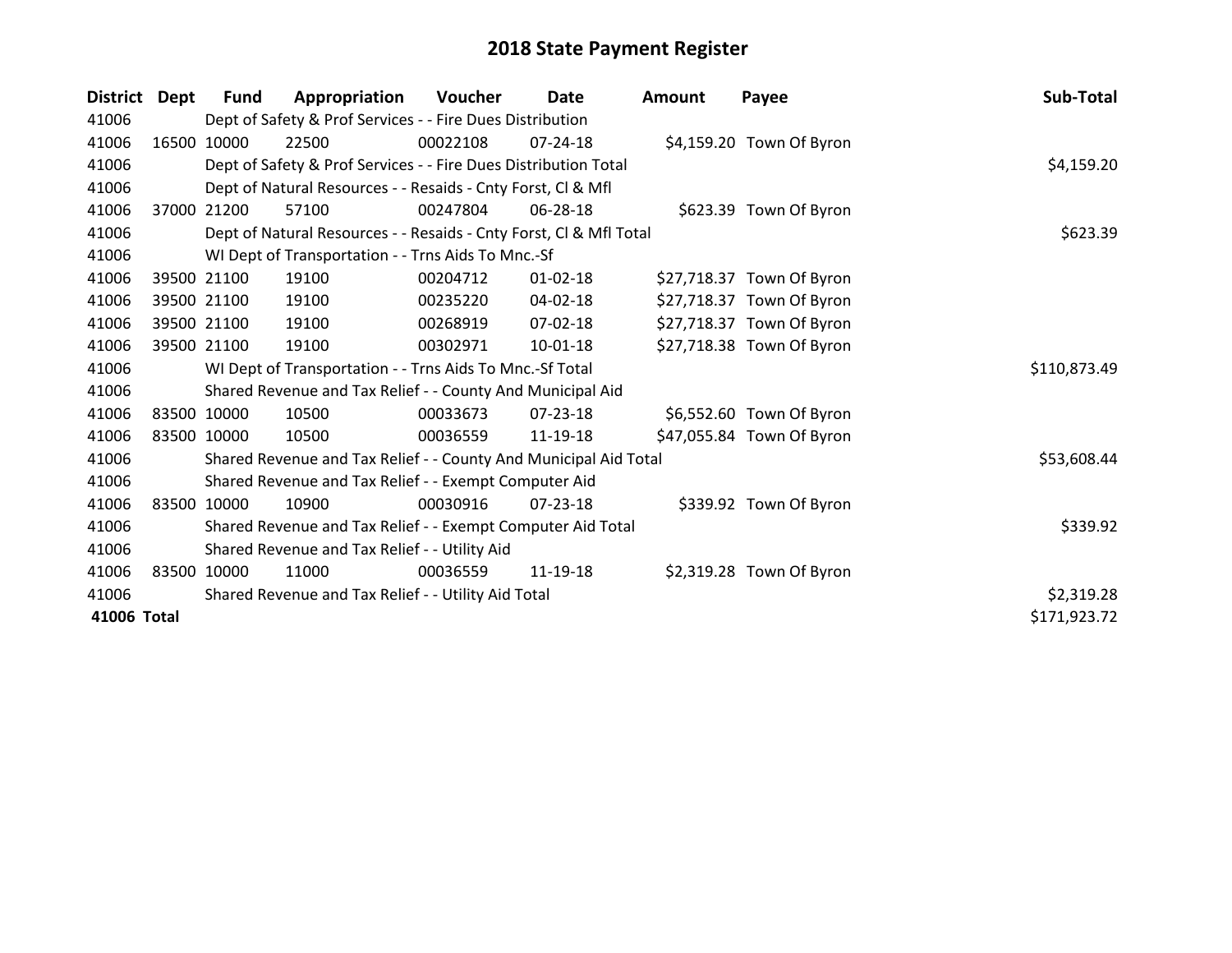# 2018 State Payment Register

| District | Dept | Fund | Appropriation | Voucher | Date | Amount | Payee | Sub-Total |
|---|---|---|---|---|---|---|---|---|
| 41006 | | Dept of Safety & Prof Services - - Fire Dues Distribution | | | | | | |
| 41006 | 16500 | 10000 | 22500 | 00022108 | 07-24-18 | $4,159.20 | Town Of Byron | |
| 41006 | | Dept of Safety & Prof Services - - Fire Dues Distribution Total | | | | | | $4,159.20 |
| 41006 | | Dept of Natural Resources - - Resaids - Cnty Forst, Cl & Mfl | | | | | | |
| 41006 | 37000 | 21200 | 57100 | 00247804 | 06-28-18 | $623.39 | Town Of Byron | |
| 41006 | | Dept of Natural Resources - - Resaids - Cnty Forst, Cl & Mfl Total | | | | | | $623.39 |
| 41006 | | WI Dept of Transportation - - Trns Aids To Mnc.-Sf | | | | | | |
| 41006 | 39500 | 21100 | 19100 | 00204712 | 01-02-18 | $27,718.37 | Town Of Byron | |
| 41006 | 39500 | 21100 | 19100 | 00235220 | 04-02-18 | $27,718.37 | Town Of Byron | |
| 41006 | 39500 | 21100 | 19100 | 00268919 | 07-02-18 | $27,718.37 | Town Of Byron | |
| 41006 | 39500 | 21100 | 19100 | 00302971 | 10-01-18 | $27,718.38 | Town Of Byron | |
| 41006 | | WI Dept of Transportation - - Trns Aids To Mnc.-Sf Total | | | | | | $110,873.49 |
| 41006 | | Shared Revenue and Tax Relief - - County And Municipal Aid | | | | | | |
| 41006 | 83500 | 10000 | 10500 | 00033673 | 07-23-18 | $6,552.60 | Town Of Byron | |
| 41006 | 83500 | 10000 | 10500 | 00036559 | 11-19-18 | $47,055.84 | Town Of Byron | |
| 41006 | | Shared Revenue and Tax Relief - - County And Municipal Aid Total | | | | | | $53,608.44 |
| 41006 | | Shared Revenue and Tax Relief - - Exempt Computer Aid | | | | | | |
| 41006 | 83500 | 10000 | 10900 | 00030916 | 07-23-18 | $339.92 | Town Of Byron | |
| 41006 | | Shared Revenue and Tax Relief - - Exempt Computer Aid Total | | | | | | $339.92 |
| 41006 | | Shared Revenue and Tax Relief - - Utility Aid | | | | | | |
| 41006 | 83500 | 10000 | 11000 | 00036559 | 11-19-18 | $2,319.28 | Town Of Byron | |
| 41006 | | Shared Revenue and Tax Relief - - Utility Aid Total | | | | | | $2,319.28 |
| **41006** | **Total** | | | | | | | $171,923.72 |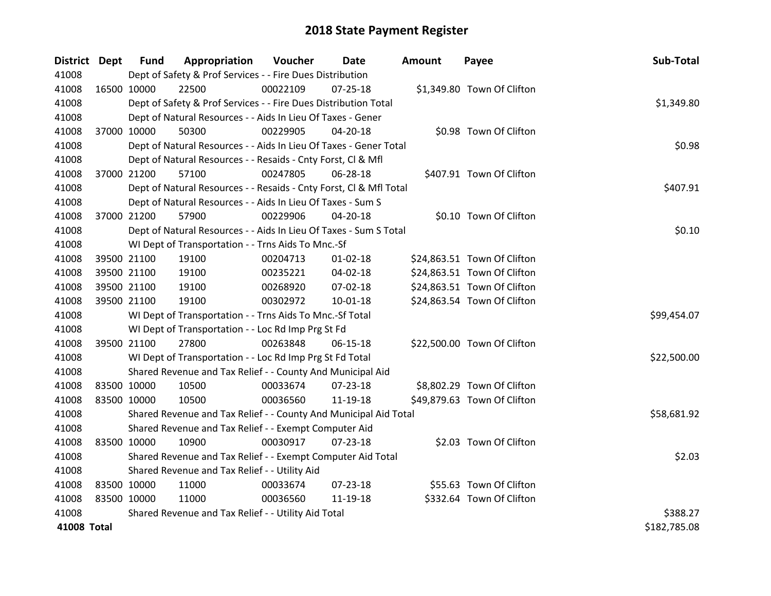# 2018 State Payment Register

| District | Dept | Fund | Appropriation | Voucher | Date | Amount | Payee | Sub-Total |
|---|---|---|---|---|---|---|---|---|
| 41008 | | Dept of Safety & Prof Services - - Fire Dues Distribution | | | | | | |
| 41008 | 16500 | 10000 | 22500 | 00022109 | 07-25-18 | $1,349.80 | Town Of Clifton | |
| 41008 | | Dept of Safety & Prof Services - - Fire Dues Distribution Total | | | | | | $1,349.80 |
| 41008 | | Dept of Natural Resources - - Aids In Lieu Of Taxes - Gener | | | | | | |
| 41008 | 37000 | 10000 | 50300 | 00229905 | 04-20-18 | $0.98 | Town Of Clifton | |
| 41008 | | Dept of Natural Resources - - Aids In Lieu Of Taxes - Gener Total | | | | | | $0.98 |
| 41008 | | Dept of Natural Resources - - Resaids - Cnty Forst, Cl & Mfl | | | | | | |
| 41008 | 37000 | 21200 | 57100 | 00247805 | 06-28-18 | $407.91 | Town Of Clifton | |
| 41008 | | Dept of Natural Resources - - Resaids - Cnty Forst, Cl & Mfl Total | | | | | | $407.91 |
| 41008 | | Dept of Natural Resources - - Aids In Lieu Of Taxes - Sum S | | | | | | |
| 41008 | 37000 | 21200 | 57900 | 00229906 | 04-20-18 | $0.10 | Town Of Clifton | |
| 41008 | | Dept of Natural Resources - - Aids In Lieu Of Taxes - Sum S Total | | | | | | $0.10 |
| 41008 | | WI Dept of Transportation - - Trns Aids To Mnc.-Sf | | | | | | |
| 41008 | 39500 | 21100 | 19100 | 00204713 | 01-02-18 | $24,863.51 | Town Of Clifton | |
| 41008 | 39500 | 21100 | 19100 | 00235221 | 04-02-18 | $24,863.51 | Town Of Clifton | |
| 41008 | 39500 | 21100 | 19100 | 00268920 | 07-02-18 | $24,863.51 | Town Of Clifton | |
| 41008 | 39500 | 21100 | 19100 | 00302972 | 10-01-18 | $24,863.54 | Town Of Clifton | |
| 41008 | | WI Dept of Transportation - - Trns Aids To Mnc.-Sf Total | | | | | | $99,454.07 |
| 41008 | | WI Dept of Transportation - - Loc Rd Imp Prg St Fd | | | | | | |
| 41008 | 39500 | 21100 | 27800 | 00263848 | 06-15-18 | $22,500.00 | Town Of Clifton | |
| 41008 | | WI Dept of Transportation - - Loc Rd Imp Prg St Fd Total | | | | | | $22,500.00 |
| 41008 | | Shared Revenue and Tax Relief - - County And Municipal Aid | | | | | | |
| 41008 | 83500 | 10000 | 10500 | 00033674 | 07-23-18 | $8,802.29 | Town Of Clifton | |
| 41008 | 83500 | 10000 | 10500 | 00036560 | 11-19-18 | $49,879.63 | Town Of Clifton | |
| 41008 | | Shared Revenue and Tax Relief - - County And Municipal Aid Total | | | | | | $58,681.92 |
| 41008 | | Shared Revenue and Tax Relief - - Exempt Computer Aid | | | | | | |
| 41008 | 83500 | 10000 | 10900 | 00030917 | 07-23-18 | $2.03 | Town Of Clifton | |
| 41008 | | Shared Revenue and Tax Relief - - Exempt Computer Aid Total | | | | | | $2.03 |
| 41008 | | Shared Revenue and Tax Relief - - Utility Aid | | | | | | |
| 41008 | 83500 | 10000 | 11000 | 00033674 | 07-23-18 | $55.63 | Town Of Clifton | |
| 41008 | 83500 | 10000 | 11000 | 00036560 | 11-19-18 | $332.64 | Town Of Clifton | |
| 41008 | | Shared Revenue and Tax Relief - - Utility Aid Total | | | | | | $388.27 |
| **41008 Total** | | | | | | | | $182,785.08 |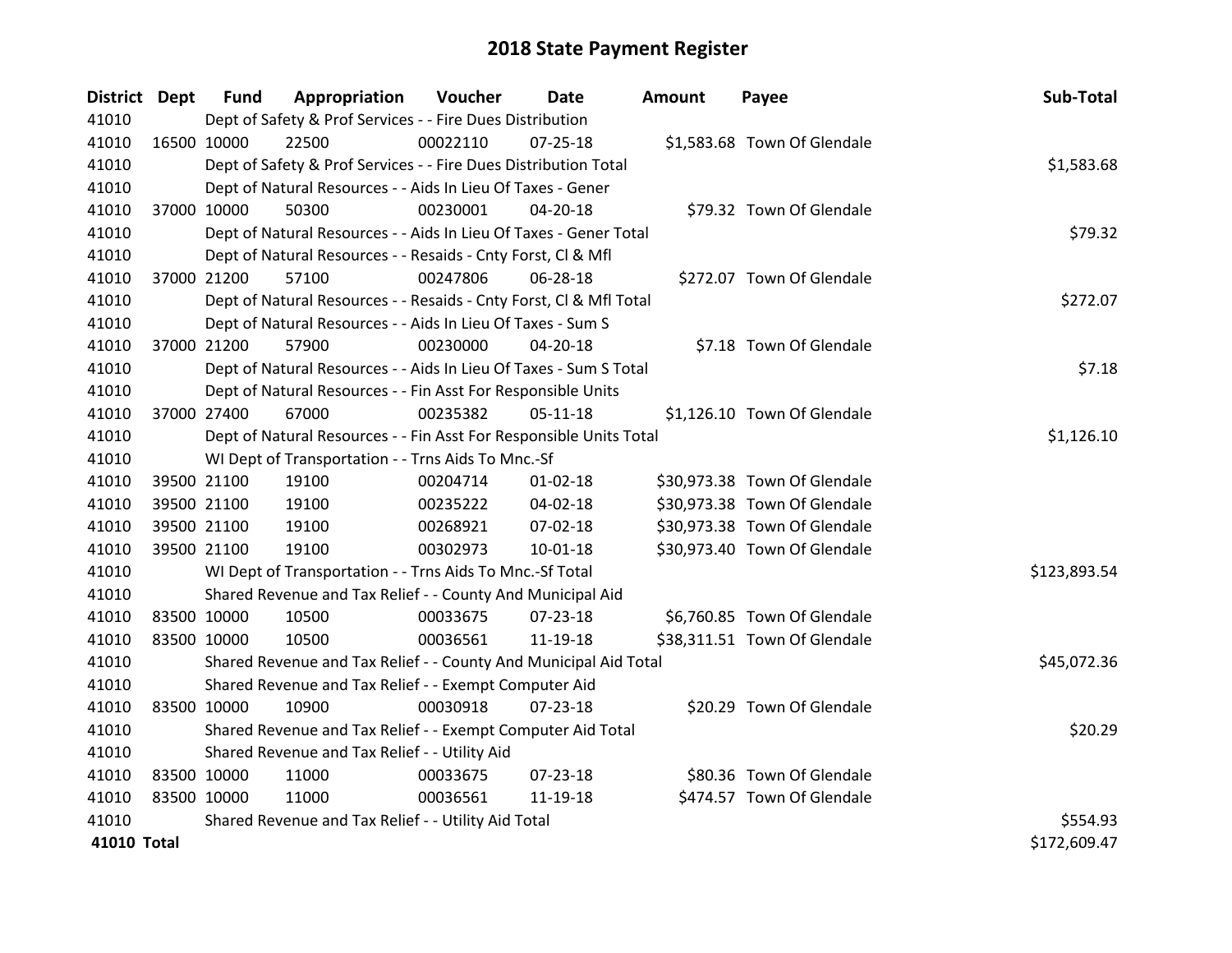# 2018 State Payment Register

| District | Dept | Fund | Appropriation | Voucher | Date | Amount | Payee | Sub-Total |
|---|---|---|---|---|---|---|---|---|
| 41010 | | Dept of Safety & Prof Services - - Fire Dues Distribution | | | | | | |
| 41010 | 16500 | 10000 | 22500 | 00022110 | 07-25-18 | $1,583.68 | Town Of Glendale | |
| 41010 | | Dept of Safety & Prof Services - - Fire Dues Distribution Total | | | | | | $1,583.68 |
| 41010 | | Dept of Natural Resources - - Aids In Lieu Of Taxes - Gener | | | | | | |
| 41010 | 37000 | 10000 | 50300 | 00230001 | 04-20-18 | $79.32 | Town Of Glendale | |
| 41010 | | Dept of Natural Resources - - Aids In Lieu Of Taxes - Gener Total | | | | | | $79.32 |
| 41010 | | Dept of Natural Resources - - Resaids - Cnty Forst, Cl & Mfl | | | | | | |
| 41010 | 37000 | 21200 | 57100 | 00247806 | 06-28-18 | $272.07 | Town Of Glendale | |
| 41010 | | Dept of Natural Resources - - Resaids - Cnty Forst, Cl & Mfl Total | | | | | | $272.07 |
| 41010 | | Dept of Natural Resources - - Aids In Lieu Of Taxes - Sum S | | | | | | |
| 41010 | 37000 | 21200 | 57900 | 00230000 | 04-20-18 | $7.18 | Town Of Glendale | |
| 41010 | | Dept of Natural Resources - - Aids In Lieu Of Taxes - Sum S Total | | | | | | $7.18 |
| 41010 | | Dept of Natural Resources - - Fin Asst For Responsible Units | | | | | | |
| 41010 | 37000 | 27400 | 67000 | 00235382 | 05-11-18 | $1,126.10 | Town Of Glendale | |
| 41010 | | Dept of Natural Resources - - Fin Asst For Responsible Units Total | | | | | | $1,126.10 |
| 41010 | | WI Dept of Transportation - - Trns Aids To Mnc.-Sf | | | | | | |
| 41010 | 39500 | 21100 | 19100 | 00204714 | 01-02-18 | $30,973.38 | Town Of Glendale | |
| 41010 | 39500 | 21100 | 19100 | 00235222 | 04-02-18 | $30,973.38 | Town Of Glendale | |
| 41010 | 39500 | 21100 | 19100 | 00268921 | 07-02-18 | $30,973.38 | Town Of Glendale | |
| 41010 | 39500 | 21100 | 19100 | 00302973 | 10-01-18 | $30,973.40 | Town Of Glendale | |
| 41010 | | WI Dept of Transportation - - Trns Aids To Mnc.-Sf Total | | | | | | $123,893.54 |
| 41010 | | Shared Revenue and Tax Relief - - County And Municipal Aid | | | | | | |
| 41010 | 83500 | 10000 | 10500 | 00033675 | 07-23-18 | $6,760.85 | Town Of Glendale | |
| 41010 | 83500 | 10000 | 10500 | 00036561 | 11-19-18 | $38,311.51 | Town Of Glendale | |
| 41010 | | Shared Revenue and Tax Relief - - County And Municipal Aid Total | | | | | | $45,072.36 |
| 41010 | | Shared Revenue and Tax Relief - - Exempt Computer Aid | | | | | | |
| 41010 | 83500 | 10000 | 10900 | 00030918 | 07-23-18 | $20.29 | Town Of Glendale | |
| 41010 | | Shared Revenue and Tax Relief - - Exempt Computer Aid Total | | | | | | $20.29 |
| 41010 | | Shared Revenue and Tax Relief - - Utility Aid | | | | | | |
| 41010 | 83500 | 10000 | 11000 | 00033675 | 07-23-18 | $80.36 | Town Of Glendale | |
| 41010 | 83500 | 10000 | 11000 | 00036561 | 11-19-18 | $474.57 | Town Of Glendale | |
| 41010 | | Shared Revenue and Tax Relief - - Utility Aid Total | | | | | | $554.93 |
| **41010 Total** | | | | | | | | $172,609.47 |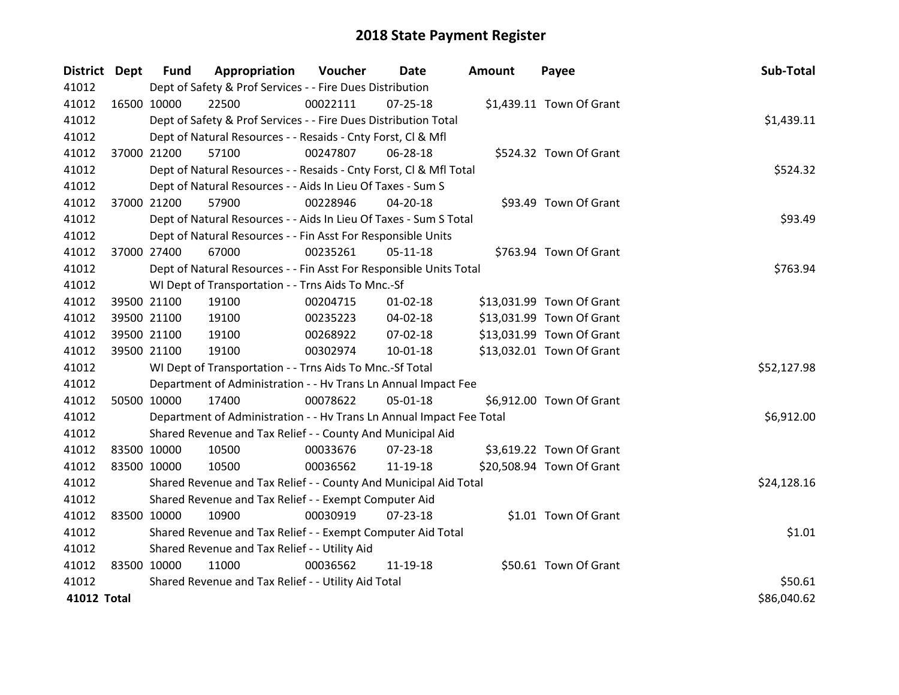# 2018 State Payment Register

| District | Dept | Fund | Appropriation | Voucher | Date | Amount | Payee | Sub-Total |
|---|---|---|---|---|---|---|---|---|
| 41012 | | Dept of Safety & Prof Services - - Fire Dues Distribution | | | | | | |
| 41012 | 16500 | 10000 | 22500 | 00022111 | 07-25-18 | $1,439.11 | Town Of Grant | |
| 41012 | | Dept of Safety & Prof Services - - Fire Dues Distribution Total | | | | | | $1,439.11 |
| 41012 | | Dept of Natural Resources - - Resaids - Cnty Forst, Cl & Mfl | | | | | | |
| 41012 | 37000 | 21200 | 57100 | 00247807 | 06-28-18 | $524.32 | Town Of Grant | |
| 41012 | | Dept of Natural Resources - - Resaids - Cnty Forst, Cl & Mfl Total | | | | | | $524.32 |
| 41012 | | Dept of Natural Resources - - Aids In Lieu Of Taxes - Sum S | | | | | | |
| 41012 | 37000 | 21200 | 57900 | 00228946 | 04-20-18 | $93.49 | Town Of Grant | |
| 41012 | | Dept of Natural Resources - - Aids In Lieu Of Taxes - Sum S Total | | | | | | $93.49 |
| 41012 | | Dept of Natural Resources - - Fin Asst For Responsible Units | | | | | | |
| 41012 | 37000 | 27400 | 67000 | 00235261 | 05-11-18 | $763.94 | Town Of Grant | |
| 41012 | | Dept of Natural Resources - - Fin Asst For Responsible Units Total | | | | | | $763.94 |
| 41012 | | WI Dept of Transportation - - Trns Aids To Mnc.-Sf | | | | | | |
| 41012 | 39500 | 21100 | 19100 | 00204715 | 01-02-18 | $13,031.99 | Town Of Grant | |
| 41012 | 39500 | 21100 | 19100 | 00235223 | 04-02-18 | $13,031.99 | Town Of Grant | |
| 41012 | 39500 | 21100 | 19100 | 00268922 | 07-02-18 | $13,031.99 | Town Of Grant | |
| 41012 | 39500 | 21100 | 19100 | 00302974 | 10-01-18 | $13,032.01 | Town Of Grant | |
| 41012 | | WI Dept of Transportation - - Trns Aids To Mnc.-Sf Total | | | | | | $52,127.98 |
| 41012 | | Department of Administration - - Hv Trans Ln Annual Impact Fee | | | | | | |
| 41012 | 50500 | 10000 | 17400 | 00078622 | 05-01-18 | $6,912.00 | Town Of Grant | |
| 41012 | | Department of Administration - - Hv Trans Ln Annual Impact Fee Total | | | | | | $6,912.00 |
| 41012 | | Shared Revenue and Tax Relief - - County And Municipal Aid | | | | | | |
| 41012 | 83500 | 10000 | 10500 | 00033676 | 07-23-18 | $3,619.22 | Town Of Grant | |
| 41012 | 83500 | 10000 | 10500 | 00036562 | 11-19-18 | $20,508.94 | Town Of Grant | |
| 41012 | | Shared Revenue and Tax Relief - - County And Municipal Aid Total | | | | | | $24,128.16 |
| 41012 | | Shared Revenue and Tax Relief - - Exempt Computer Aid | | | | | | |
| 41012 | 83500 | 10000 | 10900 | 00030919 | 07-23-18 | $1.01 | Town Of Grant | |
| 41012 | | Shared Revenue and Tax Relief - - Exempt Computer Aid Total | | | | | | $1.01 |
| 41012 | | Shared Revenue and Tax Relief - - Utility Aid | | | | | | |
| 41012 | 83500 | 10000 | 11000 | 00036562 | 11-19-18 | $50.61 | Town Of Grant | |
| 41012 | | Shared Revenue and Tax Relief - - Utility Aid Total | | | | | | $50.61 |
| **41012 Total** | | | | | | | | $86,040.62 |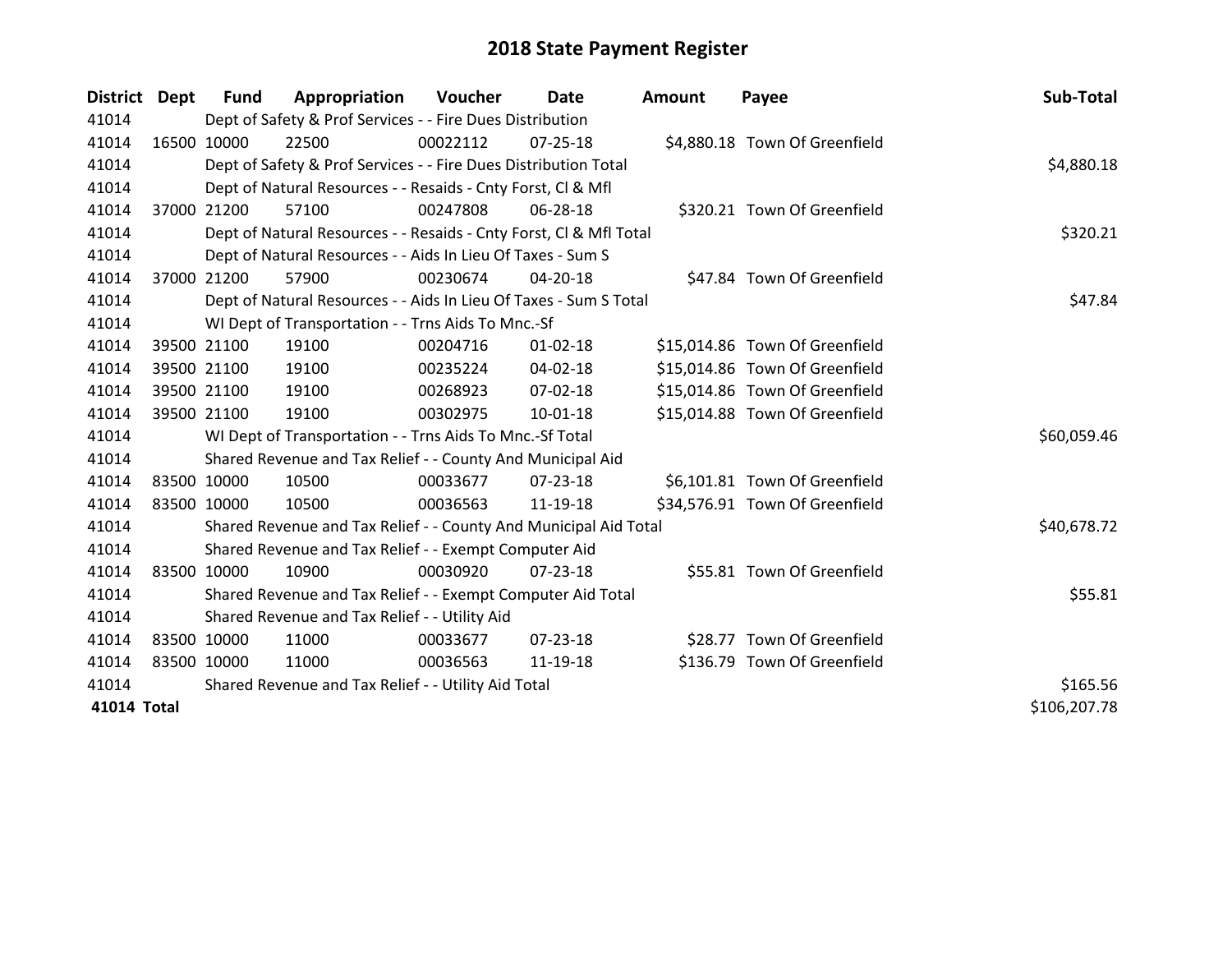# 2018 State Payment Register

| District | Dept | Fund | Appropriation | Voucher | Date | Amount | Payee | Sub-Total |
|---|---|---|---|---|---|---|---|---|
| 41014 | | Dept of Safety & Prof Services - - Fire Dues Distribution | | | | | | |
| 41014 | 16500 | 10000 | 22500 | 00022112 | 07-25-18 | $4,880.18 | Town Of Greenfield | |
| 41014 | | Dept of Safety & Prof Services - - Fire Dues Distribution Total | | | | | | $4,880.18 |
| 41014 | | Dept of Natural Resources - - Resaids - Cnty Forst, Cl & Mfl | | | | | | |
| 41014 | 37000 | 21200 | 57100 | 00247808 | 06-28-18 | $320.21 | Town Of Greenfield | |
| 41014 | | Dept of Natural Resources - - Resaids - Cnty Forst, Cl & Mfl Total | | | | | | $320.21 |
| 41014 | | Dept of Natural Resources - - Aids In Lieu Of Taxes - Sum S | | | | | | |
| 41014 | 37000 | 21200 | 57900 | 00230674 | 04-20-18 | $47.84 | Town Of Greenfield | |
| 41014 | | Dept of Natural Resources - - Aids In Lieu Of Taxes - Sum S Total | | | | | | $47.84 |
| 41014 | | WI Dept of Transportation - - Trns Aids To Mnc.-Sf | | | | | | |
| 41014 | 39500 | 21100 | 19100 | 00204716 | 01-02-18 | $15,014.86 | Town Of Greenfield | |
| 41014 | 39500 | 21100 | 19100 | 00235224 | 04-02-18 | $15,014.86 | Town Of Greenfield | |
| 41014 | 39500 | 21100 | 19100 | 00268923 | 07-02-18 | $15,014.86 | Town Of Greenfield | |
| 41014 | 39500 | 21100 | 19100 | 00302975 | 10-01-18 | $15,014.88 | Town Of Greenfield | |
| 41014 | | WI Dept of Transportation - - Trns Aids To Mnc.-Sf Total | | | | | | $60,059.46 |
| 41014 | | Shared Revenue and Tax Relief - - County And Municipal Aid | | | | | | |
| 41014 | 83500 | 10000 | 10500 | 00033677 | 07-23-18 | $6,101.81 | Town Of Greenfield | |
| 41014 | 83500 | 10000 | 10500 | 00036563 | 11-19-18 | $34,576.91 | Town Of Greenfield | |
| 41014 | | Shared Revenue and Tax Relief - - County And Municipal Aid Total | | | | | | $40,678.72 |
| 41014 | | Shared Revenue and Tax Relief - - Exempt Computer Aid | | | | | | |
| 41014 | 83500 | 10000 | 10900 | 00030920 | 07-23-18 | $55.81 | Town Of Greenfield | |
| 41014 | | Shared Revenue and Tax Relief - - Exempt Computer Aid Total | | | | | | $55.81 |
| 41014 | | Shared Revenue and Tax Relief - - Utility Aid | | | | | | |
| 41014 | 83500 | 10000 | 11000 | 00033677 | 07-23-18 | $28.77 | Town Of Greenfield | |
| 41014 | 83500 | 10000 | 11000 | 00036563 | 11-19-18 | $136.79 | Town Of Greenfield | |
| 41014 | | Shared Revenue and Tax Relief - - Utility Aid Total | | | | | | $165.56 |
| **41014 Total** | | | | | | | | $106,207.78 |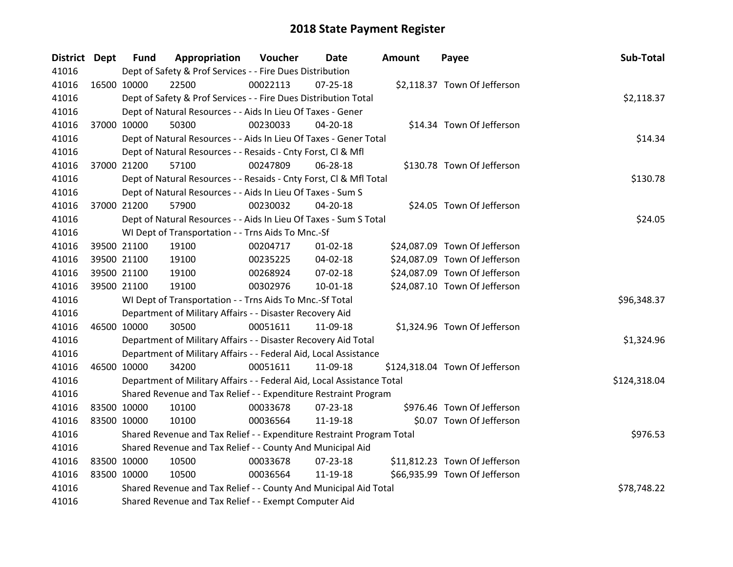# 2018 State Payment Register

| District | Dept | Fund | Appropriation | Voucher | Date | Amount | Payee | Sub-Total |
|---|---|---|---|---|---|---|---|---|
| 41016 | | Dept of Safety & Prof Services - - Fire Dues Distribution | | | | | | |
| 41016 | 16500 | 10000 | 22500 | 00022113 | 07-25-18 | $2,118.37 | Town Of Jefferson | |
| 41016 | | Dept of Safety & Prof Services - - Fire Dues Distribution Total | | | | | | $2,118.37 |
| 41016 | | Dept of Natural Resources - - Aids In Lieu Of Taxes - Gener | | | | | | |
| 41016 | 37000 | 10000 | 50300 | 00230033 | 04-20-18 | $14.34 | Town Of Jefferson | |
| 41016 | | Dept of Natural Resources - - Aids In Lieu Of Taxes - Gener Total | | | | | | $14.34 |
| 41016 | | Dept of Natural Resources - - Resaids - Cnty Forst, Cl & Mfl | | | | | | |
| 41016 | 37000 | 21200 | 57100 | 00247809 | 06-28-18 | $130.78 | Town Of Jefferson | |
| 41016 | | Dept of Natural Resources - - Resaids - Cnty Forst, Cl & Mfl Total | | | | | | $130.78 |
| 41016 | | Dept of Natural Resources - - Aids In Lieu Of Taxes - Sum S | | | | | | |
| 41016 | 37000 | 21200 | 57900 | 00230032 | 04-20-18 | $24.05 | Town Of Jefferson | |
| 41016 | | Dept of Natural Resources - - Aids In Lieu Of Taxes - Sum S Total | | | | | | $24.05 |
| 41016 | | WI Dept of Transportation - - Trns Aids To Mnc.-Sf | | | | | | |
| 41016 | 39500 | 21100 | 19100 | 00204717 | 01-02-18 | $24,087.09 | Town Of Jefferson | |
| 41016 | 39500 | 21100 | 19100 | 00235225 | 04-02-18 | $24,087.09 | Town Of Jefferson | |
| 41016 | 39500 | 21100 | 19100 | 00268924 | 07-02-18 | $24,087.09 | Town Of Jefferson | |
| 41016 | 39500 | 21100 | 19100 | 00302976 | 10-01-18 | $24,087.10 | Town Of Jefferson | |
| 41016 | | WI Dept of Transportation - - Trns Aids To Mnc.-Sf Total | | | | | | $96,348.37 |
| 41016 | | Department of Military Affairs - - Disaster Recovery Aid | | | | | | |
| 41016 | 46500 | 10000 | 30500 | 00051611 | 11-09-18 | $1,324.96 | Town Of Jefferson | |
| 41016 | | Department of Military Affairs - - Disaster Recovery Aid Total | | | | | | $1,324.96 |
| 41016 | | Department of Military Affairs - - Federal Aid, Local Assistance | | | | | | |
| 41016 | 46500 | 10000 | 34200 | 00051611 | 11-09-18 | $124,318.04 | Town Of Jefferson | |
| 41016 | | Department of Military Affairs - - Federal Aid, Local Assistance Total | | | | | | $124,318.04 |
| 41016 | | Shared Revenue and Tax Relief - - Expenditure Restraint Program | | | | | | |
| 41016 | 83500 | 10000 | 10100 | 00033678 | 07-23-18 | $976.46 | Town Of Jefferson | |
| 41016 | 83500 | 10000 | 10100 | 00036564 | 11-19-18 | $0.07 | Town Of Jefferson | |
| 41016 | | Shared Revenue and Tax Relief - - Expenditure Restraint Program Total | | | | | | $976.53 |
| 41016 | | Shared Revenue and Tax Relief - - County And Municipal Aid | | | | | | |
| 41016 | 83500 | 10000 | 10500 | 00033678 | 07-23-18 | $11,812.23 | Town Of Jefferson | |
| 41016 | 83500 | 10000 | 10500 | 00036564 | 11-19-18 | $66,935.99 | Town Of Jefferson | |
| 41016 | | Shared Revenue and Tax Relief - - County And Municipal Aid Total | | | | | | $78,748.22 |
| 41016 | | Shared Revenue and Tax Relief - - Exempt Computer Aid | | | | | | |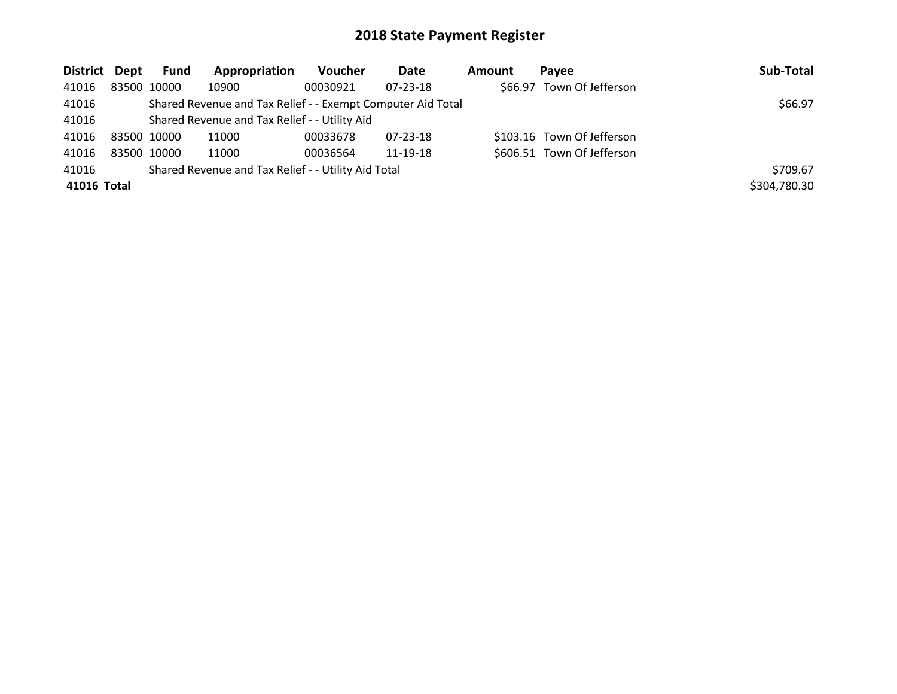# 2018 State Payment Register

| District | Dept | Fund | Appropriation | Voucher | Date | Amount | Payee | Sub-Total |
|---|---|---|---|---|---|---|---|---|
| 41016 | 83500 | 10000 | 10900 | 00030921 | 07-23-18 | $66.97 | Town Of Jefferson | |
| 41016 | | Shared Revenue and Tax Relief - - Exempt Computer Aid Total | | | | | | $66.97 |
| 41016 | | Shared Revenue and Tax Relief - - Utility Aid | | | | | | |
| 41016 | 83500 | 10000 | 11000 | 00033678 | 07-23-18 | $103.16 | Town Of Jefferson | |
| 41016 | 83500 | 10000 | 11000 | 00036564 | 11-19-18 | $606.51 | Town Of Jefferson | |
| 41016 | | Shared Revenue and Tax Relief - - Utility Aid Total | | | | | | $709.67 |
| **41016 Total** | | | | | | | | $304,780.30 |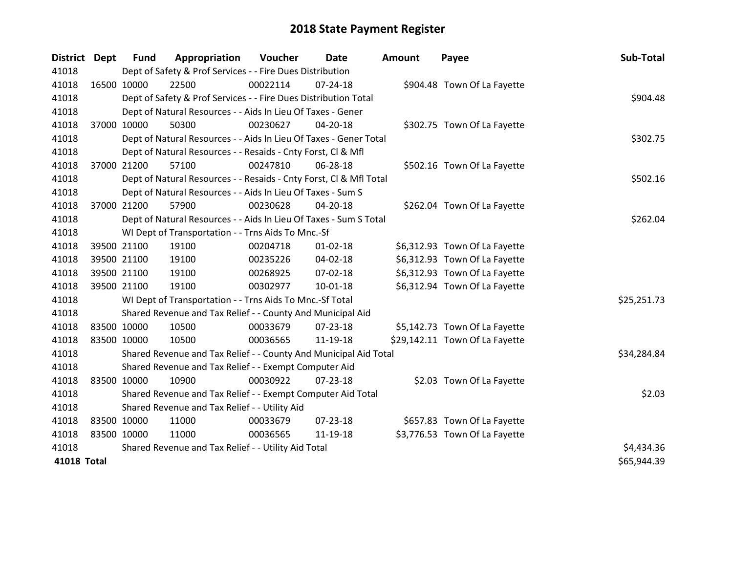# 2018 State Payment Register

| District | Dept | Fund | Appropriation | Voucher | Date | Amount | Payee | Sub-Total |
|---|---|---|---|---|---|---|---|---|
| 41018 | | Dept of Safety & Prof Services - - Fire Dues Distribution | | | | | | |
| 41018 | 16500 | 10000 | 22500 | 00022114 | 07-24-18 | $904.48 | Town Of La Fayette | |
| 41018 | | Dept of Safety & Prof Services - - Fire Dues Distribution Total | | | | | | $904.48 |
| 41018 | | Dept of Natural Resources - - Aids In Lieu Of Taxes - Gener | | | | | | |
| 41018 | 37000 | 10000 | 50300 | 00230627 | 04-20-18 | $302.75 | Town Of La Fayette | |
| 41018 | | Dept of Natural Resources - - Aids In Lieu Of Taxes - Gener Total | | | | | | $302.75 |
| 41018 | | Dept of Natural Resources - - Resaids - Cnty Forst, Cl & Mfl | | | | | | |
| 41018 | 37000 | 21200 | 57100 | 00247810 | 06-28-18 | $502.16 | Town Of La Fayette | |
| 41018 | | Dept of Natural Resources - - Resaids - Cnty Forst, Cl & Mfl Total | | | | | | $502.16 |
| 41018 | | Dept of Natural Resources - - Aids In Lieu Of Taxes - Sum S | | | | | | |
| 41018 | 37000 | 21200 | 57900 | 00230628 | 04-20-18 | $262.04 | Town Of La Fayette | |
| 41018 | | Dept of Natural Resources - - Aids In Lieu Of Taxes - Sum S Total | | | | | | $262.04 |
| 41018 | | WI Dept of Transportation - - Trns Aids To Mnc.-Sf | | | | | | |
| 41018 | 39500 | 21100 | 19100 | 00204718 | 01-02-18 | $6,312.93 | Town Of La Fayette | |
| 41018 | 39500 | 21100 | 19100 | 00235226 | 04-02-18 | $6,312.93 | Town Of La Fayette | |
| 41018 | 39500 | 21100 | 19100 | 00268925 | 07-02-18 | $6,312.93 | Town Of La Fayette | |
| 41018 | 39500 | 21100 | 19100 | 00302977 | 10-01-18 | $6,312.94 | Town Of La Fayette | |
| 41018 | | WI Dept of Transportation - - Trns Aids To Mnc.-Sf Total | | | | | | $25,251.73 |
| 41018 | | Shared Revenue and Tax Relief - - County And Municipal Aid | | | | | | |
| 41018 | 83500 | 10000 | 10500 | 00033679 | 07-23-18 | $5,142.73 | Town Of La Fayette | |
| 41018 | 83500 | 10000 | 10500 | 00036565 | 11-19-18 | $29,142.11 | Town Of La Fayette | |
| 41018 | | Shared Revenue and Tax Relief - - County And Municipal Aid Total | | | | | | $34,284.84 |
| 41018 | | Shared Revenue and Tax Relief - - Exempt Computer Aid | | | | | | |
| 41018 | 83500 | 10000 | 10900 | 00030922 | 07-23-18 | $2.03 | Town Of La Fayette | |
| 41018 | | Shared Revenue and Tax Relief - - Exempt Computer Aid Total | | | | | | $2.03 |
| 41018 | | Shared Revenue and Tax Relief - - Utility Aid | | | | | | |
| 41018 | 83500 | 10000 | 11000 | 00033679 | 07-23-18 | $657.83 | Town Of La Fayette | |
| 41018 | 83500 | 10000 | 11000 | 00036565 | 11-19-18 | $3,776.53 | Town Of La Fayette | |
| 41018 | | Shared Revenue and Tax Relief - - Utility Aid Total | | | | | | $4,434.36 |
| **41018 Total** | | | | | | | | $65,944.39 |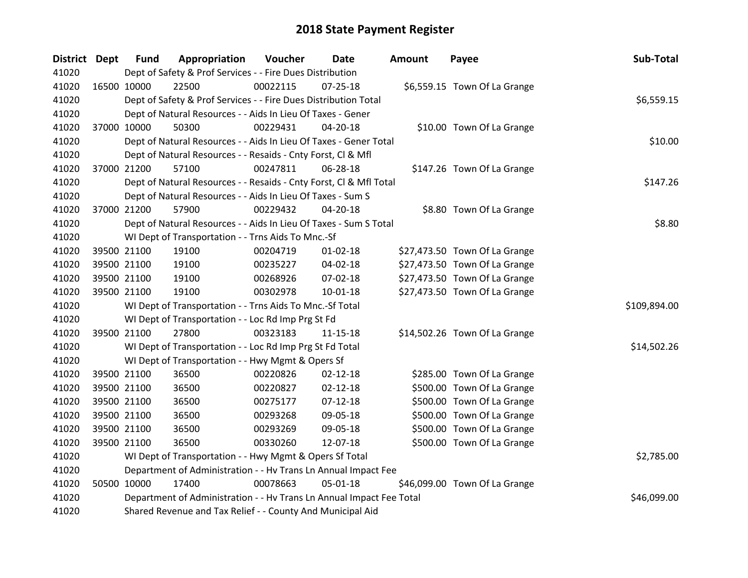# 2018 State Payment Register

| District | Dept | Fund | Appropriation | Voucher | Date | Amount | Payee | Sub-Total |
|---|---|---|---|---|---|---|---|---|
| 41020 | | Dept of Safety & Prof Services - - Fire Dues Distribution | | | | | | |
| 41020 | 16500 | 10000 | 22500 | 00022115 | 07-25-18 | $6,559.15 | Town Of La Grange | |
| 41020 | | Dept of Safety & Prof Services - - Fire Dues Distribution Total | | | | | | $6,559.15 |
| 41020 | | Dept of Natural Resources - - Aids In Lieu Of Taxes - Gener | | | | | | |
| 41020 | 37000 | 10000 | 50300 | 00229431 | 04-20-18 | $10.00 | Town Of La Grange | |
| 41020 | | Dept of Natural Resources - - Aids In Lieu Of Taxes - Gener Total | | | | | | $10.00 |
| 41020 | | Dept of Natural Resources - - Resaids - Cnty Forst, Cl & Mfl | | | | | | |
| 41020 | 37000 | 21200 | 57100 | 00247811 | 06-28-18 | $147.26 | Town Of La Grange | |
| 41020 | | Dept of Natural Resources - - Resaids - Cnty Forst, Cl & Mfl Total | | | | | | $147.26 |
| 41020 | | Dept of Natural Resources - - Aids In Lieu Of Taxes - Sum S | | | | | | |
| 41020 | 37000 | 21200 | 57900 | 00229432 | 04-20-18 | $8.80 | Town Of La Grange | |
| 41020 | | Dept of Natural Resources - - Aids In Lieu Of Taxes - Sum S Total | | | | | | $8.80 |
| 41020 | | WI Dept of Transportation - - Trns Aids To Mnc.-Sf | | | | | | |
| 41020 | 39500 | 21100 | 19100 | 00204719 | 01-02-18 | $27,473.50 | Town Of La Grange | |
| 41020 | 39500 | 21100 | 19100 | 00235227 | 04-02-18 | $27,473.50 | Town Of La Grange | |
| 41020 | 39500 | 21100 | 19100 | 00268926 | 07-02-18 | $27,473.50 | Town Of La Grange | |
| 41020 | 39500 | 21100 | 19100 | 00302978 | 10-01-18 | $27,473.50 | Town Of La Grange | |
| 41020 | | WI Dept of Transportation - - Trns Aids To Mnc.-Sf Total | | | | | | $109,894.00 |
| 41020 | | WI Dept of Transportation - - Loc Rd Imp Prg St Fd | | | | | | |
| 41020 | 39500 | 21100 | 27800 | 00323183 | 11-15-18 | $14,502.26 | Town Of La Grange | |
| 41020 | | WI Dept of Transportation - - Loc Rd Imp Prg St Fd Total | | | | | | $14,502.26 |
| 41020 | | WI Dept of Transportation - - Hwy Mgmt & Opers Sf | | | | | | |
| 41020 | 39500 | 21100 | 36500 | 00220826 | 02-12-18 | $285.00 | Town Of La Grange | |
| 41020 | 39500 | 21100 | 36500 | 00220827 | 02-12-18 | $500.00 | Town Of La Grange | |
| 41020 | 39500 | 21100 | 36500 | 00275177 | 07-12-18 | $500.00 | Town Of La Grange | |
| 41020 | 39500 | 21100 | 36500 | 00293268 | 09-05-18 | $500.00 | Town Of La Grange | |
| 41020 | 39500 | 21100 | 36500 | 00293269 | 09-05-18 | $500.00 | Town Of La Grange | |
| 41020 | 39500 | 21100 | 36500 | 00330260 | 12-07-18 | $500.00 | Town Of La Grange | |
| 41020 | | WI Dept of Transportation - - Hwy Mgmt & Opers Sf Total | | | | | | $2,785.00 |
| 41020 | | Department of Administration - - Hv Trans Ln Annual Impact Fee | | | | | | |
| 41020 | 50500 | 10000 | 17400 | 00078663 | 05-01-18 | $46,099.00 | Town Of La Grange | |
| 41020 | | Department of Administration - - Hv Trans Ln Annual Impact Fee Total | | | | | | $46,099.00 |
| 41020 | | Shared Revenue and Tax Relief - - County And Municipal Aid | | | | | | |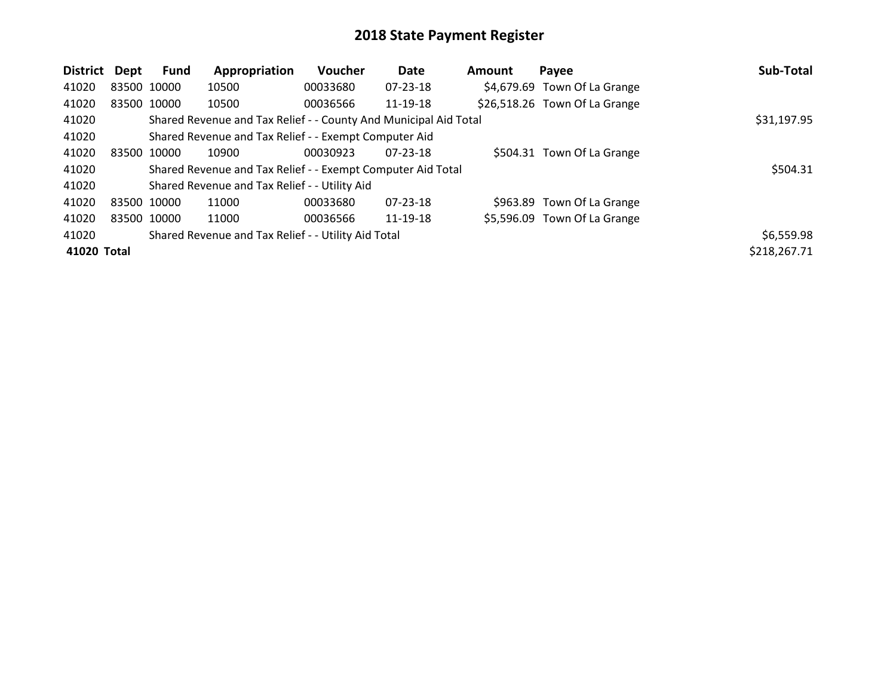# 2018 State Payment Register

| District | Dept | Fund | Appropriation | Voucher | Date | Amount | Payee | Sub-Total |
|---|---|---|---|---|---|---|---|---|
| 41020 | 83500 | 10000 | 10500 | 00033680 | 07-23-18 | $4,679.69 | Town Of La Grange | |
| 41020 | 83500 | 10000 | 10500 | 00036566 | 11-19-18 | $26,518.26 | Town Of La Grange | |
| 41020 | | Shared Revenue and Tax Relief - - County And Municipal Aid Total | | | | | | $31,197.95 |
| 41020 | | Shared Revenue and Tax Relief - - Exempt Computer Aid | | | | | | |
| 41020 | 83500 | 10000 | 10900 | 00030923 | 07-23-18 | $504.31 | Town Of La Grange | |
| 41020 | | Shared Revenue and Tax Relief - - Exempt Computer Aid Total | | | | | | $504.31 |
| 41020 | | Shared Revenue and Tax Relief - - Utility Aid | | | | | | |
| 41020 | 83500 | 10000 | 11000 | 00033680 | 07-23-18 | $963.89 | Town Of La Grange | |
| 41020 | 83500 | 10000 | 11000 | 00036566 | 11-19-18 | $5,596.09 | Town Of La Grange | |
| 41020 | | Shared Revenue and Tax Relief - - Utility Aid Total | | | | | | $6,559.98 |
| **41020 Total** | | | | | | | | $218,267.71 |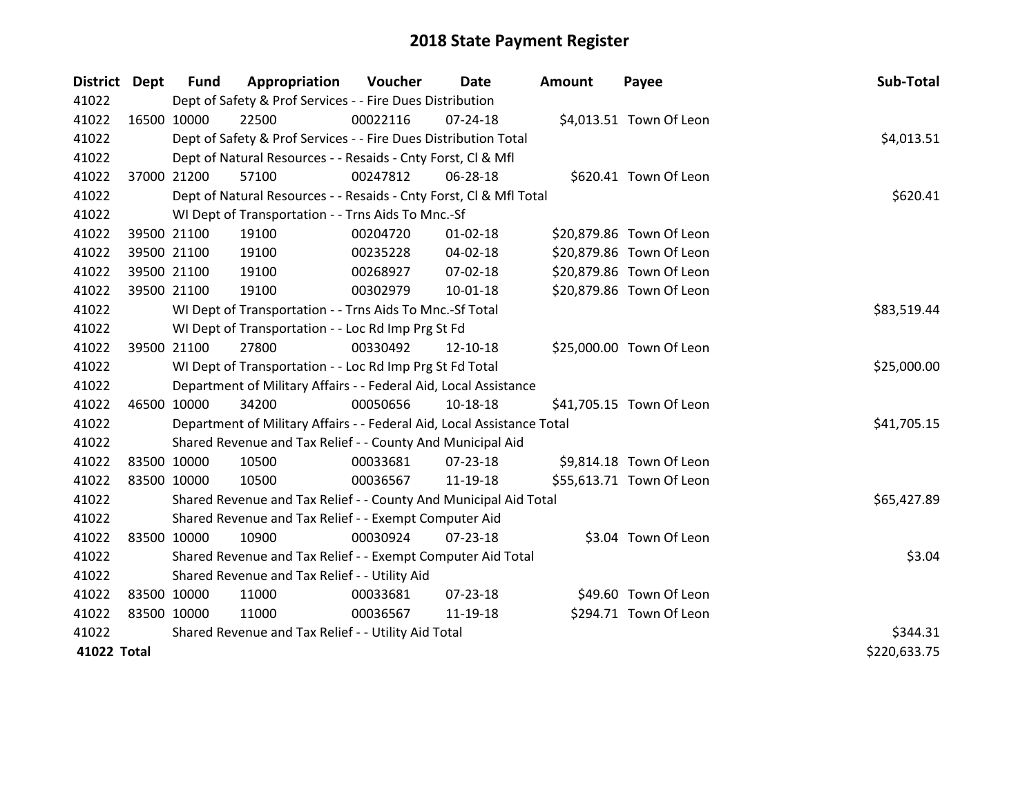# 2018 State Payment Register

| District | Dept | Fund | Appropriation | Voucher | Date | Amount | Payee | Sub-Total |
|---|---|---|---|---|---|---|---|---|
| 41022 | | Dept of Safety & Prof Services - - Fire Dues Distribution | | | | | | |
| 41022 | 16500 | 10000 | 22500 | 00022116 | 07-24-18 | $4,013.51 | Town Of Leon | |
| 41022 | | Dept of Safety & Prof Services - - Fire Dues Distribution Total | | | | | | $4,013.51 |
| 41022 | | Dept of Natural Resources - - Resaids - Cnty Forst, Cl & Mfl | | | | | | |
| 41022 | 37000 | 21200 | 57100 | 00247812 | 06-28-18 | $620.41 | Town Of Leon | |
| 41022 | | Dept of Natural Resources - - Resaids - Cnty Forst, Cl & Mfl Total | | | | | | $620.41 |
| 41022 | | WI Dept of Transportation - - Trns Aids To Mnc.-Sf | | | | | | |
| 41022 | 39500 | 21100 | 19100 | 00204720 | 01-02-18 | $20,879.86 | Town Of Leon | |
| 41022 | 39500 | 21100 | 19100 | 00235228 | 04-02-18 | $20,879.86 | Town Of Leon | |
| 41022 | 39500 | 21100 | 19100 | 00268927 | 07-02-18 | $20,879.86 | Town Of Leon | |
| 41022 | 39500 | 21100 | 19100 | 00302979 | 10-01-18 | $20,879.86 | Town Of Leon | |
| 41022 | | WI Dept of Transportation - - Trns Aids To Mnc.-Sf Total | | | | | | $83,519.44 |
| 41022 | | WI Dept of Transportation - - Loc Rd Imp Prg St Fd | | | | | | |
| 41022 | 39500 | 21100 | 27800 | 00330492 | 12-10-18 | $25,000.00 | Town Of Leon | |
| 41022 | | WI Dept of Transportation - - Loc Rd Imp Prg St Fd Total | | | | | | $25,000.00 |
| 41022 | | Department of Military Affairs - - Federal Aid, Local Assistance | | | | | | |
| 41022 | 46500 | 10000 | 34200 | 00050656 | 10-18-18 | $41,705.15 | Town Of Leon | |
| 41022 | | Department of Military Affairs - - Federal Aid, Local Assistance Total | | | | | | $41,705.15 |
| 41022 | | Shared Revenue and Tax Relief - - County And Municipal Aid | | | | | | |
| 41022 | 83500 | 10000 | 10500 | 00033681 | 07-23-18 | $9,814.18 | Town Of Leon | |
| 41022 | 83500 | 10000 | 10500 | 00036567 | 11-19-18 | $55,613.71 | Town Of Leon | |
| 41022 | | Shared Revenue and Tax Relief - - County And Municipal Aid Total | | | | | | $65,427.89 |
| 41022 | | Shared Revenue and Tax Relief - - Exempt Computer Aid | | | | | | |
| 41022 | 83500 | 10000 | 10900 | 00030924 | 07-23-18 | $3.04 | Town Of Leon | |
| 41022 | | Shared Revenue and Tax Relief - - Exempt Computer Aid Total | | | | | | $3.04 |
| 41022 | | Shared Revenue and Tax Relief - - Utility Aid | | | | | | |
| 41022 | 83500 | 10000 | 11000 | 00033681 | 07-23-18 | $49.60 | Town Of Leon | |
| 41022 | 83500 | 10000 | 11000 | 00036567 | 11-19-18 | $294.71 | Town Of Leon | |
| 41022 | | Shared Revenue and Tax Relief - - Utility Aid Total | | | | | | $344.31 |
| **41022 Total** | | | | | | | | $220,633.75 |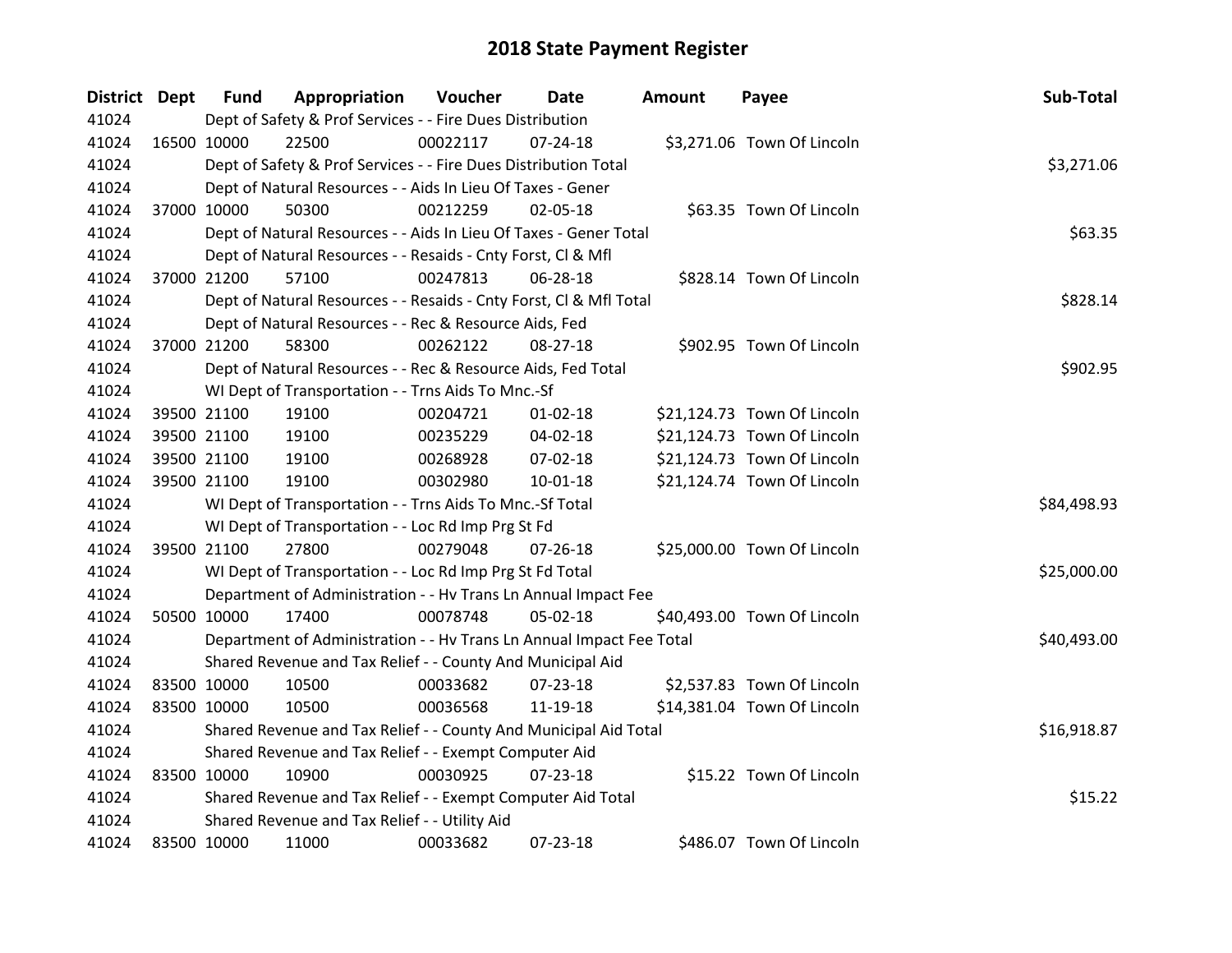# 2018 State Payment Register

| District | Dept | Fund | Appropriation | Voucher | Date | Amount | Payee | Sub-Total |
|---|---|---|---|---|---|---|---|---|
| 41024 | | Dept of Safety & Prof Services - - Fire Dues Distribution | | | | | | |
| 41024 | 16500 | 10000 | 22500 | 00022117 | 07-24-18 | $3,271.06 | Town Of Lincoln | |
| 41024 | | Dept of Safety & Prof Services - - Fire Dues Distribution Total | | | | | | $3,271.06 |
| 41024 | | Dept of Natural Resources - - Aids In Lieu Of Taxes - Gener | | | | | | |
| 41024 | 37000 | 10000 | 50300 | 00212259 | 02-05-18 | $63.35 | Town Of Lincoln | |
| 41024 | | Dept of Natural Resources - - Aids In Lieu Of Taxes - Gener Total | | | | | | $63.35 |
| 41024 | | Dept of Natural Resources - - Resaids - Cnty Forst, Cl & Mfl | | | | | | |
| 41024 | 37000 | 21200 | 57100 | 00247813 | 06-28-18 | $828.14 | Town Of Lincoln | |
| 41024 | | Dept of Natural Resources - - Resaids - Cnty Forst, Cl & Mfl Total | | | | | | $828.14 |
| 41024 | | Dept of Natural Resources - - Rec & Resource Aids, Fed | | | | | | |
| 41024 | 37000 | 21200 | 58300 | 00262122 | 08-27-18 | $902.95 | Town Of Lincoln | |
| 41024 | | Dept of Natural Resources - - Rec & Resource Aids, Fed Total | | | | | | $902.95 |
| 41024 | | WI Dept of Transportation - - Trns Aids To Mnc.-Sf | | | | | | |
| 41024 | 39500 | 21100 | 19100 | 00204721 | 01-02-18 | $21,124.73 | Town Of Lincoln | |
| 41024 | 39500 | 21100 | 19100 | 00235229 | 04-02-18 | $21,124.73 | Town Of Lincoln | |
| 41024 | 39500 | 21100 | 19100 | 00268928 | 07-02-18 | $21,124.73 | Town Of Lincoln | |
| 41024 | 39500 | 21100 | 19100 | 00302980 | 10-01-18 | $21,124.74 | Town Of Lincoln | |
| 41024 | | WI Dept of Transportation - - Trns Aids To Mnc.-Sf Total | | | | | | $84,498.93 |
| 41024 | | WI Dept of Transportation - - Loc Rd Imp Prg St Fd | | | | | | |
| 41024 | 39500 | 21100 | 27800 | 00279048 | 07-26-18 | $25,000.00 | Town Of Lincoln | |
| 41024 | | WI Dept of Transportation - - Loc Rd Imp Prg St Fd Total | | | | | | $25,000.00 |
| 41024 | | Department of Administration - - Hv Trans Ln Annual Impact Fee | | | | | | |
| 41024 | 50500 | 10000 | 17400 | 00078748 | 05-02-18 | $40,493.00 | Town Of Lincoln | |
| 41024 | | Department of Administration - - Hv Trans Ln Annual Impact Fee Total | | | | | | $40,493.00 |
| 41024 | | Shared Revenue and Tax Relief - - County And Municipal Aid | | | | | | |
| 41024 | 83500 | 10000 | 10500 | 00033682 | 07-23-18 | $2,537.83 | Town Of Lincoln | |
| 41024 | 83500 | 10000 | 10500 | 00036568 | 11-19-18 | $14,381.04 | Town Of Lincoln | |
| 41024 | | Shared Revenue and Tax Relief - - County And Municipal Aid Total | | | | | | $16,918.87 |
| 41024 | | Shared Revenue and Tax Relief - - Exempt Computer Aid | | | | | | |
| 41024 | 83500 | 10000 | 10900 | 00030925 | 07-23-18 | $15.22 | Town Of Lincoln | |
| 41024 | | Shared Revenue and Tax Relief - - Exempt Computer Aid Total | | | | | | $15.22 |
| 41024 | | Shared Revenue and Tax Relief - - Utility Aid | | | | | | |
| 41024 | 83500 | 10000 | 11000 | 00033682 | 07-23-18 | $486.07 | Town Of Lincoln | |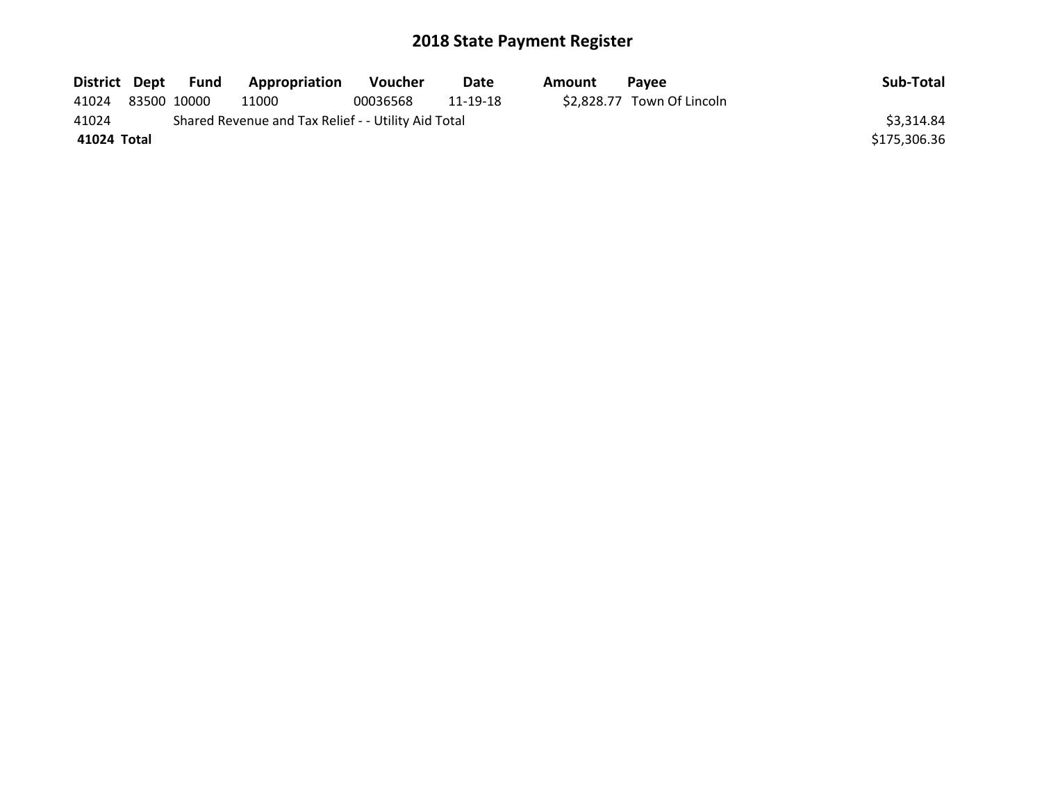# 2018 State Payment Register

| District | Dept | Fund | Appropriation | Voucher | Date | Amount | Payee | Sub-Total |
|---|---|---|---|---|---|---|---|---|
| 41024 | 83500 | 10000 | 11000 | 00036568 | 11-19-18 | $2,828.77 | Town Of Lincoln | |
| 41024 | | Shared Revenue and Tax Relief - - Utility Aid Total | | | | | | $3,314.84 |
| **41024 Total** | | | | | | | | $175,306.36 |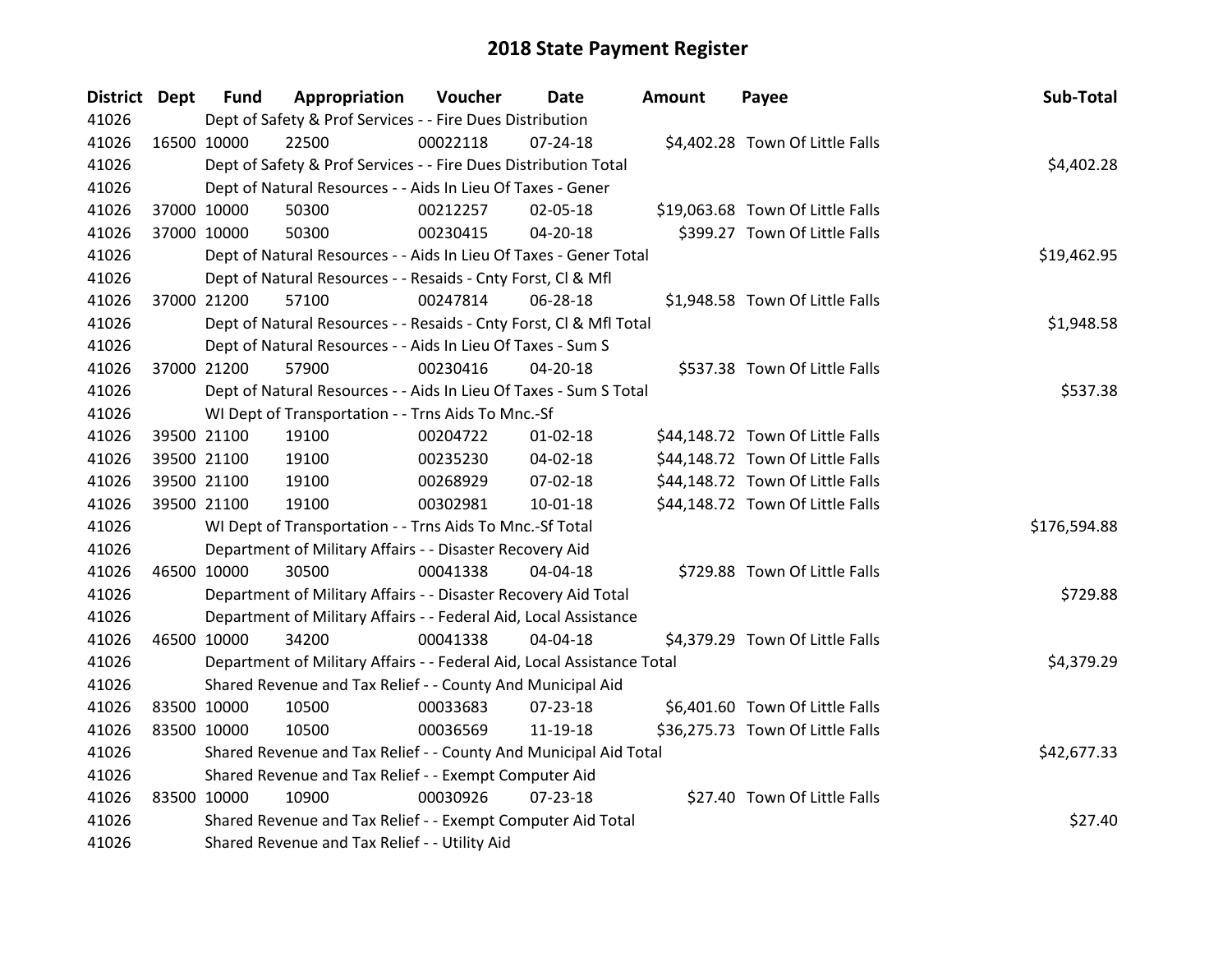# 2018 State Payment Register

| District | Dept | Fund | Appropriation | Voucher | Date | Amount | Payee | Sub-Total |
|---|---|---|---|---|---|---|---|---|
| 41026 | | Dept of Safety & Prof Services - - Fire Dues Distribution | | | | | | |
| 41026 | 16500 | 10000 | 22500 | 00022118 | 07-24-18 | $4,402.28 | Town Of Little Falls | |
| 41026 | | Dept of Safety & Prof Services - - Fire Dues Distribution Total | | | | | | $4,402.28 |
| 41026 | | Dept of Natural Resources - - Aids In Lieu Of Taxes - Gener | | | | | | |
| 41026 | 37000 | 10000 | 50300 | 00212257 | 02-05-18 | $19,063.68 | Town Of Little Falls | |
| 41026 | 37000 | 10000 | 50300 | 00230415 | 04-20-18 | $399.27 | Town Of Little Falls | |
| 41026 | | Dept of Natural Resources - - Aids In Lieu Of Taxes - Gener Total | | | | | | $19,462.95 |
| 41026 | | Dept of Natural Resources - - Resaids - Cnty Forst, Cl & Mfl | | | | | | |
| 41026 | 37000 | 21200 | 57100 | 00247814 | 06-28-18 | $1,948.58 | Town Of Little Falls | |
| 41026 | | Dept of Natural Resources - - Resaids - Cnty Forst, Cl & Mfl Total | | | | | | $1,948.58 |
| 41026 | | Dept of Natural Resources - - Aids In Lieu Of Taxes - Sum S | | | | | | |
| 41026 | 37000 | 21200 | 57900 | 00230416 | 04-20-18 | $537.38 | Town Of Little Falls | |
| 41026 | | Dept of Natural Resources - - Aids In Lieu Of Taxes - Sum S Total | | | | | | $537.38 |
| 41026 | | WI Dept of Transportation - - Trns Aids To Mnc.-Sf | | | | | | |
| 41026 | 39500 | 21100 | 19100 | 00204722 | 01-02-18 | $44,148.72 | Town Of Little Falls | |
| 41026 | 39500 | 21100 | 19100 | 00235230 | 04-02-18 | $44,148.72 | Town Of Little Falls | |
| 41026 | 39500 | 21100 | 19100 | 00268929 | 07-02-18 | $44,148.72 | Town Of Little Falls | |
| 41026 | 39500 | 21100 | 19100 | 00302981 | 10-01-18 | $44,148.72 | Town Of Little Falls | |
| 41026 | | WI Dept of Transportation - - Trns Aids To Mnc.-Sf Total | | | | | | $176,594.88 |
| 41026 | | Department of Military Affairs - - Disaster Recovery Aid | | | | | | |
| 41026 | 46500 | 10000 | 30500 | 00041338 | 04-04-18 | $729.88 | Town Of Little Falls | |
| 41026 | | Department of Military Affairs - - Disaster Recovery Aid Total | | | | | | $729.88 |
| 41026 | | Department of Military Affairs - - Federal Aid, Local Assistance | | | | | | |
| 41026 | 46500 | 10000 | 34200 | 00041338 | 04-04-18 | $4,379.29 | Town Of Little Falls | |
| 41026 | | Department of Military Affairs - - Federal Aid, Local Assistance Total | | | | | | $4,379.29 |
| 41026 | | Shared Revenue and Tax Relief - - County And Municipal Aid | | | | | | |
| 41026 | 83500 | 10000 | 10500 | 00033683 | 07-23-18 | $6,401.60 | Town Of Little Falls | |
| 41026 | 83500 | 10000 | 10500 | 00036569 | 11-19-18 | $36,275.73 | Town Of Little Falls | |
| 41026 | | Shared Revenue and Tax Relief - - County And Municipal Aid Total | | | | | | $42,677.33 |
| 41026 | | Shared Revenue and Tax Relief - - Exempt Computer Aid | | | | | | |
| 41026 | 83500 | 10000 | 10900 | 00030926 | 07-23-18 | $27.40 | Town Of Little Falls | |
| 41026 | | Shared Revenue and Tax Relief - - Exempt Computer Aid Total | | | | | | $27.40 |
| 41026 | | Shared Revenue and Tax Relief - - Utility Aid | | | | | | |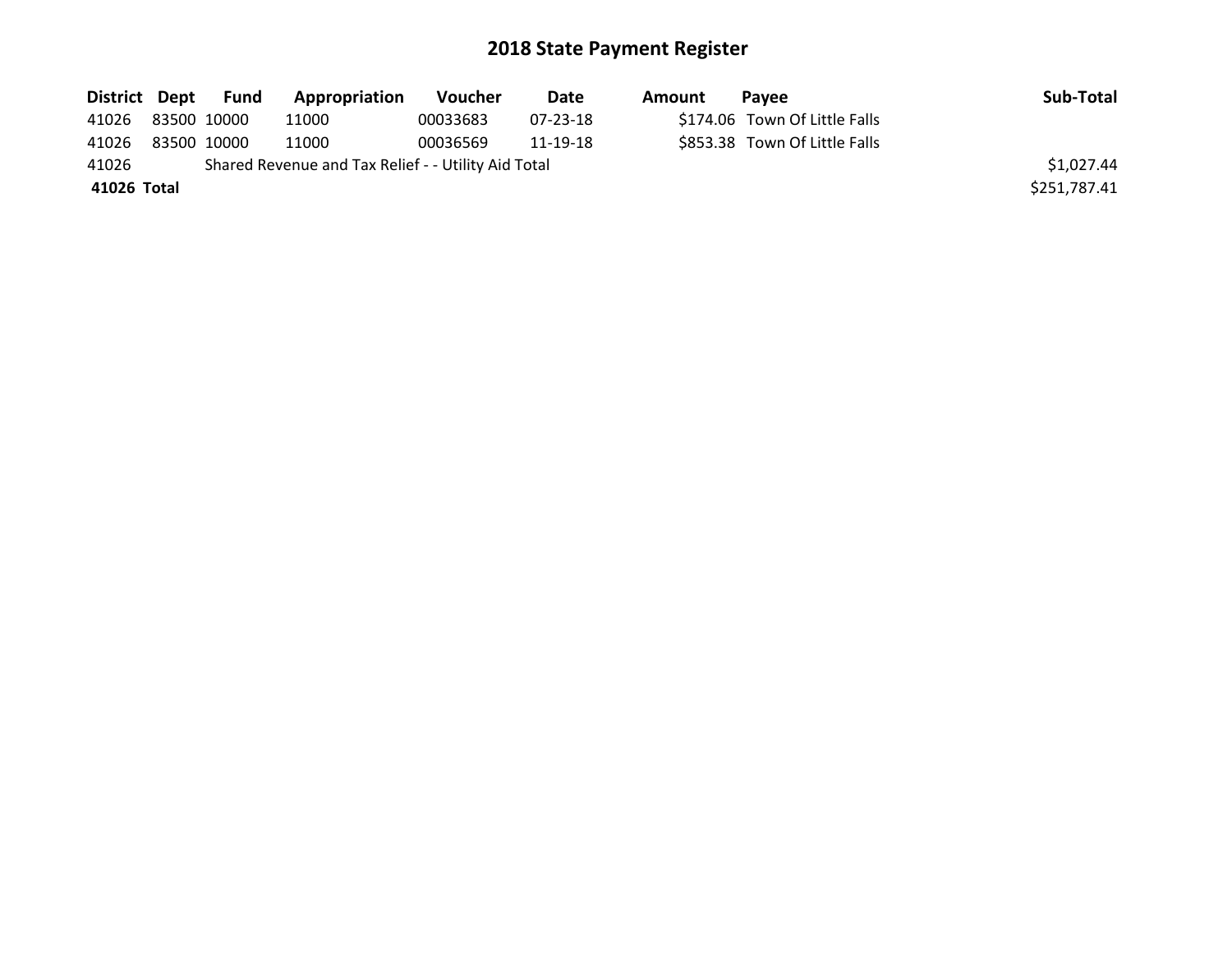# 2018 State Payment Register

| District | Dept | Fund | Appropriation | Voucher | Date | Amount | Payee | Sub-Total |
|---|---|---|---|---|---|---|---|---|
| 41026 | 83500 | 10000 | 11000 | 00033683 | 07-23-18 | $174.06 | Town Of Little Falls | |
| 41026 | 83500 | 10000 | 11000 | 00036569 | 11-19-18 | $853.38 | Town Of Little Falls | |
| 41026 | | Shared Revenue and Tax Relief - - Utility Aid Total | | | | | | $1,027.44 |
| **41026** | **Total** | | | | | | | $251,787.41 |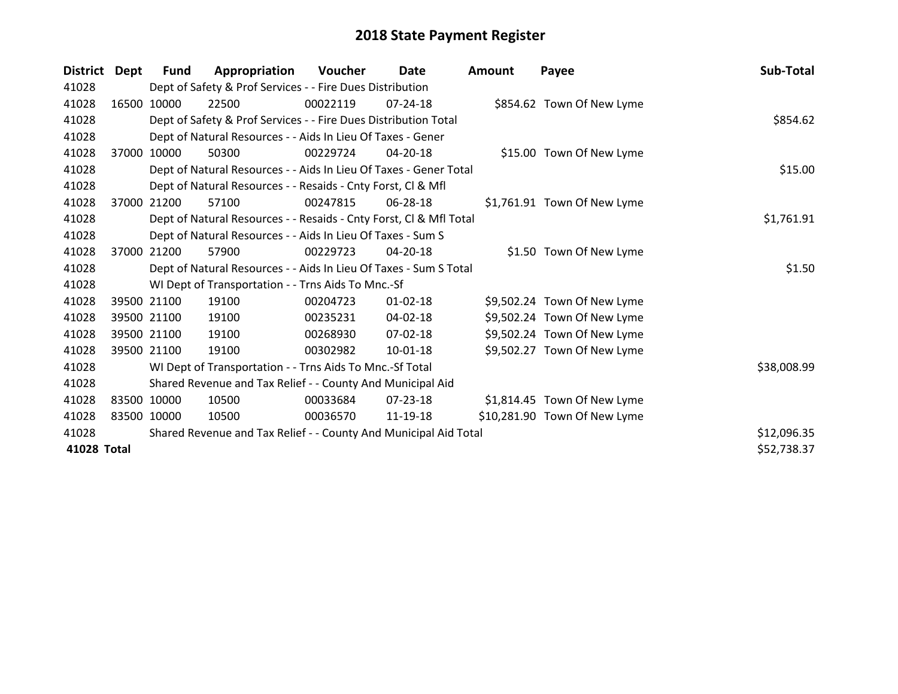# 2018 State Payment Register

| District | Dept | Fund | Appropriation | Voucher | Date | Amount | Payee | Sub-Total |
|---|---|---|---|---|---|---|---|---|
| 41028 | | Dept of Safety & Prof Services - - Fire Dues Distribution | | | | | | |
| 41028 | 16500 | 10000 | 22500 | 00022119 | 07-24-18 | $854.62 | Town Of New Lyme | |
| 41028 | | Dept of Safety & Prof Services - - Fire Dues Distribution Total | | | | | | $854.62 |
| 41028 | | Dept of Natural Resources - - Aids In Lieu Of Taxes - Gener | | | | | | |
| 41028 | 37000 | 10000 | 50300 | 00229724 | 04-20-18 | $15.00 | Town Of New Lyme | |
| 41028 | | Dept of Natural Resources - - Aids In Lieu Of Taxes - Gener Total | | | | | | $15.00 |
| 41028 | | Dept of Natural Resources - - Resaids - Cnty Forst, Cl & Mfl | | | | | | |
| 41028 | 37000 | 21200 | 57100 | 00247815 | 06-28-18 | $1,761.91 | Town Of New Lyme | |
| 41028 | | Dept of Natural Resources - - Resaids - Cnty Forst, Cl & Mfl Total | | | | | | $1,761.91 |
| 41028 | | Dept of Natural Resources - - Aids In Lieu Of Taxes - Sum S | | | | | | |
| 41028 | 37000 | 21200 | 57900 | 00229723 | 04-20-18 | $1.50 | Town Of New Lyme | |
| 41028 | | Dept of Natural Resources - - Aids In Lieu Of Taxes - Sum S Total | | | | | | $1.50 |
| 41028 | | WI Dept of Transportation - - Trns Aids To Mnc.-Sf | | | | | | |
| 41028 | 39500 | 21100 | 19100 | 00204723 | 01-02-18 | $9,502.24 | Town Of New Lyme | |
| 41028 | 39500 | 21100 | 19100 | 00235231 | 04-02-18 | $9,502.24 | Town Of New Lyme | |
| 41028 | 39500 | 21100 | 19100 | 00268930 | 07-02-18 | $9,502.24 | Town Of New Lyme | |
| 41028 | 39500 | 21100 | 19100 | 00302982 | 10-01-18 | $9,502.27 | Town Of New Lyme | |
| 41028 | | WI Dept of Transportation - - Trns Aids To Mnc.-Sf Total | | | | | | $38,008.99 |
| 41028 | | Shared Revenue and Tax Relief - - County And Municipal Aid | | | | | | |
| 41028 | 83500 | 10000 | 10500 | 00033684 | 07-23-18 | $1,814.45 | Town Of New Lyme | |
| 41028 | 83500 | 10000 | 10500 | 00036570 | 11-19-18 | $10,281.90 | Town Of New Lyme | |
| 41028 | | Shared Revenue and Tax Relief - - County And Municipal Aid Total | | | | | | $12,096.35 |
| **41028 Total** | | | | | | | | $52,738.37 |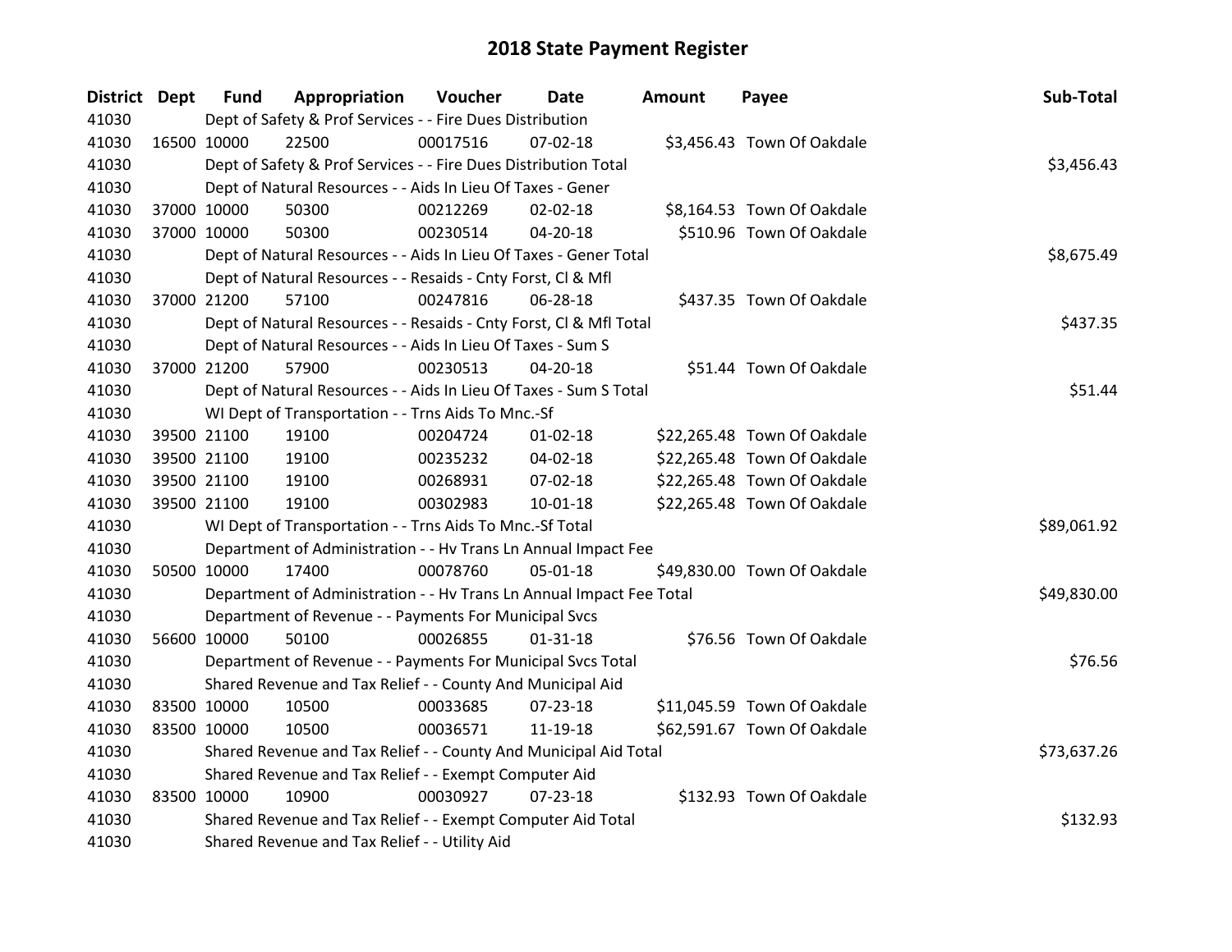# 2018 State Payment Register

| District | Dept | Fund | Appropriation | Voucher | Date | Amount | Payee | Sub-Total |
|---|---|---|---|---|---|---|---|---|
| 41030 | | Dept of Safety & Prof Services - - Fire Dues Distribution | | | | | | |
| 41030 | 16500 | 10000 | 22500 | 00017516 | 07-02-18 | $3,456.43 | Town Of Oakdale | |
| 41030 | | Dept of Safety & Prof Services - - Fire Dues Distribution Total | | | | | | $3,456.43 |
| 41030 | | Dept of Natural Resources - - Aids In Lieu Of Taxes - Gener | | | | | | |
| 41030 | 37000 | 10000 | 50300 | 00212269 | 02-02-18 | $8,164.53 | Town Of Oakdale | |
| 41030 | 37000 | 10000 | 50300 | 00230514 | 04-20-18 | $510.96 | Town Of Oakdale | |
| 41030 | | Dept of Natural Resources - - Aids In Lieu Of Taxes - Gener Total | | | | | | $8,675.49 |
| 41030 | | Dept of Natural Resources - - Resaids - Cnty Forst, Cl & Mfl | | | | | | |
| 41030 | 37000 | 21200 | 57100 | 00247816 | 06-28-18 | $437.35 | Town Of Oakdale | |
| 41030 | | Dept of Natural Resources - - Resaids - Cnty Forst, Cl & Mfl Total | | | | | | $437.35 |
| 41030 | | Dept of Natural Resources - - Aids In Lieu Of Taxes - Sum S | | | | | | |
| 41030 | 37000 | 21200 | 57900 | 00230513 | 04-20-18 | $51.44 | Town Of Oakdale | |
| 41030 | | Dept of Natural Resources - - Aids In Lieu Of Taxes - Sum S Total | | | | | | $51.44 |
| 41030 | | WI Dept of Transportation - - Trns Aids To Mnc.-Sf | | | | | | |
| 41030 | 39500 | 21100 | 19100 | 00204724 | 01-02-18 | $22,265.48 | Town Of Oakdale | |
| 41030 | 39500 | 21100 | 19100 | 00235232 | 04-02-18 | $22,265.48 | Town Of Oakdale | |
| 41030 | 39500 | 21100 | 19100 | 00268931 | 07-02-18 | $22,265.48 | Town Of Oakdale | |
| 41030 | 39500 | 21100 | 19100 | 00302983 | 10-01-18 | $22,265.48 | Town Of Oakdale | |
| 41030 | | WI Dept of Transportation - - Trns Aids To Mnc.-Sf Total | | | | | | $89,061.92 |
| 41030 | | Department of Administration - - Hv Trans Ln Annual Impact Fee | | | | | | |
| 41030 | 50500 | 10000 | 17400 | 00078760 | 05-01-18 | $49,830.00 | Town Of Oakdale | |
| 41030 | | Department of Administration - - Hv Trans Ln Annual Impact Fee Total | | | | | | $49,830.00 |
| 41030 | | Department of Revenue - - Payments For Municipal Svcs | | | | | | |
| 41030 | 56600 | 10000 | 50100 | 00026855 | 01-31-18 | $76.56 | Town Of Oakdale | |
| 41030 | | Department of Revenue - - Payments For Municipal Svcs Total | | | | | | $76.56 |
| 41030 | | Shared Revenue and Tax Relief - - County And Municipal Aid | | | | | | |
| 41030 | 83500 | 10000 | 10500 | 00033685 | 07-23-18 | $11,045.59 | Town Of Oakdale | |
| 41030 | 83500 | 10000 | 10500 | 00036571 | 11-19-18 | $62,591.67 | Town Of Oakdale | |
| 41030 | | Shared Revenue and Tax Relief - - County And Municipal Aid Total | | | | | | $73,637.26 |
| 41030 | | Shared Revenue and Tax Relief - - Exempt Computer Aid | | | | | | |
| 41030 | 83500 | 10000 | 10900 | 00030927 | 07-23-18 | $132.93 | Town Of Oakdale | |
| 41030 | | Shared Revenue and Tax Relief - - Exempt Computer Aid Total | | | | | | $132.93 |
| 41030 | | Shared Revenue and Tax Relief - - Utility Aid | | | | | | |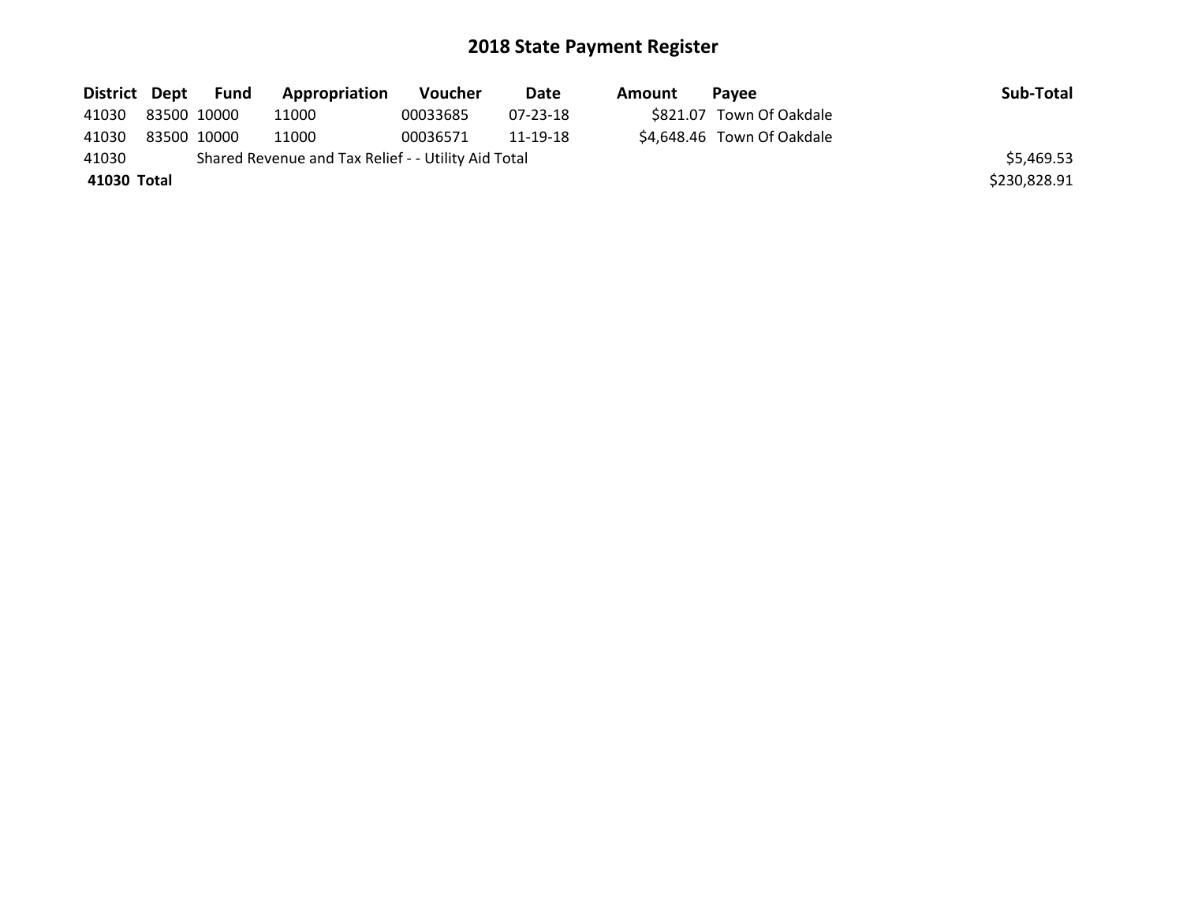# 2018 State Payment Register

| District | Dept | Fund | Appropriation | Voucher | Date | Amount | Payee | Sub-Total |
|---|---|---|---|---|---|---|---|---|
| 41030 | 83500 | 10000 | 11000 | 00033685 | 07-23-18 | $821.07 | Town Of Oakdale | |
| 41030 | 83500 | 10000 | 11000 | 00036571 | 11-19-18 | $4,648.46 | Town Of Oakdale | |
| 41030 | | Shared Revenue and Tax Relief - - Utility Aid Total | | | | | | $5,469.53 |
| **41030** | **Total** | | | | | | | $230,828.91 |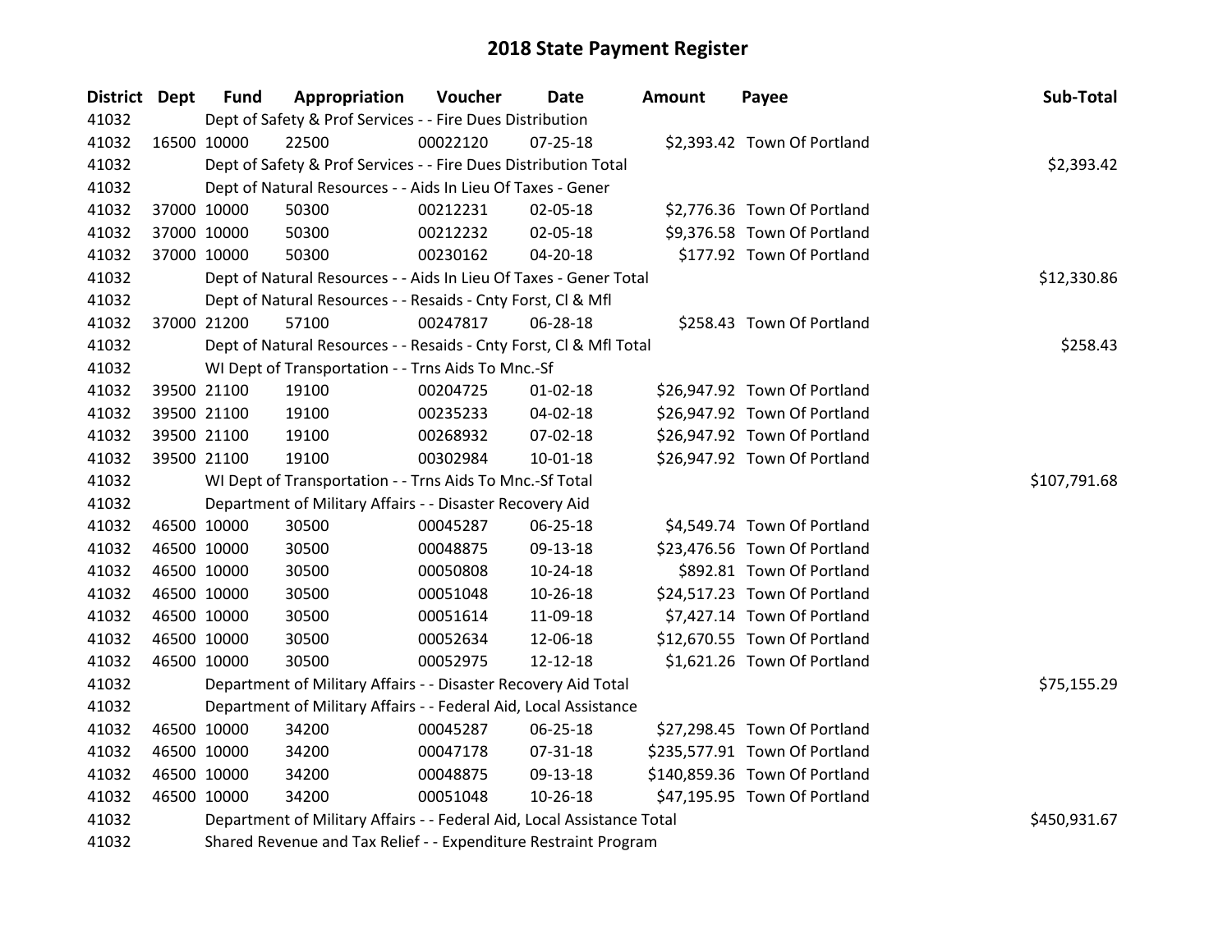## 2018 State Payment Register

| District | Dept | Fund | Appropriation | Voucher | Date | Amount | Payee | Sub-Total |
|---|---|---|---|---|---|---|---|---|
| 41032 | | Dept of Safety & Prof Services - - Fire Dues Distribution | | | | | | |
| 41032 | 16500 | 10000 | 22500 | 00022120 | 07-25-18 | $2,393.42 | Town Of Portland | |
| 41032 | | Dept of Safety & Prof Services - - Fire Dues Distribution Total | | | | | | $2,393.42 |
| 41032 | | Dept of Natural Resources - - Aids In Lieu Of Taxes - Gener | | | | | | |
| 41032 | 37000 | 10000 | 50300 | 00212231 | 02-05-18 | $2,776.36 | Town Of Portland | |
| 41032 | 37000 | 10000 | 50300 | 00212232 | 02-05-18 | $9,376.58 | Town Of Portland | |
| 41032 | 37000 | 10000 | 50300 | 00230162 | 04-20-18 | $177.92 | Town Of Portland | |
| 41032 | | Dept of Natural Resources - - Aids In Lieu Of Taxes - Gener Total | | | | | | $12,330.86 |
| 41032 | | Dept of Natural Resources - - Resaids - Cnty Forst, Cl & Mfl | | | | | | |
| 41032 | 37000 | 21200 | 57100 | 00247817 | 06-28-18 | $258.43 | Town Of Portland | |
| 41032 | | Dept of Natural Resources - - Resaids - Cnty Forst, Cl & Mfl Total | | | | | | $258.43 |
| 41032 | | WI Dept of Transportation - - Trns Aids To Mnc.-Sf | | | | | | |
| 41032 | 39500 | 21100 | 19100 | 00204725 | 01-02-18 | $26,947.92 | Town Of Portland | |
| 41032 | 39500 | 21100 | 19100 | 00235233 | 04-02-18 | $26,947.92 | Town Of Portland | |
| 41032 | 39500 | 21100 | 19100 | 00268932 | 07-02-18 | $26,947.92 | Town Of Portland | |
| 41032 | 39500 | 21100 | 19100 | 00302984 | 10-01-18 | $26,947.92 | Town Of Portland | |
| 41032 | | WI Dept of Transportation - - Trns Aids To Mnc.-Sf Total | | | | | | $107,791.68 |
| 41032 | | Department of Military Affairs - - Disaster Recovery Aid | | | | | | |
| 41032 | 46500 | 10000 | 30500 | 00045287 | 06-25-18 | $4,549.74 | Town Of Portland | |
| 41032 | 46500 | 10000 | 30500 | 00048875 | 09-13-18 | $23,476.56 | Town Of Portland | |
| 41032 | 46500 | 10000 | 30500 | 00050808 | 10-24-18 | $892.81 | Town Of Portland | |
| 41032 | 46500 | 10000 | 30500 | 00051048 | 10-26-18 | $24,517.23 | Town Of Portland | |
| 41032 | 46500 | 10000 | 30500 | 00051614 | 11-09-18 | $7,427.14 | Town Of Portland | |
| 41032 | 46500 | 10000 | 30500 | 00052634 | 12-06-18 | $12,670.55 | Town Of Portland | |
| 41032 | 46500 | 10000 | 30500 | 00052975 | 12-12-18 | $1,621.26 | Town Of Portland | |
| 41032 | | Department of Military Affairs - - Disaster Recovery Aid Total | | | | | | $75,155.29 |
| 41032 | | Department of Military Affairs - - Federal Aid, Local Assistance | | | | | | |
| 41032 | 46500 | 10000 | 34200 | 00045287 | 06-25-18 | $27,298.45 | Town Of Portland | |
| 41032 | 46500 | 10000 | 34200 | 00047178 | 07-31-18 | $235,577.91 | Town Of Portland | |
| 41032 | 46500 | 10000 | 34200 | 00048875 | 09-13-18 | $140,859.36 | Town Of Portland | |
| 41032 | 46500 | 10000 | 34200 | 00051048 | 10-26-18 | $47,195.95 | Town Of Portland | |
| 41032 | | Department of Military Affairs - - Federal Aid, Local Assistance Total | | | | | | $450,931.67 |
| 41032 | | Shared Revenue and Tax Relief - - Expenditure Restraint Program | | | | | | |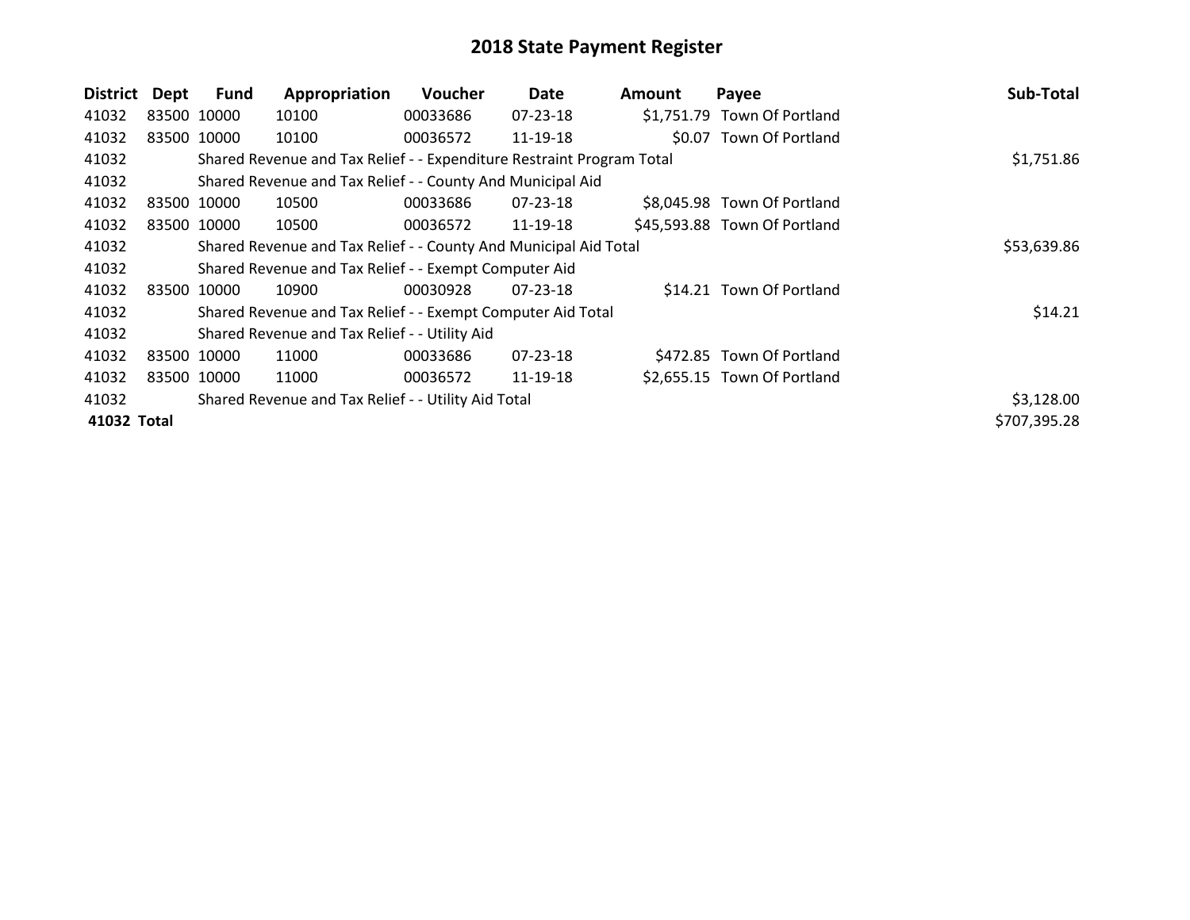# 2018 State Payment Register

| District | Dept | Fund | Appropriation | Voucher | Date | Amount | Payee | Sub-Total |
|---|---|---|---|---|---|---|---|---|
| 41032 | 83500 | 10000 | 10100 | 00033686 | 07-23-18 | $1,751.79 | Town Of Portland | |
| 41032 | 83500 | 10000 | 10100 | 00036572 | 11-19-18 | $0.07 | Town Of Portland | |
| 41032 | | Shared Revenue and Tax Relief - - Expenditure Restraint Program Total | | | | | | $1,751.86 |
| 41032 | | Shared Revenue and Tax Relief - - County And Municipal Aid | | | | | | |
| 41032 | 83500 | 10000 | 10500 | 00033686 | 07-23-18 | $8,045.98 | Town Of Portland | |
| 41032 | 83500 | 10000 | 10500 | 00036572 | 11-19-18 | $45,593.88 | Town Of Portland | |
| 41032 | | Shared Revenue and Tax Relief - - County And Municipal Aid Total | | | | | | $53,639.86 |
| 41032 | | Shared Revenue and Tax Relief - - Exempt Computer Aid | | | | | | |
| 41032 | 83500 | 10000 | 10900 | 00030928 | 07-23-18 | $14.21 | Town Of Portland | |
| 41032 | | Shared Revenue and Tax Relief - - Exempt Computer Aid Total | | | | | | $14.21 |
| 41032 | | Shared Revenue and Tax Relief - - Utility Aid | | | | | | |
| 41032 | 83500 | 10000 | 11000 | 00033686 | 07-23-18 | $472.85 | Town Of Portland | |
| 41032 | 83500 | 10000 | 11000 | 00036572 | 11-19-18 | $2,655.15 | Town Of Portland | |
| 41032 | | Shared Revenue and Tax Relief - - Utility Aid Total | | | | | | $3,128.00 |
| **41032 Total** | | | | | | | | $707,395.28 |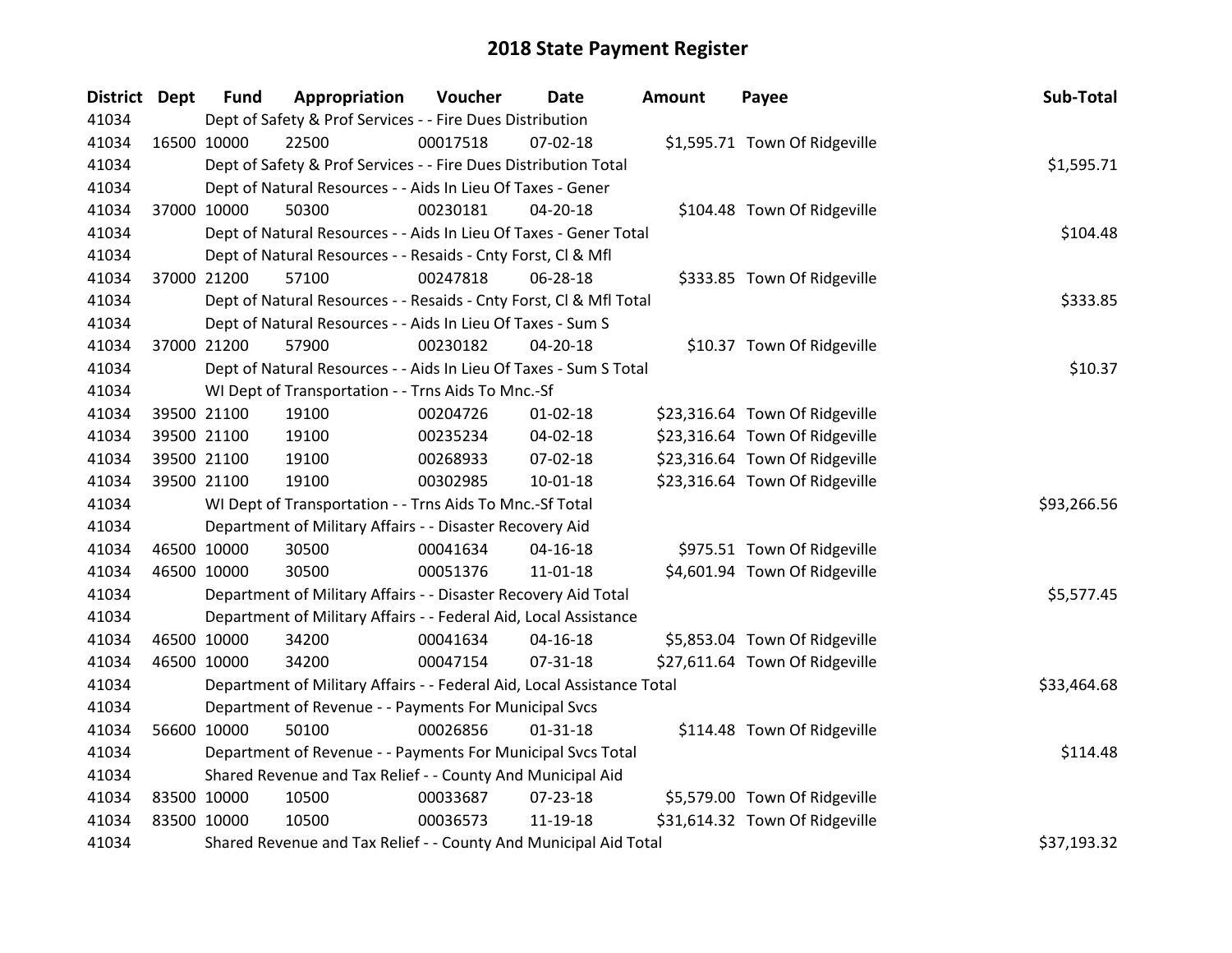# 2018 State Payment Register

| District | Dept | Fund | Appropriation | Voucher | Date | Amount | Payee | Sub-Total |
|---|---|---|---|---|---|---|---|---|
| 41034 | Dept of Safety & Prof Services - - Fire Dues Distribution | | | | | | | |
| 41034 | 16500 | 10000 | 22500 | 00017518 | 07-02-18 | $1,595.71 | Town Of Ridgeville | |
| 41034 | Dept of Safety & Prof Services - - Fire Dues Distribution Total | | | | | | | $1,595.71 |
| 41034 | Dept of Natural Resources - - Aids In Lieu Of Taxes - Gener | | | | | | | |
| 41034 | 37000 | 10000 | 50300 | 00230181 | 04-20-18 | $104.48 | Town Of Ridgeville | |
| 41034 | Dept of Natural Resources - - Aids In Lieu Of Taxes - Gener Total | | | | | | | $104.48 |
| 41034 | Dept of Natural Resources - - Resaids - Cnty Forst, Cl & Mfl | | | | | | | |
| 41034 | 37000 | 21200 | 57100 | 00247818 | 06-28-18 | $333.85 | Town Of Ridgeville | |
| 41034 | Dept of Natural Resources - - Resaids - Cnty Forst, Cl & Mfl Total | | | | | | | $333.85 |
| 41034 | Dept of Natural Resources - - Aids In Lieu Of Taxes - Sum S | | | | | | | |
| 41034 | 37000 | 21200 | 57900 | 00230182 | 04-20-18 | $10.37 | Town Of Ridgeville | |
| 41034 | Dept of Natural Resources - - Aids In Lieu Of Taxes - Sum S Total | | | | | | | $10.37 |
| 41034 | WI Dept of Transportation - - Trns Aids To Mnc.-Sf | | | | | | | |
| 41034 | 39500 | 21100 | 19100 | 00204726 | 01-02-18 | $23,316.64 | Town Of Ridgeville | |
| 41034 | 39500 | 21100 | 19100 | 00235234 | 04-02-18 | $23,316.64 | Town Of Ridgeville | |
| 41034 | 39500 | 21100 | 19100 | 00268933 | 07-02-18 | $23,316.64 | Town Of Ridgeville | |
| 41034 | 39500 | 21100 | 19100 | 00302985 | 10-01-18 | $23,316.64 | Town Of Ridgeville | |
| 41034 | WI Dept of Transportation - - Trns Aids To Mnc.-Sf Total | | | | | | | $93,266.56 |
| 41034 | Department of Military Affairs - - Disaster Recovery Aid | | | | | | | |
| 41034 | 46500 | 10000 | 30500 | 00041634 | 04-16-18 | $975.51 | Town Of Ridgeville | |
| 41034 | 46500 | 10000 | 30500 | 00051376 | 11-01-18 | $4,601.94 | Town Of Ridgeville | |
| 41034 | Department of Military Affairs - - Disaster Recovery Aid Total | | | | | | | $5,577.45 |
| 41034 | Department of Military Affairs - - Federal Aid, Local Assistance | | | | | | | |
| 41034 | 46500 | 10000 | 34200 | 00041634 | 04-16-18 | $5,853.04 | Town Of Ridgeville | |
| 41034 | 46500 | 10000 | 34200 | 00047154 | 07-31-18 | $27,611.64 | Town Of Ridgeville | |
| 41034 | Department of Military Affairs - - Federal Aid, Local Assistance Total | | | | | | | $33,464.68 |
| 41034 | Department of Revenue - - Payments For Municipal Svcs | | | | | | | |
| 41034 | 56600 | 10000 | 50100 | 00026856 | 01-31-18 | $114.48 | Town Of Ridgeville | |
| 41034 | Department of Revenue - - Payments For Municipal Svcs Total | | | | | | | $114.48 |
| 41034 | Shared Revenue and Tax Relief - - County And Municipal Aid | | | | | | | |
| 41034 | 83500 | 10000 | 10500 | 00033687 | 07-23-18 | $5,579.00 | Town Of Ridgeville | |
| 41034 | 83500 | 10000 | 10500 | 00036573 | 11-19-18 | $31,614.32 | Town Of Ridgeville | |
| 41034 | Shared Revenue and Tax Relief - - County And Municipal Aid Total | | | | | | | $37,193.32 |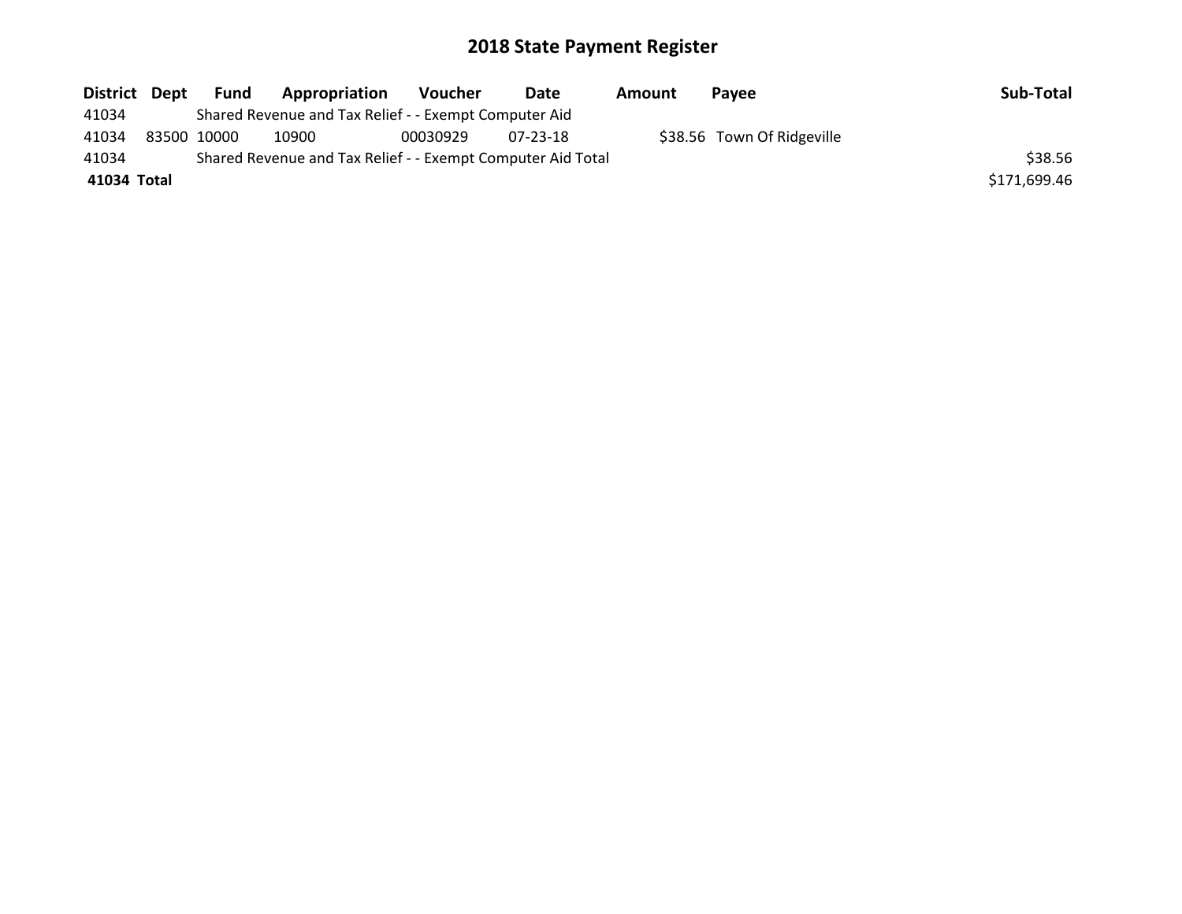# 2018 State Payment Register

| District | Dept | Fund | Appropriation | Voucher | Date | Amount | Payee | Sub-Total |
|---|---|---|---|---|---|---|---|---|
| 41034 | | Shared Revenue and Tax Relief - - Exempt Computer Aid | | | | | | |
| 41034 | 83500 | 10000 | 10900 | 00030929 | 07-23-18 | $38.56 | Town Of Ridgeville | |
| 41034 | | Shared Revenue and Tax Relief - - Exempt Computer Aid Total | | | | | | $38.56 |
| **41034 Total** | | | | | | | | $171,699.46 |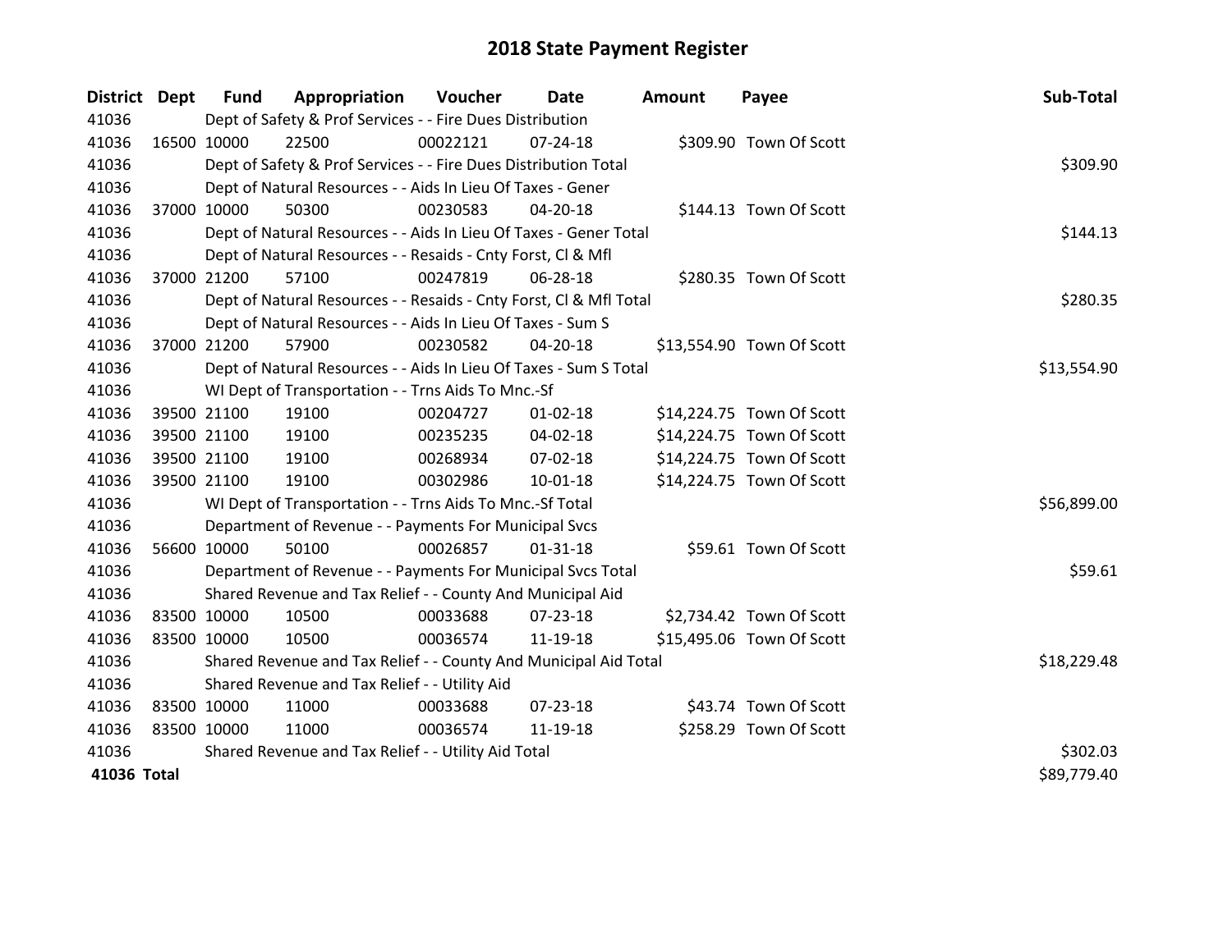# 2018 State Payment Register

| District | Dept | Fund | Appropriation | Voucher | Date | Amount | Payee | Sub-Total |
|---|---|---|---|---|---|---|---|---|
| 41036 | | Dept of Safety & Prof Services - - Fire Dues Distribution | | | | | | |
| 41036 | 16500 | 10000 | 22500 | 00022121 | 07-24-18 | $309.90 | Town Of Scott | |
| 41036 | | Dept of Safety & Prof Services - - Fire Dues Distribution Total | | | | | | $309.90 |
| 41036 | | Dept of Natural Resources - - Aids In Lieu Of Taxes - Gener | | | | | | |
| 41036 | 37000 | 10000 | 50300 | 00230583 | 04-20-18 | $144.13 | Town Of Scott | |
| 41036 | | Dept of Natural Resources - - Aids In Lieu Of Taxes - Gener Total | | | | | | $144.13 |
| 41036 | | Dept of Natural Resources - - Resaids - Cnty Forst, Cl & Mfl | | | | | | |
| 41036 | 37000 | 21200 | 57100 | 00247819 | 06-28-18 | $280.35 | Town Of Scott | |
| 41036 | | Dept of Natural Resources - - Resaids - Cnty Forst, Cl & Mfl Total | | | | | | $280.35 |
| 41036 | | Dept of Natural Resources - - Aids In Lieu Of Taxes - Sum S | | | | | | |
| 41036 | 37000 | 21200 | 57900 | 00230582 | 04-20-18 | $13,554.90 | Town Of Scott | |
| 41036 | | Dept of Natural Resources - - Aids In Lieu Of Taxes - Sum S Total | | | | | | $13,554.90 |
| 41036 | | WI Dept of Transportation - - Trns Aids To Mnc.-Sf | | | | | | |
| 41036 | 39500 | 21100 | 19100 | 00204727 | 01-02-18 | $14,224.75 | Town Of Scott | |
| 41036 | 39500 | 21100 | 19100 | 00235235 | 04-02-18 | $14,224.75 | Town Of Scott | |
| 41036 | 39500 | 21100 | 19100 | 00268934 | 07-02-18 | $14,224.75 | Town Of Scott | |
| 41036 | 39500 | 21100 | 19100 | 00302986 | 10-01-18 | $14,224.75 | Town Of Scott | |
| 41036 | | WI Dept of Transportation - - Trns Aids To Mnc.-Sf Total | | | | | | $56,899.00 |
| 41036 | | Department of Revenue - - Payments For Municipal Svcs | | | | | | |
| 41036 | 56600 | 10000 | 50100 | 00026857 | 01-31-18 | $59.61 | Town Of Scott | |
| 41036 | | Department of Revenue - - Payments For Municipal Svcs Total | | | | | | $59.61 |
| 41036 | | Shared Revenue and Tax Relief - - County And Municipal Aid | | | | | | |
| 41036 | 83500 | 10000 | 10500 | 00033688 | 07-23-18 | $2,734.42 | Town Of Scott | |
| 41036 | 83500 | 10000 | 10500 | 00036574 | 11-19-18 | $15,495.06 | Town Of Scott | |
| 41036 | | Shared Revenue and Tax Relief - - County And Municipal Aid Total | | | | | | $18,229.48 |
| 41036 | | Shared Revenue and Tax Relief - - Utility Aid | | | | | | |
| 41036 | 83500 | 10000 | 11000 | 00033688 | 07-23-18 | $43.74 | Town Of Scott | |
| 41036 | 83500 | 10000 | 11000 | 00036574 | 11-19-18 | $258.29 | Town Of Scott | |
| 41036 | | Shared Revenue and Tax Relief - - Utility Aid Total | | | | | | $302.03 |
| **41036 Total** | | | | | | | | $89,779.40 |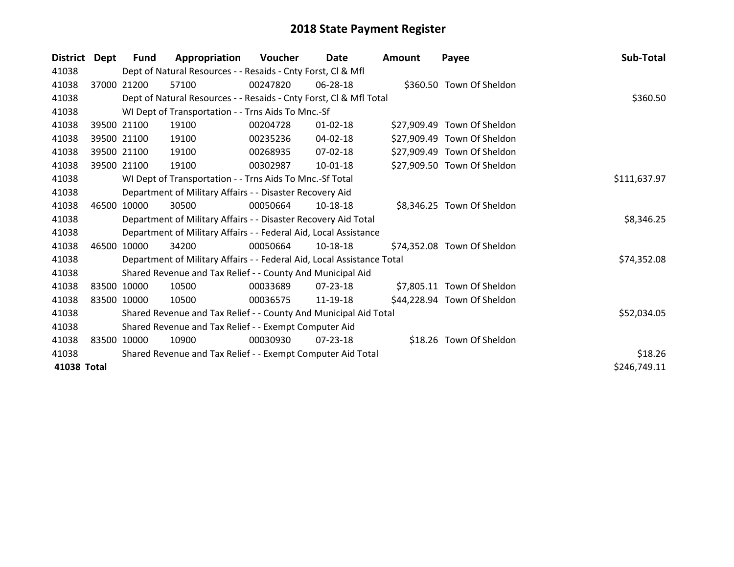# 2018 State Payment Register

| District | Dept | Fund | Appropriation | Voucher | Date | Amount | Payee | Sub-Total |
|---|---|---|---|---|---|---|---|---|
| 41038 | | Dept of Natural Resources - - Resaids - Cnty Forst, Cl & Mfl | | | | | | |
| 41038 | 37000 | 21200 | 57100 | 00247820 | 06-28-18 | $360.50 | Town Of Sheldon | |
| 41038 | | Dept of Natural Resources - - Resaids - Cnty Forst, Cl & Mfl Total | | | | | | $360.50 |
| 41038 | | WI Dept of Transportation - - Trns Aids To Mnc.-Sf | | | | | | |
| 41038 | 39500 | 21100 | 19100 | 00204728 | 01-02-18 | $27,909.49 | Town Of Sheldon | |
| 41038 | 39500 | 21100 | 19100 | 00235236 | 04-02-18 | $27,909.49 | Town Of Sheldon | |
| 41038 | 39500 | 21100 | 19100 | 00268935 | 07-02-18 | $27,909.49 | Town Of Sheldon | |
| 41038 | 39500 | 21100 | 19100 | 00302987 | 10-01-18 | $27,909.50 | Town Of Sheldon | |
| 41038 | | WI Dept of Transportation - - Trns Aids To Mnc.-Sf Total | | | | | | $111,637.97 |
| 41038 | | Department of Military Affairs - - Disaster Recovery Aid | | | | | | |
| 41038 | 46500 | 10000 | 30500 | 00050664 | 10-18-18 | $8,346.25 | Town Of Sheldon | |
| 41038 | | Department of Military Affairs - - Disaster Recovery Aid Total | | | | | | $8,346.25 |
| 41038 | | Department of Military Affairs - - Federal Aid, Local Assistance | | | | | | |
| 41038 | 46500 | 10000 | 34200 | 00050664 | 10-18-18 | $74,352.08 | Town Of Sheldon | |
| 41038 | | Department of Military Affairs - - Federal Aid, Local Assistance Total | | | | | | $74,352.08 |
| 41038 | | Shared Revenue and Tax Relief - - County And Municipal Aid | | | | | | |
| 41038 | 83500 | 10000 | 10500 | 00033689 | 07-23-18 | $7,805.11 | Town Of Sheldon | |
| 41038 | 83500 | 10000 | 10500 | 00036575 | 11-19-18 | $44,228.94 | Town Of Sheldon | |
| 41038 | | Shared Revenue and Tax Relief - - County And Municipal Aid Total | | | | | | $52,034.05 |
| 41038 | | Shared Revenue and Tax Relief - - Exempt Computer Aid | | | | | | |
| 41038 | 83500 | 10000 | 10900 | 00030930 | 07-23-18 | $18.26 | Town Of Sheldon | |
| 41038 | | Shared Revenue and Tax Relief - - Exempt Computer Aid Total | | | | | | $18.26 |
| **41038 Total** | | | | | | | | $246,749.11 |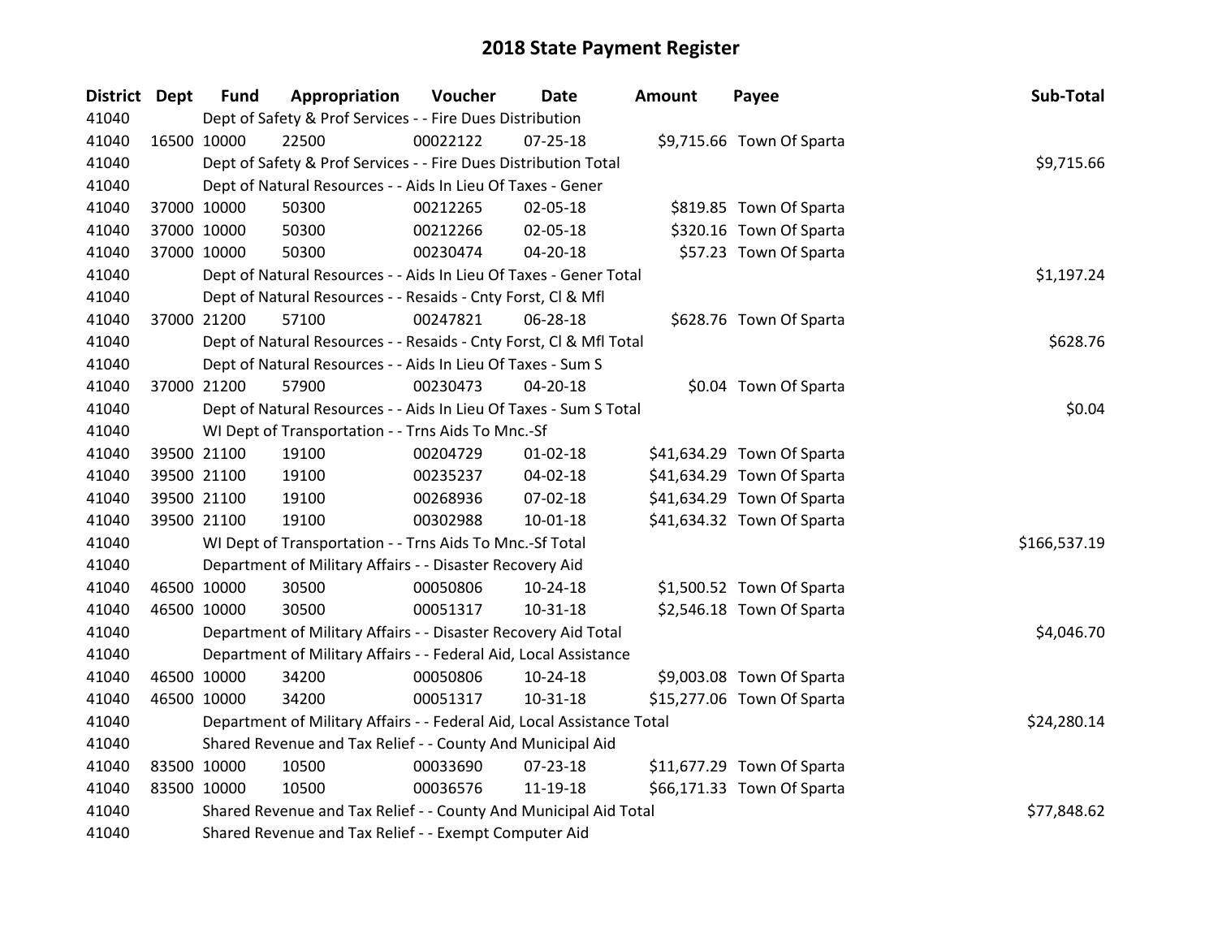# 2018 State Payment Register

| District | Dept | Fund | Appropriation | Voucher | Date | Amount | Payee | Sub-Total |
|---|---|---|---|---|---|---|---|---|
| 41040 | | Dept of Safety & Prof Services - - Fire Dues Distribution | | | | | | |
| 41040 | 16500 | 10000 | 22500 | 00022122 | 07-25-18 | $9,715.66 | Town Of Sparta | |
| 41040 | | Dept of Safety & Prof Services - - Fire Dues Distribution Total | | | | | | $9,715.66 |
| 41040 | | Dept of Natural Resources - - Aids In Lieu Of Taxes - Gener | | | | | | |
| 41040 | 37000 | 10000 | 50300 | 00212265 | 02-05-18 | $819.85 | Town Of Sparta | |
| 41040 | 37000 | 10000 | 50300 | 00212266 | 02-05-18 | $320.16 | Town Of Sparta | |
| 41040 | 37000 | 10000 | 50300 | 00230474 | 04-20-18 | $57.23 | Town Of Sparta | |
| 41040 | | Dept of Natural Resources - - Aids In Lieu Of Taxes - Gener Total | | | | | | $1,197.24 |
| 41040 | | Dept of Natural Resources - - Resaids - Cnty Forst, Cl & Mfl | | | | | | |
| 41040 | 37000 | 21200 | 57100 | 00247821 | 06-28-18 | $628.76 | Town Of Sparta | |
| 41040 | | Dept of Natural Resources - - Resaids - Cnty Forst, Cl & Mfl Total | | | | | | $628.76 |
| 41040 | | Dept of Natural Resources - - Aids In Lieu Of Taxes - Sum S | | | | | | |
| 41040 | 37000 | 21200 | 57900 | 00230473 | 04-20-18 | $0.04 | Town Of Sparta | |
| 41040 | | Dept of Natural Resources - - Aids In Lieu Of Taxes - Sum S Total | | | | | | $0.04 |
| 41040 | | WI Dept of Transportation - - Trns Aids To Mnc.-Sf | | | | | | |
| 41040 | 39500 | 21100 | 19100 | 00204729 | 01-02-18 | $41,634.29 | Town Of Sparta | |
| 41040 | 39500 | 21100 | 19100 | 00235237 | 04-02-18 | $41,634.29 | Town Of Sparta | |
| 41040 | 39500 | 21100 | 19100 | 00268936 | 07-02-18 | $41,634.29 | Town Of Sparta | |
| 41040 | 39500 | 21100 | 19100 | 00302988 | 10-01-18 | $41,634.32 | Town Of Sparta | |
| 41040 | | WI Dept of Transportation - - Trns Aids To Mnc.-Sf Total | | | | | | $166,537.19 |
| 41040 | | Department of Military Affairs - - Disaster Recovery Aid | | | | | | |
| 41040 | 46500 | 10000 | 30500 | 00050806 | 10-24-18 | $1,500.52 | Town Of Sparta | |
| 41040 | 46500 | 10000 | 30500 | 00051317 | 10-31-18 | $2,546.18 | Town Of Sparta | |
| 41040 | | Department of Military Affairs - - Disaster Recovery Aid Total | | | | | | $4,046.70 |
| 41040 | | Department of Military Affairs - - Federal Aid, Local Assistance | | | | | | |
| 41040 | 46500 | 10000 | 34200 | 00050806 | 10-24-18 | $9,003.08 | Town Of Sparta | |
| 41040 | 46500 | 10000 | 34200 | 00051317 | 10-31-18 | $15,277.06 | Town Of Sparta | |
| 41040 | | Department of Military Affairs - - Federal Aid, Local Assistance Total | | | | | | $24,280.14 |
| 41040 | | Shared Revenue and Tax Relief - - County And Municipal Aid | | | | | | |
| 41040 | 83500 | 10000 | 10500 | 00033690 | 07-23-18 | $11,677.29 | Town Of Sparta | |
| 41040 | 83500 | 10000 | 10500 | 00036576 | 11-19-18 | $66,171.33 | Town Of Sparta | |
| 41040 | | Shared Revenue and Tax Relief - - County And Municipal Aid Total | | | | | | $77,848.62 |
| 41040 | | Shared Revenue and Tax Relief - - Exempt Computer Aid | | | | | | |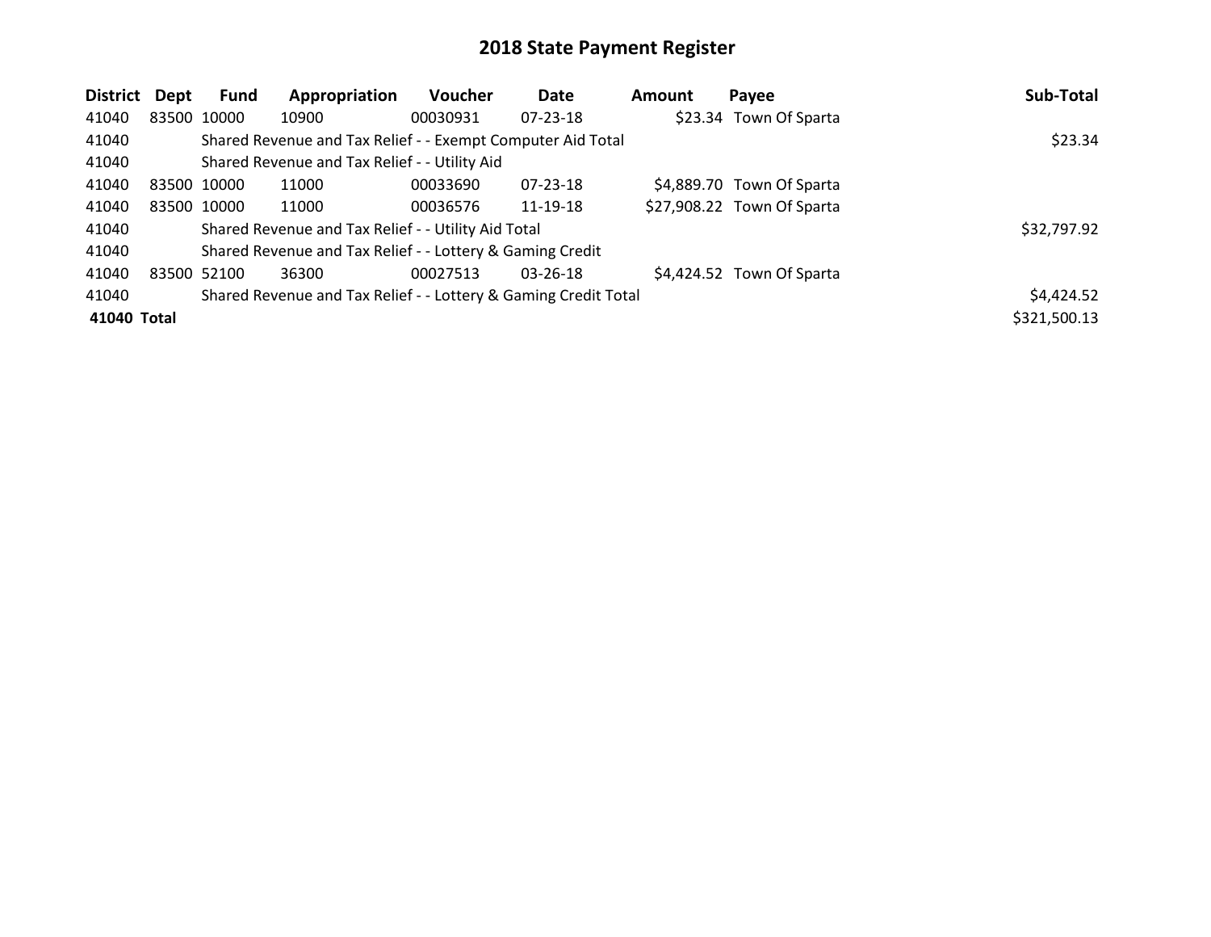# 2018 State Payment Register

| District | Dept | Fund | Appropriation | Voucher | Date | Amount | Payee | Sub-Total |
|---|---|---|---|---|---|---|---|---|
| 41040 | 83500 | 10000 | 10900 | 00030931 | 07-23-18 | $23.34 | Town Of Sparta | |
| 41040 | | Shared Revenue and Tax Relief - - Exempt Computer Aid Total | | | | | | $23.34 |
| 41040 | | Shared Revenue and Tax Relief - - Utility Aid | | | | | | |
| 41040 | 83500 | 10000 | 11000 | 00033690 | 07-23-18 | $4,889.70 | Town Of Sparta | |
| 41040 | 83500 | 10000 | 11000 | 00036576 | 11-19-18 | $27,908.22 | Town Of Sparta | |
| 41040 | | Shared Revenue and Tax Relief - - Utility Aid Total | | | | | | $32,797.92 |
| 41040 | | Shared Revenue and Tax Relief - - Lottery & Gaming Credit | | | | | | |
| 41040 | 83500 | 52100 | 36300 | 00027513 | 03-26-18 | $4,424.52 | Town Of Sparta | |
| 41040 | | Shared Revenue and Tax Relief - - Lottery & Gaming Credit Total | | | | | | $4,424.52 |
| **41040 Total** | | | | | | | | $321,500.13 |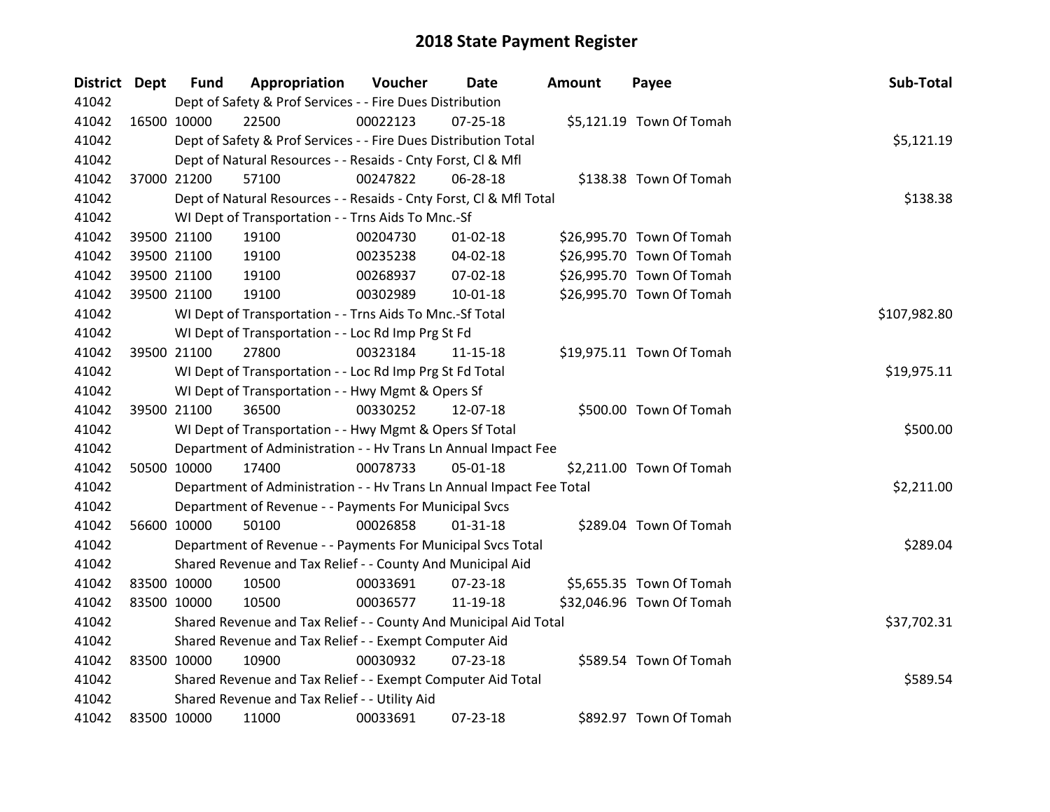# 2018 State Payment Register

| District | Dept | Fund | Appropriation | Voucher | Date | Amount | Payee | Sub-Total |
|---|---|---|---|---|---|---|---|---|
| 41042 | | Dept of Safety & Prof Services - - Fire Dues Distribution | | | | | | |
| 41042 | 16500 | 10000 | 22500 | 00022123 | 07-25-18 | $5,121.19 | Town Of Tomah | |
| 41042 | | Dept of Safety & Prof Services - - Fire Dues Distribution Total | | | | | | $5,121.19 |
| 41042 | | Dept of Natural Resources - - Resaids - Cnty Forst, Cl & Mfl | | | | | | |
| 41042 | 37000 | 21200 | 57100 | 00247822 | 06-28-18 | $138.38 | Town Of Tomah | |
| 41042 | | Dept of Natural Resources - - Resaids - Cnty Forst, Cl & Mfl Total | | | | | | $138.38 |
| 41042 | | WI Dept of Transportation - - Trns Aids To Mnc.-Sf | | | | | | |
| 41042 | 39500 | 21100 | 19100 | 00204730 | 01-02-18 | $26,995.70 | Town Of Tomah | |
| 41042 | 39500 | 21100 | 19100 | 00235238 | 04-02-18 | $26,995.70 | Town Of Tomah | |
| 41042 | 39500 | 21100 | 19100 | 00268937 | 07-02-18 | $26,995.70 | Town Of Tomah | |
| 41042 | 39500 | 21100 | 19100 | 00302989 | 10-01-18 | $26,995.70 | Town Of Tomah | |
| 41042 | | WI Dept of Transportation - - Trns Aids To Mnc.-Sf Total | | | | | | $107,982.80 |
| 41042 | | WI Dept of Transportation - - Loc Rd Imp Prg St Fd | | | | | | |
| 41042 | 39500 | 21100 | 27800 | 00323184 | 11-15-18 | $19,975.11 | Town Of Tomah | |
| 41042 | | WI Dept of Transportation - - Loc Rd Imp Prg St Fd Total | | | | | | $19,975.11 |
| 41042 | | WI Dept of Transportation - - Hwy Mgmt & Opers Sf | | | | | | |
| 41042 | 39500 | 21100 | 36500 | 00330252 | 12-07-18 | $500.00 | Town Of Tomah | |
| 41042 | | WI Dept of Transportation - - Hwy Mgmt & Opers Sf Total | | | | | | $500.00 |
| 41042 | | Department of Administration - - Hv Trans Ln Annual Impact Fee | | | | | | |
| 41042 | 50500 | 10000 | 17400 | 00078733 | 05-01-18 | $2,211.00 | Town Of Tomah | |
| 41042 | | Department of Administration - - Hv Trans Ln Annual Impact Fee Total | | | | | | $2,211.00 |
| 41042 | | Department of Revenue - - Payments For Municipal Svcs | | | | | | |
| 41042 | 56600 | 10000 | 50100 | 00026858 | 01-31-18 | $289.04 | Town Of Tomah | |
| 41042 | | Department of Revenue - - Payments For Municipal Svcs Total | | | | | | $289.04 |
| 41042 | | Shared Revenue and Tax Relief - - County And Municipal Aid | | | | | | |
| 41042 | 83500 | 10000 | 10500 | 00033691 | 07-23-18 | $5,655.35 | Town Of Tomah | |
| 41042 | 83500 | 10000 | 10500 | 00036577 | 11-19-18 | $32,046.96 | Town Of Tomah | |
| 41042 | | Shared Revenue and Tax Relief - - County And Municipal Aid Total | | | | | | $37,702.31 |
| 41042 | | Shared Revenue and Tax Relief - - Exempt Computer Aid | | | | | | |
| 41042 | 83500 | 10000 | 10900 | 00030932 | 07-23-18 | $589.54 | Town Of Tomah | |
| 41042 | | Shared Revenue and Tax Relief - - Exempt Computer Aid Total | | | | | | $589.54 |
| 41042 | | Shared Revenue and Tax Relief - - Utility Aid | | | | | | |
| 41042 | 83500 | 10000 | 11000 | 00033691 | 07-23-18 | $892.97 | Town Of Tomah | |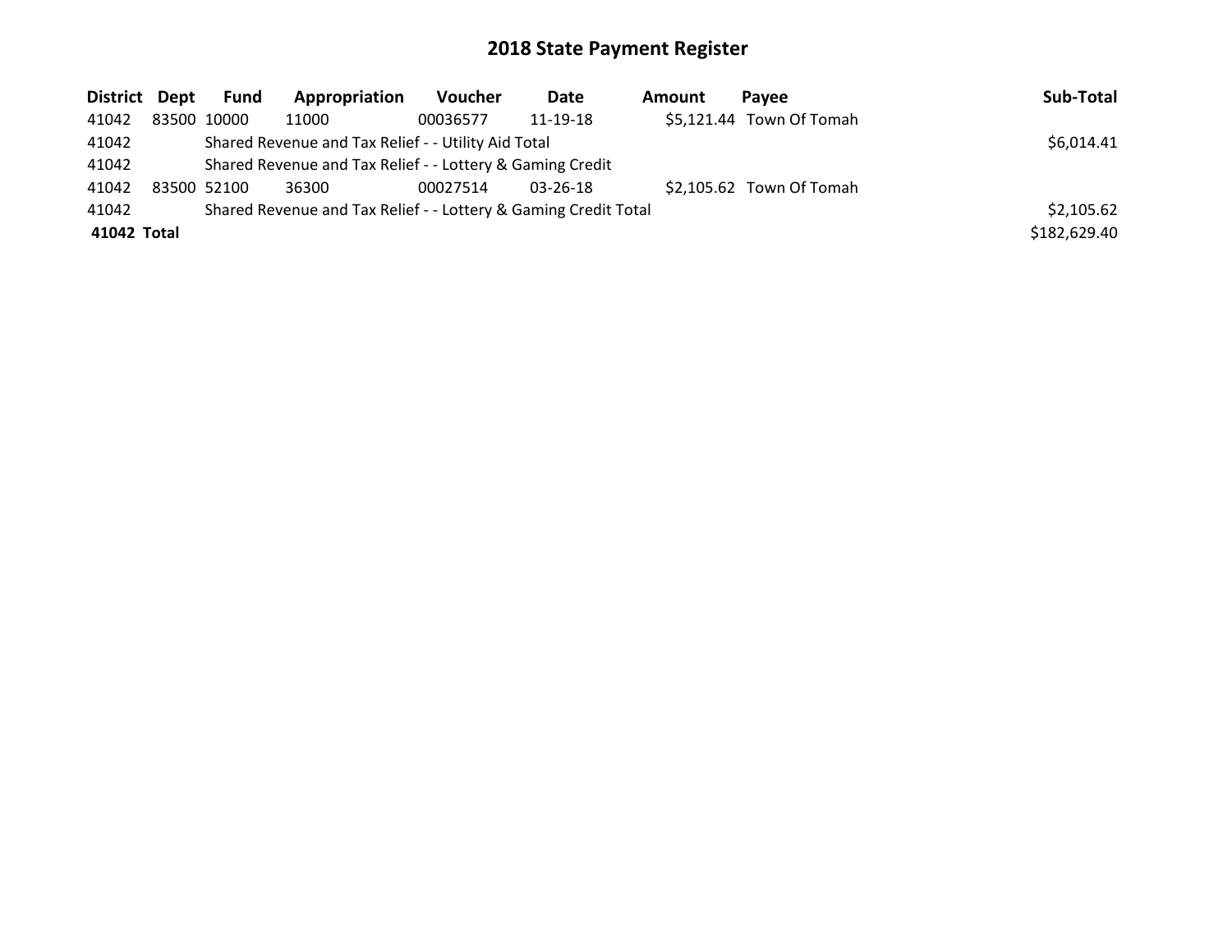# 2018 State Payment Register

| District | Dept | Fund | Appropriation | Voucher | Date | Amount | Payee | Sub-Total |
|---|---|---|---|---|---|---|---|---|
| 41042 | 83500 | 10000 | 11000 | 00036577 | 11-19-18 | $5,121.44 | Town Of Tomah | |
| 41042 | | Shared Revenue and Tax Relief - - Utility Aid Total | | | | | | $6,014.41 |
| 41042 | | Shared Revenue and Tax Relief - - Lottery & Gaming Credit | | | | | | |
| 41042 | 83500 | 52100 | 36300 | 00027514 | 03-26-18 | $2,105.62 | Town Of Tomah | |
| 41042 | | Shared Revenue and Tax Relief - - Lottery & Gaming Credit Total | | | | | | $2,105.62 |
| **41042 Total** | | | | | | | | $182,629.40 |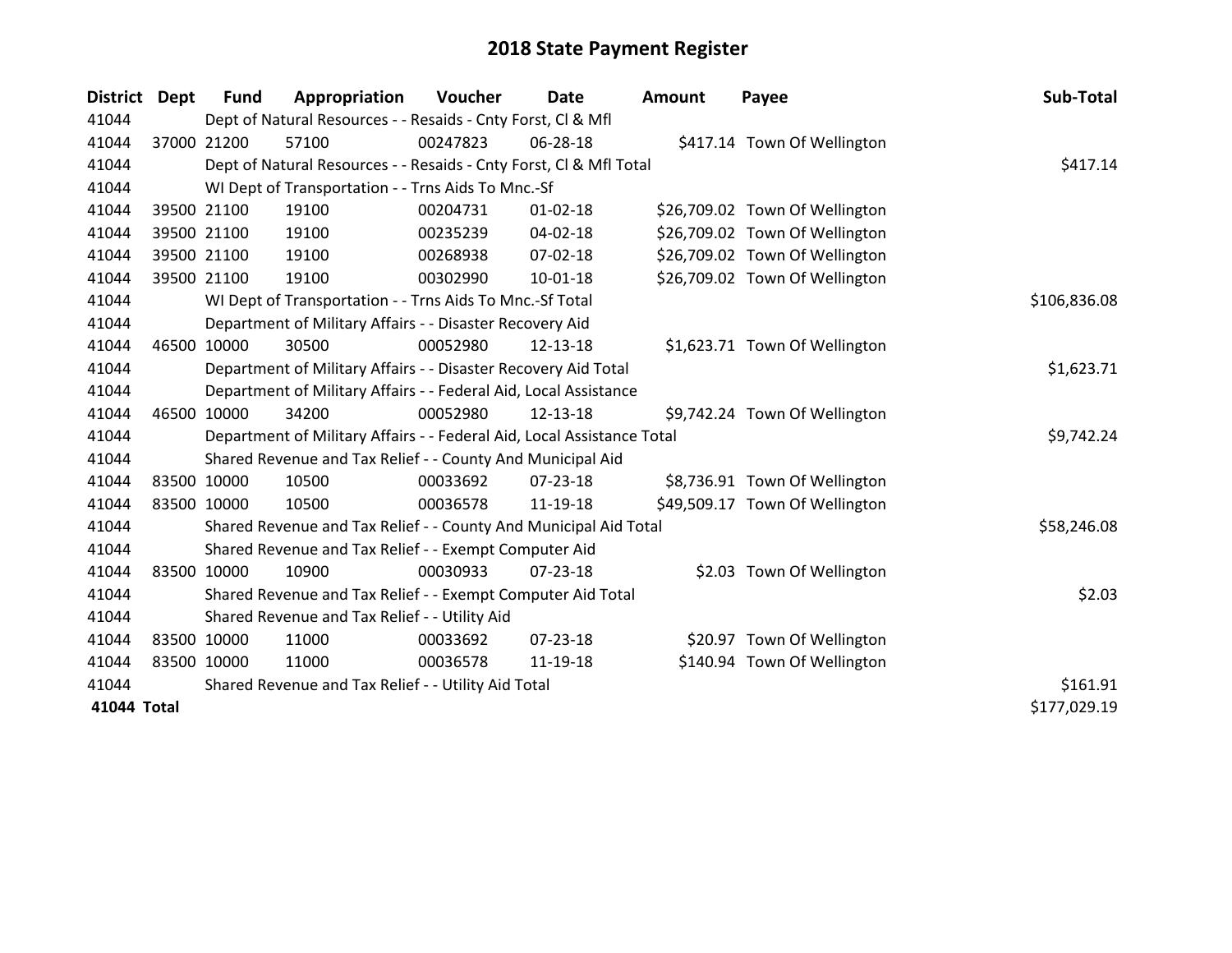# 2018 State Payment Register

| District | Dept | Fund | Appropriation | Voucher | Date | Amount | Payee | Sub-Total |
|---|---|---|---|---|---|---|---|---|
| 41044 | | Dept of Natural Resources - - Resaids - Cnty Forst, Cl & Mfl | | | | | | |
| 41044 | 37000 | 21200 | 57100 | 00247823 | 06-28-18 | $417.14 | Town Of Wellington | |
| 41044 | | Dept of Natural Resources - - Resaids - Cnty Forst, Cl & Mfl Total | | | | | | $417.14 |
| 41044 | | WI Dept of Transportation - - Trns Aids To Mnc.-Sf | | | | | | |
| 41044 | 39500 | 21100 | 19100 | 00204731 | 01-02-18 | $26,709.02 | Town Of Wellington | |
| 41044 | 39500 | 21100 | 19100 | 00235239 | 04-02-18 | $26,709.02 | Town Of Wellington | |
| 41044 | 39500 | 21100 | 19100 | 00268938 | 07-02-18 | $26,709.02 | Town Of Wellington | |
| 41044 | 39500 | 21100 | 19100 | 00302990 | 10-01-18 | $26,709.02 | Town Of Wellington | |
| 41044 | | WI Dept of Transportation - - Trns Aids To Mnc.-Sf Total | | | | | | $106,836.08 |
| 41044 | | Department of Military Affairs - - Disaster Recovery Aid | | | | | | |
| 41044 | 46500 | 10000 | 30500 | 00052980 | 12-13-18 | $1,623.71 | Town Of Wellington | |
| 41044 | | Department of Military Affairs - - Disaster Recovery Aid Total | | | | | | $1,623.71 |
| 41044 | | Department of Military Affairs - - Federal Aid, Local Assistance | | | | | | |
| 41044 | 46500 | 10000 | 34200 | 00052980 | 12-13-18 | $9,742.24 | Town Of Wellington | |
| 41044 | | Department of Military Affairs - - Federal Aid, Local Assistance Total | | | | | | $9,742.24 |
| 41044 | | Shared Revenue and Tax Relief - - County And Municipal Aid | | | | | | |
| 41044 | 83500 | 10000 | 10500 | 00033692 | 07-23-18 | $8,736.91 | Town Of Wellington | |
| 41044 | 83500 | 10000 | 10500 | 00036578 | 11-19-18 | $49,509.17 | Town Of Wellington | |
| 41044 | | Shared Revenue and Tax Relief - - County And Municipal Aid Total | | | | | | $58,246.08 |
| 41044 | | Shared Revenue and Tax Relief - - Exempt Computer Aid | | | | | | |
| 41044 | 83500 | 10000 | 10900 | 00030933 | 07-23-18 | $2.03 | Town Of Wellington | |
| 41044 | | Shared Revenue and Tax Relief - - Exempt Computer Aid Total | | | | | | $2.03 |
| 41044 | | Shared Revenue and Tax Relief - - Utility Aid | | | | | | |
| 41044 | 83500 | 10000 | 11000 | 00033692 | 07-23-18 | $20.97 | Town Of Wellington | |
| 41044 | 83500 | 10000 | 11000 | 00036578 | 11-19-18 | $140.94 | Town Of Wellington | |
| 41044 | | Shared Revenue and Tax Relief - - Utility Aid Total | | | | | | $161.91 |
| **41044 Total** | | | | | | | | $177,029.19 |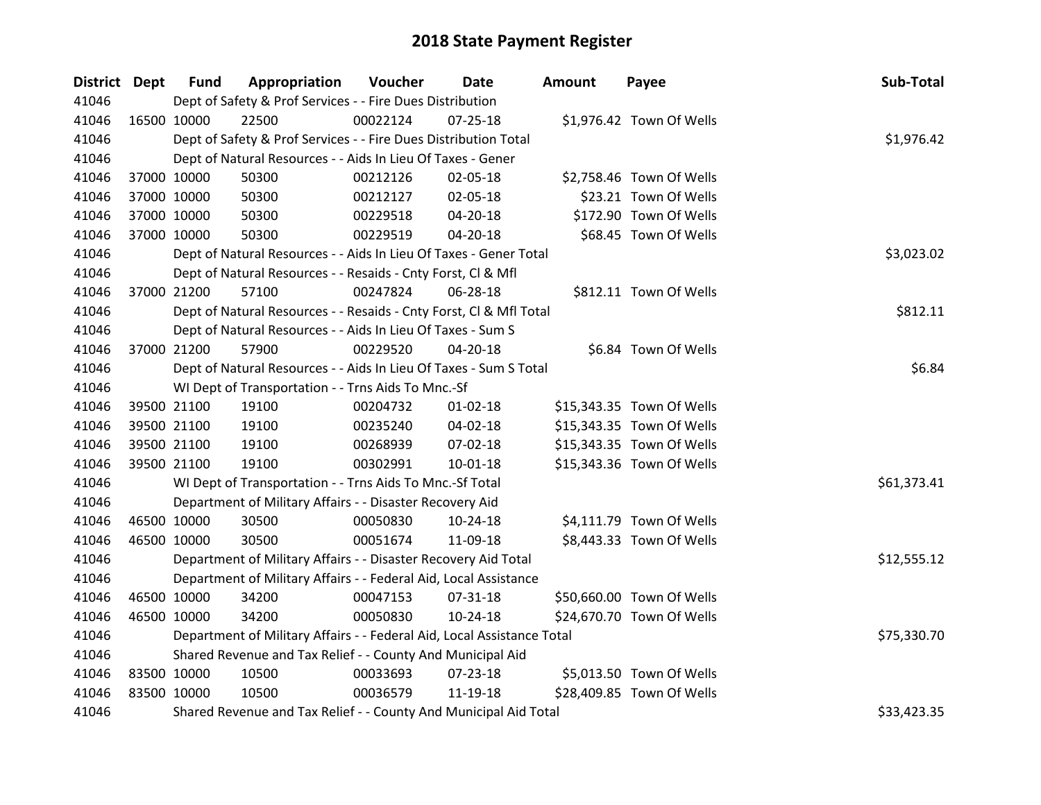# 2018 State Payment Register

| District | Dept | Fund | Appropriation | Voucher | Date | Amount | Payee | Sub-Total |
|---|---|---|---|---|---|---|---|---|
| 41046 | | Dept of Safety & Prof Services - - Fire Dues Distribution | | | | | | |
| 41046 | 16500 | 10000 | 22500 | 00022124 | 07-25-18 | $1,976.42 | Town Of Wells | |
| 41046 | | Dept of Safety & Prof Services - - Fire Dues Distribution Total | | | | | | $1,976.42 |
| 41046 | | Dept of Natural Resources - - Aids In Lieu Of Taxes - Gener | | | | | | |
| 41046 | 37000 | 10000 | 50300 | 00212126 | 02-05-18 | $2,758.46 | Town Of Wells | |
| 41046 | 37000 | 10000 | 50300 | 00212127 | 02-05-18 | $23.21 | Town Of Wells | |
| 41046 | 37000 | 10000 | 50300 | 00229518 | 04-20-18 | $172.90 | Town Of Wells | |
| 41046 | 37000 | 10000 | 50300 | 00229519 | 04-20-18 | $68.45 | Town Of Wells | |
| 41046 | | Dept of Natural Resources - - Aids In Lieu Of Taxes - Gener Total | | | | | | $3,023.02 |
| 41046 | | Dept of Natural Resources - - Resaids - Cnty Forst, Cl & Mfl | | | | | | |
| 41046 | 37000 | 21200 | 57100 | 00247824 | 06-28-18 | $812.11 | Town Of Wells | |
| 41046 | | Dept of Natural Resources - - Resaids - Cnty Forst, Cl & Mfl Total | | | | | | $812.11 |
| 41046 | | Dept of Natural Resources - - Aids In Lieu Of Taxes - Sum S | | | | | | |
| 41046 | 37000 | 21200 | 57900 | 00229520 | 04-20-18 | $6.84 | Town Of Wells | |
| 41046 | | Dept of Natural Resources - - Aids In Lieu Of Taxes - Sum S Total | | | | | | $6.84 |
| 41046 | | WI Dept of Transportation - - Trns Aids To Mnc.-Sf | | | | | | |
| 41046 | 39500 | 21100 | 19100 | 00204732 | 01-02-18 | $15,343.35 | Town Of Wells | |
| 41046 | 39500 | 21100 | 19100 | 00235240 | 04-02-18 | $15,343.35 | Town Of Wells | |
| 41046 | 39500 | 21100 | 19100 | 00268939 | 07-02-18 | $15,343.35 | Town Of Wells | |
| 41046 | 39500 | 21100 | 19100 | 00302991 | 10-01-18 | $15,343.36 | Town Of Wells | |
| 41046 | | WI Dept of Transportation - - Trns Aids To Mnc.-Sf Total | | | | | | $61,373.41 |
| 41046 | | Department of Military Affairs - - Disaster Recovery Aid | | | | | | |
| 41046 | 46500 | 10000 | 30500 | 00050830 | 10-24-18 | $4,111.79 | Town Of Wells | |
| 41046 | 46500 | 10000 | 30500 | 00051674 | 11-09-18 | $8,443.33 | Town Of Wells | |
| 41046 | | Department of Military Affairs - - Disaster Recovery Aid Total | | | | | | $12,555.12 |
| 41046 | | Department of Military Affairs - - Federal Aid, Local Assistance | | | | | | |
| 41046 | 46500 | 10000 | 34200 | 00047153 | 07-31-18 | $50,660.00 | Town Of Wells | |
| 41046 | 46500 | 10000 | 34200 | 00050830 | 10-24-18 | $24,670.70 | Town Of Wells | |
| 41046 | | Department of Military Affairs - - Federal Aid, Local Assistance Total | | | | | | $75,330.70 |
| 41046 | | Shared Revenue and Tax Relief - - County And Municipal Aid | | | | | | |
| 41046 | 83500 | 10000 | 10500 | 00033693 | 07-23-18 | $5,013.50 | Town Of Wells | |
| 41046 | 83500 | 10000 | 10500 | 00036579 | 11-19-18 | $28,409.85 | Town Of Wells | |
| 41046 | | Shared Revenue and Tax Relief - - County And Municipal Aid Total | | | | | | $33,423.35 |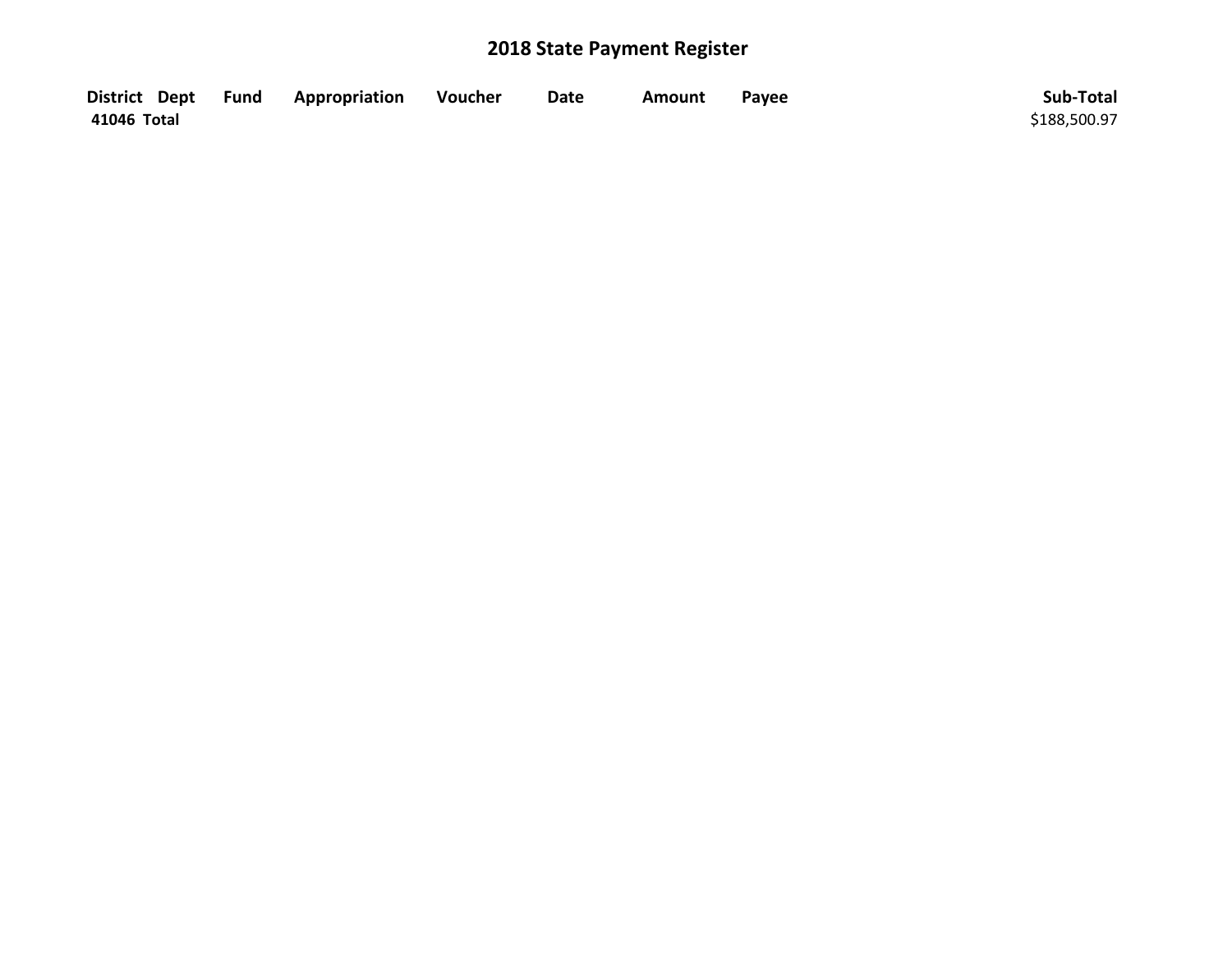# 2018 State Payment Register

| District | Dept | Fund | Appropriation | Voucher | Date | Amount | Payee | Sub-Total |
|---|---|---|---|---|---|---|---|---|
| **41046 Total** | | | | | | | | $188,500.97 |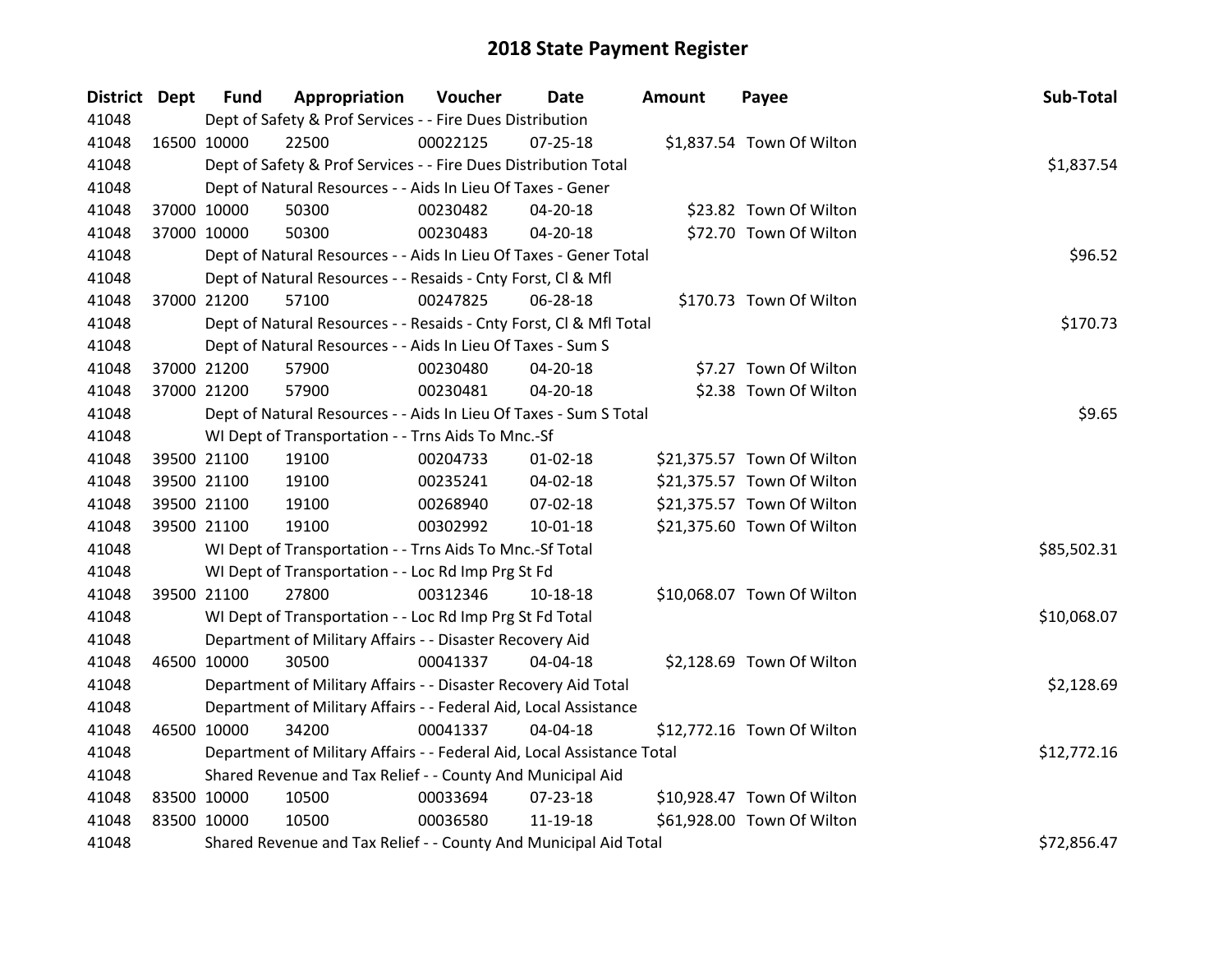# 2018 State Payment Register

| District | Dept | Fund | Appropriation | Voucher | Date | Amount | Payee | Sub-Total |
|---|---|---|---|---|---|---|---|---|
| 41048 | | Dept of Safety & Prof Services - - Fire Dues Distribution | | | | | | |
| 41048 | 16500 | 10000 | 22500 | 00022125 | 07-25-18 | $1,837.54 | Town Of Wilton | |
| 41048 | | Dept of Safety & Prof Services - - Fire Dues Distribution Total | | | | | | $1,837.54 |
| 41048 | | Dept of Natural Resources - - Aids In Lieu Of Taxes - Gener | | | | | | |
| 41048 | 37000 | 10000 | 50300 | 00230482 | 04-20-18 | $23.82 | Town Of Wilton | |
| 41048 | 37000 | 10000 | 50300 | 00230483 | 04-20-18 | $72.70 | Town Of Wilton | |
| 41048 | | Dept of Natural Resources - - Aids In Lieu Of Taxes - Gener Total | | | | | | $96.52 |
| 41048 | | Dept of Natural Resources - - Resaids - Cnty Forst, Cl & Mfl | | | | | | |
| 41048 | 37000 | 21200 | 57100 | 00247825 | 06-28-18 | $170.73 | Town Of Wilton | |
| 41048 | | Dept of Natural Resources - - Resaids - Cnty Forst, Cl & Mfl Total | | | | | | $170.73 |
| 41048 | | Dept of Natural Resources - - Aids In Lieu Of Taxes - Sum S | | | | | | |
| 41048 | 37000 | 21200 | 57900 | 00230480 | 04-20-18 | $7.27 | Town Of Wilton | |
| 41048 | 37000 | 21200 | 57900 | 00230481 | 04-20-18 | $2.38 | Town Of Wilton | |
| 41048 | | Dept of Natural Resources - - Aids In Lieu Of Taxes - Sum S Total | | | | | | $9.65 |
| 41048 | | WI Dept of Transportation - - Trns Aids To Mnc.-Sf | | | | | | |
| 41048 | 39500 | 21100 | 19100 | 00204733 | 01-02-18 | $21,375.57 | Town Of Wilton | |
| 41048 | 39500 | 21100 | 19100 | 00235241 | 04-02-18 | $21,375.57 | Town Of Wilton | |
| 41048 | 39500 | 21100 | 19100 | 00268940 | 07-02-18 | $21,375.57 | Town Of Wilton | |
| 41048 | 39500 | 21100 | 19100 | 00302992 | 10-01-18 | $21,375.60 | Town Of Wilton | |
| 41048 | | WI Dept of Transportation - - Trns Aids To Mnc.-Sf Total | | | | | | $85,502.31 |
| 41048 | | WI Dept of Transportation - - Loc Rd Imp Prg St Fd | | | | | | |
| 41048 | 39500 | 21100 | 27800 | 00312346 | 10-18-18 | $10,068.07 | Town Of Wilton | |
| 41048 | | WI Dept of Transportation - - Loc Rd Imp Prg St Fd Total | | | | | | $10,068.07 |
| 41048 | | Department of Military Affairs - - Disaster Recovery Aid | | | | | | |
| 41048 | 46500 | 10000 | 30500 | 00041337 | 04-04-18 | $2,128.69 | Town Of Wilton | |
| 41048 | | Department of Military Affairs - - Disaster Recovery Aid Total | | | | | | $2,128.69 |
| 41048 | | Department of Military Affairs - - Federal Aid, Local Assistance | | | | | | |
| 41048 | 46500 | 10000 | 34200 | 00041337 | 04-04-18 | $12,772.16 | Town Of Wilton | |
| 41048 | | Department of Military Affairs - - Federal Aid, Local Assistance Total | | | | | | $12,772.16 |
| 41048 | | Shared Revenue and Tax Relief - - County And Municipal Aid | | | | | | |
| 41048 | 83500 | 10000 | 10500 | 00033694 | 07-23-18 | $10,928.47 | Town Of Wilton | |
| 41048 | 83500 | 10000 | 10500 | 00036580 | 11-19-18 | $61,928.00 | Town Of Wilton | |
| 41048 | | Shared Revenue and Tax Relief - - County And Municipal Aid Total | | | | | | $72,856.47 |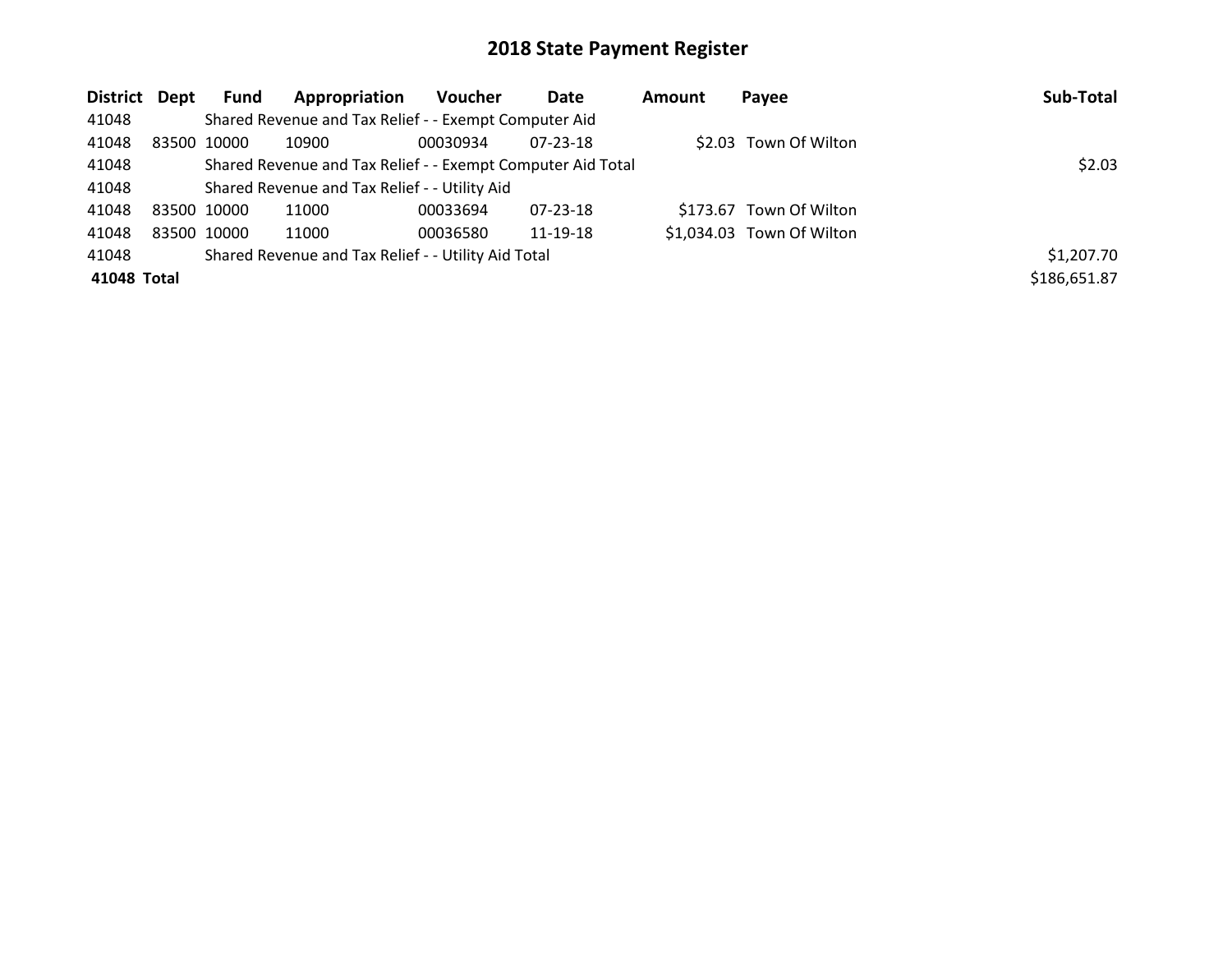# 2018 State Payment Register

| District | Dept | Fund | Appropriation | Voucher | Date | Amount | Payee | Sub-Total |
|---|---|---|---|---|---|---|---|---|
| 41048 | | Shared Revenue and Tax Relief - - Exempt Computer Aid | | | | | | |
| 41048 | 83500 | 10000 | 10900 | 00030934 | 07-23-18 | $2.03 | Town Of Wilton | |
| 41048 | | Shared Revenue and Tax Relief - - Exempt Computer Aid Total | | | | | | $2.03 |
| 41048 | | Shared Revenue and Tax Relief - - Utility Aid | | | | | | |
| 41048 | 83500 | 10000 | 11000 | 00033694 | 07-23-18 | $173.67 | Town Of Wilton | |
| 41048 | 83500 | 10000 | 11000 | 00036580 | 11-19-18 | $1,034.03 | Town Of Wilton | |
| 41048 | | Shared Revenue and Tax Relief - - Utility Aid Total | | | | | | $1,207.70 |
| **41048 Total** | | | | | | | | $186,651.87 |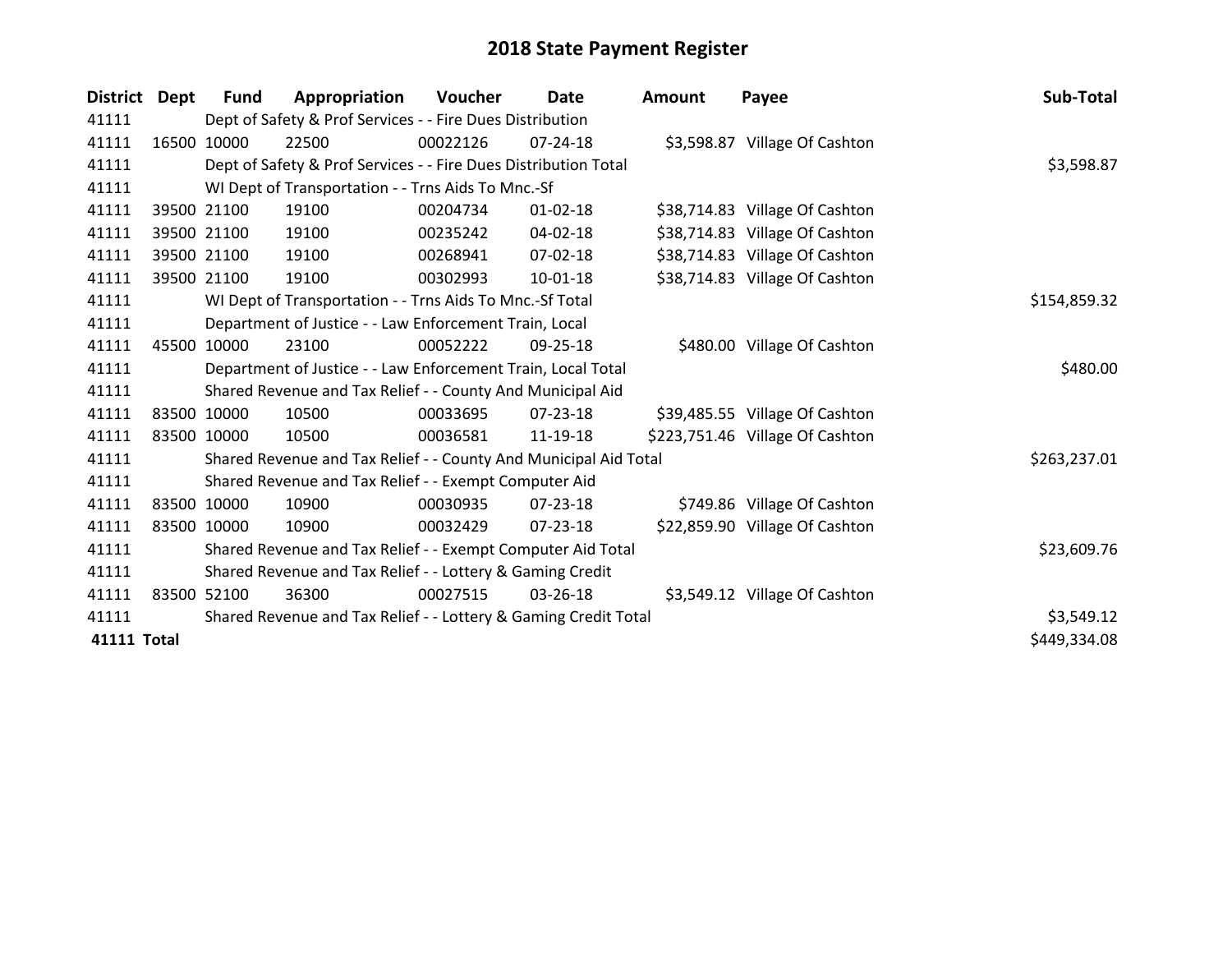# 2018 State Payment Register

| District | Dept | Fund | Appropriation | Voucher | Date | Amount | Payee | Sub-Total |
|---|---|---|---|---|---|---|---|---|
| 41111 | | Dept of Safety & Prof Services - - Fire Dues Distribution | | | | | | |
| 41111 | 16500 | 10000 | 22500 | 00022126 | 07-24-18 | $3,598.87 | Village Of Cashton | |
| 41111 | | Dept of Safety & Prof Services - - Fire Dues Distribution Total | | | | | | $3,598.87 |
| 41111 | | WI Dept of Transportation - - Trns Aids To Mnc.-Sf | | | | | | |
| 41111 | 39500 | 21100 | 19100 | 00204734 | 01-02-18 | $38,714.83 | Village Of Cashton | |
| 41111 | 39500 | 21100 | 19100 | 00235242 | 04-02-18 | $38,714.83 | Village Of Cashton | |
| 41111 | 39500 | 21100 | 19100 | 00268941 | 07-02-18 | $38,714.83 | Village Of Cashton | |
| 41111 | 39500 | 21100 | 19100 | 00302993 | 10-01-18 | $38,714.83 | Village Of Cashton | |
| 41111 | | WI Dept of Transportation - - Trns Aids To Mnc.-Sf Total | | | | | | $154,859.32 |
| 41111 | | Department of Justice - - Law Enforcement Train, Local | | | | | | |
| 41111 | 45500 | 10000 | 23100 | 00052222 | 09-25-18 | $480.00 | Village Of Cashton | |
| 41111 | | Department of Justice - - Law Enforcement Train, Local Total | | | | | | $480.00 |
| 41111 | | Shared Revenue and Tax Relief - - County And Municipal Aid | | | | | | |
| 41111 | 83500 | 10000 | 10500 | 00033695 | 07-23-18 | $39,485.55 | Village Of Cashton | |
| 41111 | 83500 | 10000 | 10500 | 00036581 | 11-19-18 | $223,751.46 | Village Of Cashton | |
| 41111 | | Shared Revenue and Tax Relief - - County And Municipal Aid Total | | | | | | $263,237.01 |
| 41111 | | Shared Revenue and Tax Relief - - Exempt Computer Aid | | | | | | |
| 41111 | 83500 | 10000 | 10900 | 00030935 | 07-23-18 | $749.86 | Village Of Cashton | |
| 41111 | 83500 | 10000 | 10900 | 00032429 | 07-23-18 | $22,859.90 | Village Of Cashton | |
| 41111 | | Shared Revenue and Tax Relief - - Exempt Computer Aid Total | | | | | | $23,609.76 |
| 41111 | | Shared Revenue and Tax Relief - - Lottery & Gaming Credit | | | | | | |
| 41111 | 83500 | 52100 | 36300 | 00027515 | 03-26-18 | $3,549.12 | Village Of Cashton | |
| 41111 | | Shared Revenue and Tax Relief - - Lottery & Gaming Credit Total | | | | | | $3,549.12 |
| **41111 Total** | | | | | | | | $449,334.08 |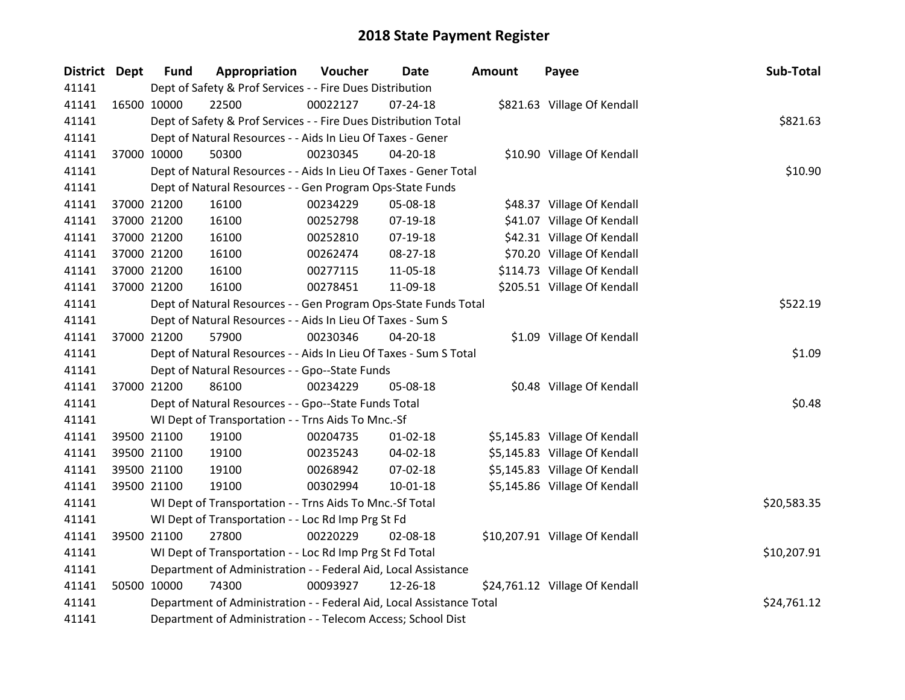# 2018 State Payment Register

| District | Dept | Fund | Appropriation | Voucher | Date | Amount | Payee | Sub-Total |
|---|---|---|---|---|---|---|---|---|
| 41141 | | Dept of Safety & Prof Services - - Fire Dues Distribution | | | | | | |
| 41141 | 16500 | 10000 | 22500 | 00022127 | 07-24-18 | $821.63 | Village Of Kendall | |
| 41141 | | Dept of Safety & Prof Services - - Fire Dues Distribution Total | | | | | | $821.63 |
| 41141 | | Dept of Natural Resources - - Aids In Lieu Of Taxes - Gener | | | | | | |
| 41141 | 37000 | 10000 | 50300 | 00230345 | 04-20-18 | $10.90 | Village Of Kendall | |
| 41141 | | Dept of Natural Resources - - Aids In Lieu Of Taxes - Gener Total | | | | | | $10.90 |
| 41141 | | Dept of Natural Resources - - Gen Program Ops-State Funds | | | | | | |
| 41141 | 37000 | 21200 | 16100 | 00234229 | 05-08-18 | $48.37 | Village Of Kendall | |
| 41141 | 37000 | 21200 | 16100 | 00252798 | 07-19-18 | $41.07 | Village Of Kendall | |
| 41141 | 37000 | 21200 | 16100 | 00252810 | 07-19-18 | $42.31 | Village Of Kendall | |
| 41141 | 37000 | 21200 | 16100 | 00262474 | 08-27-18 | $70.20 | Village Of Kendall | |
| 41141 | 37000 | 21200 | 16100 | 00277115 | 11-05-18 | $114.73 | Village Of Kendall | |
| 41141 | 37000 | 21200 | 16100 | 00278451 | 11-09-18 | $205.51 | Village Of Kendall | |
| 41141 | | Dept of Natural Resources - - Gen Program Ops-State Funds Total | | | | | | $522.19 |
| 41141 | | Dept of Natural Resources - - Aids In Lieu Of Taxes - Sum S | | | | | | |
| 41141 | 37000 | 21200 | 57900 | 00230346 | 04-20-18 | $1.09 | Village Of Kendall | |
| 41141 | | Dept of Natural Resources - - Aids In Lieu Of Taxes - Sum S Total | | | | | | $1.09 |
| 41141 | | Dept of Natural Resources - - Gpo--State Funds | | | | | | |
| 41141 | 37000 | 21200 | 86100 | 00234229 | 05-08-18 | $0.48 | Village Of Kendall | |
| 41141 | | Dept of Natural Resources - - Gpo--State Funds Total | | | | | | $0.48 |
| 41141 | | WI Dept of Transportation - - Trns Aids To Mnc.-Sf | | | | | | |
| 41141 | 39500 | 21100 | 19100 | 00204735 | 01-02-18 | $5,145.83 | Village Of Kendall | |
| 41141 | 39500 | 21100 | 19100 | 00235243 | 04-02-18 | $5,145.83 | Village Of Kendall | |
| 41141 | 39500 | 21100 | 19100 | 00268942 | 07-02-18 | $5,145.83 | Village Of Kendall | |
| 41141 | 39500 | 21100 | 19100 | 00302994 | 10-01-18 | $5,145.86 | Village Of Kendall | |
| 41141 | | WI Dept of Transportation - - Trns Aids To Mnc.-Sf Total | | | | | | $20,583.35 |
| 41141 | | WI Dept of Transportation - - Loc Rd Imp Prg St Fd | | | | | | |
| 41141 | 39500 | 21100 | 27800 | 00220229 | 02-08-18 | $10,207.91 | Village Of Kendall | |
| 41141 | | WI Dept of Transportation - - Loc Rd Imp Prg St Fd Total | | | | | | $10,207.91 |
| 41141 | | Department of Administration - - Federal Aid, Local Assistance | | | | | | |
| 41141 | 50500 | 10000 | 74300 | 00093927 | 12-26-18 | $24,761.12 | Village Of Kendall | |
| 41141 | | Department of Administration - - Federal Aid, Local Assistance Total | | | | | | $24,761.12 |
| 41141 | | Department of Administration - - Telecom Access; School Dist | | | | | | |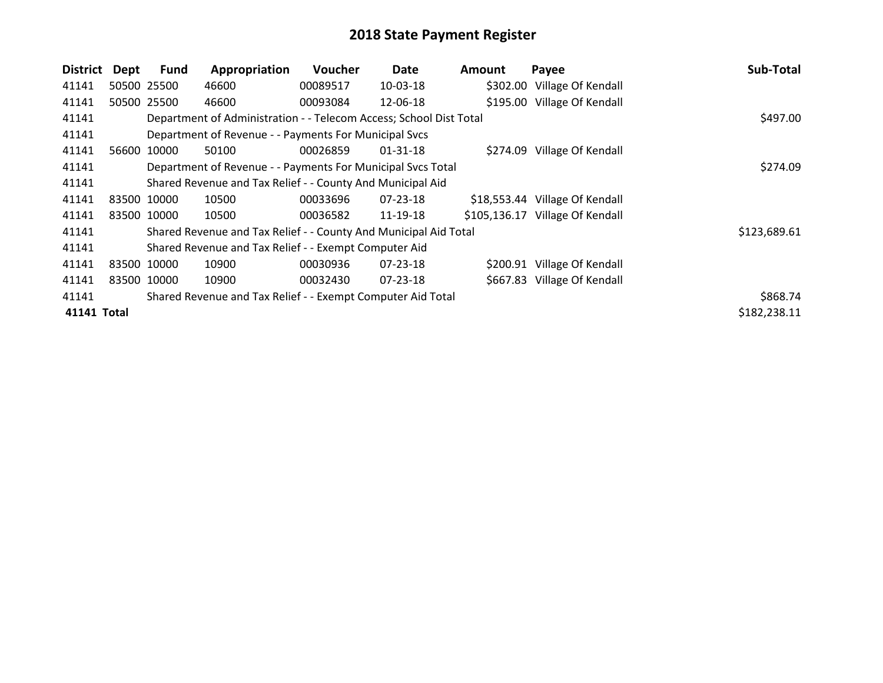# 2018 State Payment Register

| District | Dept | Fund | Appropriation | Voucher | Date | Amount | Payee | Sub-Total |
|---|---|---|---|---|---|---|---|---|
| 41141 | 50500 | 25500 | 46600 | 00089517 | 10-03-18 | $302.00 | Village Of Kendall | |
| 41141 | 50500 | 25500 | 46600 | 00093084 | 12-06-18 | $195.00 | Village Of Kendall | |
| 41141 | | Department of Administration - - Telecom Access; School Dist Total | | | | | | $497.00 |
| 41141 | | Department of Revenue - - Payments For Municipal Svcs | | | | | | |
| 41141 | 56600 | 10000 | 50100 | 00026859 | 01-31-18 | $274.09 | Village Of Kendall | |
| 41141 | | Department of Revenue - - Payments For Municipal Svcs Total | | | | | | $274.09 |
| 41141 | | Shared Revenue and Tax Relief - - County And Municipal Aid | | | | | | |
| 41141 | 83500 | 10000 | 10500 | 00033696 | 07-23-18 | $18,553.44 | Village Of Kendall | |
| 41141 | 83500 | 10000 | 10500 | 00036582 | 11-19-18 | $105,136.17 | Village Of Kendall | |
| 41141 | | Shared Revenue and Tax Relief - - County And Municipal Aid Total | | | | | | $123,689.61 |
| 41141 | | Shared Revenue and Tax Relief - - Exempt Computer Aid | | | | | | |
| 41141 | 83500 | 10000 | 10900 | 00030936 | 07-23-18 | $200.91 | Village Of Kendall | |
| 41141 | 83500 | 10000 | 10900 | 00032430 | 07-23-18 | $667.83 | Village Of Kendall | |
| 41141 | | Shared Revenue and Tax Relief - - Exempt Computer Aid Total | | | | | | $868.74 |
| **41141 Total** | | | | | | | | $182,238.11 |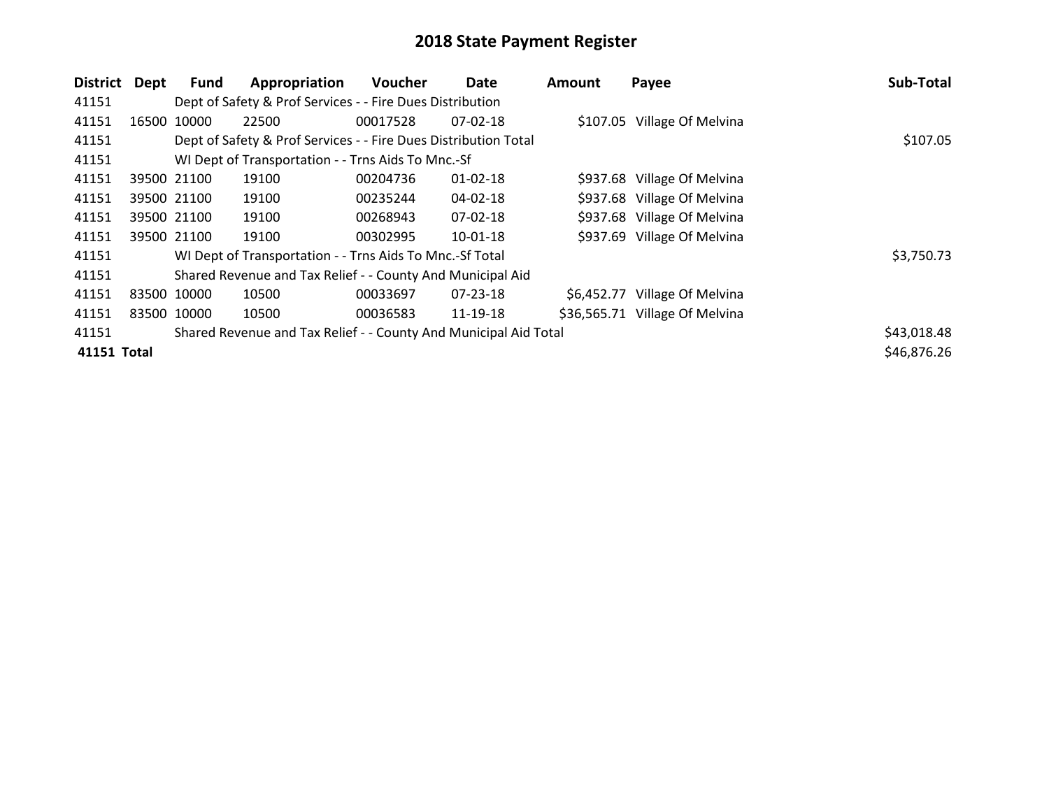# 2018 State Payment Register

| District | Dept | Fund | Appropriation | Voucher | Date | Amount | Payee | Sub-Total |
|---|---|---|---|---|---|---|---|---|
| 41151 | | Dept of Safety & Prof Services - - Fire Dues Distribution | | | | | | |
| 41151 | 16500 | 10000 | 22500 | 00017528 | 07-02-18 | $107.05 | Village Of Melvina | |
| 41151 | | Dept of Safety & Prof Services - - Fire Dues Distribution Total | | | | | | $107.05 |
| 41151 | | WI Dept of Transportation - - Trns Aids To Mnc.-Sf | | | | | | |
| 41151 | 39500 | 21100 | 19100 | 00204736 | 01-02-18 | $937.68 | Village Of Melvina | |
| 41151 | 39500 | 21100 | 19100 | 00235244 | 04-02-18 | $937.68 | Village Of Melvina | |
| 41151 | 39500 | 21100 | 19100 | 00268943 | 07-02-18 | $937.68 | Village Of Melvina | |
| 41151 | 39500 | 21100 | 19100 | 00302995 | 10-01-18 | $937.69 | Village Of Melvina | |
| 41151 | | WI Dept of Transportation - - Trns Aids To Mnc.-Sf Total | | | | | | $3,750.73 |
| 41151 | | Shared Revenue and Tax Relief - - County And Municipal Aid | | | | | | |
| 41151 | 83500 | 10000 | 10500 | 00033697 | 07-23-18 | $6,452.77 | Village Of Melvina | |
| 41151 | 83500 | 10000 | 10500 | 00036583 | 11-19-18 | $36,565.71 | Village Of Melvina | |
| 41151 | | Shared Revenue and Tax Relief - - County And Municipal Aid Total | | | | | | $43,018.48 |
| **41151 Total** | | | | | | | | $46,876.26 |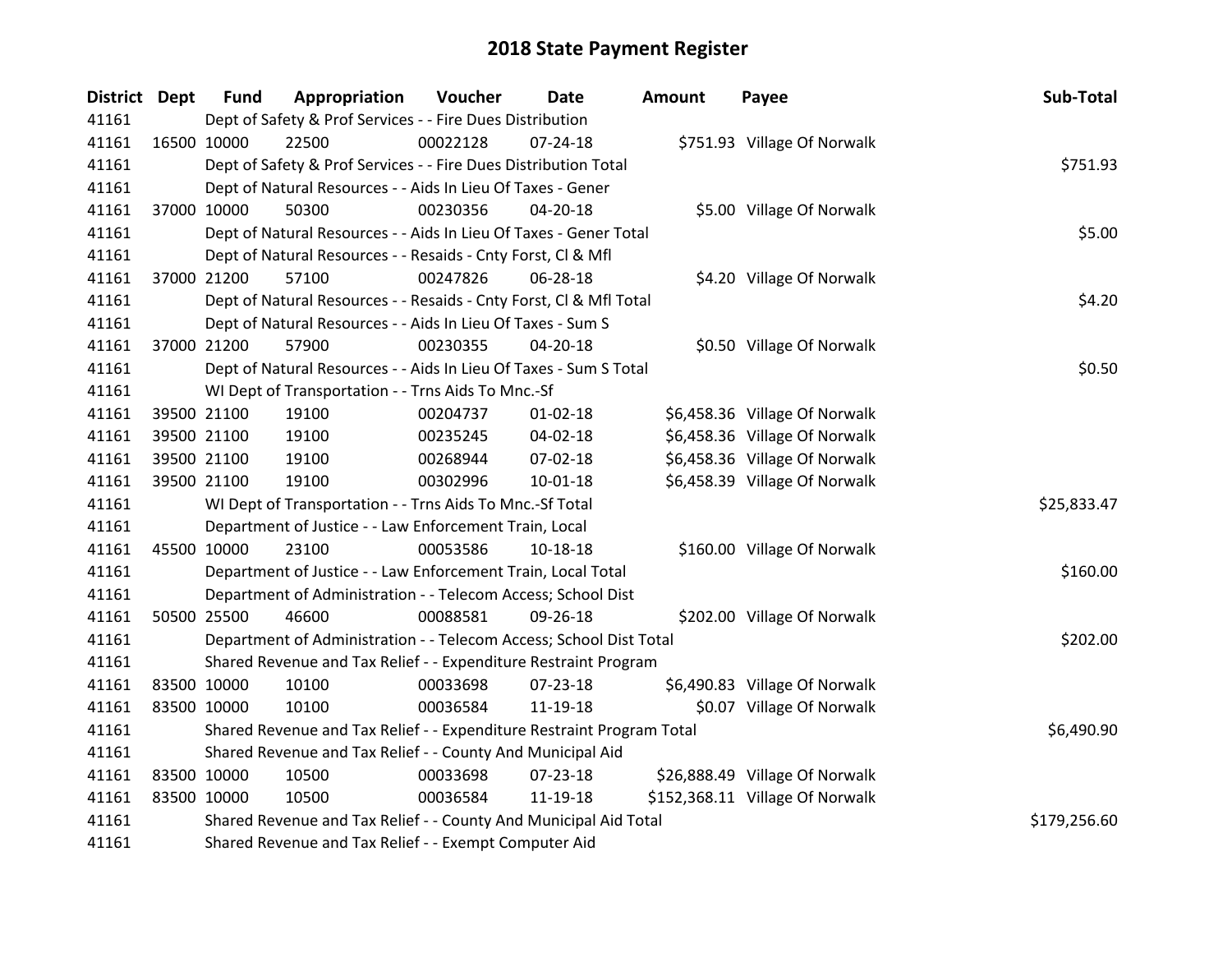# 2018 State Payment Register

| District | Dept | Fund | Appropriation | Voucher | Date | Amount | Payee | Sub-Total |
|---|---|---|---|---|---|---|---|---|
| 41161 | | Dept of Safety & Prof Services - - Fire Dues Distribution | | | | | | |
| 41161 | 16500 | 10000 | 22500 | 00022128 | 07-24-18 | $751.93 | Village Of Norwalk | |
| 41161 | | Dept of Safety & Prof Services - - Fire Dues Distribution Total | | | | | | $751.93 |
| 41161 | | Dept of Natural Resources - - Aids In Lieu Of Taxes - Gener | | | | | | |
| 41161 | 37000 | 10000 | 50300 | 00230356 | 04-20-18 | $5.00 | Village Of Norwalk | |
| 41161 | | Dept of Natural Resources - - Aids In Lieu Of Taxes - Gener Total | | | | | | $5.00 |
| 41161 | | Dept of Natural Resources - - Resaids - Cnty Forst, Cl & Mfl | | | | | | |
| 41161 | 37000 | 21200 | 57100 | 00247826 | 06-28-18 | $4.20 | Village Of Norwalk | |
| 41161 | | Dept of Natural Resources - - Resaids - Cnty Forst, Cl & Mfl Total | | | | | | $4.20 |
| 41161 | | Dept of Natural Resources - - Aids In Lieu Of Taxes - Sum S | | | | | | |
| 41161 | 37000 | 21200 | 57900 | 00230355 | 04-20-18 | $0.50 | Village Of Norwalk | |
| 41161 | | Dept of Natural Resources - - Aids In Lieu Of Taxes - Sum S Total | | | | | | $0.50 |
| 41161 | | WI Dept of Transportation - - Trns Aids To Mnc.-Sf | | | | | | |
| 41161 | 39500 | 21100 | 19100 | 00204737 | 01-02-18 | $6,458.36 | Village Of Norwalk | |
| 41161 | 39500 | 21100 | 19100 | 00235245 | 04-02-18 | $6,458.36 | Village Of Norwalk | |
| 41161 | 39500 | 21100 | 19100 | 00268944 | 07-02-18 | $6,458.36 | Village Of Norwalk | |
| 41161 | 39500 | 21100 | 19100 | 00302996 | 10-01-18 | $6,458.39 | Village Of Norwalk | |
| 41161 | | WI Dept of Transportation - - Trns Aids To Mnc.-Sf Total | | | | | | $25,833.47 |
| 41161 | | Department of Justice - - Law Enforcement Train, Local | | | | | | |
| 41161 | 45500 | 10000 | 23100 | 00053586 | 10-18-18 | $160.00 | Village Of Norwalk | |
| 41161 | | Department of Justice - - Law Enforcement Train, Local Total | | | | | | $160.00 |
| 41161 | | Department of Administration - - Telecom Access; School Dist | | | | | | |
| 41161 | 50500 | 25500 | 46600 | 00088581 | 09-26-18 | $202.00 | Village Of Norwalk | |
| 41161 | | Department of Administration - - Telecom Access; School Dist Total | | | | | | $202.00 |
| 41161 | | Shared Revenue and Tax Relief - - Expenditure Restraint Program | | | | | | |
| 41161 | 83500 | 10000 | 10100 | 00033698 | 07-23-18 | $6,490.83 | Village Of Norwalk | |
| 41161 | 83500 | 10000 | 10100 | 00036584 | 11-19-18 | $0.07 | Village Of Norwalk | |
| 41161 | | Shared Revenue and Tax Relief - - Expenditure Restraint Program Total | | | | | | $6,490.90 |
| 41161 | | Shared Revenue and Tax Relief - - County And Municipal Aid | | | | | | |
| 41161 | 83500 | 10000 | 10500 | 00033698 | 07-23-18 | $26,888.49 | Village Of Norwalk | |
| 41161 | 83500 | 10000 | 10500 | 00036584 | 11-19-18 | $152,368.11 | Village Of Norwalk | |
| 41161 | | Shared Revenue and Tax Relief - - County And Municipal Aid Total | | | | | | $179,256.60 |
| 41161 | | Shared Revenue and Tax Relief - - Exempt Computer Aid | | | | | | |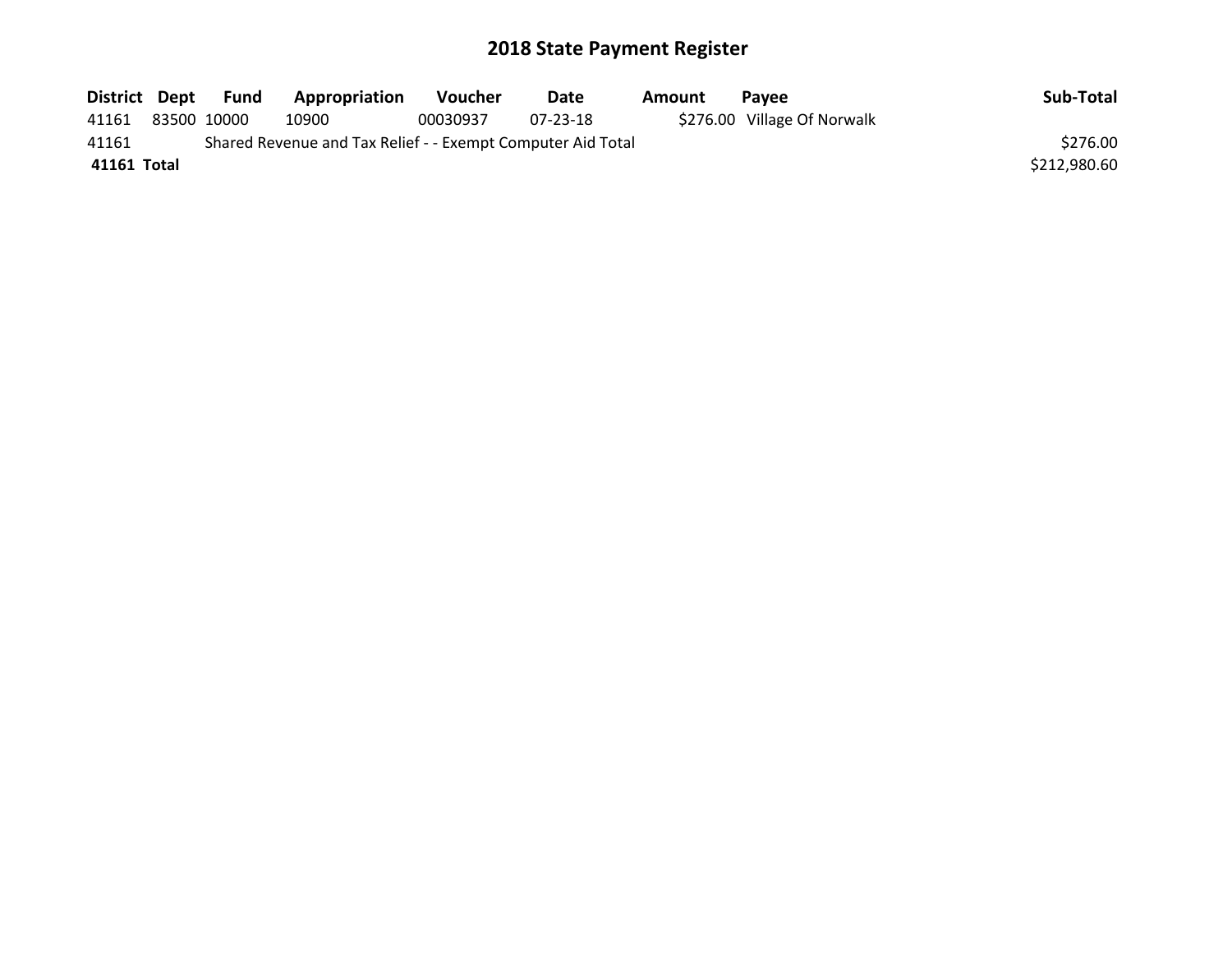# 2018 State Payment Register

| District | Dept | Fund | Appropriation | Voucher | Date | Amount | Payee | Sub-Total |
|---|---|---|---|---|---|---|---|---|
| 41161 | 83500 | 10000 | 10900 | 00030937 | 07-23-18 | $276.00 | Village Of Norwalk | |
| 41161 | | Shared Revenue and Tax Relief - - Exempt Computer Aid Total | | | | | | $276.00 |
| **41161** | **Total** | | | | | | | $212,980.60 |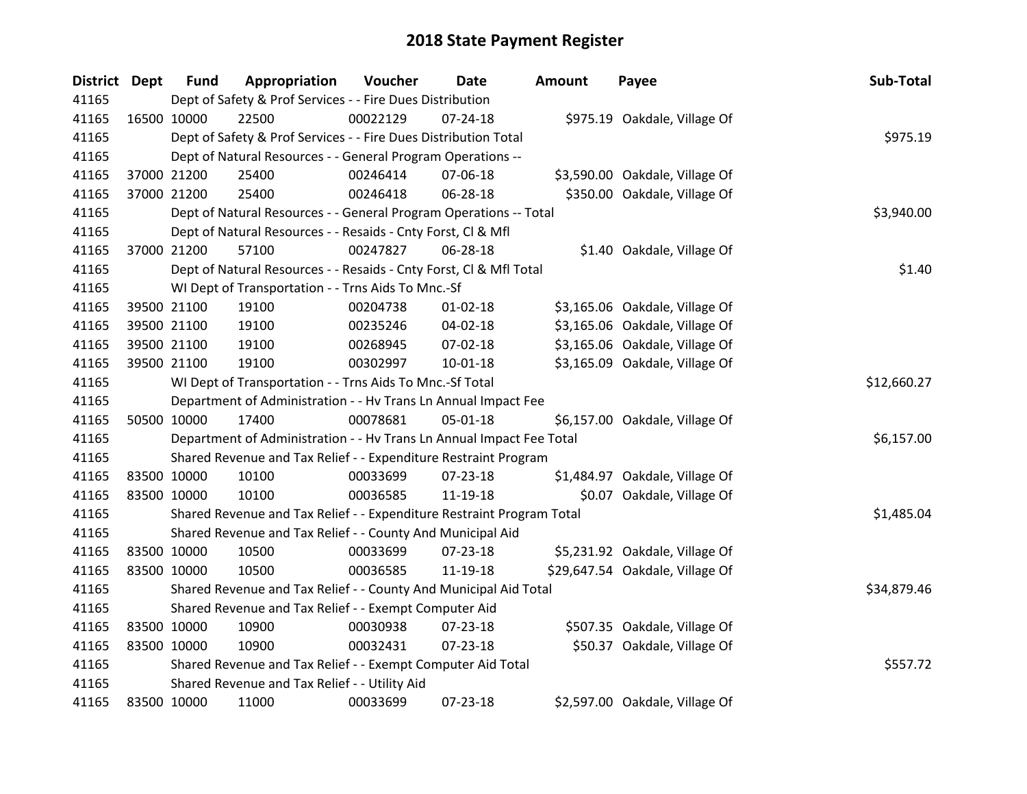# 2018 State Payment Register

| District | Dept | Fund | Appropriation | Voucher | Date | Amount | Payee | Sub-Total |
|---|---|---|---|---|---|---|---|---|
| 41165 | | Dept of Safety & Prof Services - - Fire Dues Distribution | | | | | | |
| 41165 | 16500 | 10000 | 22500 | 00022129 | 07-24-18 | $975.19 | Oakdale, Village Of | |
| 41165 | | Dept of Safety & Prof Services - - Fire Dues Distribution Total | | | | | | $975.19 |
| 41165 | | Dept of Natural Resources - - General Program Operations -- | | | | | | |
| 41165 | 37000 | 21200 | 25400 | 00246414 | 07-06-18 | $3,590.00 | Oakdale, Village Of | |
| 41165 | 37000 | 21200 | 25400 | 00246418 | 06-28-18 | $350.00 | Oakdale, Village Of | |
| 41165 | | Dept of Natural Resources - - General Program Operations -- Total | | | | | | $3,940.00 |
| 41165 | | Dept of Natural Resources - - Resaids - Cnty Forst, Cl & Mfl | | | | | | |
| 41165 | 37000 | 21200 | 57100 | 00247827 | 06-28-18 | $1.40 | Oakdale, Village Of | |
| 41165 | | Dept of Natural Resources - - Resaids - Cnty Forst, Cl & Mfl Total | | | | | | $1.40 |
| 41165 | | WI Dept of Transportation - - Trns Aids To Mnc.-Sf | | | | | | |
| 41165 | 39500 | 21100 | 19100 | 00204738 | 01-02-18 | $3,165.06 | Oakdale, Village Of | |
| 41165 | 39500 | 21100 | 19100 | 00235246 | 04-02-18 | $3,165.06 | Oakdale, Village Of | |
| 41165 | 39500 | 21100 | 19100 | 00268945 | 07-02-18 | $3,165.06 | Oakdale, Village Of | |
| 41165 | 39500 | 21100 | 19100 | 00302997 | 10-01-18 | $3,165.09 | Oakdale, Village Of | |
| 41165 | | WI Dept of Transportation - - Trns Aids To Mnc.-Sf Total | | | | | | $12,660.27 |
| 41165 | | Department of Administration - - Hv Trans Ln Annual Impact Fee | | | | | | |
| 41165 | 50500 | 10000 | 17400 | 00078681 | 05-01-18 | $6,157.00 | Oakdale, Village Of | |
| 41165 | | Department of Administration - - Hv Trans Ln Annual Impact Fee Total | | | | | | $6,157.00 |
| 41165 | | Shared Revenue and Tax Relief - - Expenditure Restraint Program | | | | | | |
| 41165 | 83500 | 10000 | 10100 | 00033699 | 07-23-18 | $1,484.97 | Oakdale, Village Of | |
| 41165 | 83500 | 10000 | 10100 | 00036585 | 11-19-18 | $0.07 | Oakdale, Village Of | |
| 41165 | | Shared Revenue and Tax Relief - - Expenditure Restraint Program Total | | | | | | $1,485.04 |
| 41165 | | Shared Revenue and Tax Relief - - County And Municipal Aid | | | | | | |
| 41165 | 83500 | 10000 | 10500 | 00033699 | 07-23-18 | $5,231.92 | Oakdale, Village Of | |
| 41165 | 83500 | 10000 | 10500 | 00036585 | 11-19-18 | $29,647.54 | Oakdale, Village Of | |
| 41165 | | Shared Revenue and Tax Relief - - County And Municipal Aid Total | | | | | | $34,879.46 |
| 41165 | | Shared Revenue and Tax Relief - - Exempt Computer Aid | | | | | | |
| 41165 | 83500 | 10000 | 10900 | 00030938 | 07-23-18 | $507.35 | Oakdale, Village Of | |
| 41165 | 83500 | 10000 | 10900 | 00032431 | 07-23-18 | $50.37 | Oakdale, Village Of | |
| 41165 | | Shared Revenue and Tax Relief - - Exempt Computer Aid Total | | | | | | $557.72 |
| 41165 | | Shared Revenue and Tax Relief - - Utility Aid | | | | | | |
| 41165 | 83500 | 10000 | 11000 | 00033699 | 07-23-18 | $2,597.00 | Oakdale, Village Of | |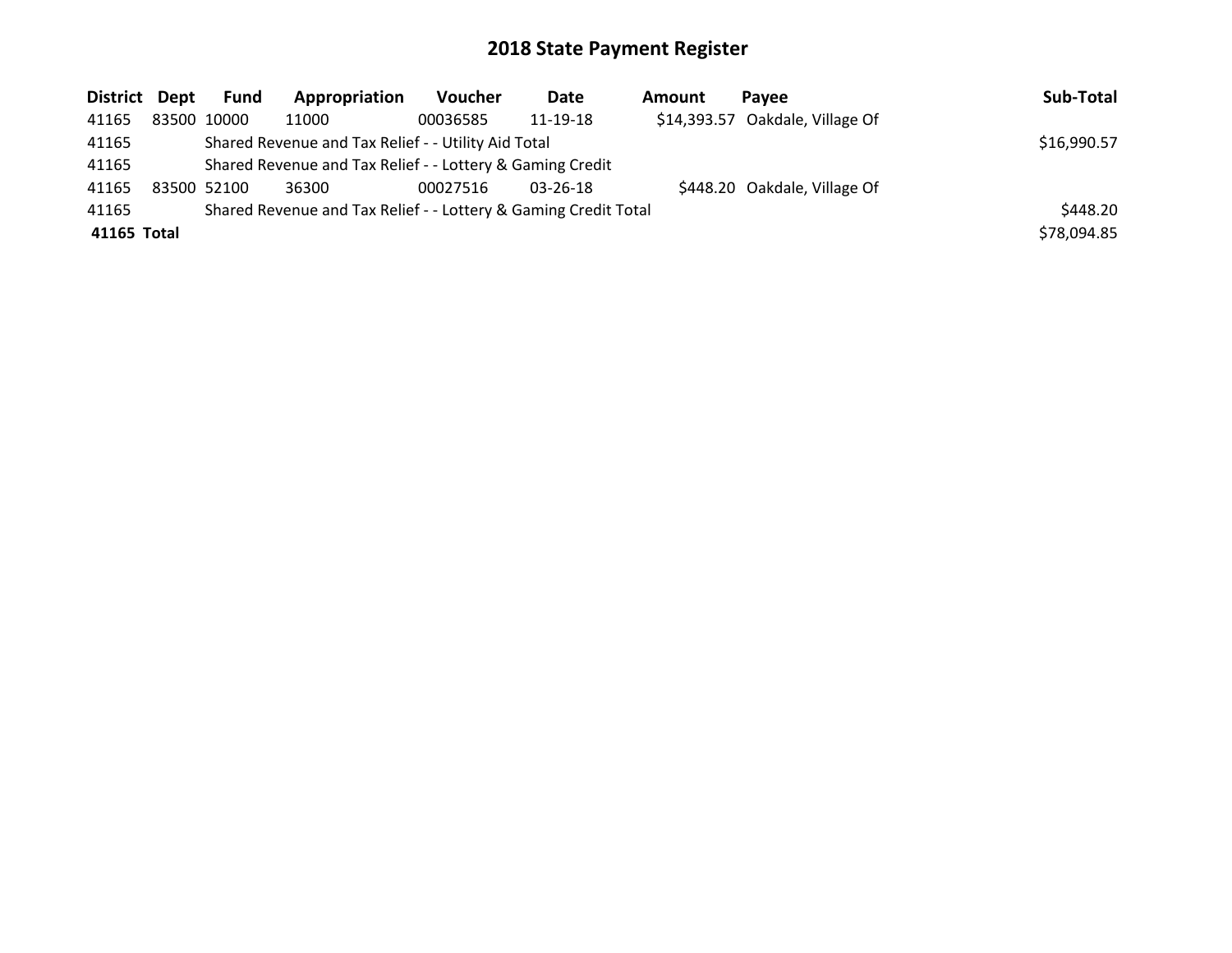# 2018 State Payment Register

| District | Dept | Fund | Appropriation | Voucher | Date | Amount | Payee | Sub-Total |
|---|---|---|---|---|---|---|---|---|
| 41165 | 83500 | 10000 | 11000 | 00036585 | 11-19-18 | $14,393.57 | Oakdale, Village Of | |
| 41165 | | Shared Revenue and Tax Relief - - Utility Aid Total | | | | | | $16,990.57 |
| 41165 | | Shared Revenue and Tax Relief - - Lottery & Gaming Credit | | | | | | |
| 41165 | 83500 | 52100 | 36300 | 00027516 | 03-26-18 | $448.20 | Oakdale, Village Of | |
| 41165 | | Shared Revenue and Tax Relief - - Lottery & Gaming Credit Total | | | | | | $448.20 |
| **41165 Total** | | | | | | | | $78,094.85 |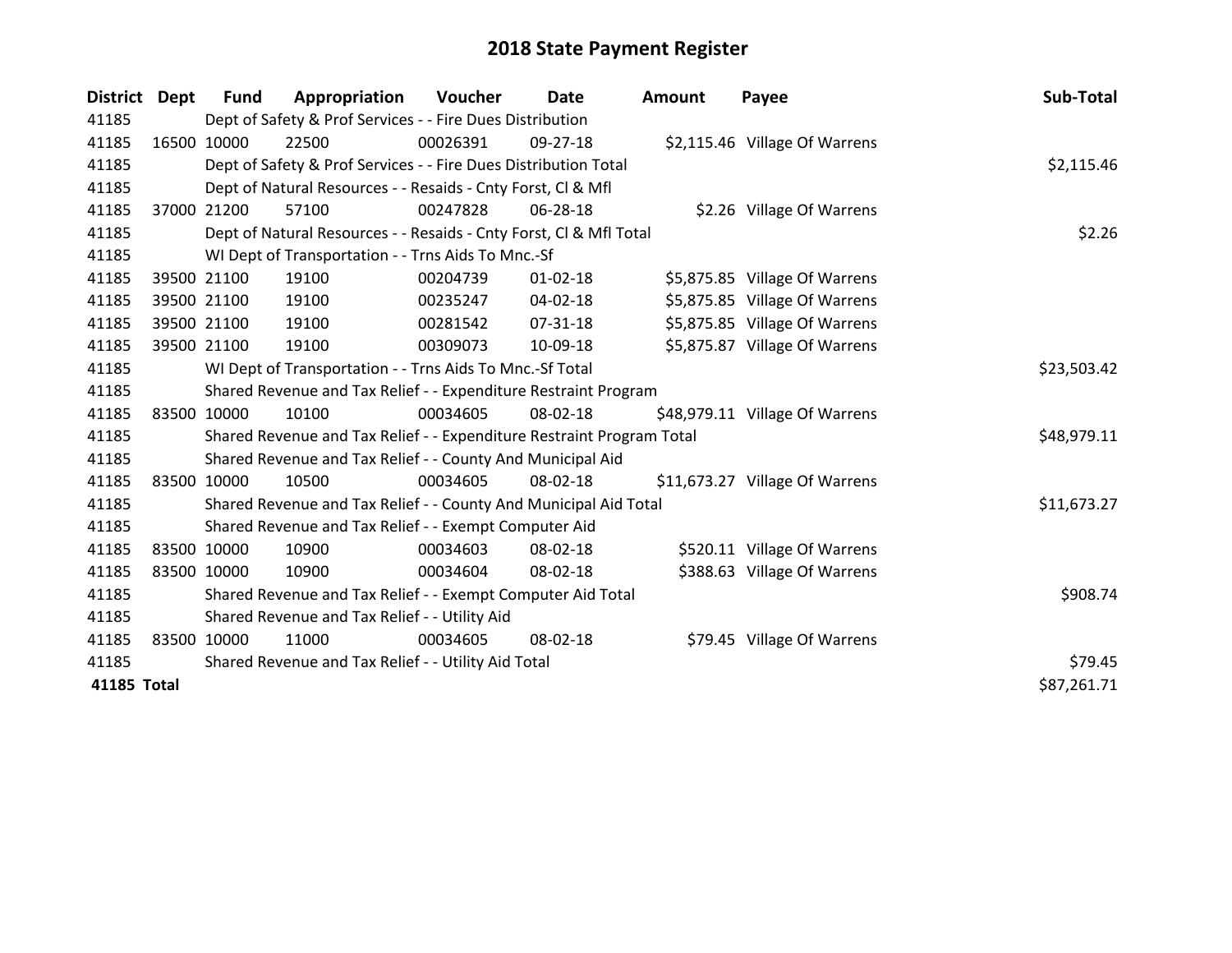# 2018 State Payment Register

| District | Dept | Fund | Appropriation | Voucher | Date | Amount | Payee | Sub-Total |
|---|---|---|---|---|---|---|---|---|
| 41185 | | Dept of Safety & Prof Services - - Fire Dues Distribution | | | | | | |
| 41185 | 16500 | 10000 | 22500 | 00026391 | 09-27-18 | $2,115.46 | Village Of Warrens | |
| 41185 | | Dept of Safety & Prof Services - - Fire Dues Distribution Total | | | | | | $2,115.46 |
| 41185 | | Dept of Natural Resources - - Resaids - Cnty Forst, Cl & Mfl | | | | | | |
| 41185 | 37000 | 21200 | 57100 | 00247828 | 06-28-18 | $2.26 | Village Of Warrens | |
| 41185 | | Dept of Natural Resources - - Resaids - Cnty Forst, Cl & Mfl Total | | | | | | $2.26 |
| 41185 | | WI Dept of Transportation - - Trns Aids To Mnc.-Sf | | | | | | |
| 41185 | 39500 | 21100 | 19100 | 00204739 | 01-02-18 | $5,875.85 | Village Of Warrens | |
| 41185 | 39500 | 21100 | 19100 | 00235247 | 04-02-18 | $5,875.85 | Village Of Warrens | |
| 41185 | 39500 | 21100 | 19100 | 00281542 | 07-31-18 | $5,875.85 | Village Of Warrens | |
| 41185 | 39500 | 21100 | 19100 | 00309073 | 10-09-18 | $5,875.87 | Village Of Warrens | |
| 41185 | | WI Dept of Transportation - - Trns Aids To Mnc.-Sf Total | | | | | | $23,503.42 |
| 41185 | | Shared Revenue and Tax Relief - - Expenditure Restraint Program | | | | | | |
| 41185 | 83500 | 10000 | 10100 | 00034605 | 08-02-18 | $48,979.11 | Village Of Warrens | |
| 41185 | | Shared Revenue and Tax Relief - - Expenditure Restraint Program Total | | | | | | $48,979.11 |
| 41185 | | Shared Revenue and Tax Relief - - County And Municipal Aid | | | | | | |
| 41185 | 83500 | 10000 | 10500 | 00034605 | 08-02-18 | $11,673.27 | Village Of Warrens | |
| 41185 | | Shared Revenue and Tax Relief - - County And Municipal Aid Total | | | | | | $11,673.27 |
| 41185 | | Shared Revenue and Tax Relief - - Exempt Computer Aid | | | | | | |
| 41185 | 83500 | 10000 | 10900 | 00034603 | 08-02-18 | $520.11 | Village Of Warrens | |
| 41185 | 83500 | 10000 | 10900 | 00034604 | 08-02-18 | $388.63 | Village Of Warrens | |
| 41185 | | Shared Revenue and Tax Relief - - Exempt Computer Aid Total | | | | | | $908.74 |
| 41185 | | Shared Revenue and Tax Relief - - Utility Aid | | | | | | |
| 41185 | 83500 | 10000 | 11000 | 00034605 | 08-02-18 | $79.45 | Village Of Warrens | |
| 41185 | | Shared Revenue and Tax Relief - - Utility Aid Total | | | | | | $79.45 |
| **41185 Total** | | | | | | | | $87,261.71 |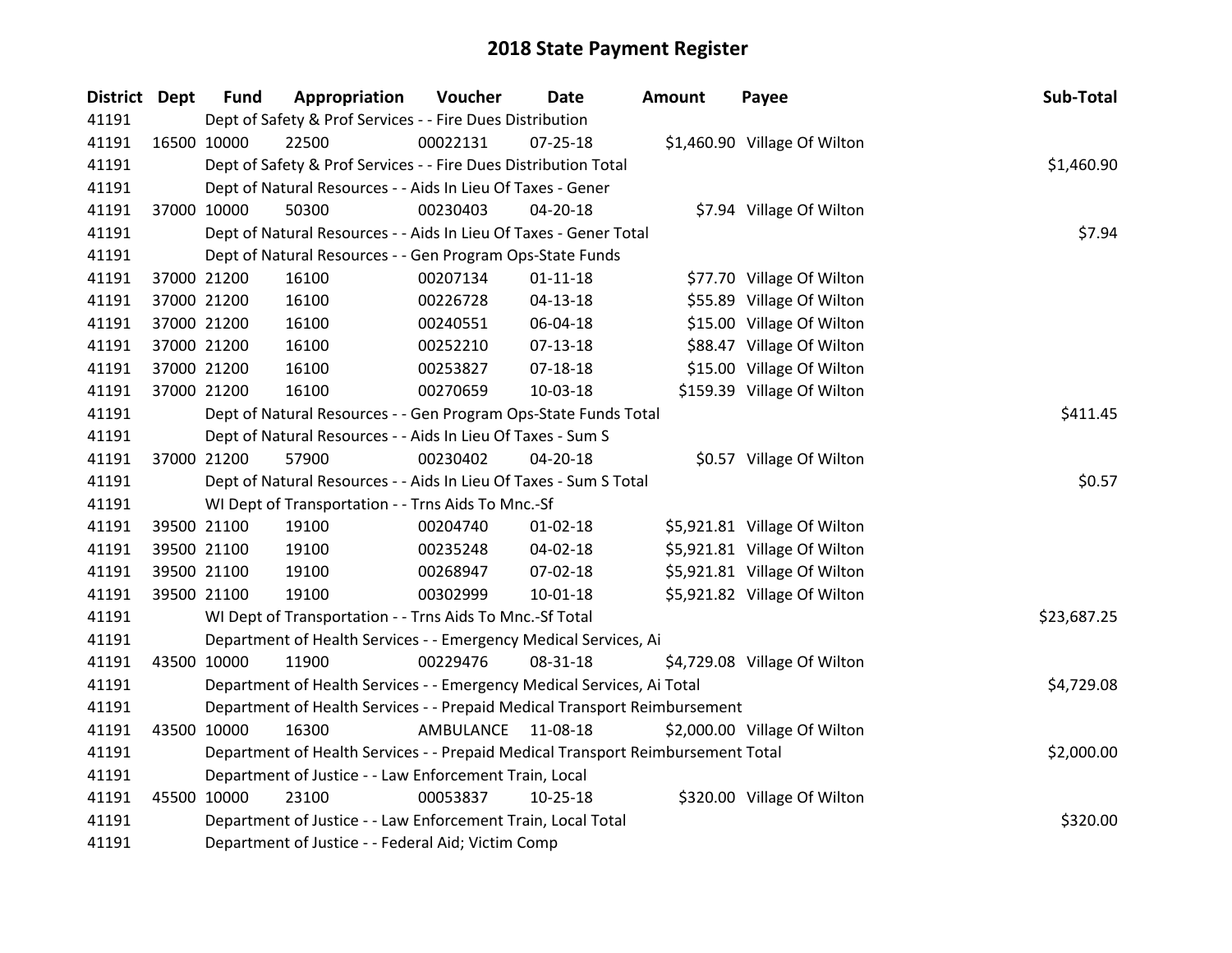# 2018 State Payment Register

| District | Dept | Fund | Appropriation | Voucher | Date | Amount | Payee | Sub-Total |
|---|---|---|---|---|---|---|---|---|
| 41191 | | Dept of Safety & Prof Services - - Fire Dues Distribution | | | | | | |
| 41191 | 16500 | 10000 | 22500 | 00022131 | 07-25-18 | $1,460.90 | Village Of Wilton | |
| 41191 | | Dept of Safety & Prof Services - - Fire Dues Distribution Total | | | | | | $1,460.90 |
| 41191 | | Dept of Natural Resources - - Aids In Lieu Of Taxes - Gener | | | | | | |
| 41191 | 37000 | 10000 | 50300 | 00230403 | 04-20-18 | $7.94 | Village Of Wilton | |
| 41191 | | Dept of Natural Resources - - Aids In Lieu Of Taxes - Gener Total | | | | | | $7.94 |
| 41191 | | Dept of Natural Resources - - Gen Program Ops-State Funds | | | | | | |
| 41191 | 37000 | 21200 | 16100 | 00207134 | 01-11-18 | $77.70 | Village Of Wilton | |
| 41191 | 37000 | 21200 | 16100 | 00226728 | 04-13-18 | $55.89 | Village Of Wilton | |
| 41191 | 37000 | 21200 | 16100 | 00240551 | 06-04-18 | $15.00 | Village Of Wilton | |
| 41191 | 37000 | 21200 | 16100 | 00252210 | 07-13-18 | $88.47 | Village Of Wilton | |
| 41191 | 37000 | 21200 | 16100 | 00253827 | 07-18-18 | $15.00 | Village Of Wilton | |
| 41191 | 37000 | 21200 | 16100 | 00270659 | 10-03-18 | $159.39 | Village Of Wilton | |
| 41191 | | Dept of Natural Resources - - Gen Program Ops-State Funds Total | | | | | | $411.45 |
| 41191 | | Dept of Natural Resources - - Aids In Lieu Of Taxes - Sum S | | | | | | |
| 41191 | 37000 | 21200 | 57900 | 00230402 | 04-20-18 | $0.57 | Village Of Wilton | |
| 41191 | | Dept of Natural Resources - - Aids In Lieu Of Taxes - Sum S Total | | | | | | $0.57 |
| 41191 | | WI Dept of Transportation - - Trns Aids To Mnc.-Sf | | | | | | |
| 41191 | 39500 | 21100 | 19100 | 00204740 | 01-02-18 | $5,921.81 | Village Of Wilton | |
| 41191 | 39500 | 21100 | 19100 | 00235248 | 04-02-18 | $5,921.81 | Village Of Wilton | |
| 41191 | 39500 | 21100 | 19100 | 00268947 | 07-02-18 | $5,921.81 | Village Of Wilton | |
| 41191 | 39500 | 21100 | 19100 | 00302999 | 10-01-18 | $5,921.82 | Village Of Wilton | |
| 41191 | | WI Dept of Transportation - - Trns Aids To Mnc.-Sf Total | | | | | | $23,687.25 |
| 41191 | | Department of Health Services - - Emergency Medical Services, Ai | | | | | | |
| 41191 | 43500 | 10000 | 11900 | 00229476 | 08-31-18 | $4,729.08 | Village Of Wilton | |
| 41191 | | Department of Health Services - - Emergency Medical Services, Ai Total | | | | | | $4,729.08 |
| 41191 | | Department of Health Services - - Prepaid Medical Transport Reimbursement | | | | | | |
| 41191 | 43500 | 10000 | 16300 | AMBULANCE | 11-08-18 | $2,000.00 | Village Of Wilton | |
| 41191 | | Department of Health Services - - Prepaid Medical Transport Reimbursement Total | | | | | | $2,000.00 |
| 41191 | | Department of Justice - - Law Enforcement Train, Local | | | | | | |
| 41191 | 45500 | 10000 | 23100 | 00053837 | 10-25-18 | $320.00 | Village Of Wilton | |
| 41191 | | Department of Justice - - Law Enforcement Train, Local Total | | | | | | $320.00 |
| 41191 | | Department of Justice - - Federal Aid; Victim Comp | | | | | | |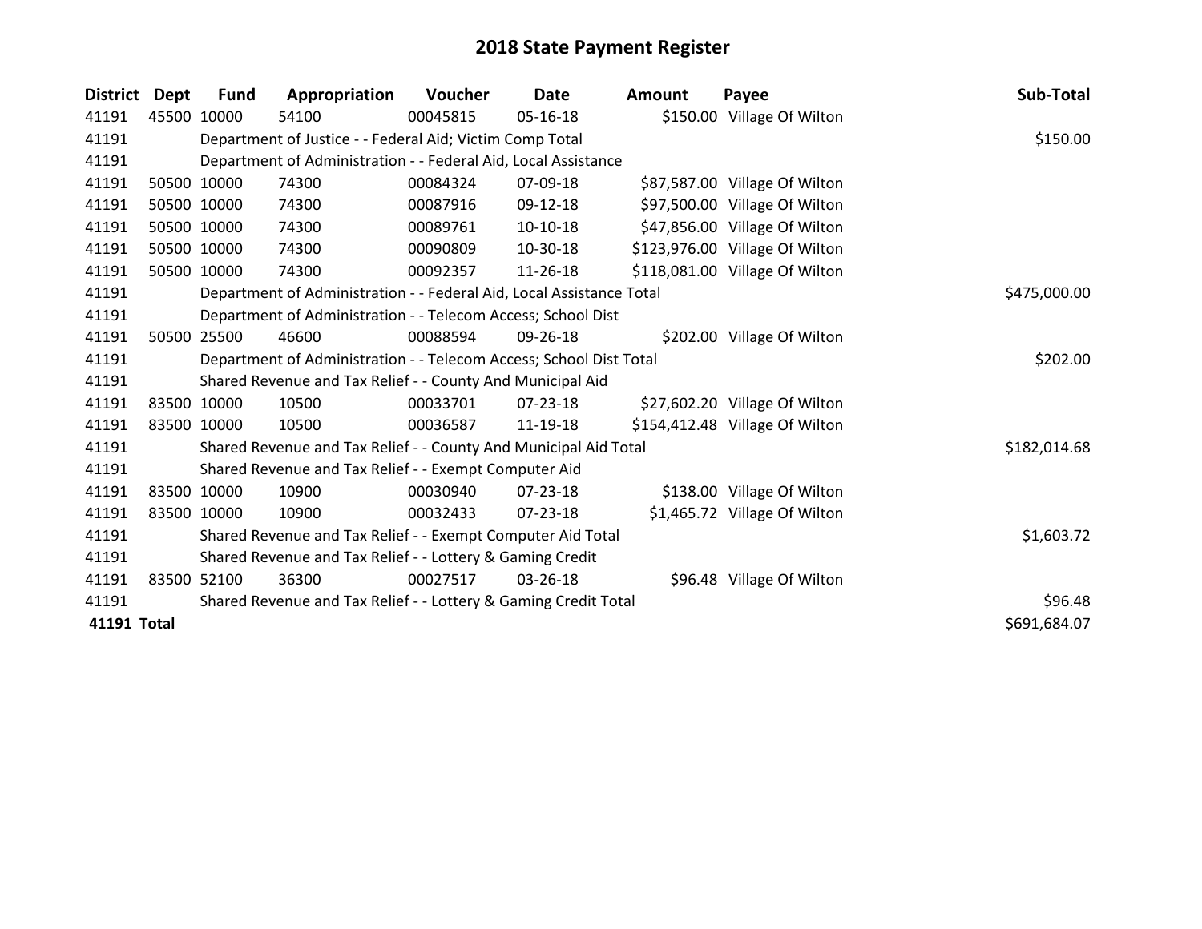# 2018 State Payment Register

| District | Dept | Fund | Appropriation | Voucher | Date | Amount | Payee | Sub-Total |
|---|---|---|---|---|---|---|---|---|
| 41191 | 45500 | 10000 | 54100 | 00045815 | 05-16-18 | $150.00 | Village Of Wilton | |
| 41191 | | Department of Justice - - Federal Aid; Victim Comp Total | | | | | | $150.00 |
| 41191 | | Department of Administration - - Federal Aid, Local Assistance | | | | | | |
| 41191 | 50500 | 10000 | 74300 | 00084324 | 07-09-18 | $87,587.00 | Village Of Wilton | |
| 41191 | 50500 | 10000 | 74300 | 00087916 | 09-12-18 | $97,500.00 | Village Of Wilton | |
| 41191 | 50500 | 10000 | 74300 | 00089761 | 10-10-18 | $47,856.00 | Village Of Wilton | |
| 41191 | 50500 | 10000 | 74300 | 00090809 | 10-30-18 | $123,976.00 | Village Of Wilton | |
| 41191 | 50500 | 10000 | 74300 | 00092357 | 11-26-18 | $118,081.00 | Village Of Wilton | |
| 41191 | | Department of Administration - - Federal Aid, Local Assistance Total | | | | | | $475,000.00 |
| 41191 | | Department of Administration - - Telecom Access; School Dist | | | | | | |
| 41191 | 50500 | 25500 | 46600 | 00088594 | 09-26-18 | $202.00 | Village Of Wilton | |
| 41191 | | Department of Administration - - Telecom Access; School Dist Total | | | | | | $202.00 |
| 41191 | | Shared Revenue and Tax Relief - - County And Municipal Aid | | | | | | |
| 41191 | 83500 | 10000 | 10500 | 00033701 | 07-23-18 | $27,602.20 | Village Of Wilton | |
| 41191 | 83500 | 10000 | 10500 | 00036587 | 11-19-18 | $154,412.48 | Village Of Wilton | |
| 41191 | | Shared Revenue and Tax Relief - - County And Municipal Aid Total | | | | | | $182,014.68 |
| 41191 | | Shared Revenue and Tax Relief - - Exempt Computer Aid | | | | | | |
| 41191 | 83500 | 10000 | 10900 | 00030940 | 07-23-18 | $138.00 | Village Of Wilton | |
| 41191 | 83500 | 10000 | 10900 | 00032433 | 07-23-18 | $1,465.72 | Village Of Wilton | |
| 41191 | | Shared Revenue and Tax Relief - - Exempt Computer Aid Total | | | | | | $1,603.72 |
| 41191 | | Shared Revenue and Tax Relief - - Lottery & Gaming Credit | | | | | | |
| 41191 | 83500 | 52100 | 36300 | 00027517 | 03-26-18 | $96.48 | Village Of Wilton | |
| 41191 | | Shared Revenue and Tax Relief - - Lottery & Gaming Credit Total | | | | | | $96.48 |
| **41191 Total** | | | | | | | | $691,684.07 |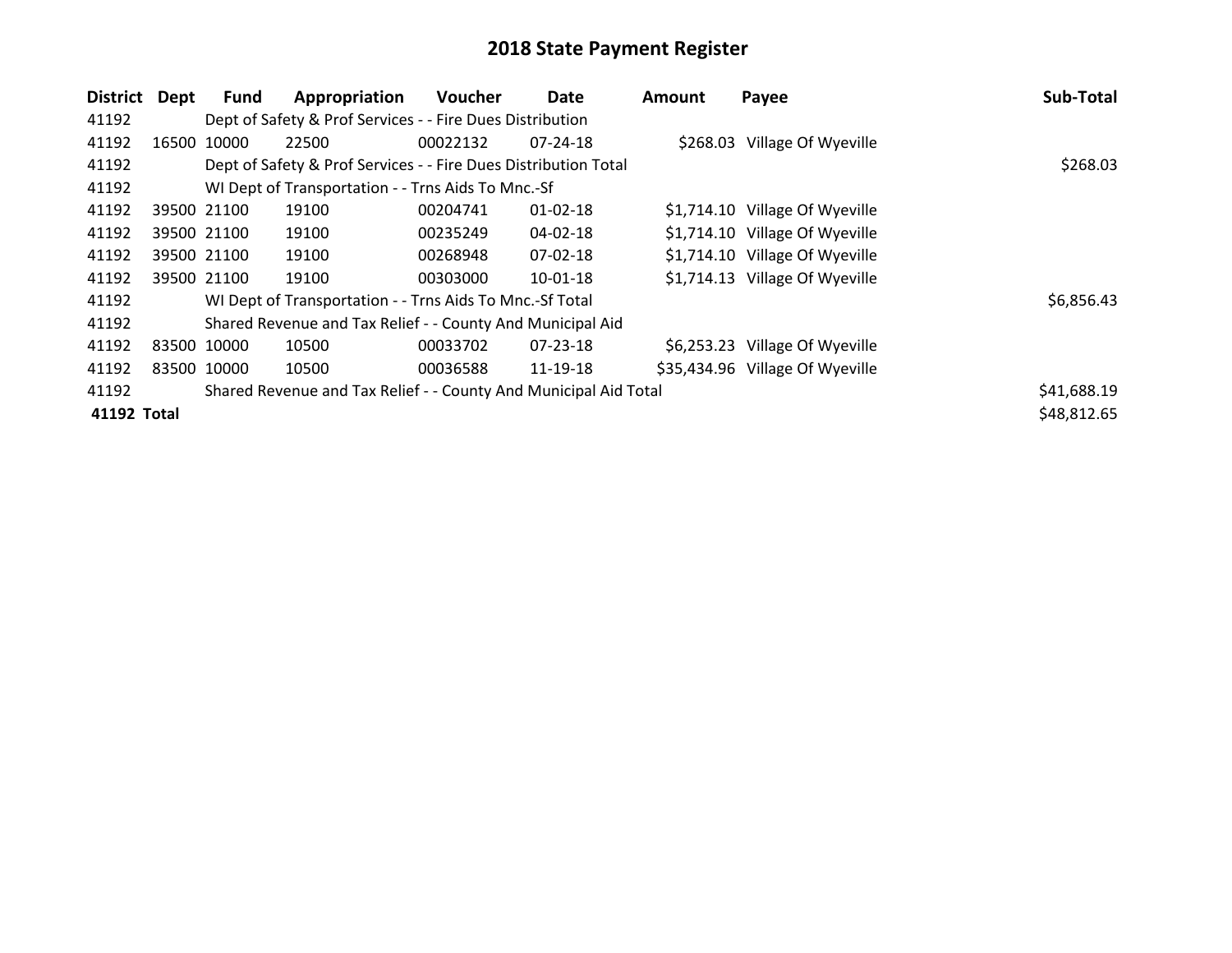# 2018 State Payment Register

| District | Dept | Fund | Appropriation | Voucher | Date | Amount | Payee | Sub-Total |
|---|---|---|---|---|---|---|---|---|
| 41192 | | Dept of Safety & Prof Services - - Fire Dues Distribution | | | | | | |
| 41192 | 16500 | 10000 | 22500 | 00022132 | 07-24-18 | $268.03 | Village Of Wyeville | |
| 41192 | | Dept of Safety & Prof Services - - Fire Dues Distribution Total | | | | | | $268.03 |
| 41192 | | WI Dept of Transportation - - Trns Aids To Mnc.-Sf | | | | | | |
| 41192 | 39500 | 21100 | 19100 | 00204741 | 01-02-18 | $1,714.10 | Village Of Wyeville | |
| 41192 | 39500 | 21100 | 19100 | 00235249 | 04-02-18 | $1,714.10 | Village Of Wyeville | |
| 41192 | 39500 | 21100 | 19100 | 00268948 | 07-02-18 | $1,714.10 | Village Of Wyeville | |
| 41192 | 39500 | 21100 | 19100 | 00303000 | 10-01-18 | $1,714.13 | Village Of Wyeville | |
| 41192 | | WI Dept of Transportation - - Trns Aids To Mnc.-Sf Total | | | | | | $6,856.43 |
| 41192 | | Shared Revenue and Tax Relief - - County And Municipal Aid | | | | | | |
| 41192 | 83500 | 10000 | 10500 | 00033702 | 07-23-18 | $6,253.23 | Village Of Wyeville | |
| 41192 | 83500 | 10000 | 10500 | 00036588 | 11-19-18 | $35,434.96 | Village Of Wyeville | |
| 41192 | | Shared Revenue and Tax Relief - - County And Municipal Aid Total | | | | | | $41,688.19 |
| **41192 Total** | | | | | | | | $48,812.65 |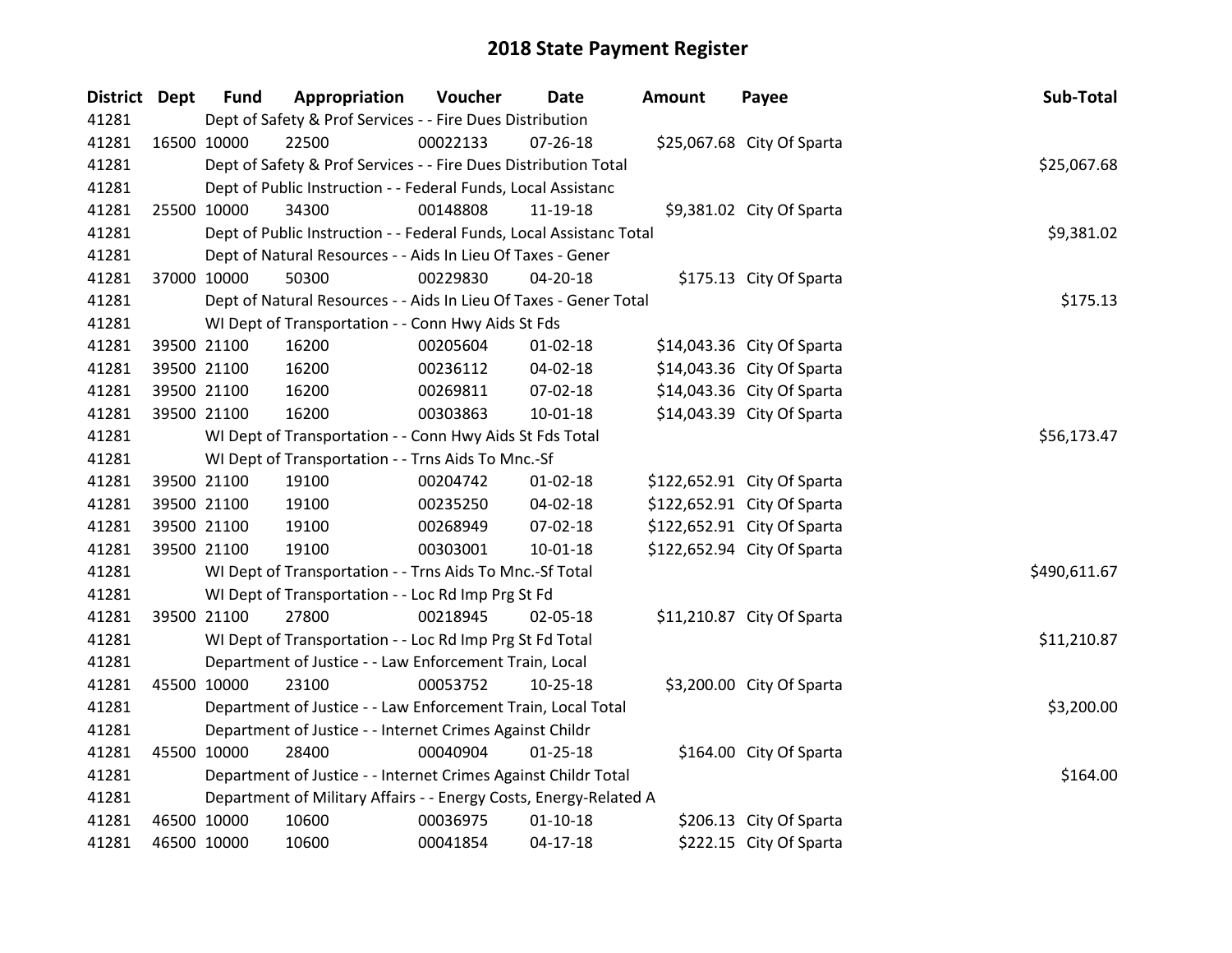# 2018 State Payment Register

| District | Dept | Fund | Appropriation | Voucher | Date | Amount | Payee | Sub-Total |
|---|---|---|---|---|---|---|---|---|
| 41281 | | Dept of Safety & Prof Services - - Fire Dues Distribution | | | | | | |
| 41281 | 16500 | 10000 | 22500 | 00022133 | 07-26-18 | $25,067.68 | City Of Sparta | |
| 41281 | | Dept of Safety & Prof Services - - Fire Dues Distribution Total | | | | | | $25,067.68 |
| 41281 | | Dept of Public Instruction - - Federal Funds, Local Assistanc | | | | | | |
| 41281 | 25500 | 10000 | 34300 | 00148808 | 11-19-18 | $9,381.02 | City Of Sparta | |
| 41281 | | Dept of Public Instruction - - Federal Funds, Local Assistanc Total | | | | | | $9,381.02 |
| 41281 | | Dept of Natural Resources - - Aids In Lieu Of Taxes - Gener | | | | | | |
| 41281 | 37000 | 10000 | 50300 | 00229830 | 04-20-18 | $175.13 | City Of Sparta | |
| 41281 | | Dept of Natural Resources - - Aids In Lieu Of Taxes - Gener Total | | | | | | $175.13 |
| 41281 | | WI Dept of Transportation - - Conn Hwy Aids St Fds | | | | | | |
| 41281 | 39500 | 21100 | 16200 | 00205604 | 01-02-18 | $14,043.36 | City Of Sparta | |
| 41281 | 39500 | 21100 | 16200 | 00236112 | 04-02-18 | $14,043.36 | City Of Sparta | |
| 41281 | 39500 | 21100 | 16200 | 00269811 | 07-02-18 | $14,043.36 | City Of Sparta | |
| 41281 | 39500 | 21100 | 16200 | 00303863 | 10-01-18 | $14,043.39 | City Of Sparta | |
| 41281 | | WI Dept of Transportation - - Conn Hwy Aids St Fds Total | | | | | | $56,173.47 |
| 41281 | | WI Dept of Transportation - - Trns Aids To Mnc.-Sf | | | | | | |
| 41281 | 39500 | 21100 | 19100 | 00204742 | 01-02-18 | $122,652.91 | City Of Sparta | |
| 41281 | 39500 | 21100 | 19100 | 00235250 | 04-02-18 | $122,652.91 | City Of Sparta | |
| 41281 | 39500 | 21100 | 19100 | 00268949 | 07-02-18 | $122,652.91 | City Of Sparta | |
| 41281 | 39500 | 21100 | 19100 | 00303001 | 10-01-18 | $122,652.94 | City Of Sparta | |
| 41281 | | WI Dept of Transportation - - Trns Aids To Mnc.-Sf Total | | | | | | $490,611.67 |
| 41281 | | WI Dept of Transportation - - Loc Rd Imp Prg St Fd | | | | | | |
| 41281 | 39500 | 21100 | 27800 | 00218945 | 02-05-18 | $11,210.87 | City Of Sparta | |
| 41281 | | WI Dept of Transportation - - Loc Rd Imp Prg St Fd Total | | | | | | $11,210.87 |
| 41281 | | Department of Justice - - Law Enforcement Train, Local | | | | | | |
| 41281 | 45500 | 10000 | 23100 | 00053752 | 10-25-18 | $3,200.00 | City Of Sparta | |
| 41281 | | Department of Justice - - Law Enforcement Train, Local Total | | | | | | $3,200.00 |
| 41281 | | Department of Justice - - Internet Crimes Against Childr | | | | | | |
| 41281 | 45500 | 10000 | 28400 | 00040904 | 01-25-18 | $164.00 | City Of Sparta | |
| 41281 | | Department of Justice - - Internet Crimes Against Childr Total | | | | | | $164.00 |
| 41281 | | Department of Military Affairs - - Energy Costs, Energy-Related A | | | | | | |
| 41281 | 46500 | 10000 | 10600 | 00036975 | 01-10-18 | $206.13 | City Of Sparta | |
| 41281 | 46500 | 10000 | 10600 | 00041854 | 04-17-18 | $222.15 | City Of Sparta | |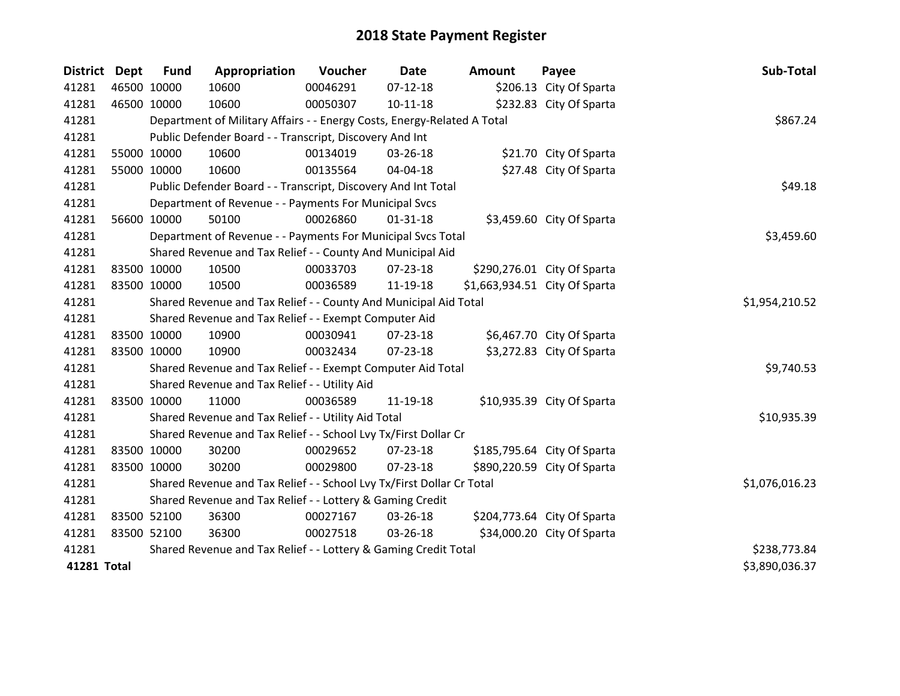# 2018 State Payment Register

| District | Dept | Fund | Appropriation | Voucher | Date | Amount | Payee | Sub-Total |
|---|---|---|---|---|---|---|---|---|
| 41281 | 46500 | 10000 | 10600 | 00046291 | 07-12-18 | $206.13 | City Of Sparta | |
| 41281 | 46500 | 10000 | 10600 | 00050307 | 10-11-18 | $232.83 | City Of Sparta | |
| 41281 | | Department of Military Affairs - - Energy Costs, Energy-Related A Total | | | | | | $867.24 |
| 41281 | | Public Defender Board - - Transcript, Discovery And Int | | | | | | |
| 41281 | 55000 | 10000 | 10600 | 00134019 | 03-26-18 | $21.70 | City Of Sparta | |
| 41281 | 55000 | 10000 | 10600 | 00135564 | 04-04-18 | $27.48 | City Of Sparta | |
| 41281 | | Public Defender Board - - Transcript, Discovery And Int Total | | | | | | $49.18 |
| 41281 | | Department of Revenue - - Payments For Municipal Svcs | | | | | | |
| 41281 | 56600 | 10000 | 50100 | 00026860 | 01-31-18 | $3,459.60 | City Of Sparta | |
| 41281 | | Department of Revenue - - Payments For Municipal Svcs Total | | | | | | $3,459.60 |
| 41281 | | Shared Revenue and Tax Relief - - County And Municipal Aid | | | | | | |
| 41281 | 83500 | 10000 | 10500 | 00033703 | 07-23-18 | $290,276.01 | City Of Sparta | |
| 41281 | 83500 | 10000 | 10500 | 00036589 | 11-19-18 | $1,663,934.51 | City Of Sparta | |
| 41281 | | Shared Revenue and Tax Relief - - County And Municipal Aid Total | | | | | | $1,954,210.52 |
| 41281 | | Shared Revenue and Tax Relief - - Exempt Computer Aid | | | | | | |
| 41281 | 83500 | 10000 | 10900 | 00030941 | 07-23-18 | $6,467.70 | City Of Sparta | |
| 41281 | 83500 | 10000 | 10900 | 00032434 | 07-23-18 | $3,272.83 | City Of Sparta | |
| 41281 | | Shared Revenue and Tax Relief - - Exempt Computer Aid Total | | | | | | $9,740.53 |
| 41281 | | Shared Revenue and Tax Relief - - Utility Aid | | | | | | |
| 41281 | 83500 | 10000 | 11000 | 00036589 | 11-19-18 | $10,935.39 | City Of Sparta | |
| 41281 | | Shared Revenue and Tax Relief - - Utility Aid Total | | | | | | $10,935.39 |
| 41281 | | Shared Revenue and Tax Relief - - School Lvy Tx/First Dollar Cr | | | | | | |
| 41281 | 83500 | 10000 | 30200 | 00029652 | 07-23-18 | $185,795.64 | City Of Sparta | |
| 41281 | 83500 | 10000 | 30200 | 00029800 | 07-23-18 | $890,220.59 | City Of Sparta | |
| 41281 | | Shared Revenue and Tax Relief - - School Lvy Tx/First Dollar Cr Total | | | | | | $1,076,016.23 |
| 41281 | | Shared Revenue and Tax Relief - - Lottery & Gaming Credit | | | | | | |
| 41281 | 83500 | 52100 | 36300 | 00027167 | 03-26-18 | $204,773.64 | City Of Sparta | |
| 41281 | 83500 | 52100 | 36300 | 00027518 | 03-26-18 | $34,000.20 | City Of Sparta | |
| 41281 | | Shared Revenue and Tax Relief - - Lottery & Gaming Credit Total | | | | | | $238,773.84 |
| **41281 Total** | | | | | | | | $3,890,036.37 |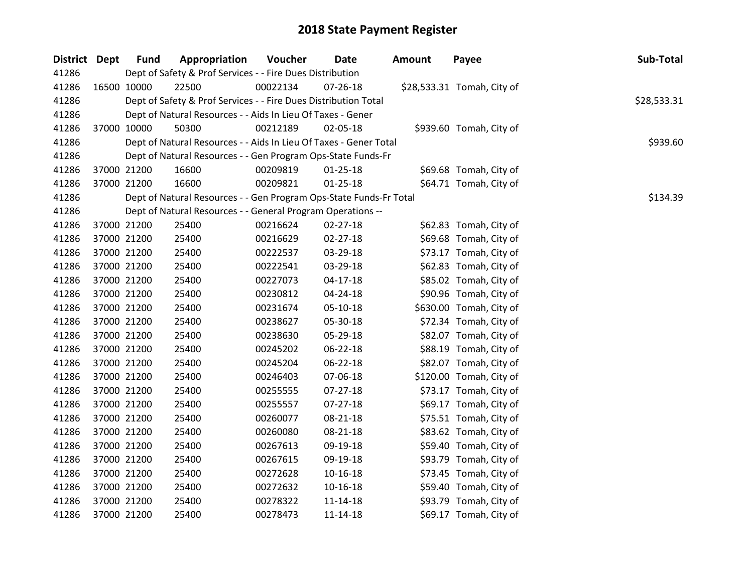## 2018 State Payment Register

| District | Dept | Fund | Appropriation | Voucher | Date | Amount | Payee | Sub-Total |
|---|---|---|---|---|---|---|---|---|
| 41286 | | Dept of Safety & Prof Services - - Fire Dues Distribution | | | | | | |
| 41286 | 16500 | 10000 | 22500 | 00022134 | 07-26-18 | $28,533.31 | Tomah, City of | |
| 41286 | | Dept of Safety & Prof Services - - Fire Dues Distribution Total | | | | | | $28,533.31 |
| 41286 | | Dept of Natural Resources - - Aids In Lieu Of Taxes - Gener | | | | | | |
| 41286 | 37000 | 10000 | 50300 | 00212189 | 02-05-18 | $939.60 | Tomah, City of | |
| 41286 | | Dept of Natural Resources - - Aids In Lieu Of Taxes - Gener Total | | | | | | $939.60 |
| 41286 | | Dept of Natural Resources - - Gen Program Ops-State Funds-Fr | | | | | | |
| 41286 | 37000 | 21200 | 16600 | 00209819 | 01-25-18 | $69.68 | Tomah, City of | |
| 41286 | 37000 | 21200 | 16600 | 00209821 | 01-25-18 | $64.71 | Tomah, City of | |
| 41286 | | Dept of Natural Resources - - Gen Program Ops-State Funds-Fr Total | | | | | | $134.39 |
| 41286 | | Dept of Natural Resources - - General Program Operations -- | | | | | | |
| 41286 | 37000 | 21200 | 25400 | 00216624 | 02-27-18 | $62.83 | Tomah, City of | |
| 41286 | 37000 | 21200 | 25400 | 00216629 | 02-27-18 | $69.68 | Tomah, City of | |
| 41286 | 37000 | 21200 | 25400 | 00222537 | 03-29-18 | $73.17 | Tomah, City of | |
| 41286 | 37000 | 21200 | 25400 | 00222541 | 03-29-18 | $62.83 | Tomah, City of | |
| 41286 | 37000 | 21200 | 25400 | 00227073 | 04-17-18 | $85.02 | Tomah, City of | |
| 41286 | 37000 | 21200 | 25400 | 00230812 | 04-24-18 | $90.96 | Tomah, City of | |
| 41286 | 37000 | 21200 | 25400 | 00231674 | 05-10-18 | $630.00 | Tomah, City of | |
| 41286 | 37000 | 21200 | 25400 | 00238627 | 05-30-18 | $72.34 | Tomah, City of | |
| 41286 | 37000 | 21200 | 25400 | 00238630 | 05-29-18 | $82.07 | Tomah, City of | |
| 41286 | 37000 | 21200 | 25400 | 00245202 | 06-22-18 | $88.19 | Tomah, City of | |
| 41286 | 37000 | 21200 | 25400 | 00245204 | 06-22-18 | $82.07 | Tomah, City of | |
| 41286 | 37000 | 21200 | 25400 | 00246403 | 07-06-18 | $120.00 | Tomah, City of | |
| 41286 | 37000 | 21200 | 25400 | 00255555 | 07-27-18 | $73.17 | Tomah, City of | |
| 41286 | 37000 | 21200 | 25400 | 00255557 | 07-27-18 | $69.17 | Tomah, City of | |
| 41286 | 37000 | 21200 | 25400 | 00260077 | 08-21-18 | $75.51 | Tomah, City of | |
| 41286 | 37000 | 21200 | 25400 | 00260080 | 08-21-18 | $83.62 | Tomah, City of | |
| 41286 | 37000 | 21200 | 25400 | 00267613 | 09-19-18 | $59.40 | Tomah, City of | |
| 41286 | 37000 | 21200 | 25400 | 00267615 | 09-19-18 | $93.79 | Tomah, City of | |
| 41286 | 37000 | 21200 | 25400 | 00272628 | 10-16-18 | $73.45 | Tomah, City of | |
| 41286 | 37000 | 21200 | 25400 | 00272632 | 10-16-18 | $59.40 | Tomah, City of | |
| 41286 | 37000 | 21200 | 25400 | 00278322 | 11-14-18 | $93.79 | Tomah, City of | |
| 41286 | 37000 | 21200 | 25400 | 00278473 | 11-14-18 | $69.17 | Tomah, City of | |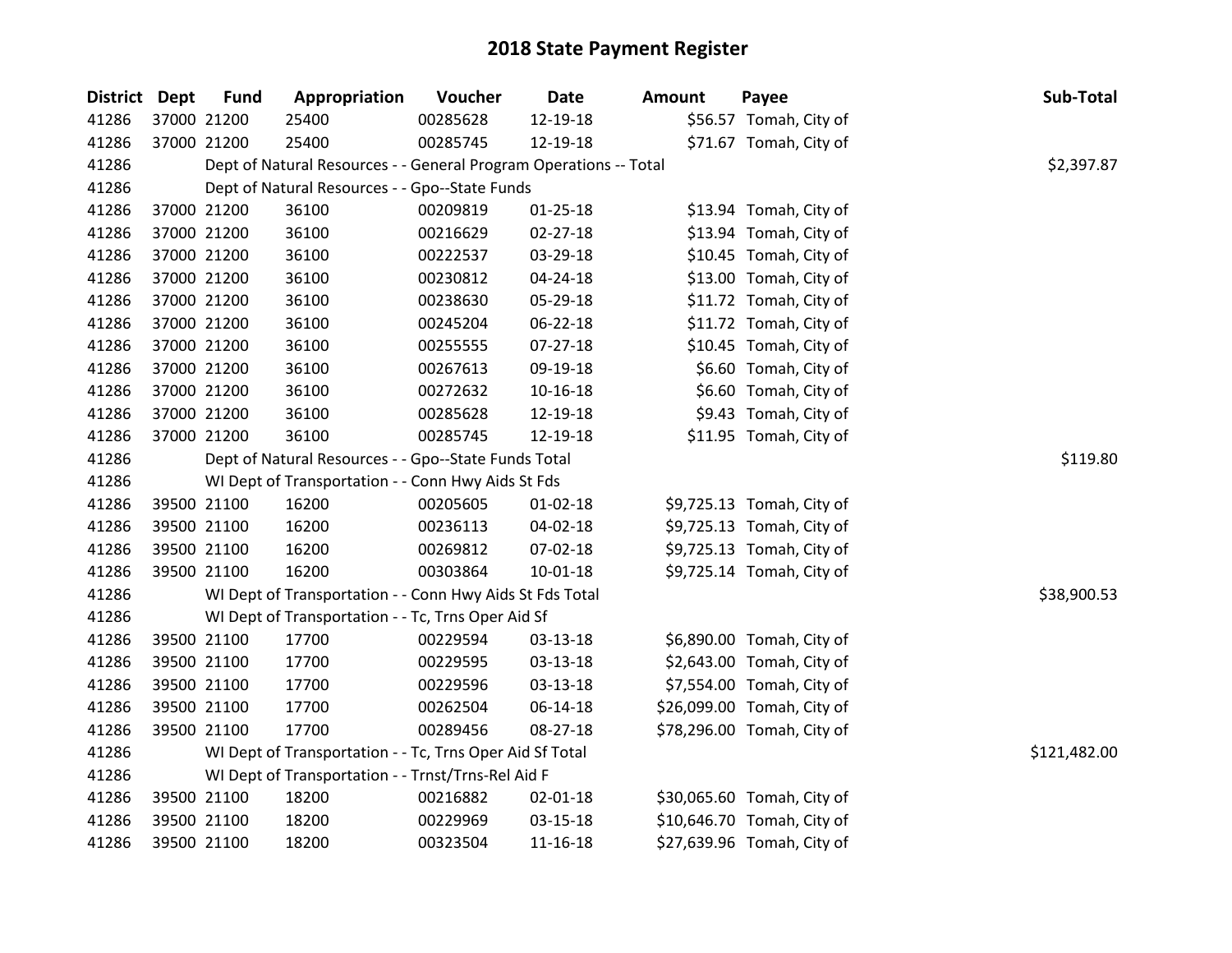# 2018 State Payment Register

| District | Dept | Fund | Appropriation | Voucher | Date | Amount | Payee | Sub-Total |
|---|---|---|---|---|---|---|---|---|
| 41286 | 37000 | 21200 | 25400 | 00285628 | 12-19-18 | $56.57 | Tomah, City of | |
| 41286 | 37000 | 21200 | 25400 | 00285745 | 12-19-18 | $71.67 | Tomah, City of | |
| 41286 | | Dept of Natural Resources - - General Program Operations -- Total | | | | | | $2,397.87 |
| 41286 | | Dept of Natural Resources - - Gpo--State Funds | | | | | | |
| 41286 | 37000 | 21200 | 36100 | 00209819 | 01-25-18 | $13.94 | Tomah, City of | |
| 41286 | 37000 | 21200 | 36100 | 00216629 | 02-27-18 | $13.94 | Tomah, City of | |
| 41286 | 37000 | 21200 | 36100 | 00222537 | 03-29-18 | $10.45 | Tomah, City of | |
| 41286 | 37000 | 21200 | 36100 | 00230812 | 04-24-18 | $13.00 | Tomah, City of | |
| 41286 | 37000 | 21200 | 36100 | 00238630 | 05-29-18 | $11.72 | Tomah, City of | |
| 41286 | 37000 | 21200 | 36100 | 00245204 | 06-22-18 | $11.72 | Tomah, City of | |
| 41286 | 37000 | 21200 | 36100 | 00255555 | 07-27-18 | $10.45 | Tomah, City of | |
| 41286 | 37000 | 21200 | 36100 | 00267613 | 09-19-18 | $6.60 | Tomah, City of | |
| 41286 | 37000 | 21200 | 36100 | 00272632 | 10-16-18 | $6.60 | Tomah, City of | |
| 41286 | 37000 | 21200 | 36100 | 00285628 | 12-19-18 | $9.43 | Tomah, City of | |
| 41286 | 37000 | 21200 | 36100 | 00285745 | 12-19-18 | $11.95 | Tomah, City of | |
| 41286 | | Dept of Natural Resources - - Gpo--State Funds Total | | | | | | $119.80 |
| 41286 | | WI Dept of Transportation - - Conn Hwy Aids St Fds | | | | | | |
| 41286 | 39500 | 21100 | 16200 | 00205605 | 01-02-18 | $9,725.13 | Tomah, City of | |
| 41286 | 39500 | 21100 | 16200 | 00236113 | 04-02-18 | $9,725.13 | Tomah, City of | |
| 41286 | 39500 | 21100 | 16200 | 00269812 | 07-02-18 | $9,725.13 | Tomah, City of | |
| 41286 | 39500 | 21100 | 16200 | 00303864 | 10-01-18 | $9,725.14 | Tomah, City of | |
| 41286 | | WI Dept of Transportation - - Conn Hwy Aids St Fds Total | | | | | | $38,900.53 |
| 41286 | | WI Dept of Transportation - - Tc, Trns Oper Aid Sf | | | | | | |
| 41286 | 39500 | 21100 | 17700 | 00229594 | 03-13-18 | $6,890.00 | Tomah, City of | |
| 41286 | 39500 | 21100 | 17700 | 00229595 | 03-13-18 | $2,643.00 | Tomah, City of | |
| 41286 | 39500 | 21100 | 17700 | 00229596 | 03-13-18 | $7,554.00 | Tomah, City of | |
| 41286 | 39500 | 21100 | 17700 | 00262504 | 06-14-18 | $26,099.00 | Tomah, City of | |
| 41286 | 39500 | 21100 | 17700 | 00289456 | 08-27-18 | $78,296.00 | Tomah, City of | |
| 41286 | | WI Dept of Transportation - - Tc, Trns Oper Aid Sf Total | | | | | | $121,482.00 |
| 41286 | | WI Dept of Transportation - - Trnst/Trns-Rel Aid F | | | | | | |
| 41286 | 39500 | 21100 | 18200 | 00216882 | 02-01-18 | $30,065.60 | Tomah, City of | |
| 41286 | 39500 | 21100 | 18200 | 00229969 | 03-15-18 | $10,646.70 | Tomah, City of | |
| 41286 | 39500 | 21100 | 18200 | 00323504 | 11-16-18 | $27,639.96 | Tomah, City of | |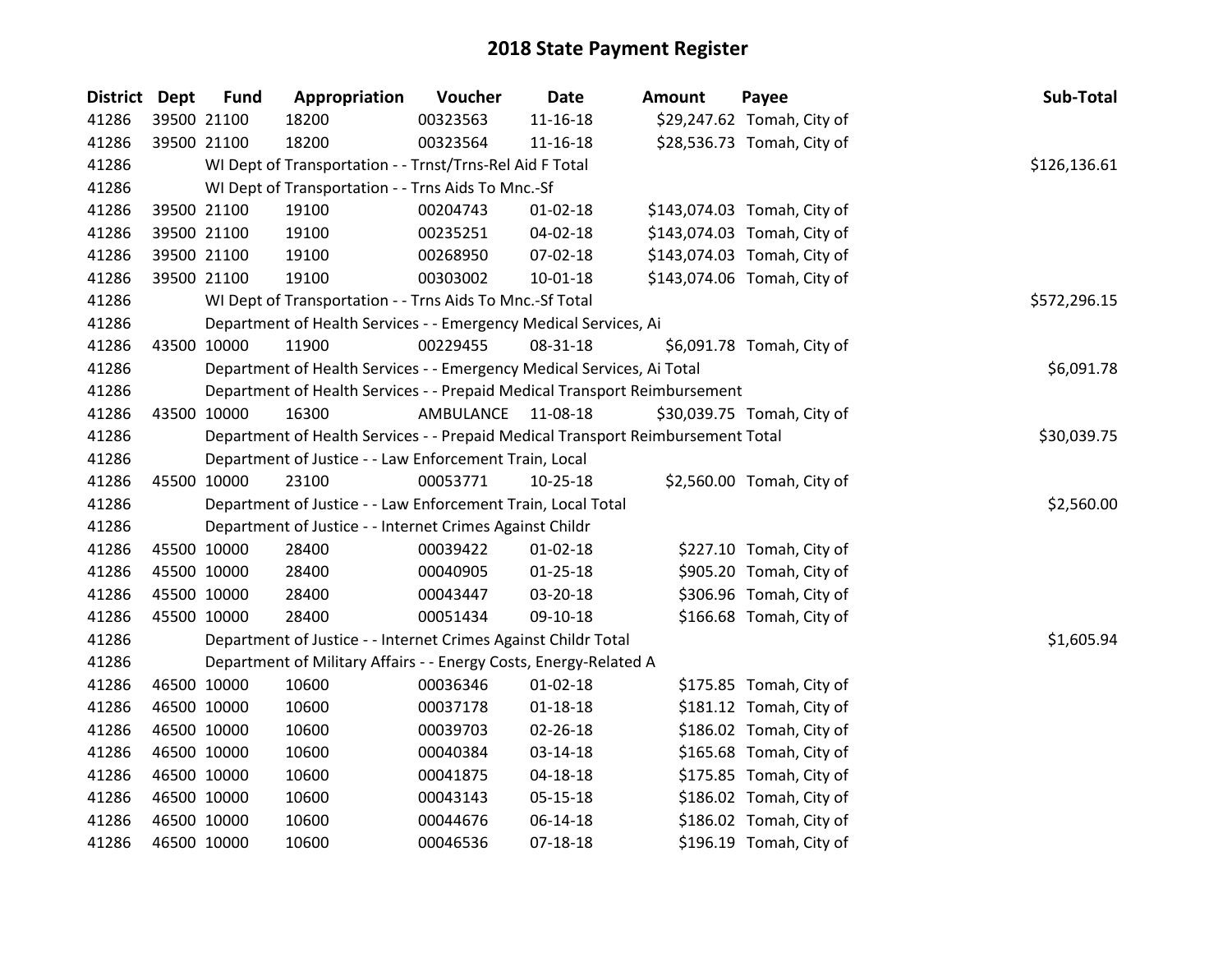# 2018 State Payment Register

| District | Dept | Fund | Appropriation | Voucher | Date | Amount | Payee | Sub-Total |
|---|---|---|---|---|---|---|---|---|
| 41286 | 39500 | 21100 | 18200 | 00323563 | 11-16-18 | $29,247.62 | Tomah, City of | |
| 41286 | 39500 | 21100 | 18200 | 00323564 | 11-16-18 | $28,536.73 | Tomah, City of | |
| 41286 | | WI Dept of Transportation - - Trnst/Trns-Rel Aid F Total | | | | | | $126,136.61 |
| 41286 | | WI Dept of Transportation - - Trns Aids To Mnc.-Sf | | | | | | |
| 41286 | 39500 | 21100 | 19100 | 00204743 | 01-02-18 | $143,074.03 | Tomah, City of | |
| 41286 | 39500 | 21100 | 19100 | 00235251 | 04-02-18 | $143,074.03 | Tomah, City of | |
| 41286 | 39500 | 21100 | 19100 | 00268950 | 07-02-18 | $143,074.03 | Tomah, City of | |
| 41286 | 39500 | 21100 | 19100 | 00303002 | 10-01-18 | $143,074.06 | Tomah, City of | |
| 41286 | | WI Dept of Transportation - - Trns Aids To Mnc.-Sf Total | | | | | | $572,296.15 |
| 41286 | | Department of Health Services - - Emergency Medical Services, Ai | | | | | | |
| 41286 | 43500 | 10000 | 11900 | 00229455 | 08-31-18 | $6,091.78 | Tomah, City of | |
| 41286 | | Department of Health Services - - Emergency Medical Services, Ai Total | | | | | | $6,091.78 |
| 41286 | | Department of Health Services - - Prepaid Medical Transport Reimbursement | | | | | | |
| 41286 | 43500 | 10000 | 16300 | AMBULANCE | 11-08-18 | $30,039.75 | Tomah, City of | |
| 41286 | | Department of Health Services - - Prepaid Medical Transport Reimbursement Total | | | | | | $30,039.75 |
| 41286 | | Department of Justice - - Law Enforcement Train, Local | | | | | | |
| 41286 | 45500 | 10000 | 23100 | 00053771 | 10-25-18 | $2,560.00 | Tomah, City of | |
| 41286 | | Department of Justice - - Law Enforcement Train, Local Total | | | | | | $2,560.00 |
| 41286 | | Department of Justice - - Internet Crimes Against Childr | | | | | | |
| 41286 | 45500 | 10000 | 28400 | 00039422 | 01-02-18 | $227.10 | Tomah, City of | |
| 41286 | 45500 | 10000 | 28400 | 00040905 | 01-25-18 | $905.20 | Tomah, City of | |
| 41286 | 45500 | 10000 | 28400 | 00043447 | 03-20-18 | $306.96 | Tomah, City of | |
| 41286 | 45500 | 10000 | 28400 | 00051434 | 09-10-18 | $166.68 | Tomah, City of | |
| 41286 | | Department of Justice - - Internet Crimes Against Childr Total | | | | | | $1,605.94 |
| 41286 | | Department of Military Affairs - - Energy Costs, Energy-Related A | | | | | | |
| 41286 | 46500 | 10000 | 10600 | 00036346 | 01-02-18 | $175.85 | Tomah, City of | |
| 41286 | 46500 | 10000 | 10600 | 00037178 | 01-18-18 | $181.12 | Tomah, City of | |
| 41286 | 46500 | 10000 | 10600 | 00039703 | 02-26-18 | $186.02 | Tomah, City of | |
| 41286 | 46500 | 10000 | 10600 | 00040384 | 03-14-18 | $165.68 | Tomah, City of | |
| 41286 | 46500 | 10000 | 10600 | 00041875 | 04-18-18 | $175.85 | Tomah, City of | |
| 41286 | 46500 | 10000 | 10600 | 00043143 | 05-15-18 | $186.02 | Tomah, City of | |
| 41286 | 46500 | 10000 | 10600 | 00044676 | 06-14-18 | $186.02 | Tomah, City of | |
| 41286 | 46500 | 10000 | 10600 | 00046536 | 07-18-18 | $196.19 | Tomah, City of | |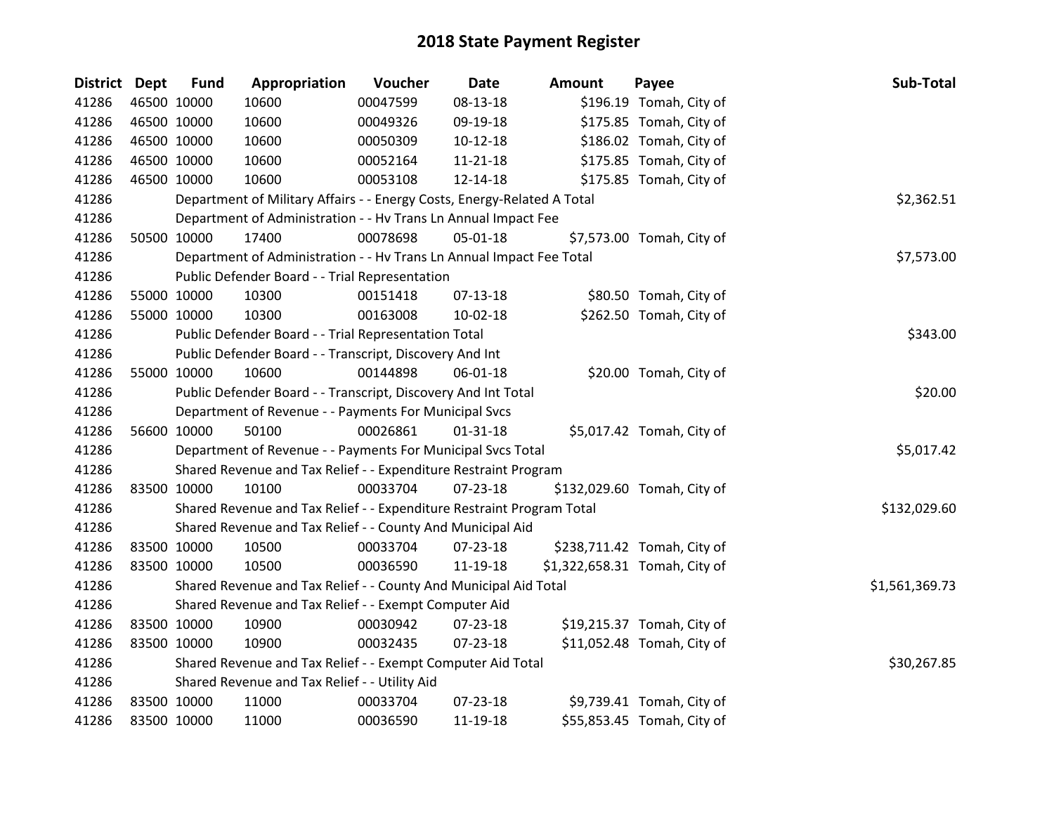# 2018 State Payment Register

| District | Dept | Fund | Appropriation | Voucher | Date | Amount | Payee | Sub-Total |
|---|---|---|---|---|---|---|---|---|
| 41286 | 46500 | 10000 | 10600 | 00047599 | 08-13-18 | $196.19 | Tomah, City of | |
| 41286 | 46500 | 10000 | 10600 | 00049326 | 09-19-18 | $175.85 | Tomah, City of | |
| 41286 | 46500 | 10000 | 10600 | 00050309 | 10-12-18 | $186.02 | Tomah, City of | |
| 41286 | 46500 | 10000 | 10600 | 00052164 | 11-21-18 | $175.85 | Tomah, City of | |
| 41286 | 46500 | 10000 | 10600 | 00053108 | 12-14-18 | $175.85 | Tomah, City of | |
| 41286 | | Department of Military Affairs - - Energy Costs, Energy-Related A Total | | | | | | $2,362.51 |
| 41286 | | Department of Administration - - Hv Trans Ln Annual Impact Fee | | | | | | |
| 41286 | 50500 | 10000 | 17400 | 00078698 | 05-01-18 | $7,573.00 | Tomah, City of | |
| 41286 | | Department of Administration - - Hv Trans Ln Annual Impact Fee Total | | | | | | $7,573.00 |
| 41286 | | Public Defender Board - - Trial Representation | | | | | | |
| 41286 | 55000 | 10000 | 10300 | 00151418 | 07-13-18 | $80.50 | Tomah, City of | |
| 41286 | 55000 | 10000 | 10300 | 00163008 | 10-02-18 | $262.50 | Tomah, City of | |
| 41286 | | Public Defender Board - - Trial Representation Total | | | | | | $343.00 |
| 41286 | | Public Defender Board - - Transcript, Discovery And Int | | | | | | |
| 41286 | 55000 | 10000 | 10600 | 00144898 | 06-01-18 | $20.00 | Tomah, City of | |
| 41286 | | Public Defender Board - - Transcript, Discovery And Int Total | | | | | | $20.00 |
| 41286 | | Department of Revenue - - Payments For Municipal Svcs | | | | | | |
| 41286 | 56600 | 10000 | 50100 | 00026861 | 01-31-18 | $5,017.42 | Tomah, City of | |
| 41286 | | Department of Revenue - - Payments For Municipal Svcs Total | | | | | | $5,017.42 |
| 41286 | | Shared Revenue and Tax Relief - - Expenditure Restraint Program | | | | | | |
| 41286 | 83500 | 10000 | 10100 | 00033704 | 07-23-18 | $132,029.60 | Tomah, City of | |
| 41286 | | Shared Revenue and Tax Relief - - Expenditure Restraint Program Total | | | | | | $132,029.60 |
| 41286 | | Shared Revenue and Tax Relief - - County And Municipal Aid | | | | | | |
| 41286 | 83500 | 10000 | 10500 | 00033704 | 07-23-18 | $238,711.42 | Tomah, City of | |
| 41286 | 83500 | 10000 | 10500 | 00036590 | 11-19-18 | $1,322,658.31 | Tomah, City of | |
| 41286 | | Shared Revenue and Tax Relief - - County And Municipal Aid Total | | | | | | $1,561,369.73 |
| 41286 | | Shared Revenue and Tax Relief - - Exempt Computer Aid | | | | | | |
| 41286 | 83500 | 10000 | 10900 | 00030942 | 07-23-18 | $19,215.37 | Tomah, City of | |
| 41286 | 83500 | 10000 | 10900 | 00032435 | 07-23-18 | $11,052.48 | Tomah, City of | |
| 41286 | | Shared Revenue and Tax Relief - - Exempt Computer Aid Total | | | | | | $30,267.85 |
| 41286 | | Shared Revenue and Tax Relief - - Utility Aid | | | | | | |
| 41286 | 83500 | 10000 | 11000 | 00033704 | 07-23-18 | $9,739.41 | Tomah, City of | |
| 41286 | 83500 | 10000 | 11000 | 00036590 | 11-19-18 | $55,853.45 | Tomah, City of | |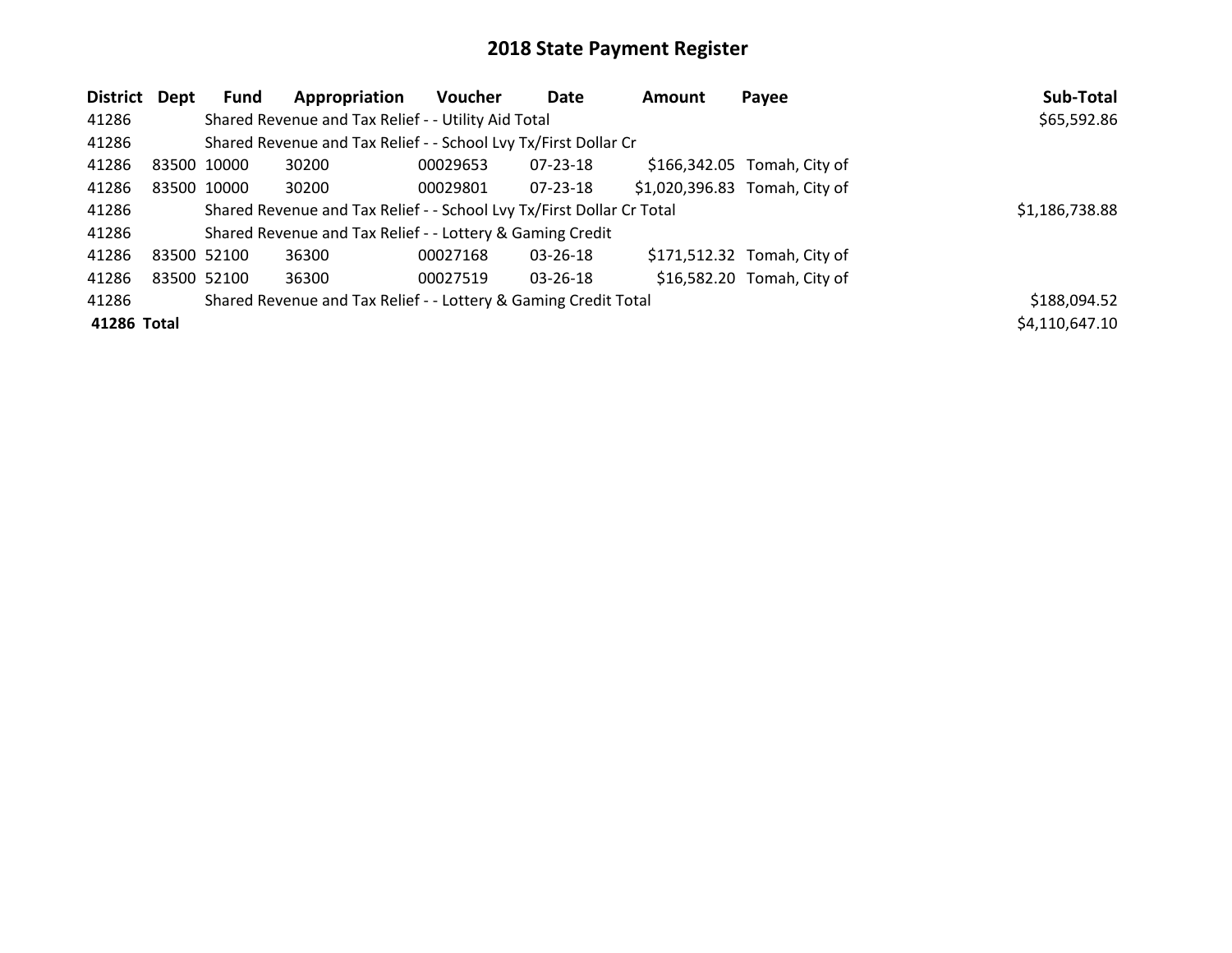# 2018 State Payment Register

| District | Dept | Fund | Appropriation | Voucher | Date | Amount | Payee | Sub-Total |
|---|---|---|---|---|---|---|---|---|
| 41286 | | Shared Revenue and Tax Relief - - Utility Aid Total | | | | | | $65,592.86 |
| 41286 | | Shared Revenue and Tax Relief - - School Lvy Tx/First Dollar Cr | | | | | | |
| 41286 | 83500 | 10000 | 30200 | 00029653 | 07-23-18 | $166,342.05 | Tomah, City of | |
| 41286 | 83500 | 10000 | 30200 | 00029801 | 07-23-18 | $1,020,396.83 | Tomah, City of | |
| 41286 | | Shared Revenue and Tax Relief - - School Lvy Tx/First Dollar Cr Total | | | | | | $1,186,738.88 |
| 41286 | | Shared Revenue and Tax Relief - - Lottery & Gaming Credit | | | | | | |
| 41286 | 83500 | 52100 | 36300 | 00027168 | 03-26-18 | $171,512.32 | Tomah, City of | |
| 41286 | 83500 | 52100 | 36300 | 00027519 | 03-26-18 | $16,582.20 | Tomah, City of | |
| 41286 | | Shared Revenue and Tax Relief - - Lottery & Gaming Credit Total | | | | | | $188,094.52 |
| **41286 Total** | | | | | | | | $4,110,647.10 |